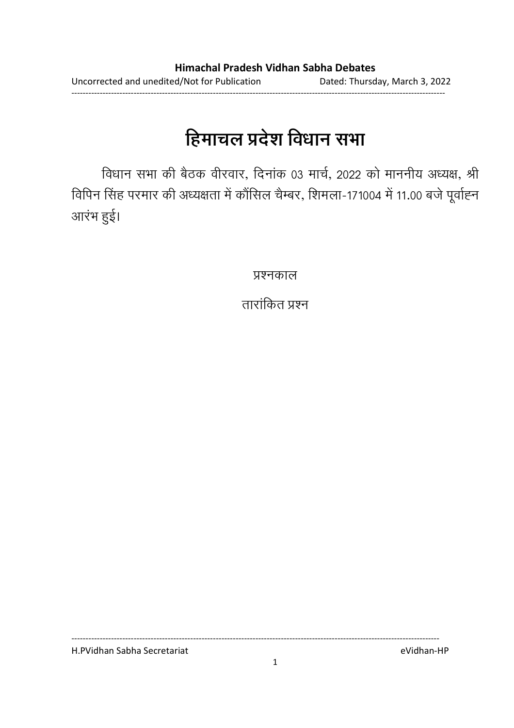# हिमाचल प्रदेश विधान सभा

विधान सभा की बैठक वीरवार, दिनांक 03 मार्च, 2022 को माननीय अध्यक्ष, श्री विपिन सिंह परमार की अध्यक्षता में कौंसिल चैम्बर, शिमला-171004 में 11.00 बजे पूर्वाह्न आरंभ हुई।

प्रश्नकाल

तारांकित प्रश्न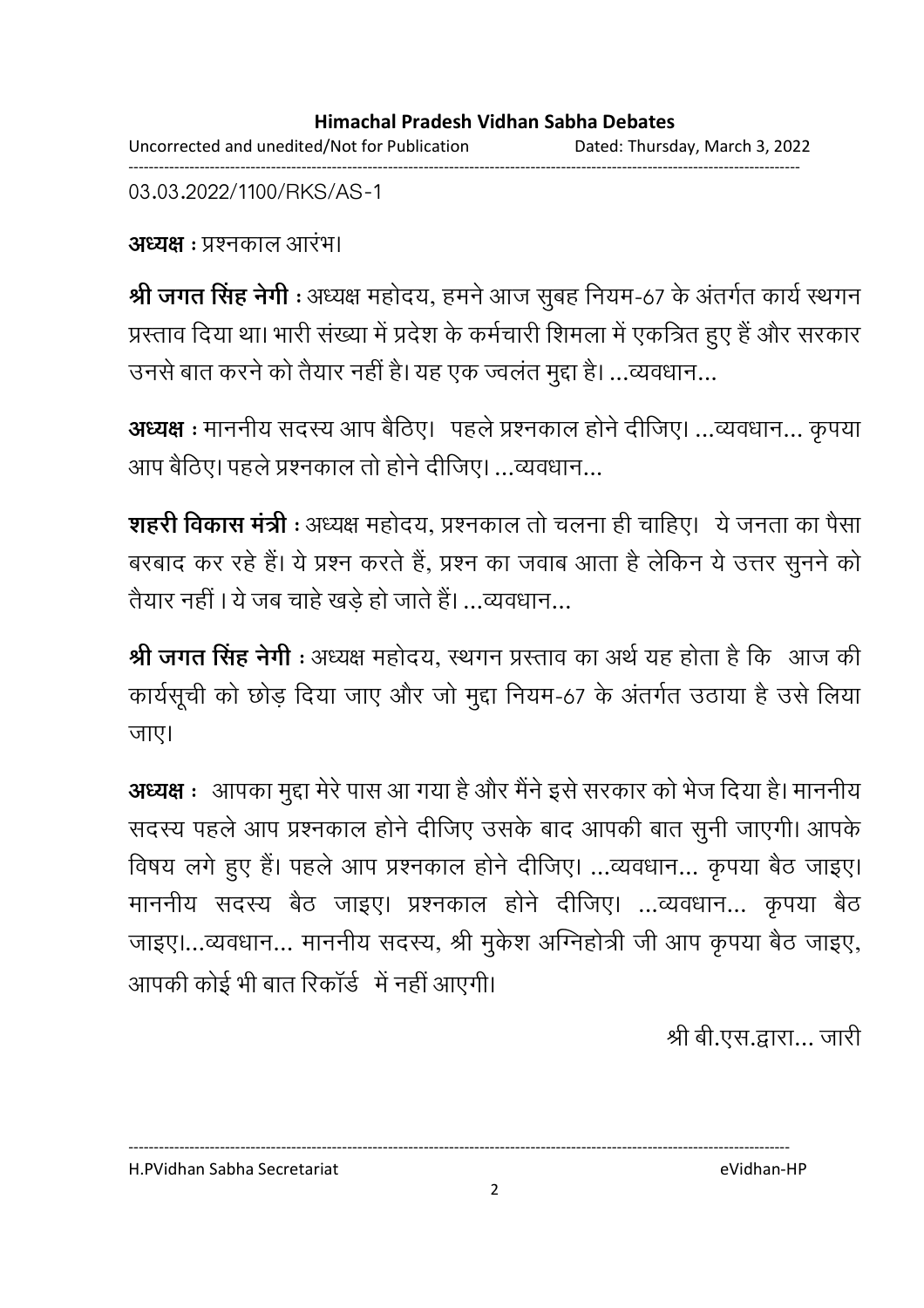03.03.2022/1100/RKS/AS-1

**अध्यक्ष :** प्रश्नकाल आरंभ।

**श्री जगत सिंह नेगी :** अध्यक्ष महोदय, हमने आज सुबह नियम-67 के अंतर्गत कार्य स्थगन प्रस्ताव दिया था। भारी संख्या में प्रदेश के कर्मचारी शिमला में एकत्रित हुए हैं और सरकार उनसे बात करने को तैयार नहीं है। यह एक ज्वलंत मुद्दा है। ...व्यवधान...

**अध्यक्ष :** माननीय सदस्य आप बैठिए। पहले प्रश्नकाल होने दीजिए। ...व्यवधान... कृपया आप बैठिए। पहले प्रश्नकाल तो होने दीजिए। ...व्यवधान...

**शहरी विकास मंत्री :** अध्यक्ष महोदय, प्रश्नकाल तो चलना ही चाहिए। ये जनता का पैसा बरबाद कर रहे हैं। ये प्रश्न करते हैं, प्रश्न का जवाब आता है लेकिन ये उत्तर सुनने को तैयार नहीं। ये जब चाहे खड़े हो जाते हैं। ...व्यवधान...

**श्री जगत सिंह नेगी :** अध्यक्ष महोदय, स्थगन प्रस्ताव का अर्थ यह होता है कि आज की कार्यसूची को छोड़ दिया जाए और जो मुद्दा नियम-67 के अंतर्गत उठाया है उसे लिया जाए।

**अध्यक्ष :** आपका मुद्दा मेरे पास आ गया है और मैंने इसे सरकार को भेज दिया है। माननीय सदस्य पहले आप प्रश्नकाल होने दीजिए उसके बाद आपकी बात सुनी जाएगी। आपके विषय लगे हुए हैं। पहले आप प्रश्नकाल होने दीजिए। ...व्यवधान... कृपया बैठ जाइए। माननीय सदस्य बैठ जाइए। प्रश्नकाल होने दीजिए। ...व्यवधान... कृपया बैठ जाइए।...व्यवधान... माननीय सदस्य, श्री मुकेश अग्निहोत्री जी आप कृपया बैठ जाइए, आपकी कोई भी बात रिकॉर्ड में नहीं आएगी।

श्री बी.एस.द्वारा... जारी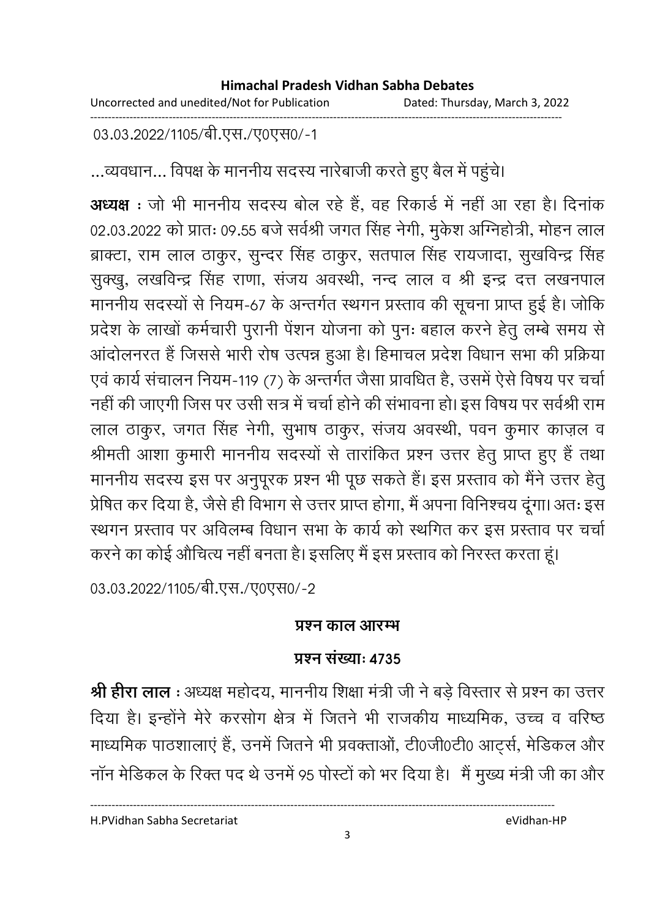03.03.2022/1105/बी.एस./ए0एस0/-1

...व्यवधान... विपक्ष के माननीय सदस्य नारेबाजी करते हुए बैल में पहुंचे।

**अध्यक्ष** : जो भी माननीय सदस्य बोल रहे हैं, वह रिकार्ड में नहीं आ रहा है। दिनांक 02.03.2022 को प्रातः 09.55 बजे सर्वश्री जगत सिंह नेगी, मुकेश अग्निहोत्री, मोहन लाल ब्राक्टा, राम लाल ठाकुर, सुन्दर सिंह ठाकुर, सतपाल सिंह रायजादा, सुखविन्द्र सिंह सुक्खु, लखविन्द्र सिंह राणा, संजय अवस्थी, नन्द लाल व श्री इन्द्र दत्त लखनपाल माननीय सदस्यों से नियम-67 के अन्तर्गत स्थगन प्रस्ताव की सूचना प्राप्त हुई है। जोकि प्रदेश के लाखों कर्मचारी पुरानी पेंशन योजना को पुनः बहाल करने हेतु लम्बे समय से आंदोलनरत हैं जिससे भारी रोष उत्पन्न हुआ है। हिमाचल प्रदेश विधान सभा की प्रक्रिया एवं कार्य संचालन नियम-119 (7) के अन्तर्गत जैसा प्रावधित है, उसमें ऐसे विषय पर चर्चा नहीं की जाएगी जिस पर उसी सत्र में चर्चा होने की संभावना हो। इस विषय पर सर्वश्री राम लाल ठाकुर, जगत सिंह नेगी, सुभाष ठाकुर, संजय अवस्थी, पवन कुमार काज़ल व श्रीमती आशा कुमारी माननीय सदस्यों से तारांकित प्रश्न उत्तर हेतु प्राप्त हुए हैं तथा माननीय सदस्य इस पर अनुपूरक प्रश्न भी पूछ सकते हैं। इस प्रस्ताव को मैंने उत्तर हेतु प्रेषित कर दिया है, जैसे ही विभाग से उत्तर प्राप्त होगा, मैं अपना विनिश्चय दूंगा। अतः इस स्थगन प्रस्ताव पर अविलम्ब विधान सभा के कार्य को स्थगित कर इस प्रस्ताव पर चर्चा करने का कोई औचित्य नहीं बनता है। इसलिए मैं इस प्रस्ताव को निरस्त करता हूं।

03.03.2022/1105/बी.एस./ए0एस0/-2

## प्रश्न काल आरम्भ

### प्रश्न संख्याः 4735

**श्री हीरा लाल** : अध्यक्ष महोदय, माननीय शिक्षा मंत्री जी ने बड़े विस्तार से प्रश्न का उत्तर दिया है। इन्होंने मेरे करसोग क्षेत्र में जितने भी राजकीय माध्यमिक, उच्च व वरिष्ठ माध्यमिक पाठशालाएं हैं, उनमें जितने भी प्रवक्ताओं, टी0जी0टी0 आर्ट्स, मेडिकल और नॉन मेडिकल के रिक्त पद थे उनमें 95 पोस्टों को भर दिया है। मैं मुख्य मंत्री जी का और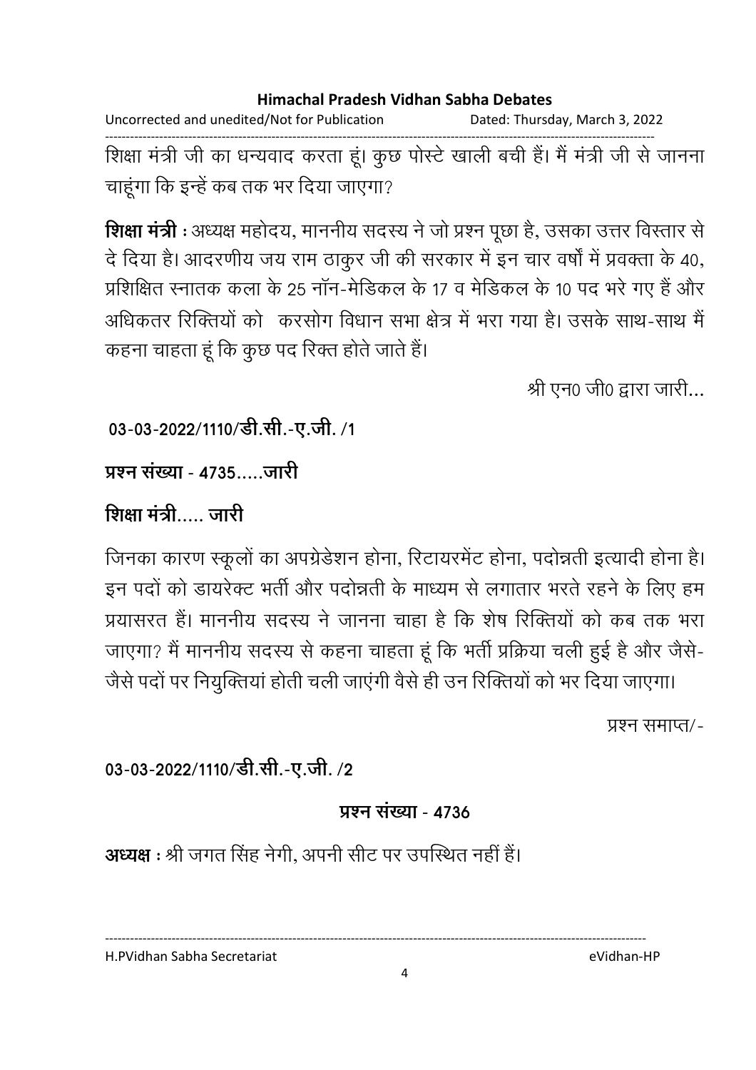शिक्षा मंत्री जी का धन्यवाद करता हूं। कुछ पोस्टे खाली बची हैं। मैं मंत्री जी से जानना चाहूंगा कि इन्हें कब तक भर दिया जाएगा?

**शिक्षा मंत्री** : अध्यक्ष महोदय, माननीय सदस्य ने जो प्रश्न पूछा है, उसका उत्तर विस्तार से दे दिया है। आदरणीय जय राम ठाकुर जी की सरकार में इन चार वर्षों में प्रवक्ता के 40, प्रशिक्षित स्नातक कला के 25 नॉन-मेडिकल के 17 व मेडिकल के 10 पद भरे गए हैं और अधिकतर रिक्तियों को करसोग विधान सभा क्षेत्र में भरा गया है। उसके साथ-साथ मैं कहना चाहता हूं कि कुछ पद रिक्त होते जाते हैं।

श्री एन0 जी0 द्वारा जारी...

**03-03-2022/1110/डी.सी.-ए.जी. /1**

**प्रश्न संख्या - 4735.....जारी**

**शिक्षा मंत्री..... जारी**

जिनका कारण स्कूलों का अपग्रेडेशन होना, रिटायरमेंट होना, पदोन्नती इत्यादी होना है। इन पदों को डायरेक्ट भर्ती और पदोन्नती के माध्यम से लगातार भरते रहने के लिए हम प्रयासरत हैं। माननीय सदस्य ने जानना चाहा है कि शेष रिक्तियों को कब तक भरा जाएगा? मैं माननीय सदस्य से कहना चाहता हूं कि भर्ती प्रक्रिया चली हुई है और जैसे-जैसे पदों पर नियुक्तियां होती चली जाएंगी वैसे ही उन रिक्तियों को भर दिया जाएगा।

प्रश्न समाप्त/-

**03-03-2022/1110/डी.सी.-ए.जी. /2**

**प्रश्न संख्या - 4736**

**अध्यक्ष** : श्री जगत सिंह नेगी, अपनी सीट पर उपस्थित नहीं हैं।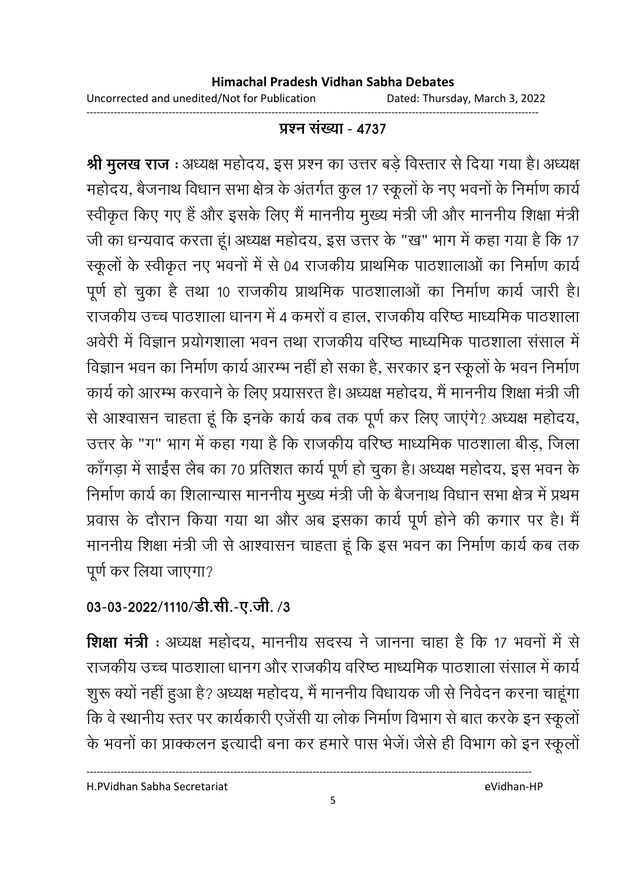**प्रश्न संख्या - 4737**

**श्री मुलख राज** : अध्यक्ष महोदय, इस प्रश्न का उत्तर बड़े विस्तार से दिया गया है। अध्यक्ष महोदय, बैजनाथ विधान सभा क्षेत्र के अंतर्गत कुल 17 स्कूलों के नए भवनों के निर्माण कार्य स्वीकृत किए गए हैं और इसके लिए मैं माननीय मुख्य मंत्री जी और माननीय शिक्षा मंत्री जी का धन्यवाद करता हूं। अध्यक्ष महोदय, इस उत्तर के "ख" भाग में कहा गया है कि 17 स्कूलों के स्वीकृत नए भवनों में से 04 राजकीय प्राथमिक पाठशालाओं का निर्माण कार्य पूर्ण हो चुका है तथा 10 राजकीय प्राथमिक पाठशालाओं का निर्माण कार्य जारी है। राजकीय उच्च पाठशाला धानग में 4 कमरों व हाल, राजकीय वरिष्ठ माध्यमिक पाठशाला अवेरी में विज्ञान प्रयोगशाला भवन तथा राजकीय वरिष्ठ माध्यमिक पाठशाला संसाल में विज्ञान भवन का निर्माण कार्य आरम्भ नहीं हो सका है, सरकार इन स्कूलों के भवन निर्माण कार्य को आरम्भ करवाने के लिए प्रयासरत है। अध्यक्ष महोदय, मैं माननीय शिक्षा मंत्री जी से आश्वासन चाहता हूं कि इनके कार्य कब तक पूर्ण कर लिए जाएंगे? अध्यक्ष महोदय, उत्तर के "ग" भाग में कहा गया है कि राजकीय वरिष्ठ माध्यमिक पाठशाला बीड़, जिला काँगड़ा में साईंस लैब का 70 प्रतिशत कार्य पूर्ण हो चुका है। अध्यक्ष महोदय, इस भवन के निर्माण कार्य का शिलान्यास माननीय मुख्य मंत्री जी के बैजनाथ विधान सभा क्षेत्र में प्रथम प्रवास के दौरान किया गया था और अब इसका कार्य पूर्ण होने की कगार पर है। मैं माननीय शिक्षा मंत्री जी से आश्वासन चाहता हूं कि इस भवन का निर्माण कार्य कब तक पूर्ण कर लिया जाएगा?

**03-03-2022/1110/डी.सी.-ए.जी. /3**

**शिक्षा मंत्री** : अध्यक्ष महोदय, माननीय सदस्य ने जानना चाहा है कि 17 भवनों में से राजकीय उच्च पाठशाला धानग और राजकीय वरिष्ठ माध्यमिक पाठशाला संसाल में कार्य शुरू क्यों नहीं हुआ है? अध्यक्ष महोदय, मैं माननीय विधायक जी से निवेदन करना चाहूंगा कि वे स्थानीय स्तर पर कार्यकारी एजेंसी या लोक निर्माण विभाग से बात करके इन स्कूलों के भवनों का प्राक्कलन इत्यादी बना कर हमारे पास भेजें। जैसे ही विभाग को इन स्कूलों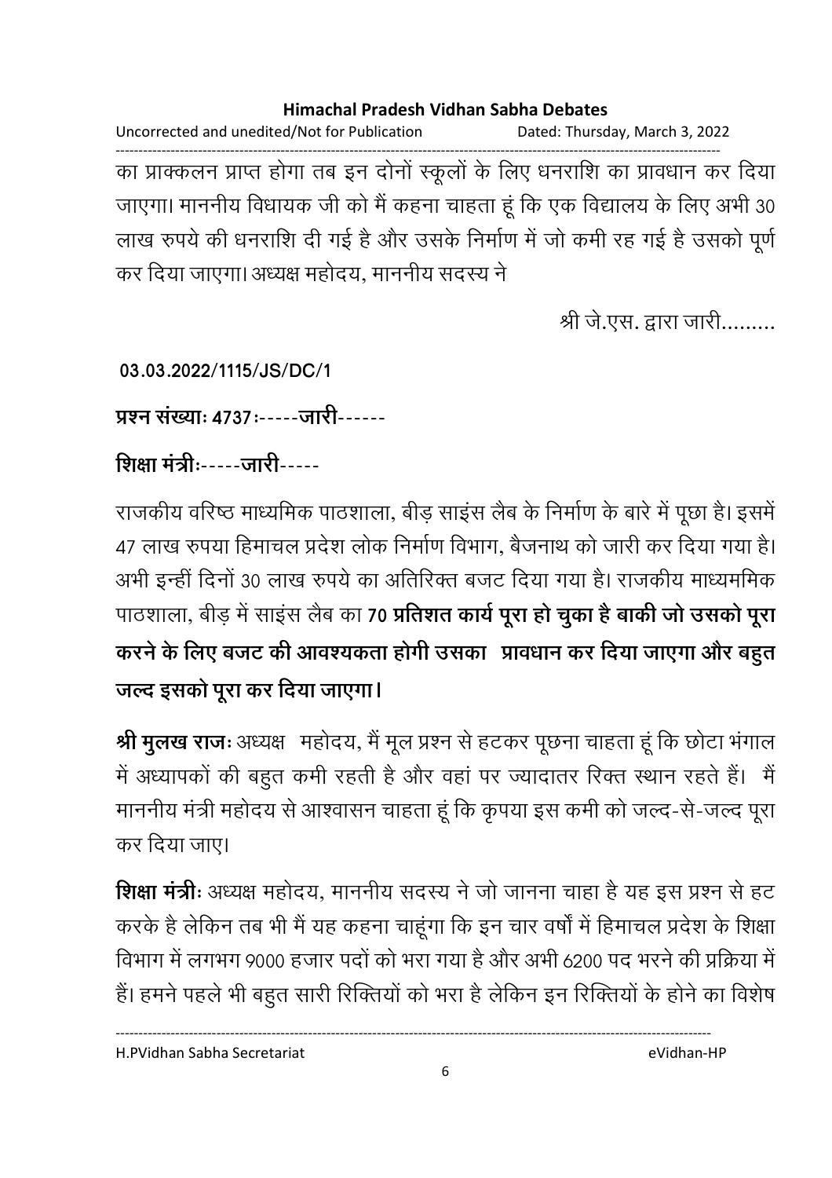का प्राक्कलन प्राप्त होगा तब इन दोनों स्कूलों के लिए धनराशि का प्रावधान कर दिया जाएगा। माननीय विधायक जी को मैं कहना चाहता हूं कि एक विद्यालय के लिए अभी 30 लाख रुपये की धनराशि दी गई है और उसके निर्माण में जो कमी रह गई है उसको पूर्ण कर दिया जाएगा। अध्यक्ष महोदय, माननीय सदस्य ने

श्री जे.एस. द्वारा जारी.........

**03.03.2022/1115/JS/DC/1**

**प्रश्न संख्याः 4737ः-----जारी------**

**शिक्षा मंत्रीः-----जारी-----**

राजकीय वरिष्ठ माध्यमिक पाठशाला, बीड़ साइंस लैब के निर्माण के बारे में पूछा है। इसमें 47 लाख रुपया हिमाचल प्रदेश लोक निर्माण विभाग, बैजनाथ को जारी कर दिया गया है। अभी इन्हीं दिनों 30 लाख रुपये का अतिरिक्त बजट दिया गया है। राजकीय माध्यममिक पाठशाला, बीड़ में साइंस लैब का **70 प्रतिशत कार्य पूरा हो चुका है बाकी जो उसको पूरा करने के लिए बजट की आवश्यकता होगी उसका प्रावधान कर दिया जाएगा और बहुत जल्द इसको पूरा कर दिया जाएगा।**

**श्री मुलख राजः** अध्यक्ष महोदय, मैं मूल प्रश्न से हटकर पूछना चाहता हूं कि छोटा भंगाल में अध्यापकों की बहुत कमी रहती है और वहां पर ज्यादातर रिक्त स्थान रहते हैं। मैं माननीय मंत्री महोदय से आश्वासन चाहता हूं कि कृपया इस कमी को जल्द-से-जल्द पूरा कर दिया जाए।

**शिक्षा मंत्रीः** अध्यक्ष महोदय, माननीय सदस्य ने जो जानना चाहा है यह इस प्रश्न से हट करके है लेकिन तब भी मैं यह कहना चाहूंगा कि इन चार वर्षों में हिमाचल प्रदेश के शिक्षा विभाग में लगभग 9000 हजार पदों को भरा गया है और अभी 6200 पद भरने की प्रक्रिया में हैं। हमने पहले भी बहुत सारी रिक्तियों को भरा है लेकिन इन रिक्तियों के होने का विशेष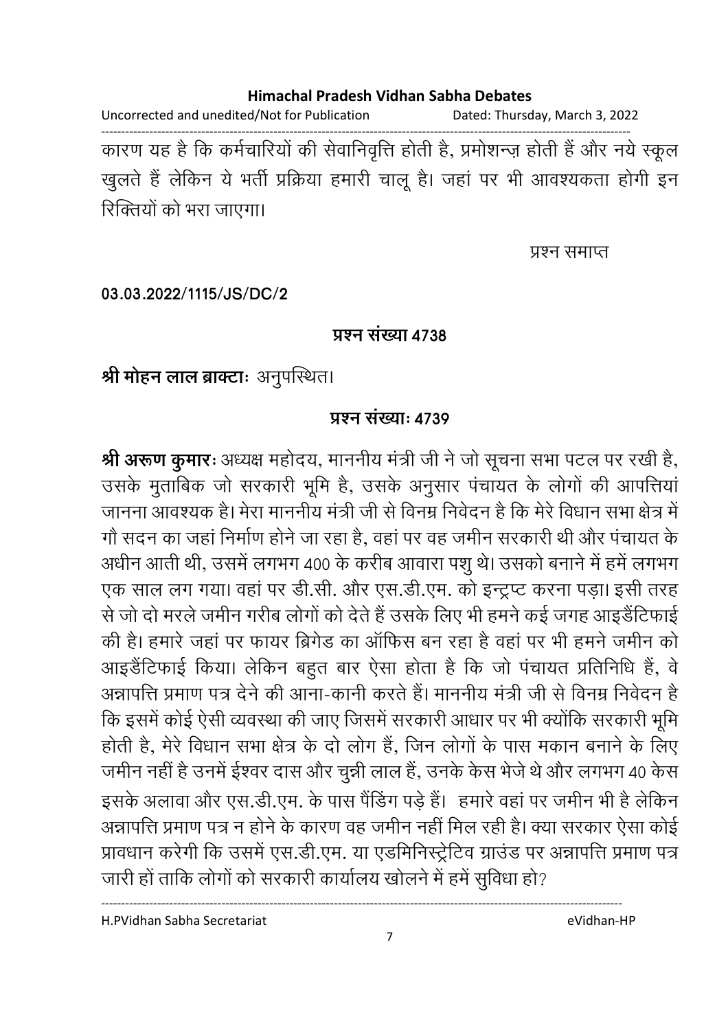कारण यह है कि कर्मचारियों की सेवानिवृत्ति होती है, प्रमोशन्ज़ होती हैं और नये स्कूल खुलते हैं लेकिन ये भर्ती प्रक्रिया हमारी चालू है। जहां पर भी आवश्यकता होगी इन रिक्तियों को भरा जाएगा।

प्रश्न समाप्त

**03.03.2022/1115/JS/DC/2**

**प्रश्न संख्या 4738**

**श्री मोहन लाल ब्राक्टाः** अनुपस्थित।

**प्रश्न संख्याः 4739**

**श्री अरूण कुमारः** अध्यक्ष महोदय, माननीय मंत्री जी ने जो सूचना सभा पटल पर रखी है, उसके मुताबिक जो सरकारी भूमि है, उसके अनुसार पंचायत के लोगों की आपत्तियां जानना आवश्यक है। मेरा माननीय मंत्री जी से विनम्र निवेदन है कि मेरे विधान सभा क्षेत्र में गौ सदन का जहां निर्माण होने जा रहा है, वहां पर वह जमीन सरकारी थी और पंचायत के अधीन आती थी, उसमें लगभग 400 के करीब आवारा पशु थे। उसको बनाने में हमें लगभग एक साल लग गया। वहां पर डी.सी. और एस.डी.एम. को इन्ट्रप्ट करना पड़ा। इसी तरह से जो दो मरले जमीन गरीब लोगों को देते हैं उसके लिए भी हमने कई जगह आइडैंटिफाई की है। हमारे जहां पर फायर ब्रिगेड का ऑफिस बन रहा है वहां पर भी हमने जमीन को आइडैंटिफाई किया। लेकिन बहुत बार ऐसा होता है कि जो पंचायत प्रतिनिधि हैं, वे अन्नापत्ति प्रमाण पत्र देने की आना-कानी करते हैं। माननीय मंत्री जी से विनम्र निवेदन है कि इसमें कोई ऐसी व्यवस्था की जाए जिसमें सरकारी आधार पर भी क्योंकि सरकारी भूमि होती है, मेरे विधान सभा क्षेत्र के दो लोग हैं, जिन लोगों के पास मकान बनाने के लिए जमीन नहीं है उनमें ईश्वर दास और चुन्नी लाल हैं, उनके केस भेजे थे और लगभग 40 केस इसके अलावा और एस.डी.एम. के पास पैंडिंग पड़े हैं। हमारे वहां पर जमीन भी है लेकिन अन्नापत्ति प्रमाण पत्र न होने के कारण वह जमीन नहीं मिल रही है। क्या सरकार ऐसा कोई प्रावधान करेगी कि उसमें एस.डी.एम. या एडमिनिस्ट्रेटिव ग्राउंड पर अन्नापत्ति प्रमाण पत्र जारी हों ताकि लोगों को सरकारी कार्यालय खोलने में हमें सुविधा हो?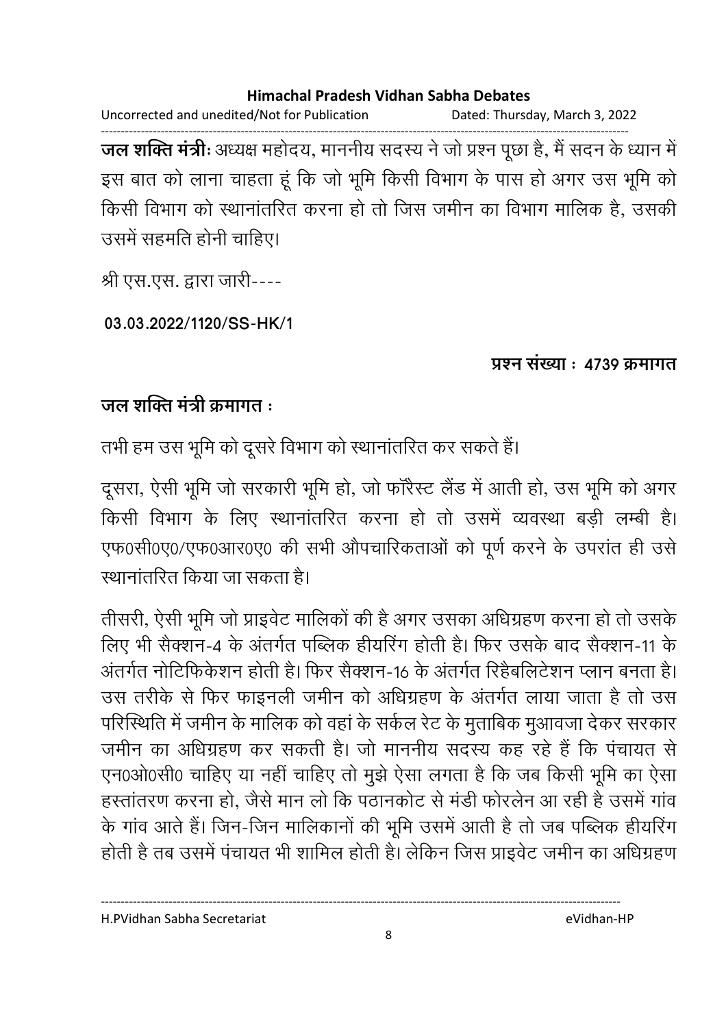**जल शक्ति मंत्री:** अध्यक्ष महोदय, माननीय सदस्य ने जो प्रश्न पूछा है, मैं सदन के ध्यान में इस बात को लाना चाहता हूं कि जो भूमि किसी विभाग के पास हो अगर उस भूमि को किसी विभाग को स्थानांतरित करना हो तो जिस जमीन का विभाग मालिक है, उसकी उसमें सहमति होनी चाहिए।

श्री एस.एस. द्वारा जारी----

**03.03.2022/1120/SS-HK/1**

**प्रश्न संख्या : 4739 क्रमागत**

**जल शक्ति मंत्री क्रमागत :**

तभी हम उस भूमि को दूसरे विभाग को स्थानांतरित कर सकते हैं।

दूसरा, ऐसी भूमि जो सरकारी भूमि हो, जो फॉरैस्ट लैंड में आती हो, उस भूमि को अगर किसी विभाग के लिए स्थानांतरित करना हो तो उसमें व्यवस्था बड़ी लम्बी है। एफ0सी0ए0/एफ0आर0ए0 की सभी औपचारिकताओं को पूर्ण करने के उपरांत ही उसे स्थानांतरित किया जा सकता है।

तीसरी, ऐसी भूमि जो प्राइवेट मालिकों की है अगर उसका अधिग्रहण करना हो तो उसके लिए भी सैक्शन-4 के अंतर्गत पब्लिक हीयरिंग होती है। फिर उसके बाद सैक्शन-11 के अंतर्गत नोटिफिकेशन होती है। फिर सैक्शन-16 के अंतर्गत रिहैबलिटेशन प्लान बनता है। उस तरीके से फिर फाइनली जमीन को अधिग्रहण के अंतर्गत लाया जाता है तो उस परिस्थिति में जमीन के मालिक को वहां के सर्कल रेट के मुताबिक मुआवजा देकर सरकार जमीन का अधिग्रहण कर सकती है। जो माननीय सदस्य कह रहे हैं कि पंचायत से एन0ओ0सी0 चाहिए या नहीं चाहिए तो मुझे ऐसा लगता है कि जब किसी भूमि का ऐसा हस्तांतरण करना हो, जैसे मान लो कि पठानकोट से मंडी फोरलेन आ रही है उसमें गांव के गांव आते हैं। जिन-जिन मालिकानों की भूमि उसमें आती है तो जब पब्लिक हीयरिंग होती है तब उसमें पंचायत भी शामिल होती है। लेकिन जिस प्राइवेट जमीन का अधिग्रहण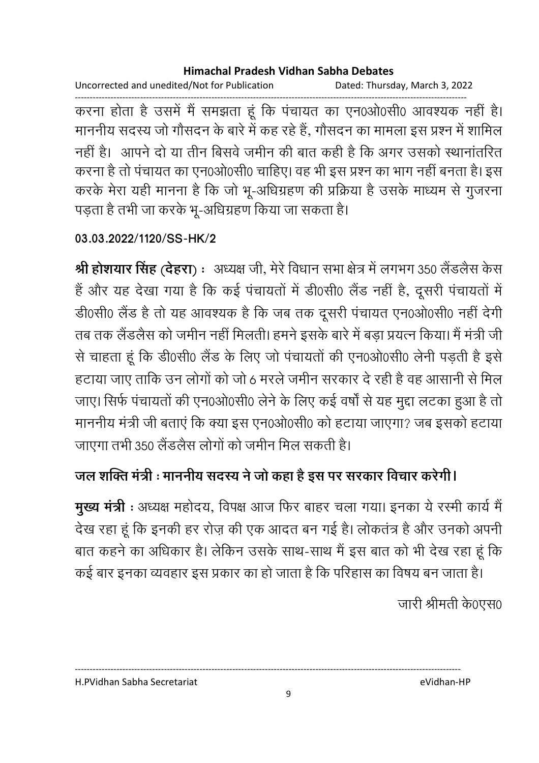करना होता है उसमें मैं समझता हूं कि पंचायत का एन0ओ0सी0 आवश्यक नहीं है। माननीय सदस्य जो गौसदन के बारे में कह रहे हैं, गौसदन का मामला इस प्रश्न में शामिल नहीं है। आपने दो या तीन बिसवे जमीन की बात कही है कि अगर उसको स्थानांतरित करना है तो पंचायत का एन0ओ0सी0 चाहिए। वह भी इस प्रश्न का भाग नहीं बनता है। इस करके मेरा यही मानना है कि जो भू-अधिग्रहण की प्रक्रिया है उसके माध्यम से गुजरना पड़ता है तभी जा करके भू-अधिग्रहण किया जा सकता है।

**03.03.2022/1120/SS-HK/2**

**श्री होशयार सिंह (देहरा) :** अध्यक्ष जी, मेरे विधान सभा क्षेत्र में लगभग 350 लैंडलैस केस हैं और यह देखा गया है कि कई पंचायतों में डी0सी0 लैंड नहीं है, दूसरी पंचायतों में डी0सी0 लैंड है तो यह आवश्यक है कि जब तक दूसरी पंचायत एन0ओ0सी0 नहीं देगी तब तक लैंडलैस को जमीन नहीं मिलती। हमने इसके बारे में बड़ा प्रयत्न किया। मैं मंत्री जी से चाहता हूं कि डी0सी0 लैंड के लिए जो पंचायतों की एन0ओ0सी0 लेनी पड़ती है इसे हटाया जाए ताकि उन लोगों को जो 6 मरले जमीन सरकार दे रही है वह आसानी से मिल जाए। सिर्फ पंचायतों की एन0ओ0सी0 लेने के लिए कई वर्षों से यह मुद्दा लटका हुआ है तो माननीय मंत्री जी बताएं कि क्या इस एन0ओ0सी0 को हटाया जाएगा? जब इसको हटाया जाएगा तभी 350 लैंडलैस लोगों को जमीन मिल सकती है।

**जल शक्ति मंत्री : माननीय सदस्य ने जो कहा है इस पर सरकार विचार करेगी।**

**मुख्य मंत्री :** अध्यक्ष महोदय, विपक्ष आज फिर बाहर चला गया। इनका ये रस्मी कार्य मैं देख रहा हूं कि इनकी हर रोज़ की एक आदत बन गई है। लोकतंत्र है और उनको अपनी बात कहने का अधिकार है। लेकिन उसके साथ-साथ मैं इस बात को भी देख रहा हूं कि कई बार इनका व्यवहार इस प्रकार का हो जाता है कि परिहास का विषय बन जाता है।

जारी श्रीमती के0एस0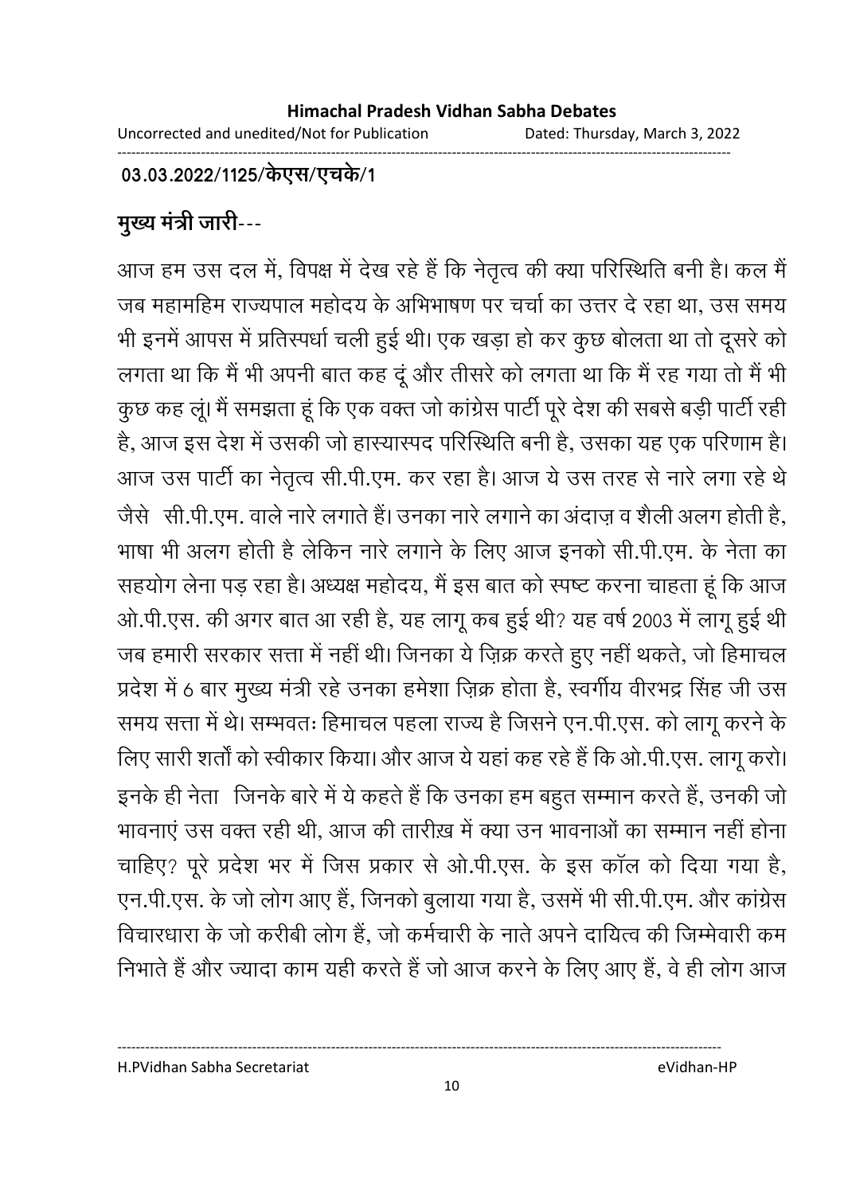**03.03.2022/1125/केएस/एचके/1**

**मुख्य मंत्री जारी**---

आज हम उस दल में, विपक्ष में देख रहे हैं कि नेतृत्व की क्या परिस्थिति बनी है। कल मैं जब महामहिम राज्यपाल महोदय के अभिभाषण पर चर्चा का उत्तर दे रहा था, उस समय भी इनमें आपस में प्रतिस्पर्धा चली हुई थी। एक खड़ा हो कर कुछ बोलता था तो दूसरे को लगता था कि मैं भी अपनी बात कह दूं और तीसरे को लगता था कि मैं रह गया तो मैं भी कुछ कह लूं। मैं समझता हूं कि एक वक्त जो कांग्रेस पार्टी पूरे देश की सबसे बड़ी पार्टी रही है, आज इस देश में उसकी जो हास्यास्पद परिस्थिति बनी है, उसका यह एक परिणाम है। आज उस पार्टी का नेतृत्व सी.पी.एम. कर रहा है। आज ये उस तरह से नारे लगा रहे थे जैसे सी.पी.एम. वाले नारे लगाते हैं। उनका नारे लगाने का अंदाज़ व शैली अलग होती है, भाषा भी अलग होती है लेकिन नारे लगाने के लिए आज इनको सी.पी.एम. के नेता का सहयोग लेना पड़ रहा है। अध्यक्ष महोदय, मैं इस बात को स्पष्ट करना चाहता हूं कि आज ओ.पी.एस. की अगर बात आ रही है, यह लागू कब हुई थी? यह वर्ष 2003 में लागू हुई थी जब हमारी सरकार सत्ता में नहीं थी। जिनका ये ज़िक्र करते हुए नहीं थकते, जो हिमाचल प्रदेश में 6 बार मुख्य मंत्री रहे उनका हमेशा ज़िक्र होता है, स्वर्गीय वीरभद्र सिंह जी उस समय सत्ता में थे। सम्भवतः हिमाचल पहला राज्य है जिसने एन.पी.एस. को लागू करने के लिए सारी शर्तों को स्वीकार किया। और आज ये यहां कह रहे हैं कि ओ.पी.एस. लागू करो। इनके ही नेता जिनके बारे में ये कहते हैं कि उनका हम बहुत सम्मान करते हैं, उनकी जो भावनाएं उस वक्त रही थी, आज की तारीख़ में क्या उन भावनाओं का सम्मान नहीं होना चाहिए? पूरे प्रदेश भर में जिस प्रकार से ओ.पी.एस. के इस कॉल को दिया गया है, एन.पी.एस. के जो लोग आए हैं, जिनको बुलाया गया है, उसमें भी सी.पी.एम. और कांग्रेस विचारधारा के जो करीबी लोग हैं, जो कर्मचारी के नाते अपने दायित्व की जिम्मेवारी कम निभाते हैं और ज्यादा काम यही करते हैं जो आज करने के लिए आए हैं, वे ही लोग आज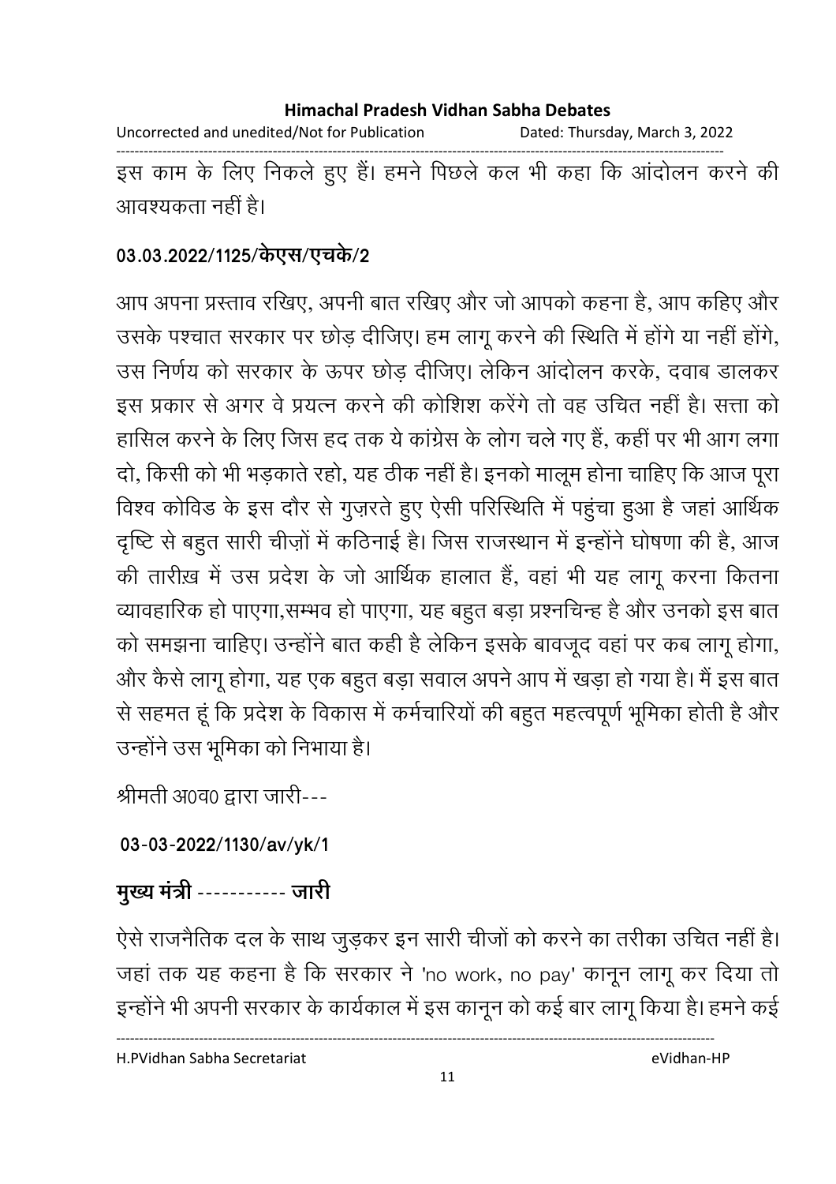इस काम के लिए निकले हुए हैं। हमने पिछले कल भी कहा कि आंदोलन करने की आवश्यकता नहीं है।

**03.03.2022/1125/केएस/एचके/2**

आप अपना प्रस्ताव रखिए, अपनी बात रखिए और जो आपको कहना है, आप कहिए और उसके पश्चात सरकार पर छोड़ दीजिए। हम लागू करने की स्थिति में होंगे या नहीं होंगे, उस निर्णय को सरकार के ऊपर छोड़ दीजिए। लेकिन आंदोलन करके, दवाब डालकर इस प्रकार से अगर वे प्रयत्न करने की कोशिश करेंगे तो वह उचित नहीं है। सत्ता को हासिल करने के लिए जिस हद तक ये कांग्रेस के लोग चले गए हैं, कहीं पर भी आग लगा दो, किसी को भी भड़काते रहो, यह ठीक नहीं है। इनको मालूम होना चाहिए कि आज पूरा विश्व कोविड के इस दौर से गुज़रते हुए ऐसी परिस्थिति में पहुंचा हुआ है जहां आर्थिक दृष्टि से बहुत सारी चीज़ों में कठिनाई है। जिस राजस्थान में इन्होंने घोषणा की है, आज की तारीख़ में उस प्रदेश के जो आर्थिक हालात हैं, वहां भी यह लागू करना कितना व्यावहारिक हो पाएगा,सम्भव हो पाएगा, यह बहुत बड़ा प्रश्नचिन्ह है और उनको इस बात को समझना चाहिए। उन्होंने बात कही है लेकिन इसके बावजूद वहां पर कब लागू होगा, और कैसे लागू होगा, यह एक बहुत बड़ा सवाल अपने आप में खड़ा हो गया है। मैं इस बात से सहमत हूं कि प्रदेश के विकास में कर्मचारियों की बहुत महत्वपूर्ण भूमिका होती है और उन्होंने उस भूमिका को निभाया है।

श्रीमती अ0व0 द्वारा जारी---

**03-03-2022/1130/av/yk/1**

**मुख्य मंत्री ----------- जारी**

ऐसे राजनैतिक दल के साथ जुड़कर इन सारी चीजों को करने का तरीका उचित नहीं है। जहां तक यह कहना है कि सरकार ने 'no work, no pay' कानून लागू कर दिया तो इन्होंने भी अपनी सरकार के कार्यकाल में इस कानून को कई बार लागू किया है। हमने कई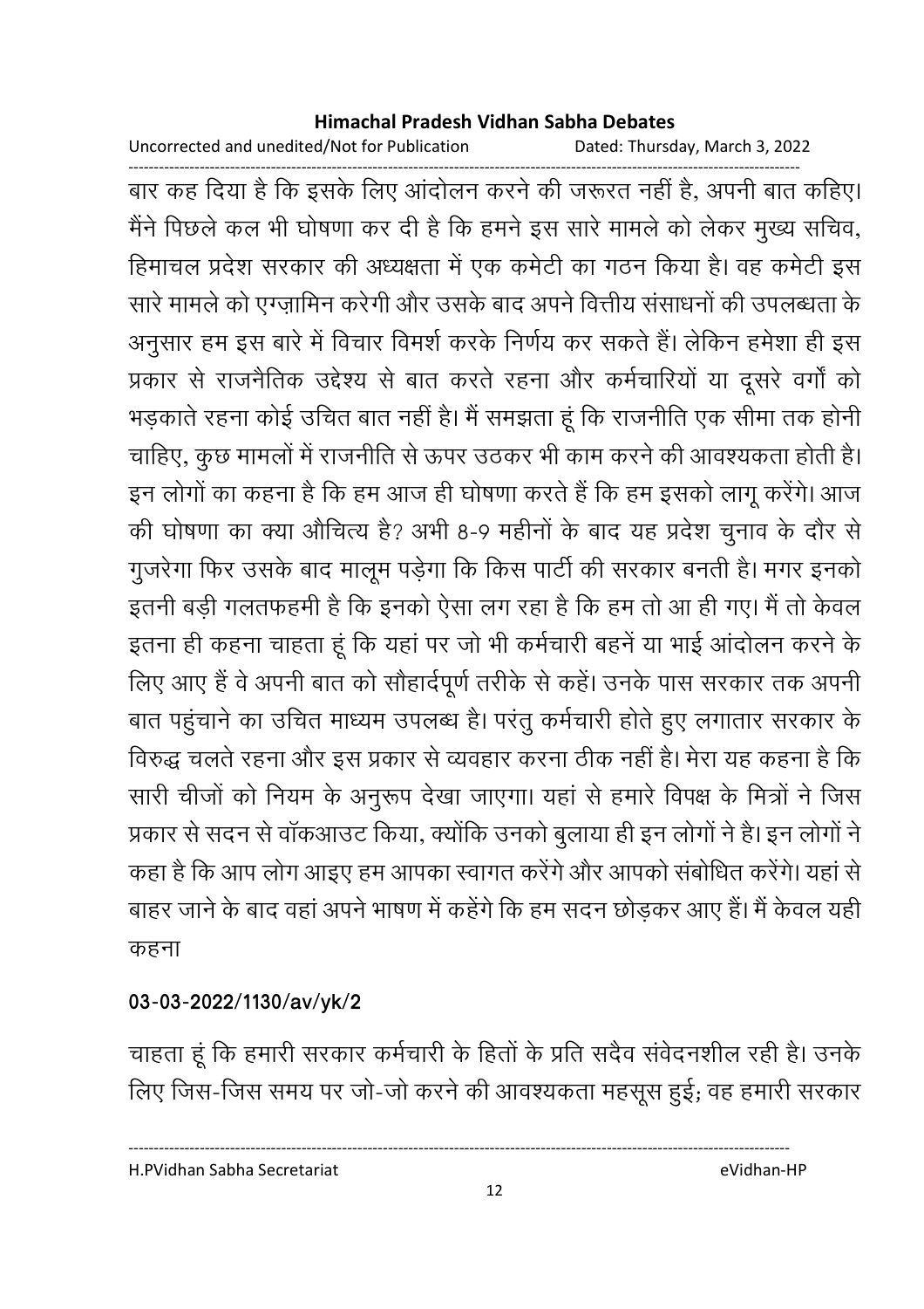बार कह दिया है कि इसके लिए आंदोलन करने की जरूरत नहीं है, अपनी बात कहिए। मैंने पिछले कल भी घोषणा कर दी है कि हमने इस सारे मामले को लेकर मुख्य सचिव, हिमाचल प्रदेश सरकार की अध्यक्षता में एक कमेटी का गठन किया है। वह कमेटी इस सारे मामले को एग्ज़ामिन करेगी और उसके बाद अपने वित्तीय संसाधनों की उपलब्धता के अनुसार हम इस बारे में विचार विमर्श करके निर्णय कर सकते हैं। लेकिन हमेशा ही इस प्रकार से राजनैतिक उद्देश्य से बात करते रहना और कर्मचारियों या दूसरे वर्गों को भड़काते रहना कोई उचित बात नहीं है। मैं समझता हूं कि राजनीति एक सीमा तक होनी चाहिए, कुछ मामलों में राजनीति से ऊपर उठकर भी काम करने की आवश्यकता होती है। इन लोगों का कहना है कि हम आज ही घोषणा करते हैं कि हम इसको लागू करेंगे। आज की घोषणा का क्या औचित्य है? अभी 8-9 महीनों के बाद यह प्रदेश चुनाव के दौर से गुजरेगा फिर उसके बाद मालूम पड़ेगा कि किस पार्टी की सरकार बनती है। मगर इनको इतनी बड़ी गलतफहमी है कि इनको ऐसा लग रहा है कि हम तो आ ही गए। मैं तो केवल इतना ही कहना चाहता हूं कि यहां पर जो भी कर्मचारी बहनें या भाई आंदोलन करने के लिए आए हैं वे अपनी बात को सौहार्दपूर्ण तरीके से कहें। उनके पास सरकार तक अपनी बात पहुंचाने का उचित माध्यम उपलब्ध है। परंतु कर्मचारी होते हुए लगातार सरकार के विरुद्ध चलते रहना और इस प्रकार से व्यवहार करना ठीक नहीं है। मेरा यह कहना है कि सारी चीजों को नियम के अनुरूप देखा जाएगा। यहां से हमारे विपक्ष के मित्रों ने जिस प्रकार से सदन से वॉकआउट किया, क्योंकि उनको बुलाया ही इन लोगों ने है। इन लोगों ने कहा है कि आप लोग आइए हम आपका स्वागत करेंगे और आपको संबोधित करेंगे। यहां से बाहर जाने के बाद वहां अपने भाषण में कहेंगे कि हम सदन छोड़कर आए हैं। मैं केवल यही कहना

**03-03-2022/1130/av/yk/2**

चाहता हूं कि हमारी सरकार कर्मचारी के हितों के प्रति सदैव संवेदनशील रही है। उनके लिए जिस-जिस समय पर जो-जो करने की आवश्यकता महसूस हुई; वह हमारी सरकार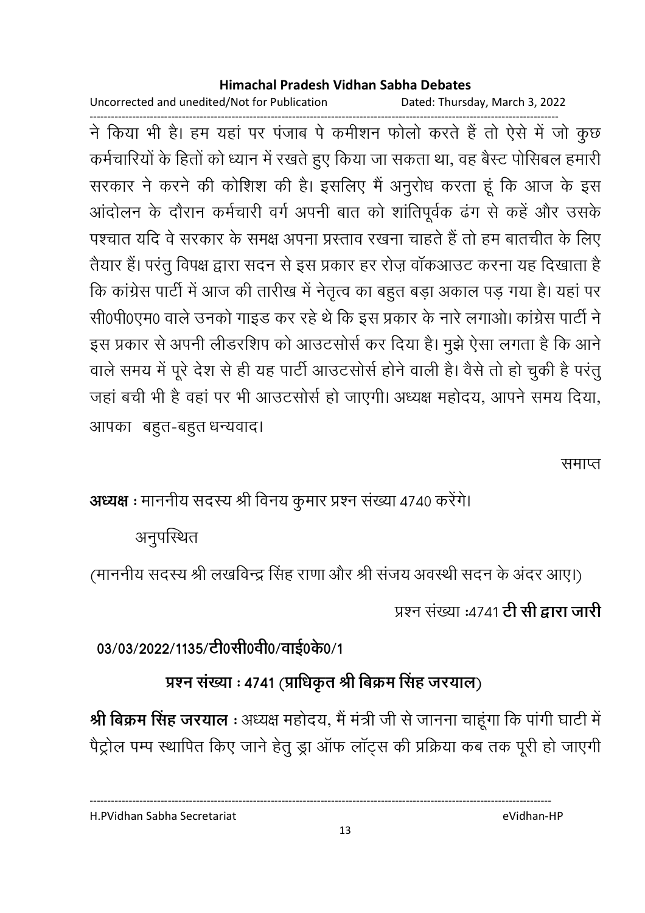ने किया भी है। हम यहां पर पंजाब पे कमीशन फोलो करते हैं तो ऐसे में जो कुछ कर्मचारियों के हितों को ध्यान में रखते हुए किया जा सकता था, वह बैस्ट पोसिबल हमारी सरकार ने करने की कोशिश की है। इसलिए मैं अनुरोध करता हूं कि आज के इस आंदोलन के दौरान कर्मचारी वर्ग अपनी बात को शांतिपूर्वक ढंग से कहें और उसके पश्चात यदि वे सरकार के समक्ष अपना प्रस्ताव रखना चाहते हैं तो हम बातचीत के लिए तैयार हैं। परंतु विपक्ष द्वारा सदन से इस प्रकार हर रोज़ वॉकआउट करना यह दिखाता है कि कांग्रेस पार्टी में आज की तारीख में नेतृत्व का बहुत बड़ा अकाल पड़ गया है। यहां पर सी0पी0एम0 वाले उनको गाइड कर रहे थे कि इस प्रकार के नारे लगाओ। कांग्रेस पार्टी ने इस प्रकार से अपनी लीडरशिप को आउटसोर्स कर दिया है। मुझे ऐसा लगता है कि आने वाले समय में पूरे देश से ही यह पार्टी आउटसोर्स होने वाली है। वैसे तो हो चुकी है परंतु जहां बची भी है वहां पर भी आउटसोर्स हो जाएगी। अध्यक्ष महोदय, आपने समय दिया, आपका बहुत-बहुत धन्यवाद।

समाप्त

**अध्यक्ष** : माननीय सदस्य श्री विनय कुमार प्रश्न संख्या 4740 करेंगे।

अनुपस्थित

(माननीय सदस्य श्री लखविन्द्र सिंह राणा और श्री संजय अवस्थी सदन के अंदर आए।)

प्रश्न संख्या :4741 **टी सी द्वारा जारी**

**03/03/2022/1135/टी0सी0वी0/वाई0के0/1**

**प्रश्न संख्या : 4741 (प्राधिकृत श्री बिक्रम सिंह जरयाल)**

**श्री बिक्रम सिंह जरयाल** : अध्यक्ष महोदय, मैं मंत्री जी से जानना चाहूंगा कि पांगी घाटी में पैट्रोल पम्प स्थापित किए जाने हेतु ड्रा ऑफ लॉट्स की प्रक्रिया कब तक पूरी हो जाएगी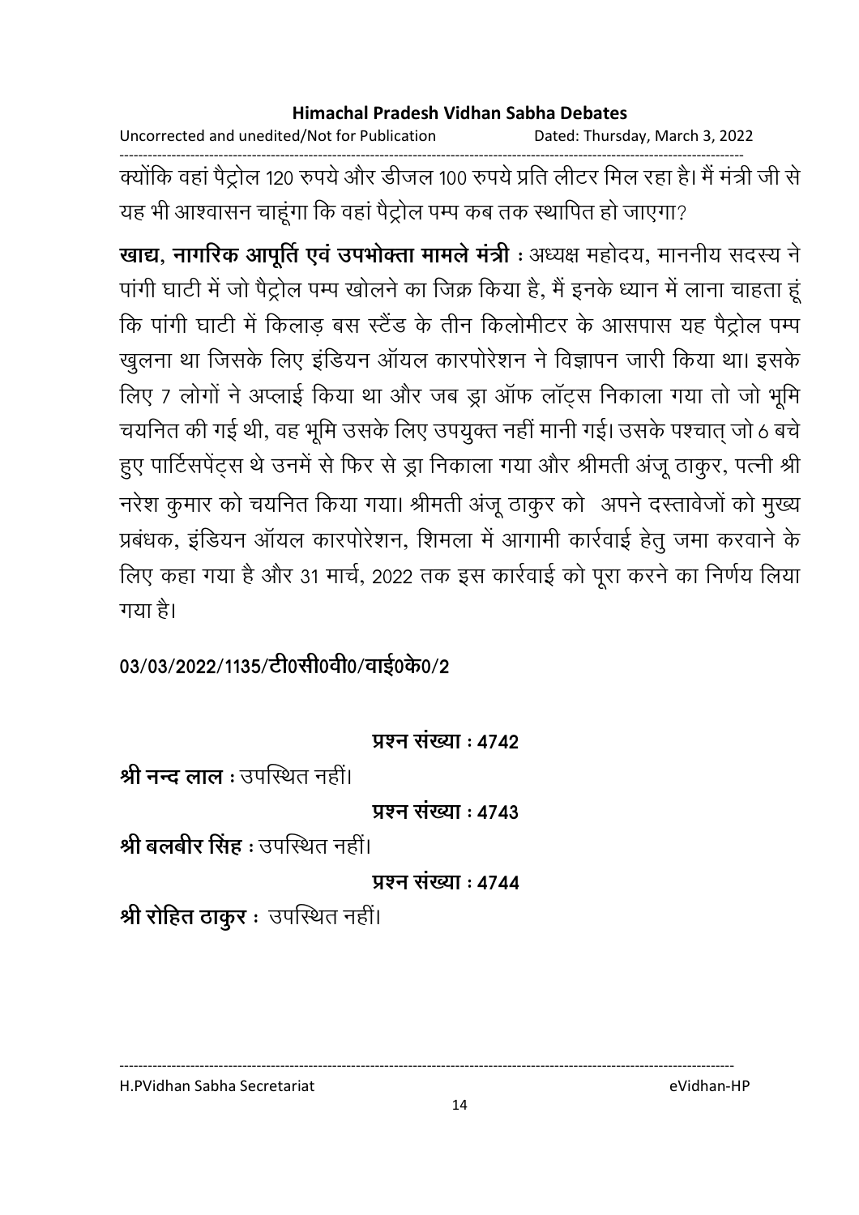क्योंकि वहां पैट्रोल 120 रुपये और डीजल 100 रुपये प्रति लीटर मिल रहा है। मैं मंत्री जी से यह भी आश्वासन चाहूंगा कि वहां पैट्रोल पम्प कब तक स्थापित हो जाएगा?

**खाद्य, नागरिक आपूर्ति एवं उपभोक्ता मामले मंत्री** : अध्यक्ष महोदय, माननीय सदस्य ने पांगी घाटी में जो पैट्रोल पम्प खोलने का जिक्र किया है, मैं इनके ध्यान में लाना चाहता हूं कि पांगी घाटी में किलाड़ बस स्टैंड के तीन किलोमीटर के आसपास यह पैट्रोल पम्प खुलना था जिसके लिए इंडियन ऑयल कारपोरेशन ने विज्ञापन जारी किया था। इसके लिए 7 लोगों ने अप्लाई किया था और जब ड्रा ऑफ लॉट्स निकाला गया तो जो भूमि चयनित की गई थी, वह भूमि उसके लिए उपयुक्त नहीं मानी गई। उसके पश्चात् जो 6 बचे हुए पार्टिसपेंट्स थे उनमें से फिर से ड्रा निकाला गया और श्रीमती अंजू ठाकुर, पत्नी श्री नरेश कुमार को चयनित किया गया। श्रीमती अंजू ठाकुर को अपने दस्तावेजों को मुख्य प्रबंधक, इंडियन ऑयल कारपोरेशन, शिमला में आगामी कार्रवाई हेतु जमा करवाने के लिए कहा गया है और 31 मार्च, 2022 तक इस कार्रवाई को पूरा करने का निर्णय लिया गया है।

**03/03/2022/1135/टी0सी0वी0/वाई0के0/2**

**प्रश्न संख्या : 4742**

**श्री नन्द लाल** : उपस्थित नहीं।

**प्रश्न संख्या : 4743**

**श्री बलबीर सिंह** : उपस्थित नहीं।

**प्रश्न संख्या : 4744**

**श्री रोहित ठाकुर** : उपस्थित नहीं।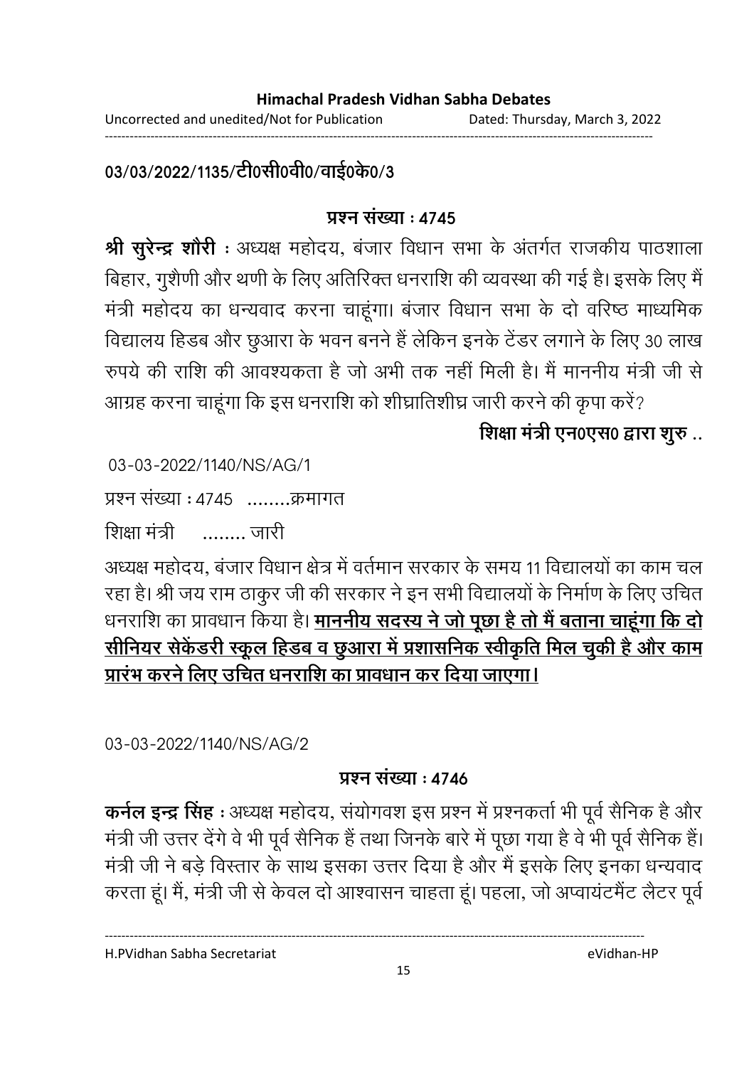**03/03/2022/1135/टी0सी0वी0/वाई0के0/3**

**प्रश्न संख्या : 4745**

**श्री सुरेन्द्र शौरी** : अध्यक्ष महोदय, बंजार विधान सभा के अंतर्गत राजकीय पाठशाला बिहार, गुशैणी और थणी के लिए अतिरिक्त धनराशि की व्यवस्था की गई है। इसके लिए मैं मंत्री महोदय का धन्यवाद करना चाहूंगा। बंजार विधान सभा के दो वरिष्ठ माध्यमिक विद्यालय हिडब और छुआरा के भवन बनने हैं लेकिन इनके टेंडर लगाने के लिए 30 लाख रुपये की राशि की आवश्यकता है जो अभी तक नहीं मिली है। मैं माननीय मंत्री जी से आग्रह करना चाहूंगा कि इस धनराशि को शीघ्रातिशीघ्र जारी करने की कृपा करें?

**शिक्षा मंत्री एन0एस0 द्वारा शुरु ..**

03-03-2022/1140/NS/AG/1

प्रश्न संख्या : 4745 ........क्रमागत

शिक्षा मंत्री ........ जारी

अध्यक्ष महोदय, बंजार विधान क्षेत्र में वर्तमान सरकार के समय 11 विद्यालयों का काम चल रहा है। श्री जय राम ठाकुर जी की सरकार ने इन सभी विद्यालयों के निर्माण के लिए उचित धनराशि का प्रावधान किया है। **<u>माननीय सदस्य ने जो पूछा है तो मैं बताना चाहूंगा कि दो सीनियर सेकेंडरी स्कूल हिडब व छुआरा में प्रशासनिक स्वीकृति मिल चुकी है और काम प्रारंभ करने लिए उचित धनराशि का प्रावधान कर दिया जाएगा।</u>**

03-03-2022/1140/NS/AG/2

**प्रश्न संख्या : 4746**

**कर्नल इन्द्र सिंह** : अध्यक्ष महोदय, संयोगवश इस प्रश्न में प्रश्नकर्ता भी पूर्व सैनिक है और मंत्री जी उत्तर देंगे वे भी पूर्व सैनिक हैं तथा जिनके बारे में पूछा गया है वे भी पूर्व सैनिक हैं। मंत्री जी ने बड़े विस्तार के साथ इसका उत्तर दिया है और मैं इसके लिए इनका धन्यवाद करता हूं। मैं, मंत्री जी से केवल दो आश्वासन चाहता हूं। पहला, जो अप्वायंटमैंट लैटर पूर्व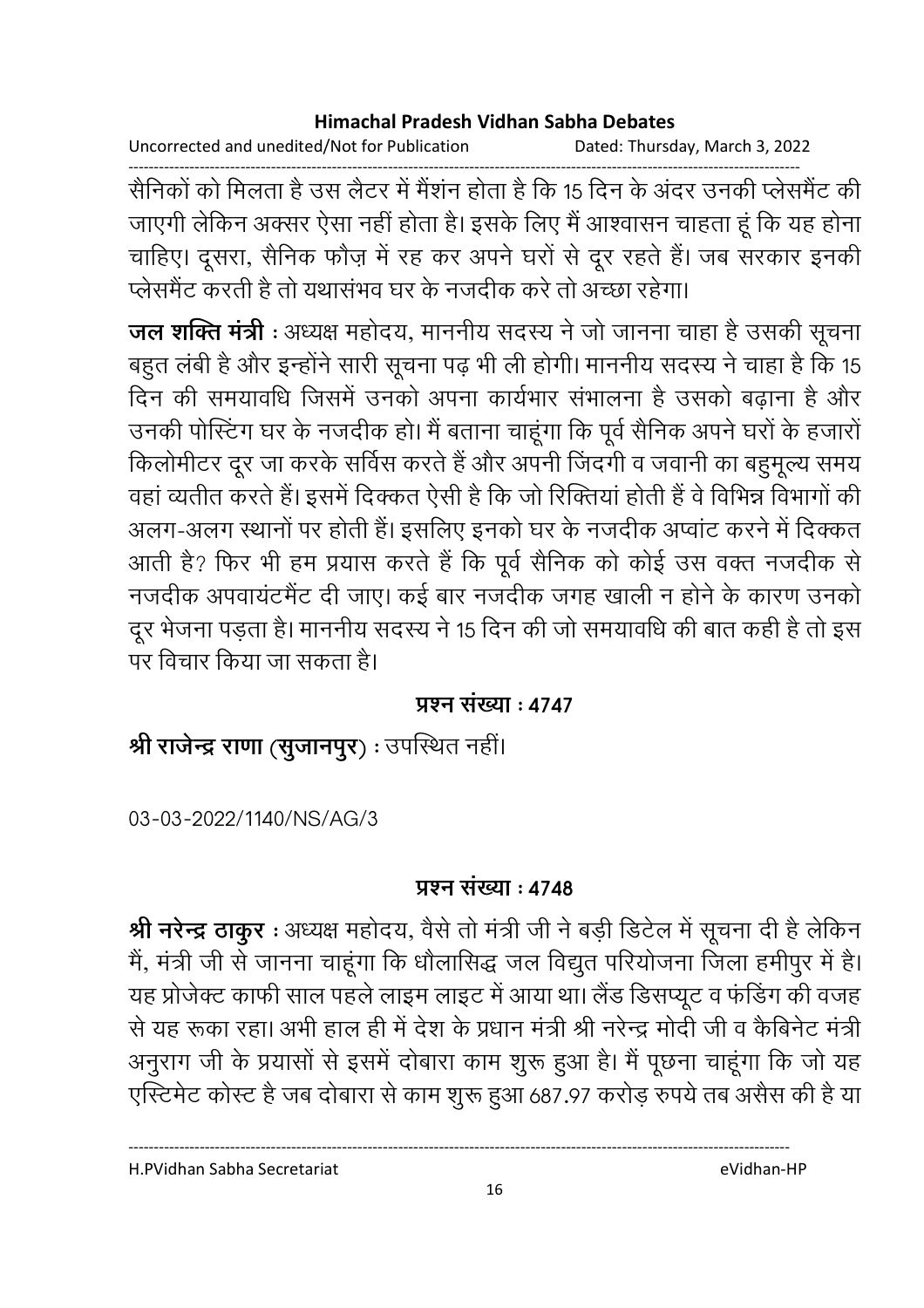सैनिकों को मिलता है उस लैटर में मैंशन होता है कि 15 दिन के अंदर उनकी प्लेसमैंट की जाएगी लेकिन अक्सर ऐसा नहीं होता है। इसके लिए मैं आश्वासन चाहता हूं कि यह होना चाहिए। दूसरा, सैनिक फौज़ में रह कर अपने घरों से दूर रहते हैं। जब सरकार इनकी प्लेसमैंट करती है तो यथासंभव घर के नजदीक करे तो अच्छा रहेगा।

**जल शक्ति मंत्री** : अध्यक्ष महोदय, माननीय सदस्य ने जो जानना चाहा है उसकी सूचना बहुत लंबी है और इन्होंने सारी सूचना पढ़ भी ली होगी। माननीय सदस्य ने चाहा है कि 15 दिन की समयावधि जिसमें उनको अपना कार्यभार संभालना है उसको बढ़ाना है और उनकी पोस्टिंग घर के नजदीक हो। मैं बताना चाहूंगा कि पूर्व सैनिक अपने घरों के हजारों किलोमीटर दूर जा करके सर्विस करते हैं और अपनी जिंदगी व जवानी का बहुमूल्य समय वहां व्यतीत करते हैं। इसमें दिक्कत ऐसी है कि जो रिक्तियां होती हैं वे विभिन्न विभागों की अलग-अलग स्थानों पर होती हैं। इसलिए इनको घर के नजदीक अप्वांट करने में दिक्कत आती है? फिर भी हम प्रयास करते हैं कि पूर्व सैनिक को कोई उस वक्त नजदीक से नजदीक अपवायंटमैंट दी जाए। कई बार नजदीक जगह खाली न होने के कारण उनको दूर भेजना पड़ता है। माननीय सदस्य ने 15 दिन की जो समयावधि की बात कही है तो इस पर विचार किया जा सकता है।

**प्रश्न संख्या : 4747**

**श्री राजेन्द्र राणा (सुजानपुर)** : उपस्थित नहीं।

03-03-2022/1140/NS/AG/3

**प्रश्न संख्या : 4748**

**श्री नरेन्द्र ठाकुर** : अध्यक्ष महोदय, वैसे तो मंत्री जी ने बड़ी डिटेल में सूचना दी है लेकिन मैं, मंत्री जी से जानना चाहूंगा कि धौलासिद्ध जल विद्युत परियोजना जिला हमीपुर में है। यह प्रोजेक्ट काफी साल पहले लाइम लाइट में आया था। लैंड डिसप्यूट व फंडिंग की वजह से यह रुका रहा। अभी हाल ही में देश के प्रधान मंत्री श्री नरेन्द्र मोदी जी व कैबिनेट मंत्री अनुराग जी के प्रयासों से इसमें दोबारा काम शुरू हुआ है। मैं पूछना चाहूंगा कि जो यह एस्टिमेट कोस्ट है जब दोबारा से काम शुरू हुआ 687.97 करोड़ रुपये तब असैस की है या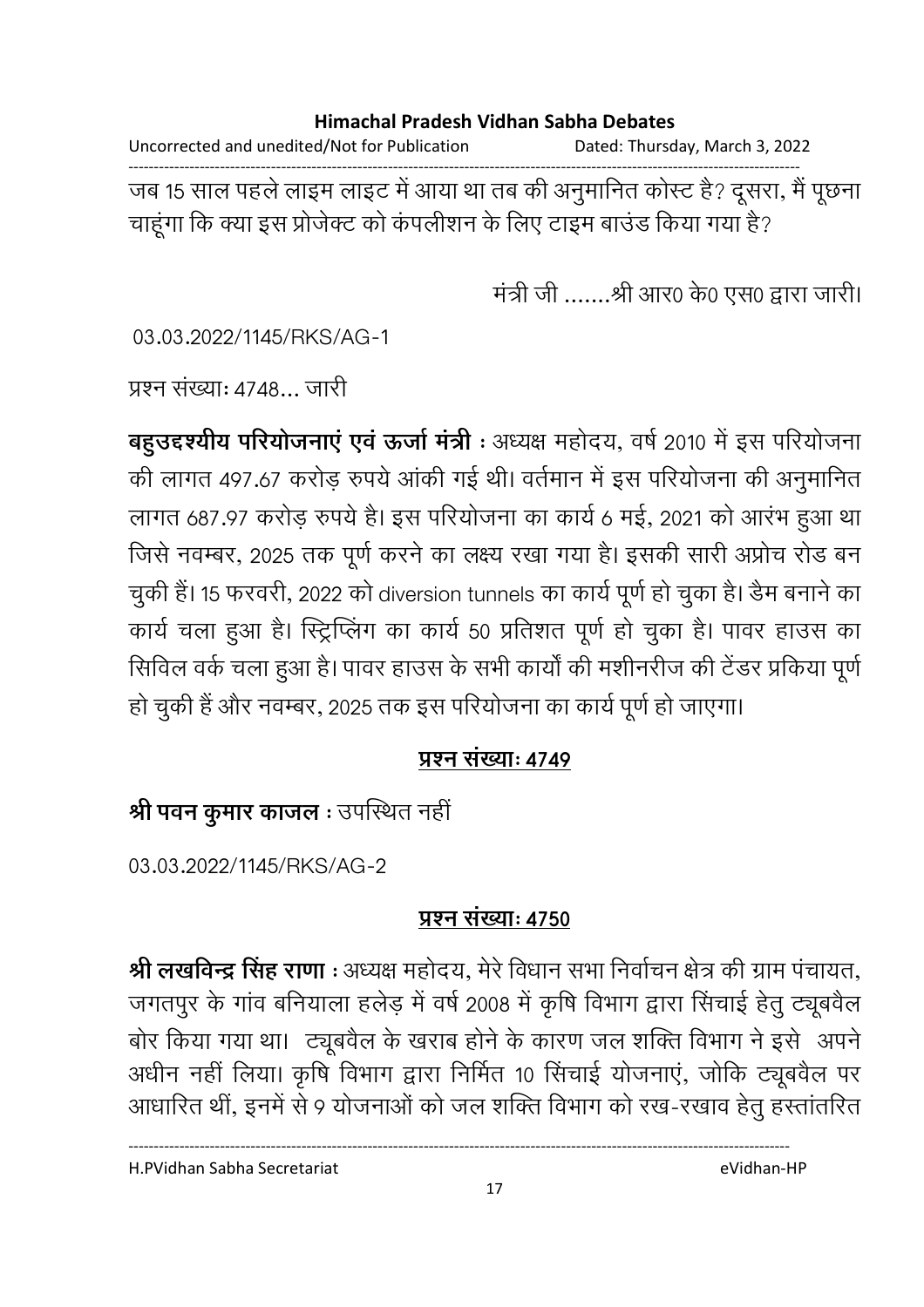जब 15 साल पहले लाइम लाइट में आया था तब की अनुमानित कोस्ट है? दूसरा, मैं पूछना चाहूंगा कि क्या इस प्रोजेक्ट को कंपलीशन के लिए टाइम बाउंड किया गया है?

मंत्री जी .......श्री आर0 के0 एस0 द्वारा जारी।

03.03.2022/1145/RKS/AG-1

प्रश्न संख्याः 4748... जारी

**बहुउद्दश्यीय परियोजनाएं एवं ऊर्जा मंत्री** : अध्यक्ष महोदय, वर्ष 2010 में इस परियोजना की लागत 497.67 करोड़ रुपये आंकी गई थी। वर्तमान में इस परियोजना की अनुमानित लागत 687.97 करोड़ रुपये है। इस परियोजना का कार्य 6 मई, 2021 को आरंभ हुआ था जिसे नवम्बर, 2025 तक पूर्ण करने का लक्ष्य रखा गया है। इसकी सारी अप्रोच रोड बन चुकी हैं। 15 फरवरी, 2022 को diversion tunnels का कार्य पूर्ण हो चुका है। डैम बनाने का कार्य चला हुआ है। स्ट्रिप्लिंग का कार्य 50 प्रतिशत पूर्ण हो चुका है। पावर हाउस का सिविल वर्क चला हुआ है। पावर हाउस के सभी कार्यों की मशीनरीज की टेंडर प्रकिया पूर्ण हो चुकी हैं और नवम्बर, 2025 तक इस परियोजना का कार्य पूर्ण हो जाएगा।

**<u>प्रश्न संख्याः 4749</u>**

**श्री पवन कुमार काजल** : उपस्थित नहीं

03.03.2022/1145/RKS/AG-2

**<u>प्रश्न संख्याः 4750</u>**

**श्री लखविन्द्र सिंह राणा** : अध्यक्ष महोदय, मेरे विधान सभा निर्वाचन क्षेत्र की ग्राम पंचायत, जगतपुर के गांव बनियाला हलेड़ में वर्ष 2008 में कृषि विभाग द्वारा सिंचाई हेतु ट्यूबवैल बोर किया गया था। ट्यूबवैल के खराब होने के कारण जल शक्ति विभाग ने इसे अपने अधीन नहीं लिया। कृषि विभाग द्वारा निर्मित 10 सिंचाई योजनाएं, जोकि ट्यूबवैल पर आधारित थीं, इनमें से 9 योजनाओं को जल शक्ति विभाग को रख-रखाव हेतु हस्तांतरित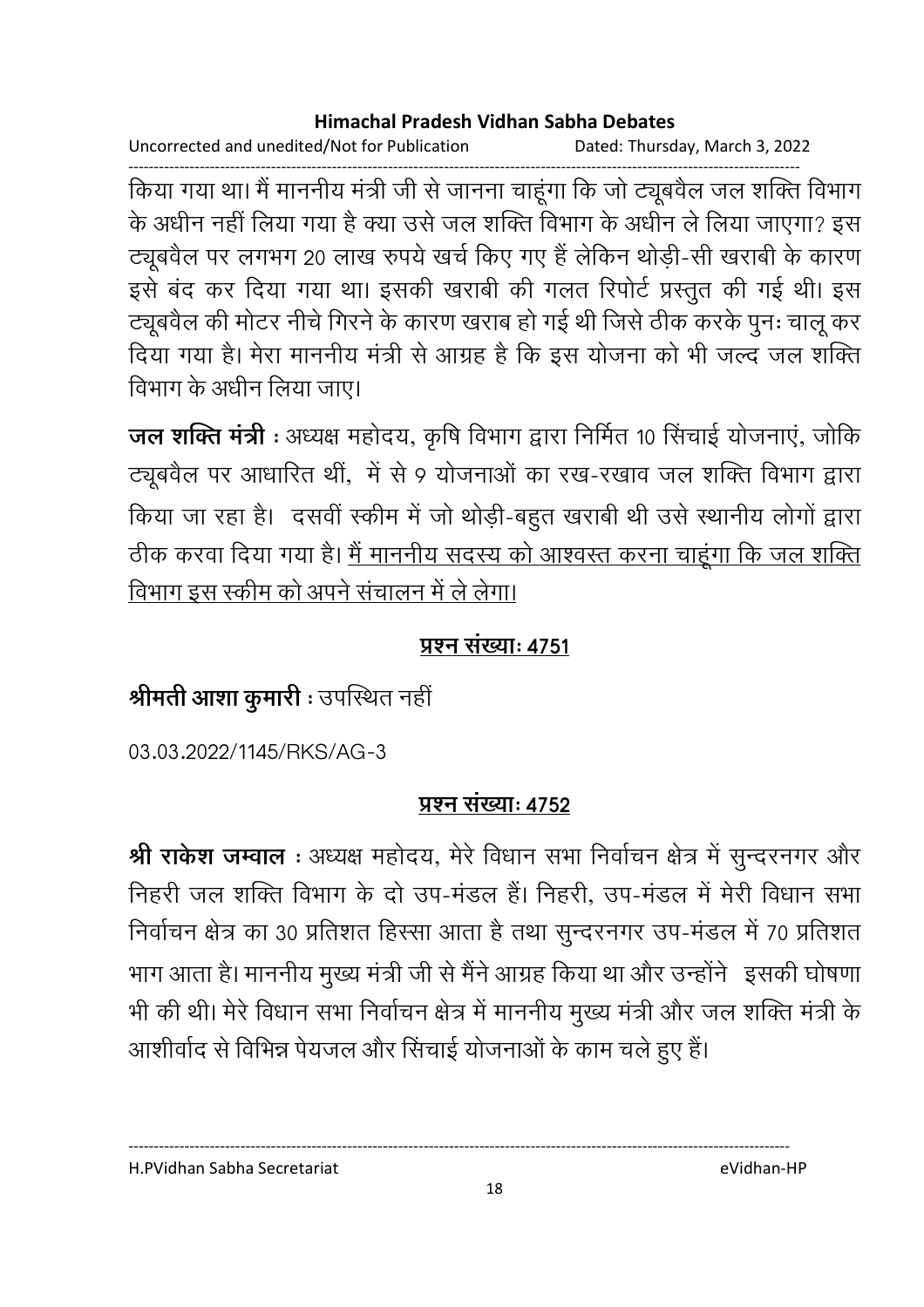किया गया था। मैं माननीय मंत्री जी से जानना चाहूंगा कि जो ट्यूबवैल जल शक्ति विभाग के अधीन नहीं लिया गया है क्या उसे जल शक्ति विभाग के अधीन ले लिया जाएगा? इस ट्यूबवैल पर लगभग 20 लाख रुपये खर्च किए गए हैं लेकिन थोड़ी-सी खराबी के कारण इसे बंद कर दिया गया था। इसकी खराबी की गलत रिपोर्ट प्रस्तुत की गई थी। इस ट्यूबवैल की मोटर नीचे गिरने के कारण खराब हो गई थी जिसे ठीक करके पुनः चालू कर दिया गया है। मेरा माननीय मंत्री से आग्रह है कि इस योजना को भी जल्द जल शक्ति विभाग के अधीन लिया जाए।

**जल शक्ति मंत्री** : अध्यक्ष महोदय, कृषि विभाग द्वारा निर्मित 10 सिंचाई योजनाएं, जोकि ट्यूबवैल पर आधारित थीं, में से 9 योजनाओं का रख-रखाव जल शक्ति विभाग द्वारा किया जा रहा है। दसवीं स्कीम में जो थोड़ी-बहुत खराबी थी उसे स्थानीय लोगों द्वारा ठीक करवा दिया गया है। <u>मैं माननीय सदस्य को आश्वस्त करना चाहूंगा कि जल शक्ति विभाग इस स्कीम को अपने संचालन में ले लेगा।</u>

## <u>प्रश्न संख्याः 4751</u>

**श्रीमती आशा कुमारी** : उपस्थित नहीं

03.03.2022/1145/RKS/AG-3

## <u>प्रश्न संख्याः 4752</u>

**श्री राकेश जम्वाल** : अध्यक्ष महोदय, मेरे विधान सभा निर्वाचन क्षेत्र में सुन्दरनगर और निहरी जल शक्ति विभाग के दो उप-मंडल हैं। निहरी, उप-मंडल में मेरी विधान सभा निर्वाचन क्षेत्र का 30 प्रतिशत हिस्सा आता है तथा सुन्दरनगर उप-मंडल में 70 प्रतिशत भाग आता है। माननीय मुख्य मंत्री जी से मैंने आग्रह किया था और उन्होंने इसकी घोषणा भी की थी। मेरे विधान सभा निर्वाचन क्षेत्र में माननीय मुख्य मंत्री और जल शक्ति मंत्री के आशीर्वाद से विभिन्न पेयजल और सिंचाई योजनाओं के काम चले हुए हैं।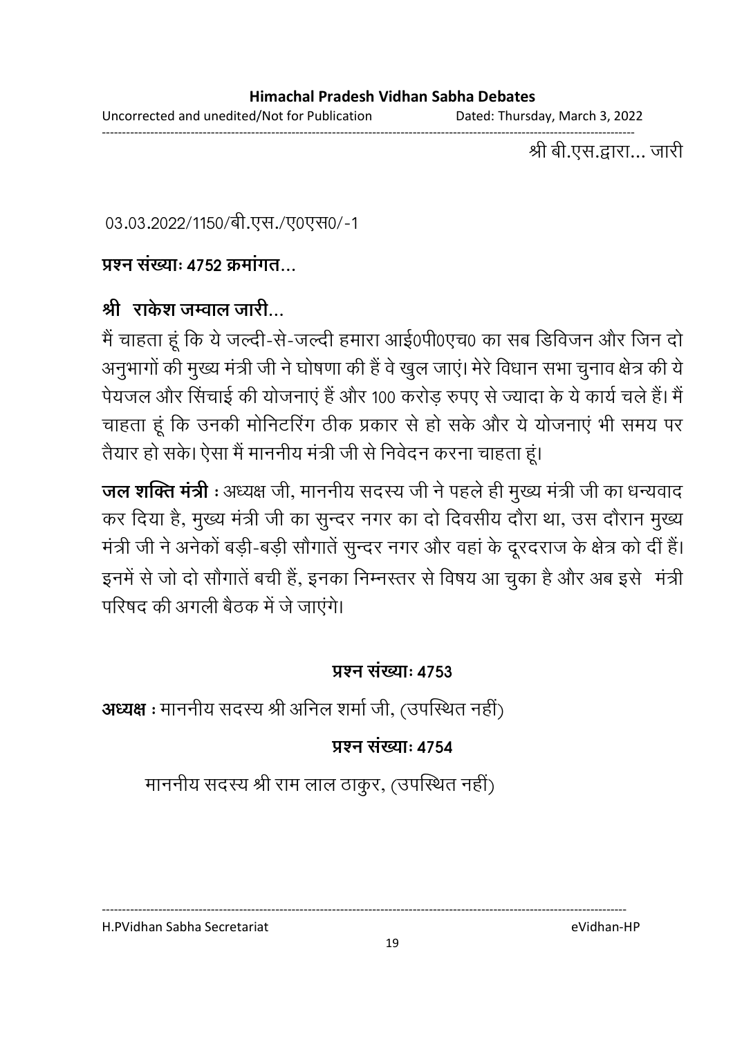श्री बी.एस.द्वारा... जारी

03.03.2022/1150/बी.एस./ए0एस0/-1

**प्रश्न संख्याः 4752 क्रमांगत...**

**श्री राकेश जम्वाल जारी...**

मैं चाहता हूं कि ये जल्दी-से-जल्दी हमारा आई0पी0एच0 का सब डिविजन और जिन दो अनुभागों की मुख्य मंत्री जी ने घोषणा की हैं वे खुल जाएं। मेरे विधान सभा चुनाव क्षेत्र की ये पेयजल और सिंचाई की योजनाएं हैं और 100 करोड़ रुपए से ज्यादा के ये कार्य चले हैं। मैं चाहता हूं कि उनकी मोनिटरिंग ठीक प्रकार से हो सके और ये योजनाएं भी समय पर तैयार हो सके। ऐसा मैं माननीय मंत्री जी से निवेदन करना चाहता हूं।

**जल शक्ति मंत्री :** अध्यक्ष जी, माननीय सदस्य जी ने पहले ही मुख्य मंत्री जी का धन्यवाद कर दिया है, मुख्य मंत्री जी का सुन्दर नगर का दो दिवसीय दौरा था, उस दौरान मुख्य मंत्री जी ने अनेकों बड़ी-बड़ी सौगातें सुन्दर नगर और वहां के दूरदराज के क्षेत्र को दीं हैं। इनमें से जो दो सौगातें बची हैं, इनका निम्नस्तर से विषय आ चुका है और अब इसे मंत्री परिषद की अगली बैठक में जे जाएंगे।

**प्रश्न संख्याः 4753**

**अध्यक्ष :** माननीय सदस्य श्री अनिल शर्मा जी, (उपस्थित नहीं)

**प्रश्न संख्याः 4754**

माननीय सदस्य श्री राम लाल ठाकुर, (उपस्थित नहीं)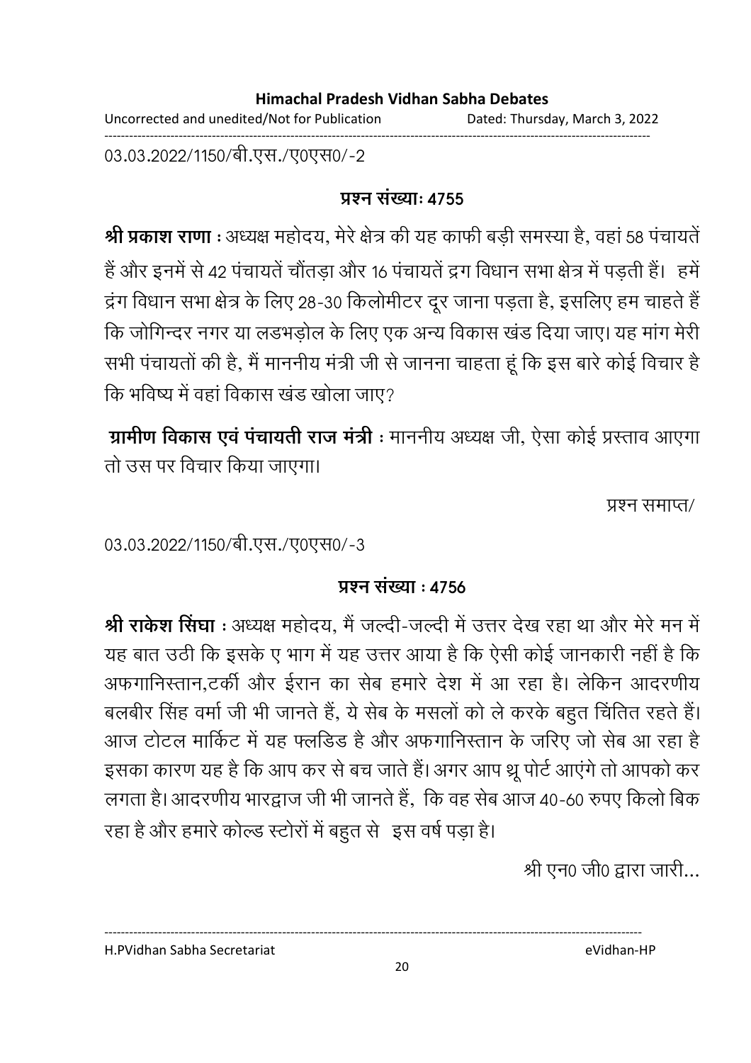03.03.2022/1150/बी.एस./ए0एस0/-2

**प्रश्न संख्याः 4755**

**श्री प्रकाश राणा** : अध्यक्ष महोदय, मेरे क्षेत्र की यह काफी बड़ी समस्या है, वहां 58 पंचायतें हैं और इनमें से 42 पंचायतें चौंतड़ा और 16 पंचायतें द्रग विधान सभा क्षेत्र में पड़ती हैं। हमें द्रंग विधान सभा क्षेत्र के लिए 28-30 किलोमीटर दूर जाना पड़ता है, इसलिए हम चाहते हैं कि जोगिन्दर नगर या लडभड़ोल के लिए एक अन्य विकास खंड दिया जाए। यह मांग मेरी सभी पंचायतों की है, मैं माननीय मंत्री जी से जानना चाहता हूं कि इस बारे कोई विचार है कि भविष्य में वहां विकास खंड खोला जाए?

**ग्रामीण विकास एवं पंचायती राज मंत्री** : माननीय अध्यक्ष जी, ऐसा कोई प्रस्ताव आएगा तो उस पर विचार किया जाएगा।

प्रश्न समाप्त/

03.03.2022/1150/बी.एस./ए0एस0/-3

**प्रश्न संख्या : 4756**

**श्री राकेश सिंघा** : अध्यक्ष महोदय, मैं जल्दी-जल्दी में उत्तर देख रहा था और मेरे मन में यह बात उठी कि इसके ए भाग में यह उत्तर आया है कि ऐसी कोई जानकारी नहीं है कि अफगानिस्तान,टर्की और ईरान का सेब हमारे देश में आ रहा है। लेकिन आदरणीय बलबीर सिंह वर्मा जी भी जानते हैं, ये सेब के मसलों को ले करके बहुत चिंतित रहते हैं। आज टोटल मार्किट में यह फ्लडिड है और अफगानिस्तान के जरिए जो सेब आ रहा है इसका कारण यह है कि आप कर से बच जाते हैं। अगर आप थ्रू पोर्ट आएंगे तो आपको कर लगता है। आदरणीय भारद्वाज जी भी जानते हैं, कि वह सेब आज 40-60 रुपए किलो बिक रहा है और हमारे कोल्ड स्टोरों में बहुत से इस वर्ष पड़ा है।

श्री एन0 जी0 द्वारा जारी...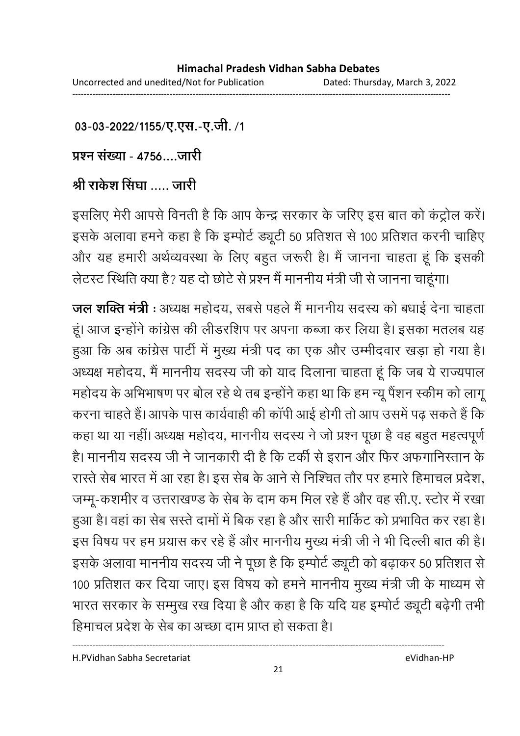**03-03-2022/1155/ए.एस.-ए.जी. /1**

**प्रश्न संख्या - 4756....जारी**

**श्री राकेश सिंघा ..... जारी**

इसलिए मेरी आपसे विनती है कि आप केन्द्र सरकार के जरिए इस बात को कंट्रोल करें। इसके अलावा हमने कहा है कि इम्पोर्ट ड्यूटी 50 प्रतिशत से 100 प्रतिशत करनी चाहिए और यह हमारी अर्थव्यवस्था के लिए बहुत जरूरी है। मैं जानना चाहता हूं कि इसकी लेटस्ट स्थिति क्या है? यह दो छोटे से प्रश्न मैं माननीय मंत्री जी से जानना चाहूंगा।

**जल शक्ति मंत्री** : अध्यक्ष महोदय, सबसे पहले मैं माननीय सदस्य को बधाई देना चाहता हूं। आज इन्होंने कांग्रेस की लीडरशिप पर अपना कब्जा कर लिया है। इसका मतलब यह हुआ कि अब कांग्रेस पार्टी में मुख्य मंत्री पद का एक और उम्मीदवार खड़ा हो गया है। अध्यक्ष महोदय, मैं माननीय सदस्य जी को याद दिलाना चाहता हूं कि जब ये राज्यपाल महोदय के अभिभाषण पर बोल रहे थे तब इन्होंने कहा था कि हम न्यू पैंशन स्कीम को लागू करना चाहते हैं। आपके पास कार्यवाही की कॉपी आई होगी तो आप उसमें पढ़ सकते हैं कि कहा था या नहीं। अध्यक्ष महोदय, माननीय सदस्य ने जो प्रश्न पूछा है वह बहुत महत्वपूर्ण है। माननीय सदस्य जी ने जानकारी दी है कि टर्की से इरान और फिर अफगानिस्तान के रास्ते सेब भारत में आ रहा है। इस सेब के आने से निश्चित तौर पर हमारे हिमाचल प्रदेश, जम्मू-कशमीर व उत्तराखण्ड के सेब के दाम कम मिल रहे हैं और वह सी.ए. स्टोर में रखा हुआ है। वहां का सेब सस्ते दामों में बिक रहा है और सारी मार्किट को प्रभावित कर रहा है। इस विषय पर हम प्रयास कर रहे हैं और माननीय मुख्य मंत्री जी ने भी दिल्ली बात की है। इसके अलावा माननीय सदस्य जी ने पूछा है कि इम्पोर्ट ड्यूटी को बढ़ाकर 50 प्रतिशत से 100 प्रतिशत कर दिया जाए। इस विषय को हमने माननीय मुख्य मंत्री जी के माध्यम से भारत सरकार के सम्मुख रख दिया है और कहा है कि यदि यह इम्पोर्ट ड्यूटी बढ़ेगी तभी हिमाचल प्रदेश के सेब का अच्छा दाम प्राप्त हो सकता है।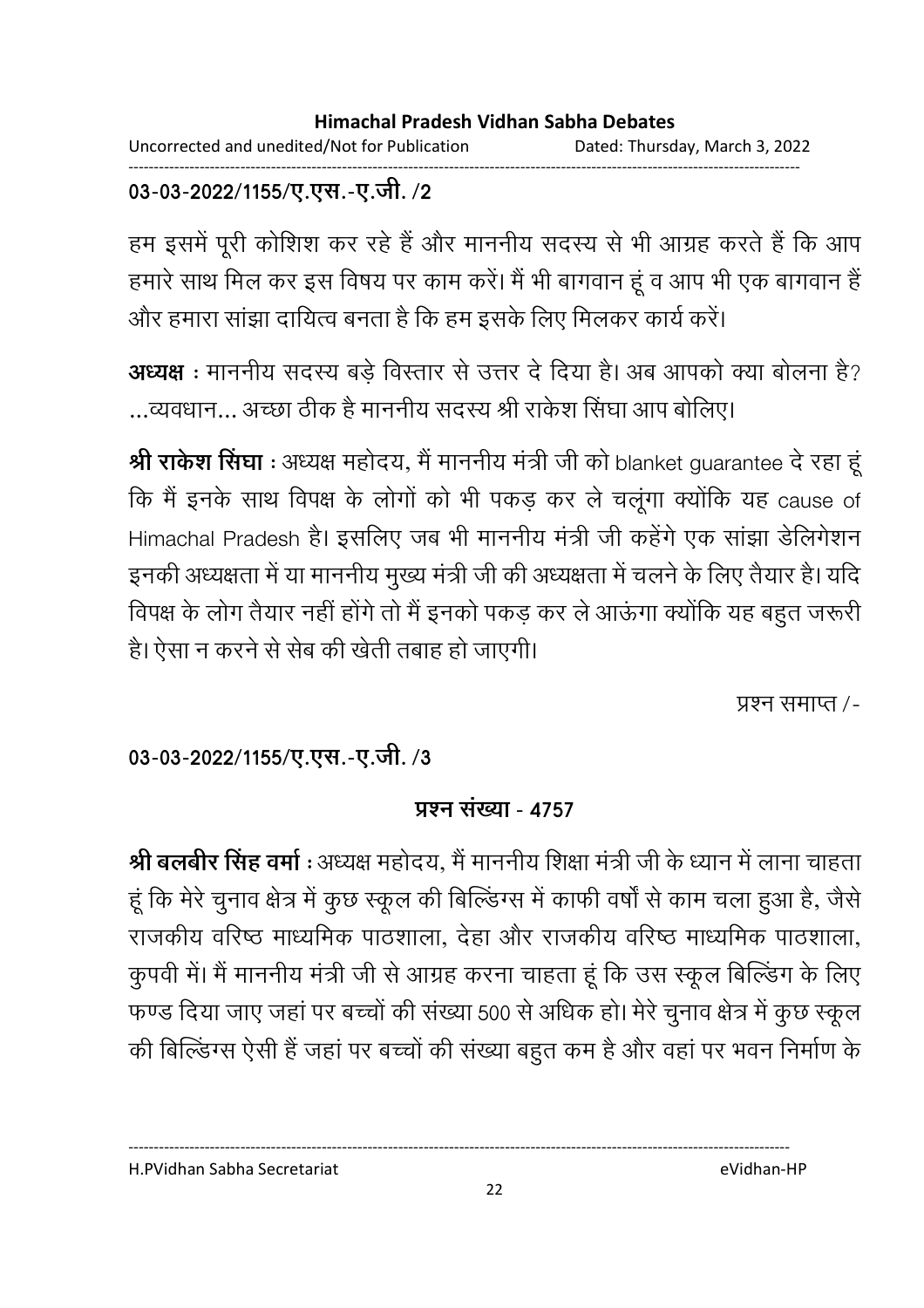03-03-2022/1155/ए.एस.-ए.जी. /2

हम इसमें पूरी कोशिश कर रहे हैं और माननीय सदस्य से भी आग्रह करते हैं कि आप हमारे साथ मिल कर इस विषय पर काम करें। मैं भी बागवान हूं व आप भी एक बागवान हैं और हमारा सांझा दायित्व बनता है कि हम इसके लिए मिलकर कार्य करें।

**अध्यक्ष :** माननीय सदस्य बड़े विस्तार से उत्तर दे दिया है। अब आपको क्या बोलना है? ...व्यवधान... अच्छा ठीक है माननीय सदस्य श्री राकेश सिंघा आप बोलिए।

**श्री राकेश सिंघा :** अध्यक्ष महोदय, मैं माननीय मंत्री जी को blanket guarantee दे रहा हूं कि मैं इनके साथ विपक्ष के लोगों को भी पकड़ कर ले चलूंगा क्योंकि यह cause of Himachal Pradesh है। इसलिए जब भी माननीय मंत्री जी कहेंगे एक सांझा डेलिगेशन इनकी अध्यक्षता में या माननीय मुख्य मंत्री जी की अध्यक्षता में चलने के लिए तैयार है। यदि विपक्ष के लोग तैयार नहीं होंगे तो मैं इनको पकड़ कर ले आऊंगा क्योंकि यह बहुत जरूरी है। ऐसा न करने से सेब की खेती तबाह हो जाएगी।

प्रश्न समाप्त /-

03-03-2022/1155/ए.एस.-ए.जी. /3

**प्रश्न संख्या - 4757**

**श्री बलबीर सिंह वर्मा :** अध्यक्ष महोदय, मैं माननीय शिक्षा मंत्री जी के ध्यान में लाना चाहता हूं कि मेरे चुनाव क्षेत्र में कुछ स्कूल की बिल्डिंग्स में काफी वर्षों से काम चला हुआ है, जैसे राजकीय वरिष्ठ माध्यमिक पाठशाला, देहा और राजकीय वरिष्ठ माध्यमिक पाठशाला, कुपवी में। मैं माननीय मंत्री जी से आग्रह करना चाहता हूं कि उस स्कूल बिल्डिंग के लिए फण्ड दिया जाए जहां पर बच्चों की संख्या 500 से अधिक हो। मेरे चुनाव क्षेत्र में कुछ स्कूल की बिल्डिंग्स ऐसी हैं जहां पर बच्चों की संख्या बहुत कम है और वहां पर भवन निर्माण के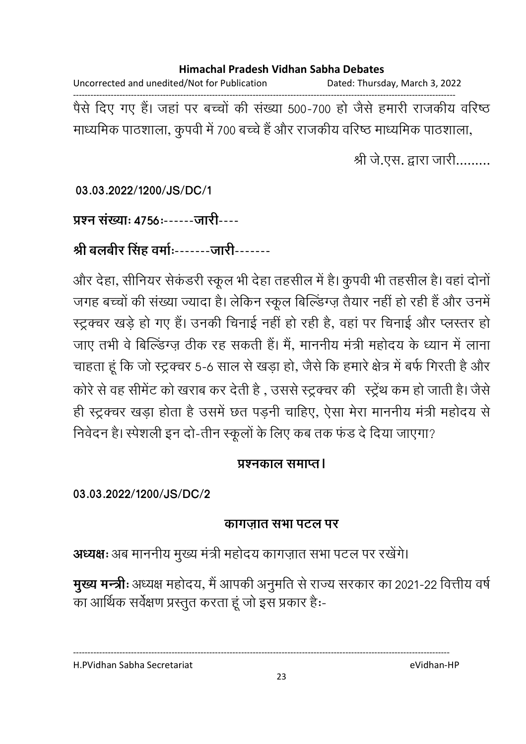पैसे दिए गए हैं। जहां पर बच्चों की संख्या 500-700 हो जैसे हमारी राजकीय वरिष्ठ माध्यमिक पाठशाला, कुपवी में 700 बच्चे हैं और राजकीय वरिष्ठ माध्यमिक पाठशाला,

श्री जे.एस. द्वारा जारी.........

**03.03.2022/1200/JS/DC/1**

**प्रश्न संख्याः 4756ः------जारी----**

**श्री बलबीर सिंह वर्माः-------जारी-------**

और देहा, सीनियर सेकंडरी स्कूल भी देहा तहसील में है। कुपवी भी तहसील है। वहां दोनों जगह बच्चों की संख्या ज्यादा है। लेकिन स्कूल बिल्डिंग्ज़ तैयार नहीं हो रही हैं और उनमें स्ट्रक्चर खड़े हो गए हैं। उनकी चिनाई नहीं हो रही है, वहां पर चिनाई और प्लस्तर हो जाए तभी वे बिल्डिंग्ज़ ठीक रह सकती हैं। मैं, माननीय मंत्री महोदय के ध्यान में लाना चाहता हूं कि जो स्ट्रक्चर 5-6 साल से खड़ा हो, जैसे कि हमारे क्षेत्र में बर्फ गिरती है और कोरे से वह सीमेंट को खराब कर देती है , उससे स्ट्रक्चर की स्ट्रेंथ कम हो जाती है। जैसे ही स्ट्रक्चर खड़ा होता है उसमें छत पड़नी चाहिए, ऐसा मेरा माननीय मंत्री महोदय से निवेदन है। स्पेशली इन दो-तीन स्कूलों के लिए कब तक फंड दे दिया जाएगा?

**प्रश्नकाल समाप्त।**

**03.03.2022/1200/JS/DC/2**

**कागज़ात सभा पटल पर**

**अध्यक्षः** अब माननीय मुख्य मंत्री महोदय कागज़ात सभा पटल पर रखेंगे।

**मुख्य मन्त्रीः** अध्यक्ष महोदय, मैं आपकी अनुमति से राज्य सरकार का 2021-22 वित्तीय वर्ष का आर्थिक सर्वेक्षण प्रस्तुत करता हूं जो इस प्रकार हैः-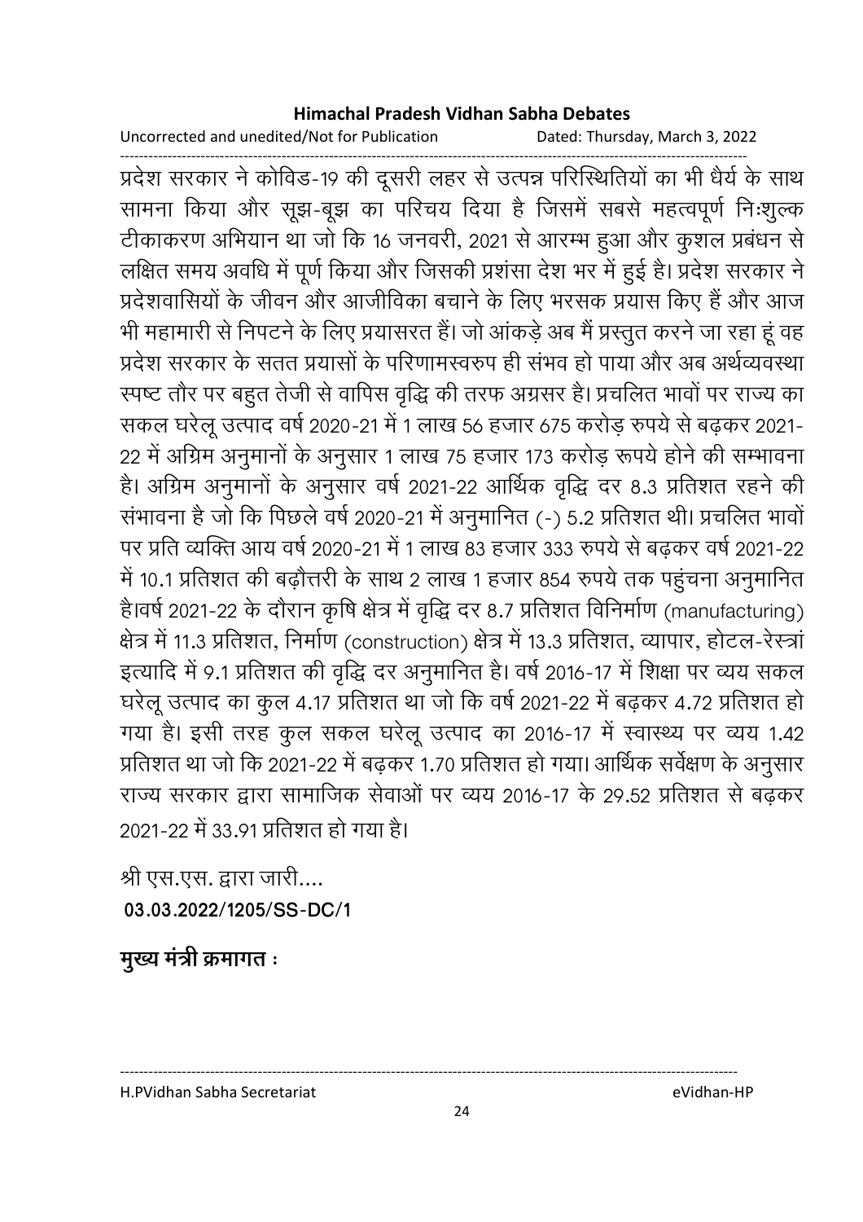प्रदेश सरकार ने कोविड-19 की दूसरी लहर से उत्पन्न परिस्थितियों का भी धैर्य के साथ सामना किया और सूझ-बूझ का परिचय दिया है जिसमें सबसे महत्वपूर्ण निःशुल्क टीकाकरण अभियान था जो कि 16 जनवरी, 2021 से आरम्भ हुआ और कुशल प्रबंधन से लक्षित समय अवधि में पूर्ण किया और जिसकी प्रशंसा देश भर में हुई है। प्रदेश सरकार ने प्रदेशवासियों के जीवन और आजीविका बचाने के लिए भरसक प्रयास किए हैं और आज भी महामारी से निपटने के लिए प्रयासरत हैं। जो आंकड़े अब मैं प्रस्तुत करने जा रहा हूं वह प्रदेश सरकार के सतत प्रयासों के परिणामस्वरुप ही संभव हो पाया और अब अर्थव्यवस्था स्पष्ट तौर पर बहुत तेजी से वापिस वृद्धि की तरफ अग्रसर है। प्रचलित भावों पर राज्य का सकल घरेलू उत्पाद वर्ष 2020-21 में 1 लाख 56 हजार 675 करोड़ रुपये से बढ़कर 2021-22 में अग्रिम अनुमानों के अनुसार 1 लाख 75 हजार 173 करोड़ रूपये होने की सम्भावना है। अग्रिम अनुमानों के अनुसार वर्ष 2021-22 आर्थिक वृद्धि दर 8.3 प्रतिशत रहने की संभावना है जो कि पिछले वर्ष 2020-21 में अनुमानित (-) 5.2 प्रतिशत थी। प्रचलित भावों पर प्रति व्यक्ति आय वर्ष 2020-21 में 1 लाख 83 हजार 333 रुपये से बढ़कर वर्ष 2021-22 में 10.1 प्रतिशत की बढ़ौत्तरी के साथ 2 लाख 1 हजार 854 रुपये तक पहुंचना अनुमानित है।वर्ष 2021-22 के दौरान कृषि क्षेत्र में वृद्धि दर 8.7 प्रतिशत विनिर्माण (manufacturing) क्षेत्र में 11.3 प्रतिशत, निर्माण (construction) क्षेत्र में 13.3 प्रतिशत, व्यापार, होटल-रेस्त्रां इत्यादि में 9.1 प्रतिशत की वृद्धि दर अनुमानित है। वर्ष 2016-17 में शिक्षा पर व्यय सकल घरेलू उत्पाद का कुल 4.17 प्रतिशत था जो कि वर्ष 2021-22 में बढ़कर 4.72 प्रतिशत हो गया है। इसी तरह कुल सकल घरेलू उत्पाद का 2016-17 में स्वास्थ्य पर व्यय 1.42 प्रतिशत था जो कि 2021-22 में बढ़कर 1.70 प्रतिशत हो गया। आर्थिक सर्वेक्षण के अनुसार राज्य सरकार द्वारा सामाजिक सेवाओं पर व्यय 2016-17 के 29.52 प्रतिशत से बढ़कर 2021-22 में 33.91 प्रतिशत हो गया है।

श्री एस.एस. द्वारा जारी....

**03.03.2022/1205/SS-DC/1**

**मुख्य मंत्री क्रमागत :**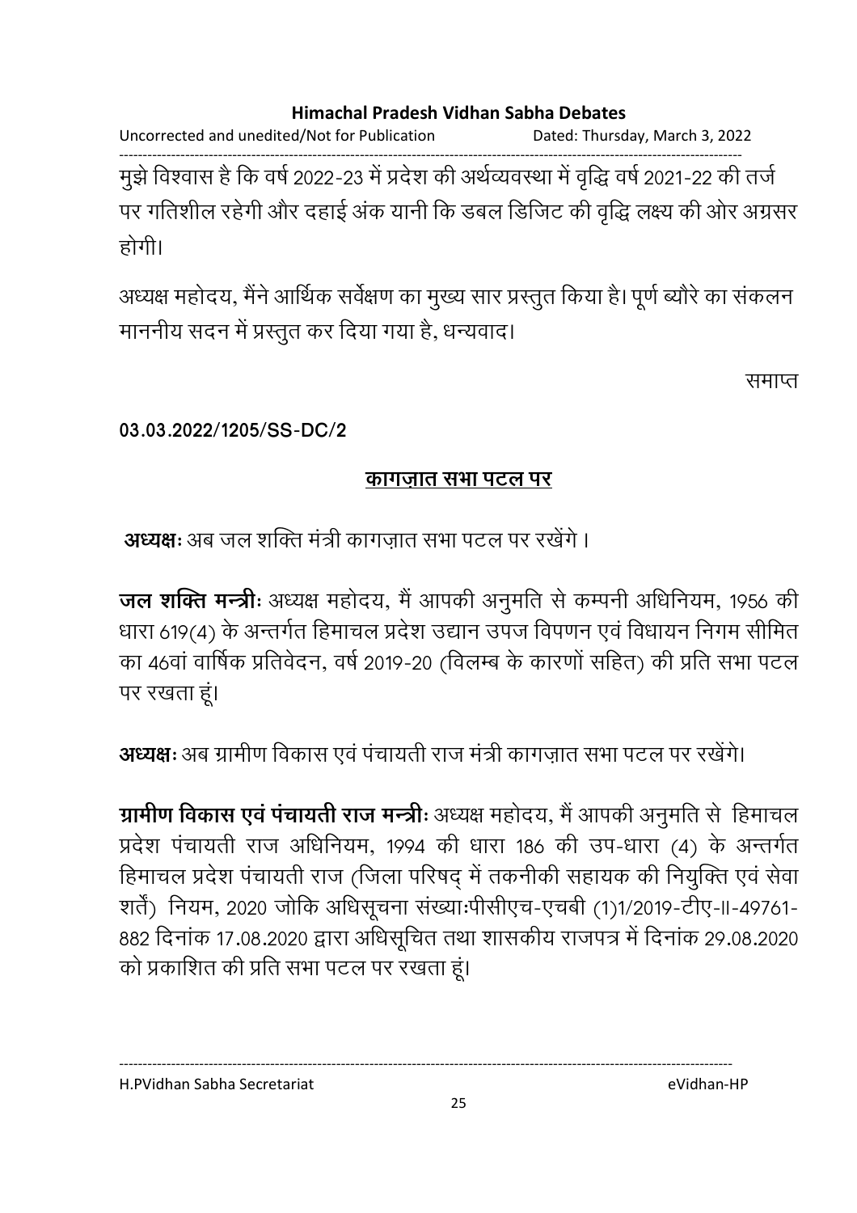मुझे विश्वास है कि वर्ष 2022-23 में प्रदेश की अर्थव्यवस्था में वृद्धि वर्ष 2021-22 की तर्ज पर गतिशील रहेगी और दहाई अंक यानी कि डबल डिजिट की वृद्धि लक्ष्य की ओर अग्रसर होगी।

अध्यक्ष महोदय, मैंने आर्थिक सर्वेक्षण का मुख्य सार प्रस्तुत किया है। पूर्ण ब्यौरे का संकलन माननीय सदन में प्रस्तुत कर दिया गया है, धन्यवाद।

समाप्त

**03.03.2022/1205/SS-DC/2**

## कागज़ात सभा पटल पर

**अध्यक्षः** अब जल शक्ति मंत्री कागज़ात सभा पटल पर रखेंगे ।

**जल शक्ति मन्त्रीः** अध्यक्ष महोदय, मैं आपकी अनुमति से कम्पनी अधिनियम, 1956 की धारा 619(4) के अन्तर्गत हिमाचल प्रदेश उद्यान उपज विपणन एवं विधायन निगम सीमित का 46वां वार्षिक प्रतिवेदन, वर्ष 2019-20 (विलम्ब के कारणों सहित) की प्रति सभा पटल पर रखता हूं।

**अध्यक्षः** अब ग्रामीण विकास एवं पंचायती राज मंत्री कागज़ात सभा पटल पर रखेंगे।

**ग्रामीण विकास एवं पंचायती राज मन्त्रीः** अध्यक्ष महोदय, मैं आपकी अनुमति से हिमाचल प्रदेश पंचायती राज अधिनियम, 1994 की धारा 186 की उप-धारा (4) के अन्तर्गत हिमाचल प्रदेश पंचायती राज (जिला परिषद् में तकनीकी सहायक की नियुक्ति एवं सेवा शर्तें) नियम, 2020 जोकि अधिसूचना संख्याःपीसीएच-एचबी (1)1/2019-टीए-II-49761-882 दिनांक 17.08.2020 द्वारा अधिसूचित तथा शासकीय राजपत्र में दिनांक 29.08.2020 को प्रकाशित की प्रति सभा पटल पर रखता हूं।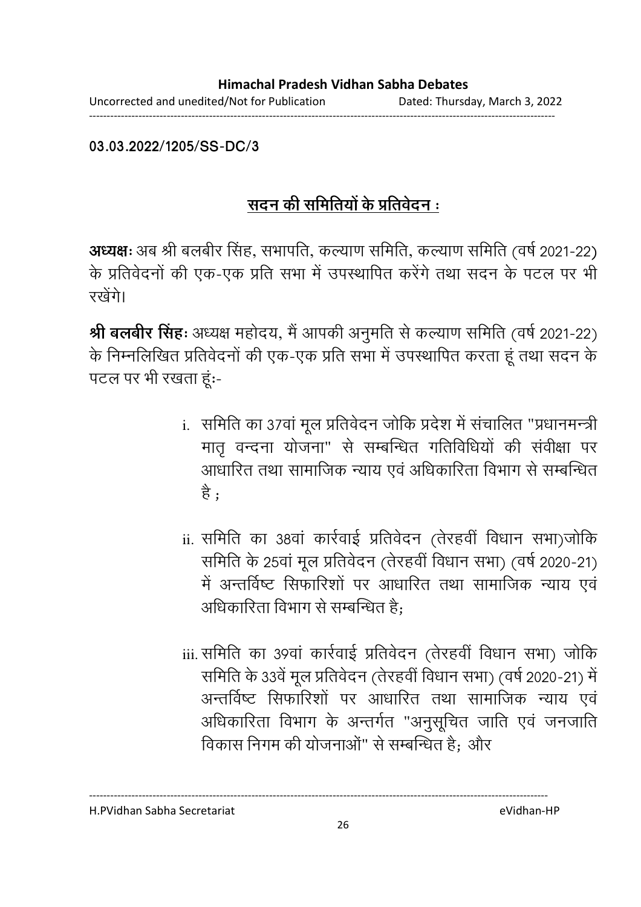**03.03.2022/1205/SS-DC/3**

## <u>सदन की समितियों के प्रतिवेदन :</u>

**अध्यक्षः** अब श्री बलबीर सिंह, सभापति, कल्याण समिति, कल्याण समिति (वर्ष 2021-22) के प्रतिवेदनों की एक-एक प्रति सभा में उपस्थापित करेंगे तथा सदन के पटल पर भी रखेंगे।

**श्री बलबीर सिंहः** अध्यक्ष महोदय, मैं आपकी अनुमति से कल्याण समिति (वर्ष 2021-22) के निम्नलिखित प्रतिवेदनों की एक-एक प्रति सभा में उपस्थापित करता हूं तथा सदन के पटल पर भी रखता हूंः-

i. समिति का 37वां मूल प्रतिवेदन जोकि प्रदेश में संचालित "प्रधानमन्त्री मातृ वन्दना योजना" से सम्बन्धित गतिविधियों की संवीक्षा पर आधारित तथा सामाजिक न्याय एवं अधिकारिता विभाग से सम्बन्धित है ;

ii. समिति का 38वां कार्रवाई प्रतिवेदन (तेरहवीं विधान सभा)जोकि समिति के 25वां मूल प्रतिवेदन (तेरहवीं विधान सभा) (वर्ष 2020-21) में अन्तर्विष्ट सिफारिशों पर आधारित तथा सामाजिक न्याय एवं अधिकारिता विभाग से सम्बन्धित है;

iii. समिति का 39वां कार्रवाई प्रतिवेदन (तेरहवीं विधान सभा) जोकि समिति के 33वें मूल प्रतिवेदन (तेरहवीं विधान सभा) (वर्ष 2020-21) में अन्तर्विष्ट सिफारिशों पर आधारित तथा सामाजिक न्याय एवं अधिकारिता विभाग के अन्तर्गत "अनुसूचित जाति एवं जनजाति विकास निगम की योजनाओं" से सम्बन्धित है; और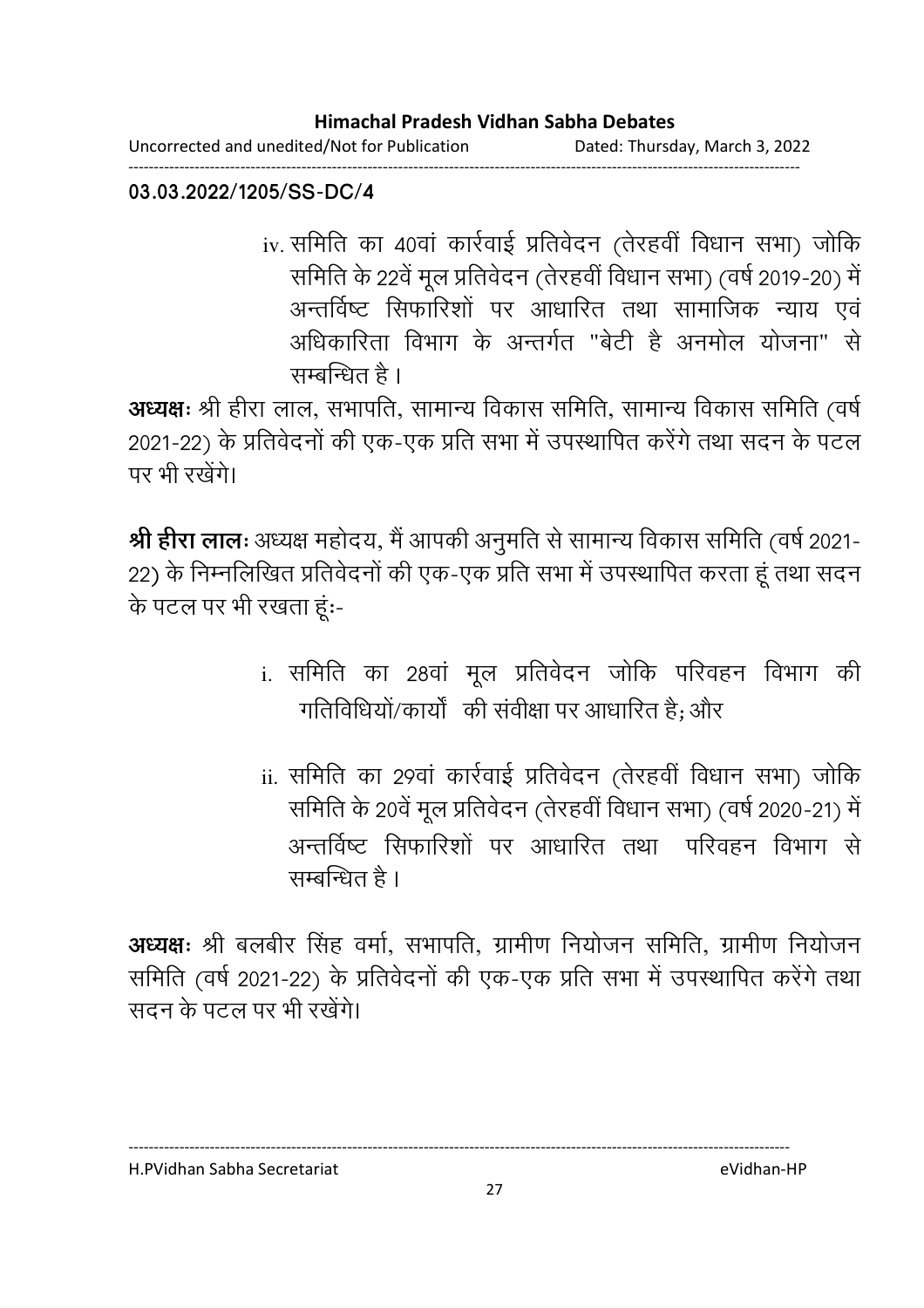**03.03.2022/1205/SS-DC/4**

iv. समिति का 40वां कार्रवाई प्रतिवेदन (तेरहवीं विधान सभा) जोकि समिति के 22वें मूल प्रतिवेदन (तेरहवीं विधान सभा) (वर्ष 2019-20) में अन्तर्विष्ट सिफारिशों पर आधारित तथा सामाजिक न्याय एवं अधिकारिता विभाग के अन्तर्गत "बेटी है अनमोल योजना" से सम्बन्धित है।

**अध्यक्षः** श्री हीरा लाल, सभापति, सामान्य विकास समिति, सामान्य विकास समिति (वर्ष 2021-22) के प्रतिवेदनों की एक-एक प्रति सभा में उपस्थापित करेंगे तथा सदन के पटल पर भी रखेंगे।

**श्री हीरा लालः** अध्यक्ष महोदय, मैं आपकी अनुमति से सामान्य विकास समिति (वर्ष 2021-22) के निम्नलिखित प्रतिवेदनों की एक-एक प्रति सभा में उपस्थापित करता हूं तथा सदन के पटल पर भी रखता हूंः-

i. समिति का 28वां मूल प्रतिवेदन जोकि परिवहन विभाग की गतिविधियों/कार्यों की संवीक्षा पर आधारित है; और

ii. समिति का 29वां कार्रवाई प्रतिवेदन (तेरहवीं विधान सभा) जोकि समिति के 20वें मूल प्रतिवेदन (तेरहवीं विधान सभा) (वर्ष 2020-21) में अन्तर्विष्ट सिफारिशों पर आधारित तथा परिवहन विभाग से सम्बन्धित है।

**अध्यक्षः** श्री बलबीर सिंह वर्मा, सभापति, ग्रामीण नियोजन समिति, ग्रामीण नियोजन समिति (वर्ष 2021-22) के प्रतिवेदनों की एक-एक प्रति सभा में उपस्थापित करेंगे तथा सदन के पटल पर भी रखेंगे।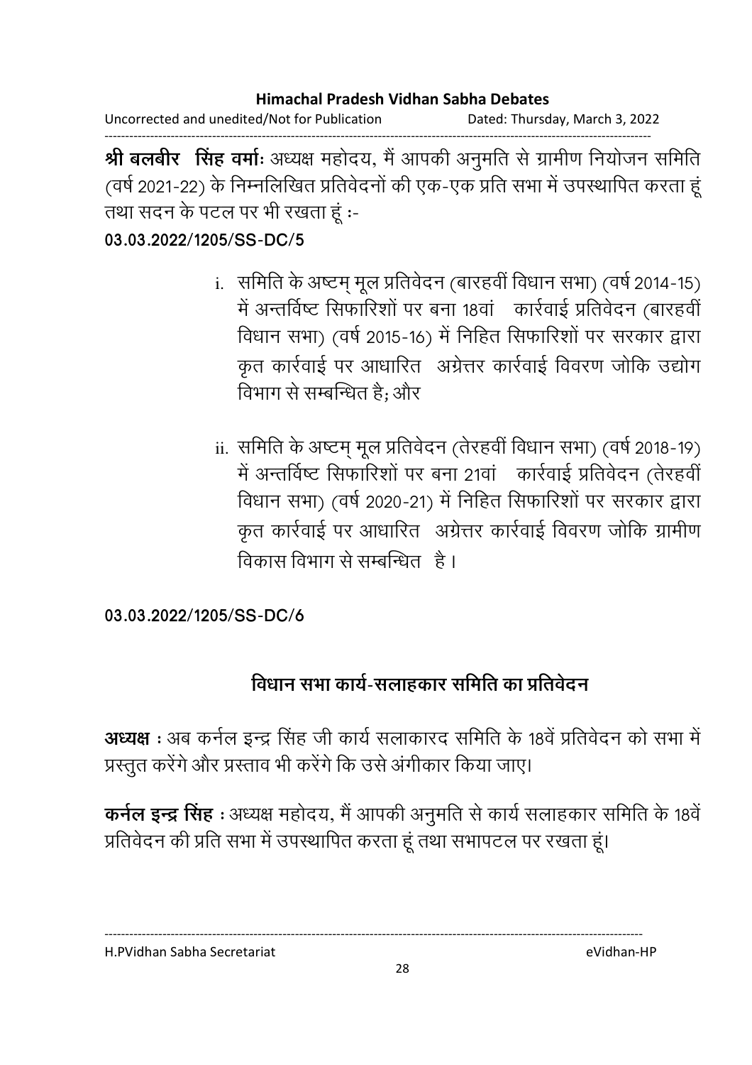**श्री बलबीर सिंह वर्मा:** अध्यक्ष महोदय, मैं आपकी अनुमति से ग्रामीण नियोजन समिति (वर्ष 2021-22) के निम्नलिखित प्रतिवेदनों की एक-एक प्रति सभा में उपस्थापित करता हूं तथा सदन के पटल पर भी रखता हूं :-

**03.03.2022/1205/SS-DC/5**

i. समिति के अष्टम् मूल प्रतिवेदन (बारहवीं विधान सभा) (वर्ष 2014-15) में अन्तर्विष्ट सिफारिशों पर बना 18वां कार्रवाई प्रतिवेदन (बारहवीं विधान सभा) (वर्ष 2015-16) में निहित सिफारिशों पर सरकार द्वारा कृत कार्रवाई पर आधारित अग्रेत्तर कार्रवाई विवरण जोकि उद्योग विभाग से सम्बन्धित है; और

ii. समिति के अष्टम् मूल प्रतिवेदन (तेरहवीं विधान सभा) (वर्ष 2018-19) में अन्तर्विष्ट सिफारिशों पर बना 21वां कार्रवाई प्रतिवेदन (तेरहवीं विधान सभा) (वर्ष 2020-21) में निहित सिफारिशों पर सरकार द्वारा कृत कार्रवाई पर आधारित अग्रेत्तर कार्रवाई विवरण जोकि ग्रामीण विकास विभाग से सम्बन्धित है ।

**03.03.2022/1205/SS-DC/6**

## विधान सभा कार्य-सलाहकार समिति का प्रतिवेदन

**अध्यक्ष :** अब कर्नल इन्द्र सिंह जी कार्य सलाकारद समिति के 18वें प्रतिवेदन को सभा में प्रस्तुत करेंगे और प्रस्ताव भी करेंगे कि उसे अंगीकार किया जाए।

**कर्नल इन्द्र सिंह :** अध्यक्ष महोदय, मैं आपकी अनुमति से कार्य सलाहकार समिति के 18वें प्रतिवेदन की प्रति सभा में उपस्थापित करता हूं तथा सभापटल पर रखता हूं।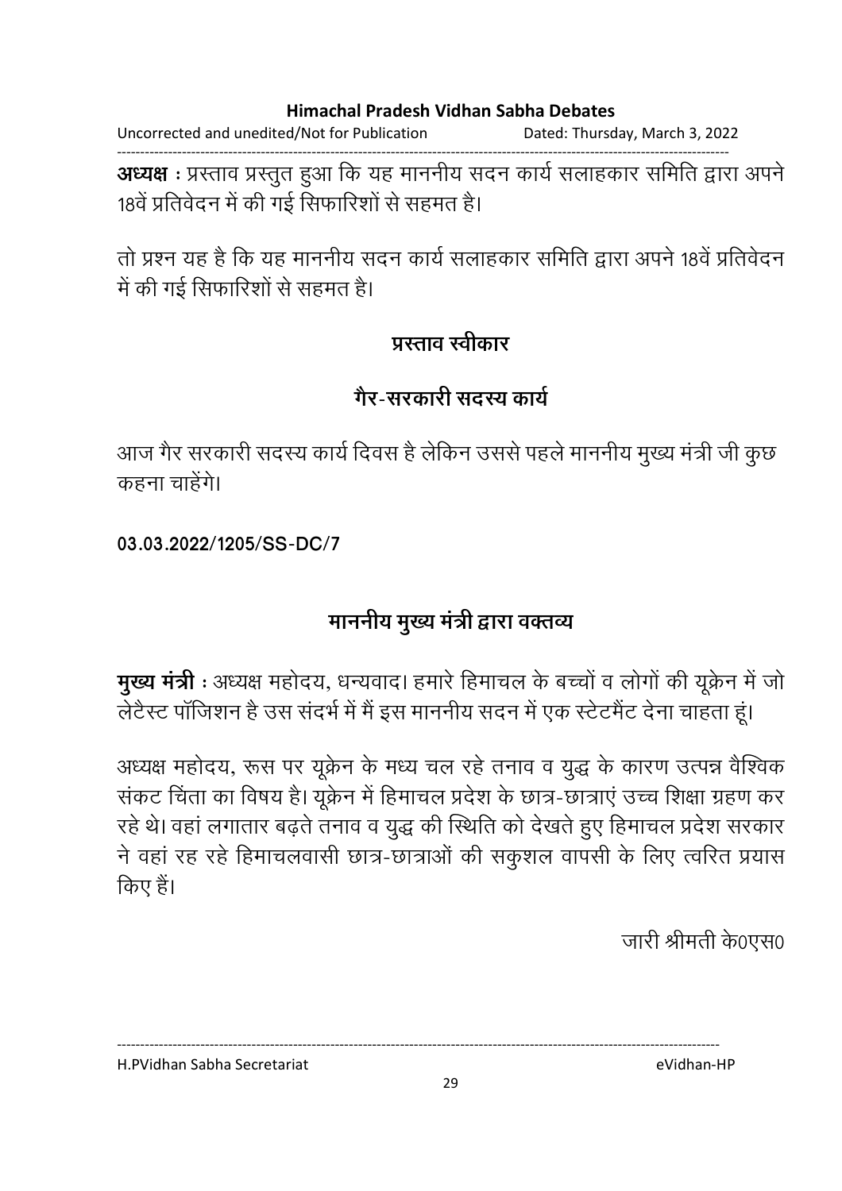**अध्यक्ष :** प्रस्ताव प्रस्तुत हुआ कि यह माननीय सदन कार्य सलाहकार समिति द्वारा अपने 18वें प्रतिवेदन में की गई सिफारिशों से सहमत है।

तो प्रश्न यह है कि यह माननीय सदन कार्य सलाहकार समिति द्वारा अपने 18वें प्रतिवेदन में की गई सिफारिशों से सहमत है।

## प्रस्ताव स्वीकार

## गैर-सरकारी सदस्य कार्य

आज गैर सरकारी सदस्य कार्य दिवस है लेकिन उससे पहले माननीय मुख्य मंत्री जी कुछ कहना चाहेंगे।

**03.03.2022/1205/SS-DC/7**

## माननीय मुख्य मंत्री द्वारा वक्तव्य

**मुख्य मंत्री :** अध्यक्ष महोदय, धन्यवाद। हमारे हिमाचल के बच्चों व लोगों की यूक्रेन में जो लेटैस्ट पॉजिशन है उस संदर्भ में मैं इस माननीय सदन में एक स्टेटमैंट देना चाहता हूं।

अध्यक्ष महोदय, रूस पर यूक्रेन के मध्य चल रहे तनाव व युद्ध के कारण उत्पन्न वैश्विक संकट चिंता का विषय है। यूक्रेन में हिमाचल प्रदेश के छात्र-छात्राएं उच्च शिक्षा ग्रहण कर रहे थे। वहां लगातार बढ़ते तनाव व युद्ध की स्थिति को देखते हुए हिमाचल प्रदेश सरकार ने वहां रह रहे हिमाचलवासी छात्र-छात्राओं की सकुशल वापसी के लिए त्वरित प्रयास किए हैं।

जारी श्रीमती के0एस0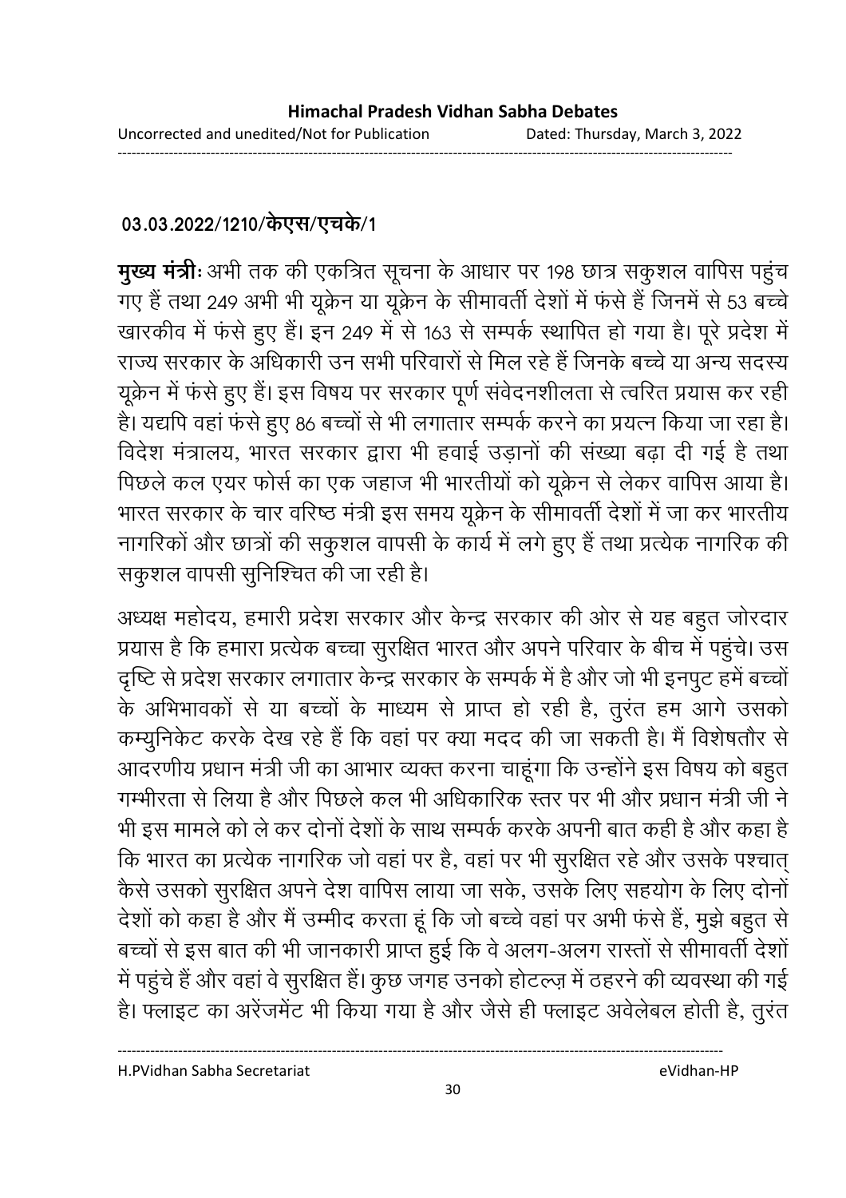**03.03.2022/1210/केएस/एचके/1**

**मुख्य मंत्रीः** अभी तक की एकत्रित सूचना के आधार पर 198 छात्र सकुशल वापिस पहुंच गए हैं तथा 249 अभी भी यूक्रेन या यूक्रेन के सीमावर्ती देशों में फंसे हैं जिनमें से 53 बच्चे खारकीव में फंसे हुए हैं। इन 249 में से 163 से सम्पर्क स्थापित हो गया है। पूरे प्रदेश में राज्य सरकार के अधिकारी उन सभी परिवारों से मिल रहे हैं जिनके बच्चे या अन्य सदस्य यूक्रेन में फंसे हुए हैं। इस विषय पर सरकार पूर्ण संवेदनशीलता से त्वरित प्रयास कर रही है। यद्यपि वहां फंसे हुए 86 बच्चों से भी लगातार सम्पर्क करने का प्रयत्न किया जा रहा है। विदेश मंत्रालय, भारत सरकार द्वारा भी हवाई उड़ानों की संख्या बढ़ा दी गई है तथा पिछले कल एयर फोर्स का एक जहाज भी भारतीयों को यूक्रेन से लेकर वापिस आया है। भारत सरकार के चार वरिष्ठ मंत्री इस समय यूक्रेन के सीमावर्ती देशों में जा कर भारतीय नागरिकों और छात्रों की सकुशल वापसी के कार्य में लगे हुए हैं तथा प्रत्येक नागरिक की सकुशल वापसी सुनिश्चित की जा रही है।

अध्यक्ष महोदय, हमारी प्रदेश सरकार और केन्द्र सरकार की ओर से यह बहुत जोरदार प्रयास है कि हमारा प्रत्येक बच्चा सुरक्षित भारत और अपने परिवार के बीच में पहुंचे। उस दृष्टि से प्रदेश सरकार लगातार केन्द्र सरकार के सम्पर्क में है और जो भी इनपुट हमें बच्चों के अभिभावकों से या बच्चों के माध्यम से प्राप्त हो रही है, तुरंत हम आगे उसको कम्युनिकेट करके देख रहे हैं कि वहां पर क्या मदद की जा सकती है। मैं विशेषतौर से आदरणीय प्रधान मंत्री जी का आभार व्यक्त करना चाहूंगा कि उन्होंने इस विषय को बहुत गम्भीरता से लिया है और पिछले कल भी अधिकारिक स्तर पर भी और प्रधान मंत्री जी ने भी इस मामले को ले कर दोनों देशों के साथ सम्पर्क करके अपनी बात कही है और कहा है कि भारत का प्रत्येक नागरिक जो वहां पर है, वहां पर भी सुरक्षित रहे और उसके पश्चात् कैसे उसको सुरक्षित अपने देश वापिस लाया जा सके, उसके लिए सहयोग के लिए दोनों देशों को कहा है और मैं उम्मीद करता हूं कि जो बच्चे वहां पर अभी फंसे हैं, मुझे बहुत से बच्चों से इस बात की भी जानकारी प्राप्त हुई कि वे अलग-अलग रास्तों से सीमावर्ती देशों में पहुंचे हैं और वहां वे सुरक्षित हैं। कुछ जगह उनको होटल्ज़ में ठहरने की व्यवस्था की गई है। फ्लाइट का अरेंजमेंट भी किया गया है और जैसे ही फ्लाइट अवेलेबल होती है, तुरंत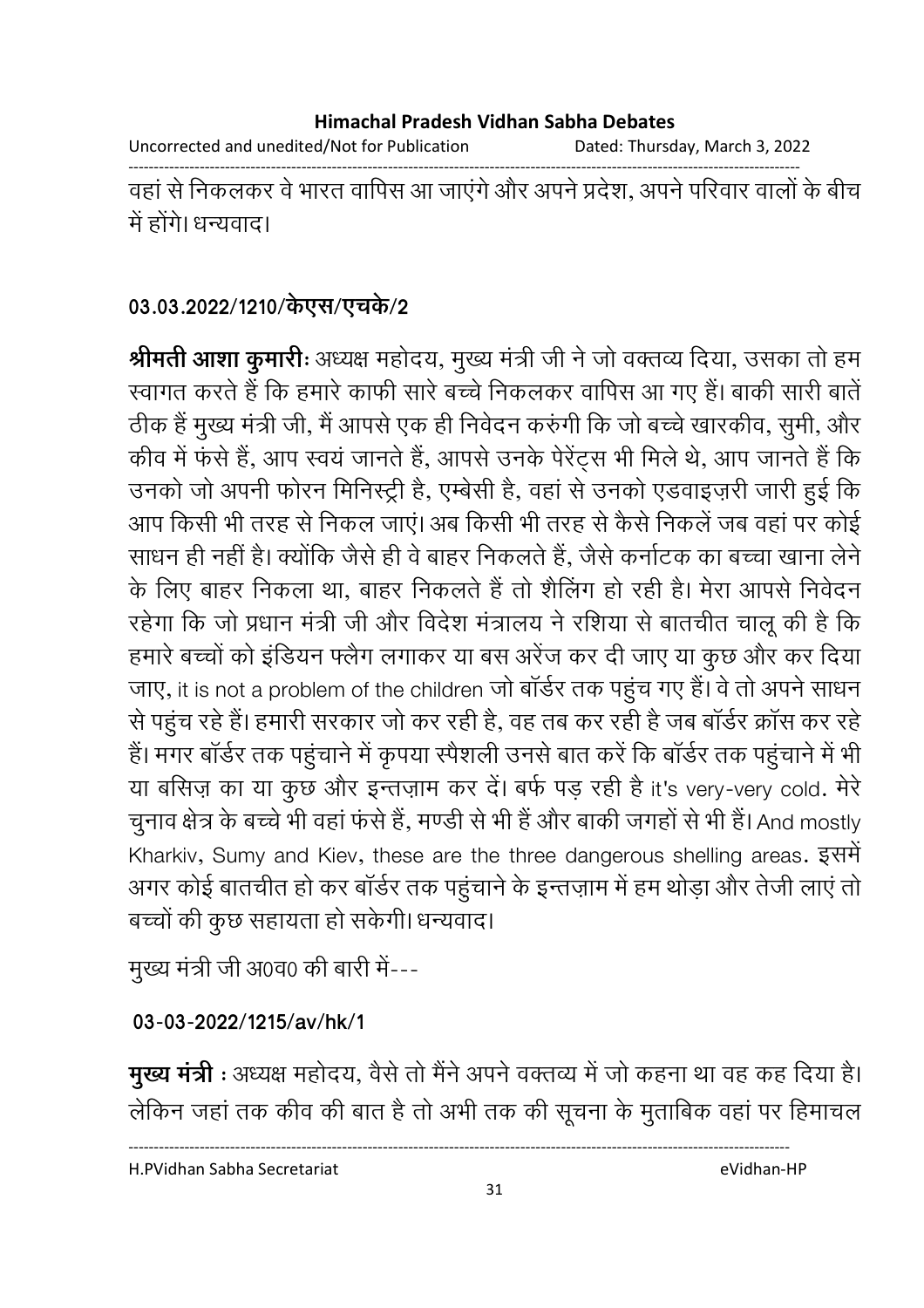वहां से निकलकर वे भारत वापिस आ जाएंगे और अपने प्रदेश, अपने परिवार वालों के बीच में होंगे। धन्यवाद।

**03.03.2022/1210/केएस/एचके/2**

**श्रीमती आशा कुमारीः** अध्यक्ष महोदय, मुख्य मंत्री जी ने जो वक्तव्य दिया, उसका तो हम स्वागत करते हैं कि हमारे काफी सारे बच्चे निकलकर वापिस आ गए हैं। बाकी सारी बातें ठीक हैं मुख्य मंत्री जी, मैं आपसे एक ही निवेदन करुंगी कि जो बच्चे खारकीव, सुमी, और कीव में फंसे हैं, आप स्वयं जानते हैं, आपसे उनके पेरेंट्स भी मिले थे, आप जानते हैं कि उनको जो अपनी फोरन मिनिस्ट्री है, एम्बेसी है, वहां से उनको एडवाइज़री जारी हुई कि आप किसी भी तरह से निकल जाएं। अब किसी भी तरह से कैसे निकलें जब वहां पर कोई साधन ही नहीं है। क्योंकि जैसे ही वे बाहर निकलते हैं, जैसे कर्नाटक का बच्चा खाना लेने के लिए बाहर निकला था, बाहर निकलते हैं तो शैलिंग हो रही है। मेरा आपसे निवेदन रहेगा कि जो प्रधान मंत्री जी और विदेश मंत्रालय ने रशिया से बातचीत चालू की है कि हमारे बच्चों को इंडियन फ्लैग लगाकर या बस अरेंज कर दी जाए या कुछ और कर दिया जाए, it is not a problem of the children जो बॉर्डर तक पहुंच गए हैं। वे तो अपने साधन से पहुंच रहे हैं। हमारी सरकार जो कर रही है, वह तब कर रही है जब बॉर्डर क्रॉस कर रहे हैं। मगर बॉर्डर तक पहुंचाने में कृपया स्पैशली उनसे बात करें कि बॉर्डर तक पहुंचाने में भी या बसिज़ का या कुछ और इन्तज़ाम कर दें। बर्फ पड़ रही है it's very-very cold. मेरे चुनाव क्षेत्र के बच्चे भी वहां फंसे हैं, मण्डी से भी हैं और बाकी जगहों से भी हैं। And mostly Kharkiv, Sumy and Kiev, these are the three dangerous shelling areas. इसमें अगर कोई बातचीत हो कर बॉर्डर तक पहुंचाने के इन्तज़ाम में हम थोड़ा और तेजी लाएं तो बच्चों की कुछ सहायता हो सकेगी। धन्यवाद।

मुख्य मंत्री जी अ0व0 की बारी में---

**03-03-2022/1215/av/hk/1**

**मुख्य मंत्री :** अध्यक्ष महोदय, वैसे तो मैंने अपने वक्तव्य में जो कहना था वह कह दिया है। लेकिन जहां तक कीव की बात है तो अभी तक की सूचना के मुताबिक वहां पर हिमाचल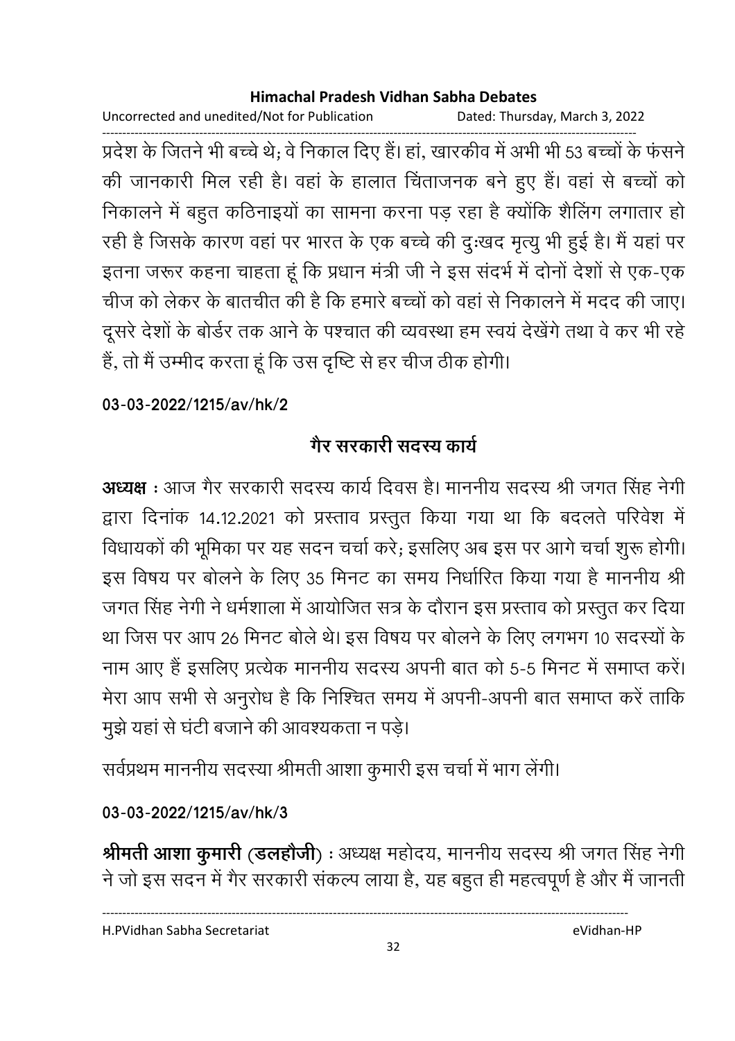प्रदेश के जितने भी बच्चे थे; वे निकाल दिए हैं। हां, खारकीव में अभी भी 53 बच्चों के फंसने की जानकारी मिल रही है। वहां के हालात चिंताजनक बने हुए हैं। वहां से बच्चों को निकालने में बहुत कठिनाइयों का सामना करना पड़ रहा है क्योंकि शैलिंग लगातार हो रही है जिसके कारण वहां पर भारत के एक बच्चे की दुःखद मृत्यु भी हुई है। मैं यहां पर इतना जरूर कहना चाहता हूं कि प्रधान मंत्री जी ने इस संदर्भ में दोनों देशों से एक-एक चीज को लेकर के बातचीत की है कि हमारे बच्चों को वहां से निकालने में मदद की जाए। दूसरे देशों के बोर्डर तक आने के पश्चात की व्यवस्था हम स्वयं देखेंगे तथा वे कर भी रहे हैं, तो मैं उम्मीद करता हूं कि उस दृष्टि से हर चीज ठीक होगी।

**03-03-2022/1215/av/hk/2**

## गैर सरकारी सदस्य कार्य

**अध्यक्ष** : आज गैर सरकारी सदस्य कार्य दिवस है। माननीय सदस्य श्री जगत सिंह नेगी द्वारा दिनांक 14.12.2021 को प्रस्ताव प्रस्तुत किया गया था कि बदलते परिवेश में विधायकों की भूमिका पर यह सदन चर्चा करे; इसलिए अब इस पर आगे चर्चा शुरू होगी। इस विषय पर बोलने के लिए 35 मिनट का समय निर्धारित किया गया है माननीय श्री जगत सिंह नेगी ने धर्मशाला में आयोजित सत्र के दौरान इस प्रस्ताव को प्रस्तुत कर दिया था जिस पर आप 26 मिनट बोले थे। इस विषय पर बोलने के लिए लगभग 10 सदस्यों के नाम आए हैं इसलिए प्रत्येक माननीय सदस्य अपनी बात को 5-5 मिनट में समाप्त करें। मेरा आप सभी से अनुरोध है कि निश्चित समय में अपनी-अपनी बात समाप्त करें ताकि मुझे यहां से घंटी बजाने की आवश्यकता न पड़े।

सर्वप्रथम माननीय सदस्या श्रीमती आशा कुमारी इस चर्चा में भाग लेंगी।

**03-03-2022/1215/av/hk/3**

**श्रीमती आशा कुमारी (डलहौजी)** : अध्यक्ष महोदय, माननीय सदस्य श्री जगत सिंह नेगी ने जो इस सदन में गैर सरकारी संकल्प लाया है, यह बहुत ही महत्वपूर्ण है और मैं जानती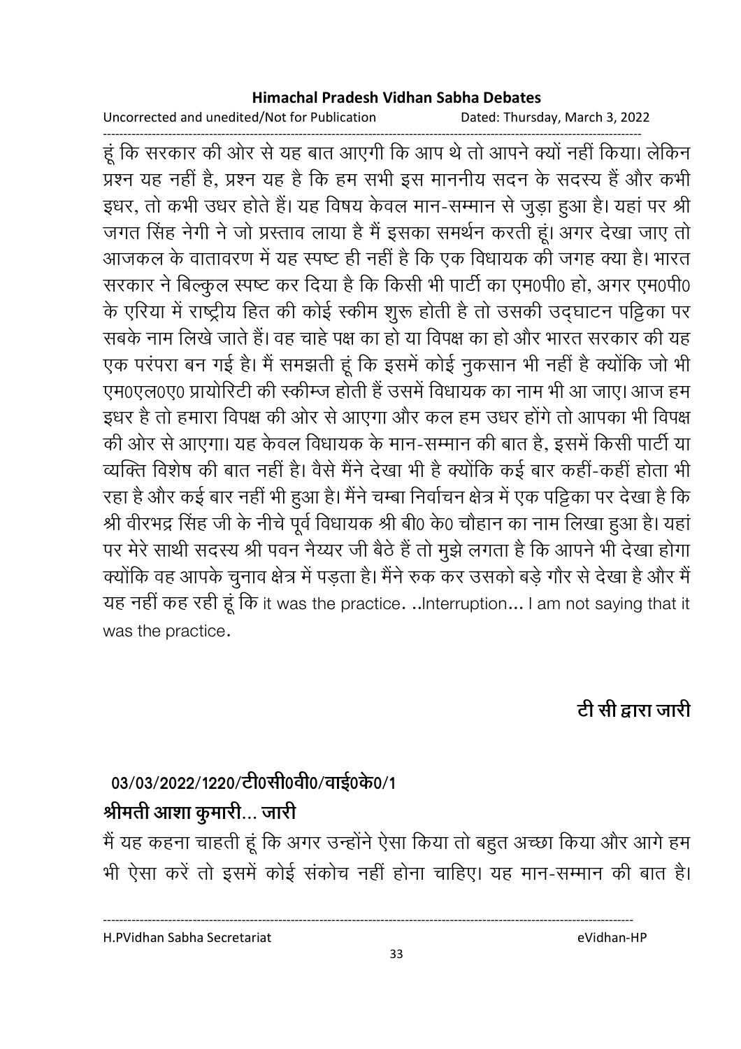हूं कि सरकार की ओर से यह बात आएगी कि आप थे तो आपने क्यों नहीं किया। लेकिन प्रश्न यह नहीं है, प्रश्न यह है कि हम सभी इस माननीय सदन के सदस्य हैं और कभी इधर, तो कभी उधर होते हैं। यह विषय केवल मान-सम्मान से जुड़ा हुआ है। यहां पर श्री जगत सिंह नेगी ने जो प्रस्ताव लाया है मैं इसका समर्थन करती हूं। अगर देखा जाए तो आजकल के वातावरण में यह स्पष्ट ही नहीं है कि एक विधायक की जगह क्या है। भारत सरकार ने बिल्कुल स्पष्ट कर दिया है कि किसी भी पार्टी का एम0पी0 हो, अगर एम0पी0 के एरिया में राष्ट्रीय हित की कोई स्कीम शुरू होती है तो उसकी उद्घाटन पट्टिका पर सबके नाम लिखे जाते हैं। वह चाहे पक्ष का हो या विपक्ष का हो और भारत सरकार की यह एक परंपरा बन गई है। मैं समझती हूं कि इसमें कोई नुकसान भी नहीं है क्योंकि जो भी एम0एल0ए0 प्रायोरिटी की स्कीम्ज होती हैं उसमें विधायक का नाम भी आ जाए। आज हम इधर है तो हमारा विपक्ष की ओर से आएगा और कल हम उधर होंगे तो आपका भी विपक्ष की ओर से आएगा। यह केवल विधायक के मान-सम्मान की बात है, इसमें किसी पार्टी या व्यक्ति विशेष की बात नहीं है। वैसे मैंने देखा भी है क्योंकि कई बार कहीं-कहीं होता भी रहा है और कई बार नहीं भी हुआ है। मैंने चम्बा निर्वाचन क्षेत्र में एक पट्टिका पर देखा है कि श्री वीरभद्र सिंह जी के नीचे पूर्व विधायक श्री बी0 के0 चौहान का नाम लिखा हुआ है। यहां पर मेरे साथी सदस्य श्री पवन नैय्यर जी बैठे हैं तो मुझे लगता है कि आपने भी देखा होगा क्योंकि वह आपके चुनाव क्षेत्र में पड़ता है। मैंने रुक कर उसको बड़े गौर से देखा है और मैं यह नहीं कह रही हूं कि it was the practice. ..Interruption... I am not saying that it was the practice.

**टी सी द्वारा जारी**

**03/03/2022/1220/टी0सी0वी0/वाई0के0/1**

**श्रीमती आशा कुमारी... जारी**

मैं यह कहना चाहती हूं कि अगर उन्होंने ऐसा किया तो बहुत अच्छा किया और आगे हम भी ऐसा करें तो इसमें कोई संकोच नहीं होना चाहिए। यह मान-सम्मान की बात है।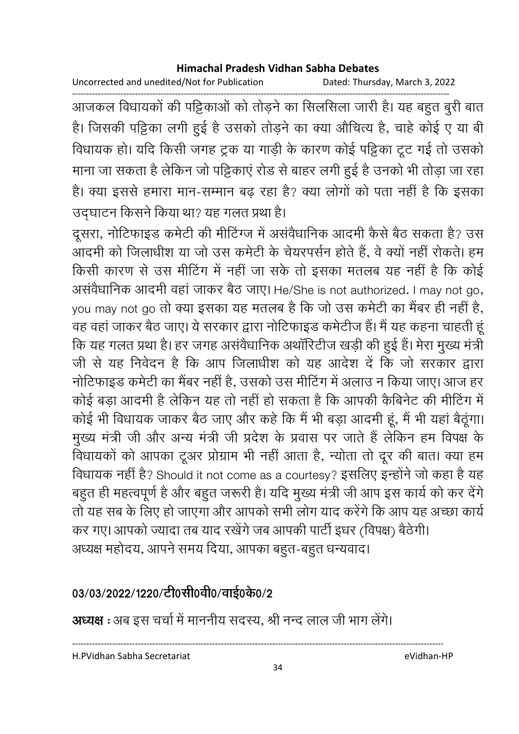आजकल विधायकों की पट्टिकाओं को तोड़ने का सिलसिला जारी है। यह बहुत बुरी बात है। जिसकी पट्टिका लगी हुई है उसको तोड़ने का क्या औचित्य है, चाहे कोई ए या बी विधायक हो। यदि किसी जगह ट्रक या गाड़ी के कारण कोई पट्टिका टूट गई तो उसको माना जा सकता है लेकिन जो पट्टिकाएं रोड से बाहर लगी हुई है उनको भी तोड़ा जा रहा है। क्या इससे हमारा मान-सम्मान बढ़ रहा है? क्या लोगों को पता नहीं है कि इसका उद्‌घाटन किसने किया था? यह गलत प्रथा है।

दूसरा, नोटिफाइड कमेटी की मीटिंग्ज में असंवैधानिक आदमी कैसे बैठ सकता है? उस आदमी को जिलाधीश या जो उस कमेटी के चेयरपर्सन होते हैं, वे क्यों नहीं रोकते। हम किसी कारण से उस मीटिंग में नहीं जा सके तो इसका मतलब यह नहीं है कि कोई असंवैधानिक आदमी वहां जाकर बैठ जाए। He/She is not authorized. I may not go, you may not go तो क्या इसका यह मतलब है कि जो उस कमेटी का मैंबर ही नहीं है, वह वहां जाकर बैठ जाए। ये सरकार द्वारा नोटिफाइड कमेटीज हैं। मैं यह कहना चाहती हूं कि यह गलत प्रथा है। हर जगह असंवैधानिक अथॉरिटीज खड़ी की हुई हैं। मेरा मुख्य मंत्री जी से यह निवेदन है कि आप जिलाधीश को यह आदेश दें कि जो सरकार द्वारा नोटिफाइड कमेटी का मैंबर नहीं है, उसको उस मीटिंग में अलाउ न किया जाए। आज हर कोई बड़ा आदमी है लेकिन यह तो नहीं हो सकता है कि आपकी कैबिनेट की मीटिंग में कोई भी विधायक जाकर बैठ जाए और कहे कि मैं भी बड़ा आदमी हूं, मैं भी यहां बैठूंगा। मुख्य मंत्री जी और अन्य मंत्री जी प्रदेश के प्रवास पर जाते हैं लेकिन हम विपक्ष के विधायकों को आपका टूअर प्रोग्राम भी नहीं आता है, न्योता तो दूर की बात। क्या हम विधायक नहीं है? Should it not come as a courtesy? इसलिए इन्होंने जो कहा है यह बहुत ही महत्वपूर्ण है और बहुत जरूरी है। यदि मुख्य मंत्री जी आप इस कार्य को कर देंगे तो यह सब के लिए हो जाएगा और आपको सभी लोग याद करेंगे कि आप यह अच्छा कार्य कर गए। आपको ज्यादा तब याद रखेंगे जब आपकी पार्टी इधर (विपक्ष) बैठेगी।

अध्यक्ष महोदय, आपने समय दिया, आपका बहुत-बहुत धन्यवाद।

**03/03/2022/1220/टी0सी0वी0/वाई0के0/2**

**अध्यक्ष** : अब इस चर्चा में माननीय सदस्य, श्री नन्द लाल जी भाग लेंगे।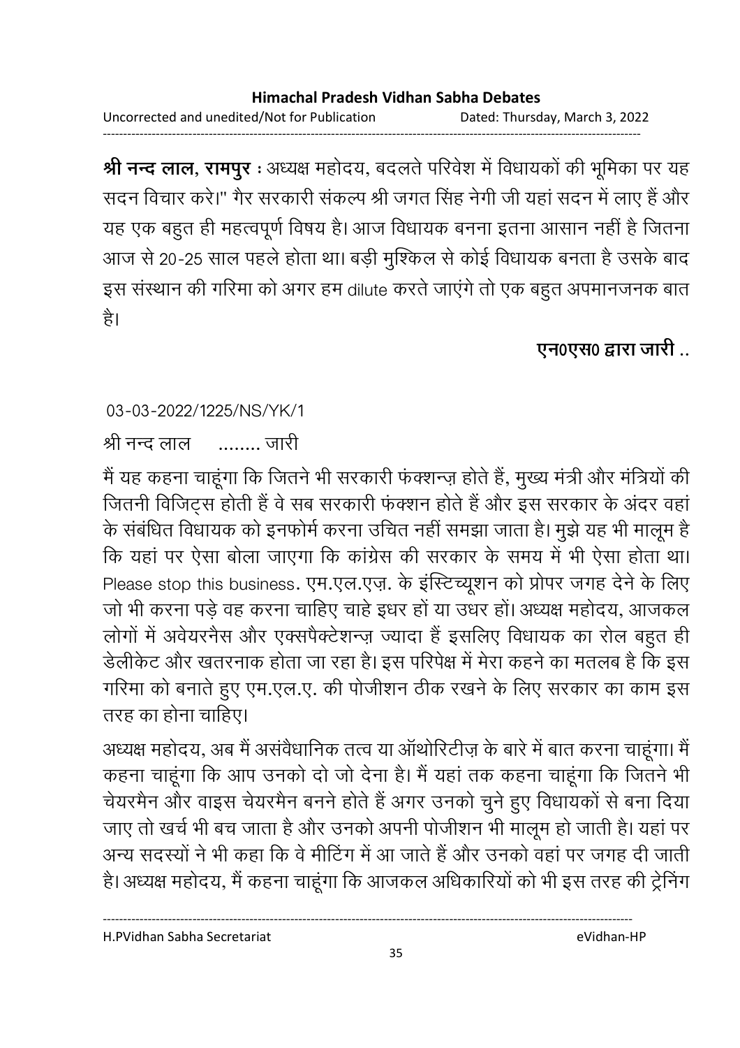**श्री नन्द लाल, रामपुर** : अध्यक्ष महोदय, बदलते परिवेश में विधायकों की भूमिका पर यह सदन विचार करे।" गैर सरकारी संकल्प श्री जगत सिंह नेगी जी यहां सदन में लाए हैं और यह एक बहुत ही महत्वपूर्ण विषय है। आज विधायक बनना इतना आसान नहीं है जितना आज से 20-25 साल पहले होता था। बड़ी मुश्किल से कोई विधायक बनता है उसके बाद इस संस्थान की गरिमा को अगर हम dilute करते जाएंगे तो एक बहुत अपमानजनक बात है।

**एन0एस0 द्वारा जारी ..**

03-03-2022/1225/NS/YK/1

श्री नन्द लाल ........ जारी

मैं यह कहना चाहूंगा कि जितने भी सरकारी फंक्शन्ज़ होते हैं, मुख्य मंत्री और मंत्रियों की जितनी विज़िट्स होती हैं वे सब सरकारी फंक्शन होते हैं और इस सरकार के अंदर वहां के संबंधित विधायक को इनफोर्म करना उचित नहीं समझा जाता है। मुझे यह भी मालूम है कि यहां पर ऐसा बोला जाएगा कि कांग्रेस की सरकार के समय में भी ऐसा होता था। Please stop this business. एम.एल.एज़. के इंस्टिच्यूशन को प्रोपर जगह देने के लिए जो भी करना पड़े वह करना चाहिए चाहे इधर हों या उधर हों। अध्यक्ष महोदय, आजकल लोगों में अवेयरनैस और एक्सपैक्टेशन्ज़ ज्यादा हैं इसलिए विधायक का रोल बहुत ही डेलीकेट और खतरनाक होता जा रहा है। इस परिपेक्ष में मेरा कहने का मतलब है कि इस गरिमा को बनाते हुए एम.एल.ए. की पोजीशन ठीक रखने के लिए सरकार का काम इस तरह का होना चाहिए।

अध्यक्ष महोदय, अब मैं असंवैधानिक तत्व या ऑथोरिटीज़ के बारे में बात करना चाहूंगा। मैं कहना चाहूंगा कि आप उनको दो जो देना है। मैं यहां तक कहना चाहूंगा कि जितने भी चेयरमैन और वाइस चेयरमैन बनने होते हैं अगर उनको चुने हुए विधायकों से बना दिया जाए तो खर्च भी बच जाता है और उनको अपनी पोजीशन भी मालूम हो जाती है। यहां पर अन्य सदस्यों ने भी कहा कि वे मीटिंग में आ जाते हैं और उनको वहां पर जगह दी जाती है। अध्यक्ष महोदय, मैं कहना चाहूंगा कि आजकल अधिकारियों को भी इस तरह की ट्रेनिंग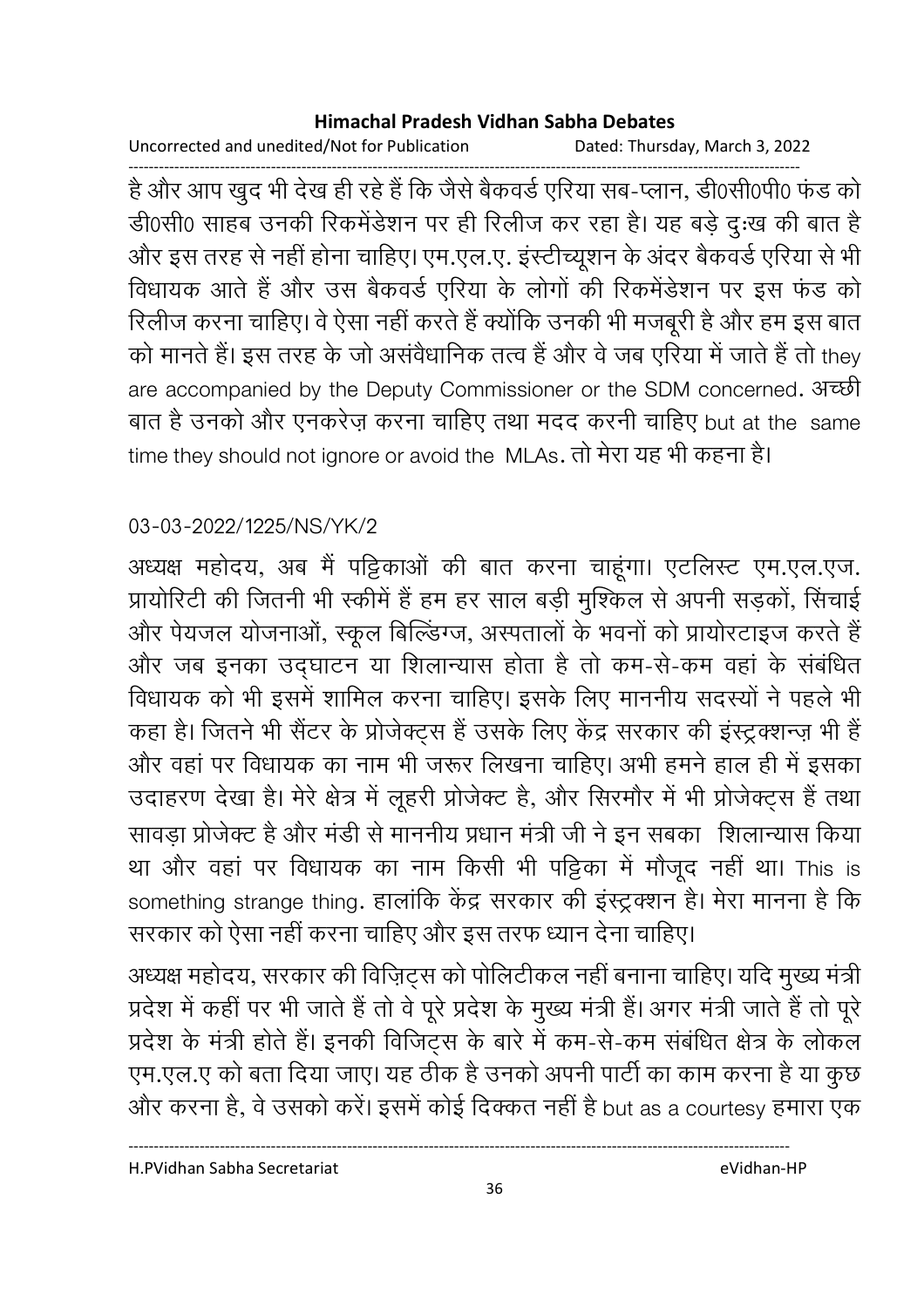है और आप खुद भी देख ही रहे हैं कि जैसे बैकवर्ड एरिया सब-प्लान, डी0सी0पी0 फंड को डी0सी0 साहब उनकी रिकमेंडेशन पर ही रिलीज कर रहा है। यह बड़े दुःख की बात है और इस तरह से नहीं होना चाहिए। एम.एल.ए. इंस्टीच्यूशन के अंदर बैकवर्ड एरिया से भी विधायक आते हैं और उस बैकवर्ड एरिया के लोगों की रिकमेंडेशन पर इस फंड को रिलीज करना चाहिए। वे ऐसा नहीं करते हैं क्योंकि उनकी भी मजबूरी है और हम इस बात को मानते हैं। इस तरह के जो असंवैधानिक तत्व हैं और वे जब एरिया में जाते हैं तो they are accompanied by the Deputy Commissioner or the SDM concerned. अच्छी बात है उनको और एनकरेज़ करना चाहिए तथा मदद करनी चाहिए but at the same time they should not ignore or avoid the MLAs. तो मेरा यह भी कहना है।

03-03-2022/1225/NS/YK/2

अध्यक्ष महोदय, अब मैं पट्टिकाओं की बात करना चाहूंगा। एटलिस्ट एम.एल.एज. प्रायोरिटी की जितनी भी स्कीमें हैं हम हर साल बड़ी मुश्किल से अपनी सड़कों, सिंचाई और पेयजल योजनाओं, स्कूल बिल्डिंग्ज, अस्पतालों के भवनों को प्रायोरटाइज करते हैं और जब इनका उद्घाटन या शिलान्यास होता है तो कम-से-कम वहां के संबंधित विधायक को भी इसमें शामिल करना चाहिए। इसके लिए माननीय सदस्यों ने पहले भी कहा है। जितने भी सैंटर के प्रोजेक्ट्स हैं उसके लिए केंद्र सरकार की इंस्ट्रक्शन्ज़ भी हैं और वहां पर विधायक का नाम भी जरूर लिखना चाहिए। अभी हमने हाल ही में इसका उदाहरण देखा है। मेरे क्षेत्र में लूहरी प्रोजेक्ट है, और सिरमौर में भी प्रोजेक्ट्स हैं तथा सावड़ा प्रोजेक्ट है और मंडी से माननीय प्रधान मंत्री जी ने इन सबका शिलान्यास किया था और वहां पर विधायक का नाम किसी भी पट्टिका में मौजूद नहीं था। This is something strange thing. हालांकि केंद्र सरकार की इंस्ट्रक्शन है। मेरा मानना है कि सरकार को ऐसा नहीं करना चाहिए और इस तरफ ध्यान देना चाहिए।

अध्यक्ष महोदय, सरकार की विज़िट्स को पोलिटीकल नहीं बनाना चाहिए। यदि मुख्य मंत्री प्रदेश में कहीं पर भी जाते हैं तो वे पूरे प्रदेश के मुख्य मंत्री हैं। अगर मंत्री जाते हैं तो पूरे प्रदेश के मंत्री होते हैं। इनकी विजिट्स के बारे में कम-से-कम संबंधित क्षेत्र के लोकल एम.एल.ए को बता दिया जाए। यह ठीक है उनको अपनी पार्टी का काम करना है या कुछ और करना है, वे उसको करें। इसमें कोई दिक्कत नहीं है but as a courtesy हमारा एक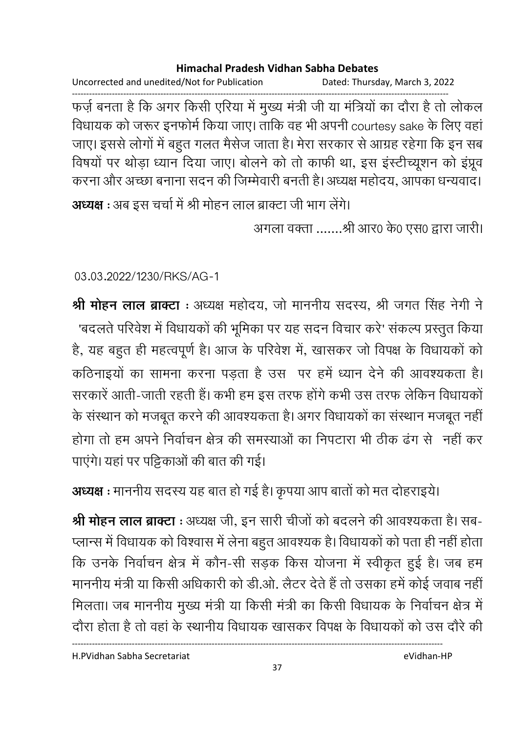फर्ज़ बनता है कि अगर किसी एरिया में मुख्य मंत्री जी या मंत्रियों का दौरा है तो लोकल विधायक को जरूर इनफोर्म किया जाए। ताकि वह भी अपनी courtesy sake के लिए वहां जाए। इससे लोगों में बहुत गलत मैसेज जाता है। मेरा सरकार से आग्रह रहेगा कि इन सब विषयों पर थोड़ा ध्यान दिया जाए। बोलने को तो काफी था, इस इंस्टीच्यूशन को इंप्रूव करना और अच्छा बनाना सदन की जिम्मेवारी बनती है। अध्यक्ष महोदय, आपका धन्यवाद।

**अध्यक्ष :** अब इस चर्चा में श्री मोहन लाल ब्राक्टा जी भाग लेंगे।

अगला वक्ता .......श्री आर0 के0 एस0 द्वारा जारी।

03.03.2022/1230/RKS/AG-1

**श्री मोहन लाल ब्राक्टा :** अध्यक्ष महोदय, जो माननीय सदस्य, श्री जगत सिंह नेगी ने 'बदलते परिवेश में विधायकों की भूमिका पर यह सदन विचार करे' संकल्प प्रस्तुत किया है, यह बहुत ही महत्वपूर्ण है। आज के परिवेश में, खासकर जो विपक्ष के विधायकों को कठिनाइयों का सामना करना पड़ता है उस पर हमें ध्यान देने की आवश्यकता है। सरकारें आती-जाती रहती हैं। कभी हम इस तरफ होंगे कभी उस तरफ लेकिन विधायकों के संस्थान को मजबूत करने की आवश्यकता है। अगर विधायकों का संस्थान मजबूत नहीं होगा तो हम अपने निर्वाचन क्षेत्र की समस्याओं का निपटारा भी ठीक ढंग से नहीं कर पाएंगे। यहां पर पट्टिकाओं की बात की गई।

**अध्यक्ष :** माननीय सदस्य यह बात हो गई है। कृपया आप बातों को मत दोहराइये।

**श्री मोहन लाल ब्राक्टा :** अध्यक्ष जी, इन सारी चीजों को बदलने की आवश्यकता है। सब-प्लान्स में विधायक को विश्वास में लेना बहुत आवश्यक है। विधायकों को पता ही नहीं होता कि उनके निर्वाचन क्षेत्र में कौन-सी सड़क किस योजना में स्वीकृत हुई है। जब हम माननीय मंत्री या किसी अधिकारी को डी.ओ. लैटर देते हैं तो उसका हमें कोई जवाब नहीं मिलता। जब माननीय मुख्य मंत्री या किसी मंत्री का किसी विधायक के निर्वाचन क्षेत्र में दौरा होता है तो वहां के स्थानीय विधायक खासकर विपक्ष के विधायकों को उस दौरे की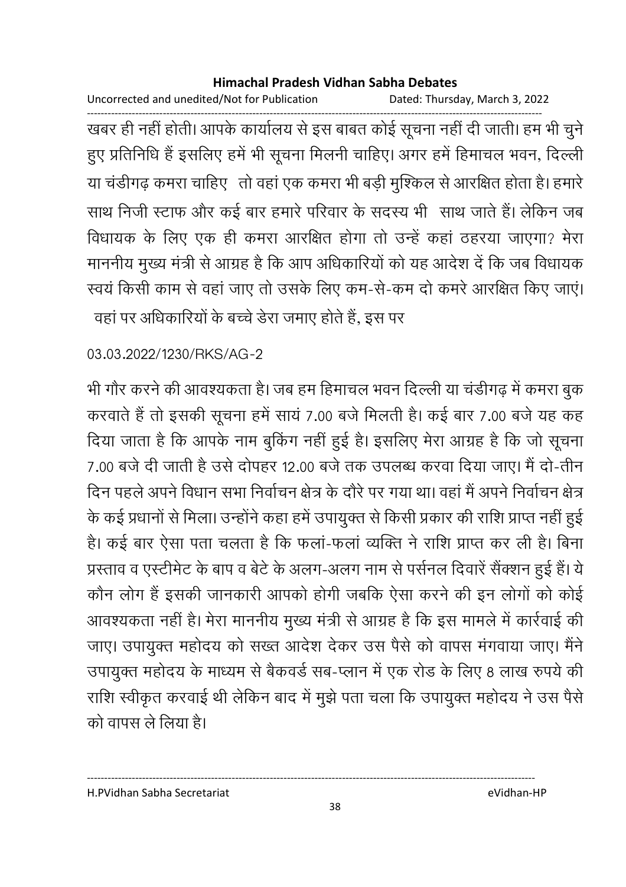खबर ही नहीं होती। आपके कार्यालय से इस बाबत कोई सूचना नहीं दी जाती। हम भी चुने हुए प्रतिनिधि हैं इसलिए हमें भी सूचना मिलनी चाहिए। अगर हमें हिमाचल भवन, दिल्ली या चंडीगढ़ कमरा चाहिए तो वहां एक कमरा भी बड़ी मुश्किल से आरक्षित होता है। हमारे साथ निजी स्टाफ और कई बार हमारे परिवार के सदस्य भी साथ जाते हैं। लेकिन जब विधायक के लिए एक ही कमरा आरक्षित होगा तो उन्हें कहां ठहरया जाएगा? मेरा माननीय मुख्य मंत्री से आग्रह है कि आप अधिकारियों को यह आदेश दें कि जब विधायक स्वयं किसी काम से वहां जाए तो उसके लिए कम-से-कम दो कमरे आरक्षित किए जाएं। वहां पर अधिकारियों के बच्चे डेरा जमाए होते हैं, इस पर

03.03.2022/1230/RKS/AG-2

भी गौर करने की आवश्यकता है। जब हम हिमाचल भवन दिल्ली या चंडीगढ़ में कमरा बुक करवाते हैं तो इसकी सूचना हमें सायं 7.00 बजे मिलती है। कई बार 7.00 बजे यह कह दिया जाता है कि आपके नाम बुकिंग नहीं हुई है। इसलिए मेरा आग्रह है कि जो सूचना 7.00 बजे दी जाती है उसे दोपहर 12.00 बजे तक उपलब्ध करवा दिया जाए। मैं दो-तीन दिन पहले अपने विधान सभा निर्वाचन क्षेत्र के दौरे पर गया था। वहां मैं अपने निर्वाचन क्षेत्र के कई प्रधानों से मिला। उन्होंने कहा हमें उपायुक्त से किसी प्रकार की राशि प्राप्त नहीं हुई है। कई बार ऐसा पता चलता है कि फलां-फलां व्यक्ति ने राशि प्राप्त कर ली है। बिना प्रस्ताव व एस्टीमेट के बाप व बेटे के अलग-अलग नाम से पर्सनल दिवारें सैंक्शन हुई हैं। ये कौन लोग हैं इसकी जानकारी आपको होगी जबकि ऐसा करने की इन लोगों को कोई आवश्यकता नहीं है। मेरा माननीय मुख्य मंत्री से आग्रह है कि इस मामले में कार्रवाई की जाए। उपायुक्त महोदय को सख्त आदेश देकर उस पैसे को वापस मंगवाया जाए। मैंने उपायुक्त महोदय के माध्यम से बैकवर्ड सब-प्लान में एक रोड के लिए 8 लाख रुपये की राशि स्वीकृत करवाई थी लेकिन बाद में मुझे पता चला कि उपायुक्त महोदय ने उस पैसे को वापस ले लिया है।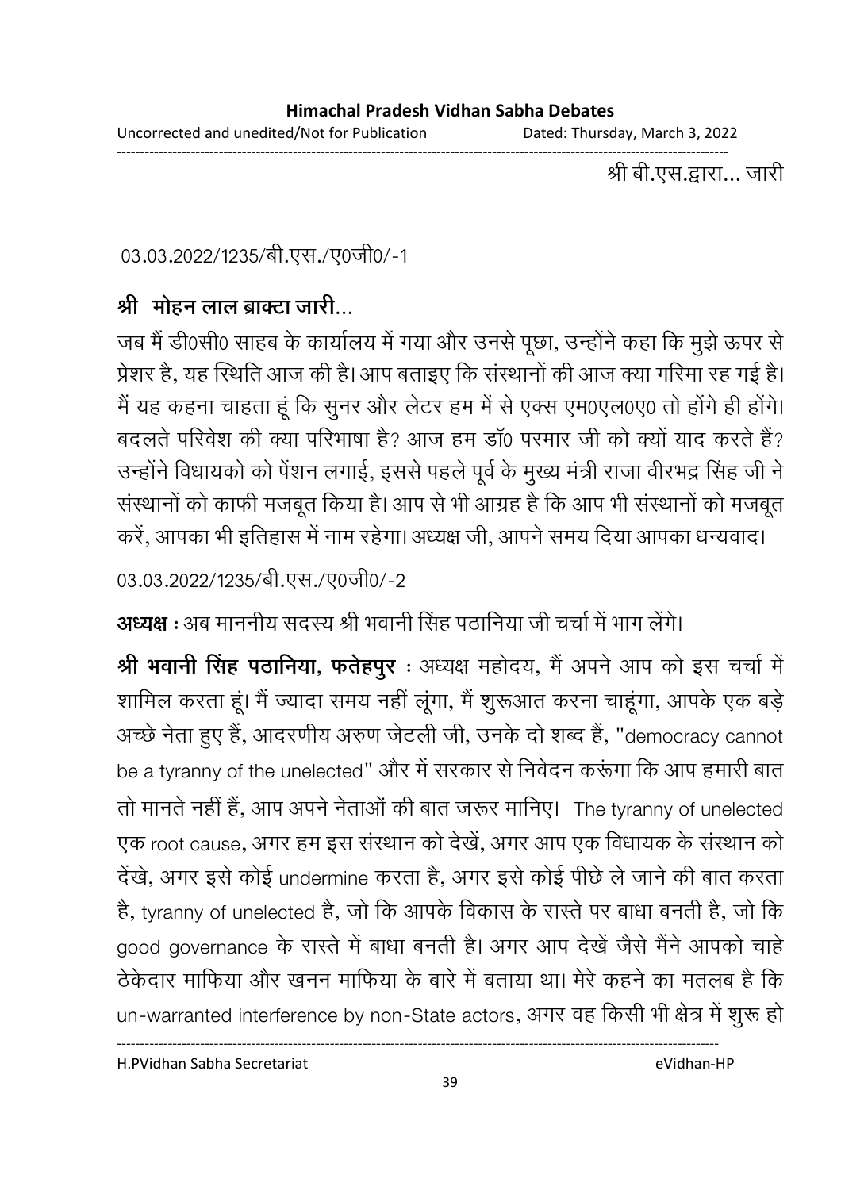श्री बी.एस.द्वारा... जारी

03.03.2022/1235/बी.एस./ए0जी0/-1

**श्री मोहन लाल ब्राक्टा जारी...**

जब मैं डी0सी0 साहब के कार्यालय में गया और उनसे पूछा, उन्होंने कहा कि मुझे ऊपर से प्रेशर है, यह स्थिति आज की है। आप बताइए कि संस्थानों की आज क्या गरिमा रह गई है। मैं यह कहना चाहता हूं कि सुनर और लेटर हम में से एक्स एम0एल0ए0 तो होंगे ही होंगे। बदलते परिवेश की क्या परिभाषा है? आज हम डॉ0 परमार जी को क्यों याद करते हैं? उन्होंने विधायको को पेंशन लगाई, इससे पहले पूर्व के मुख्य मंत्री राजा वीरभद्र सिंह जी ने संस्थानों को काफी मजबूत किया है। आप से भी आग्रह है कि आप भी संस्थानों को मजबूत करें, आपका भी इतिहास में नाम रहेगा। अध्यक्ष जी, आपने समय दिया आपका धन्यवाद।

03.03.2022/1235/बी.एस./ए0जी0/-2

**अध्यक्ष :** अब माननीय सदस्य श्री भवानी सिंह पठानिया जी चर्चा में भाग लेंगे।

**श्री भवानी सिंह पठानिया, फतेहपुर :** अध्यक्ष महोदय, मैं अपने आप को इस चर्चा में शामिल करता हूं। मैं ज्यादा समय नहीं लूंगा, मैं शुरूआत करना चाहूंगा, आपके एक बड़े अच्छे नेता हुए हैं, आदरणीय अरुण जेटली जी, उनके दो शब्द हैं, "democracy cannot be a tyranny of the unelected" और में सरकार से निवेदन करूंगा कि आप हमारी बात तो मानते नहीं हैं, आप अपने नेताओं की बात जरूर मानिए। The tyranny of unelected एक root cause, अगर हम इस संस्थान को देखें, अगर आप एक विधायक के संस्थान को देंखे, अगर इसे कोई undermine करता है, अगर इसे कोई पीछे ले जाने की बात करता है, tyranny of unelected है, जो कि आपके विकास के रास्ते पर बाधा बनती है, जो कि good governance के रास्ते में बाधा बनती है। अगर आप देखें जैसे मैंने आपको चाहे ठेकेदार माफिया और खनन माफिया के बारे में बताया था। मेरे कहने का मतलब है कि un-warranted interference by non-State actors, अगर वह किसी भी क्षेत्र में शुरू हो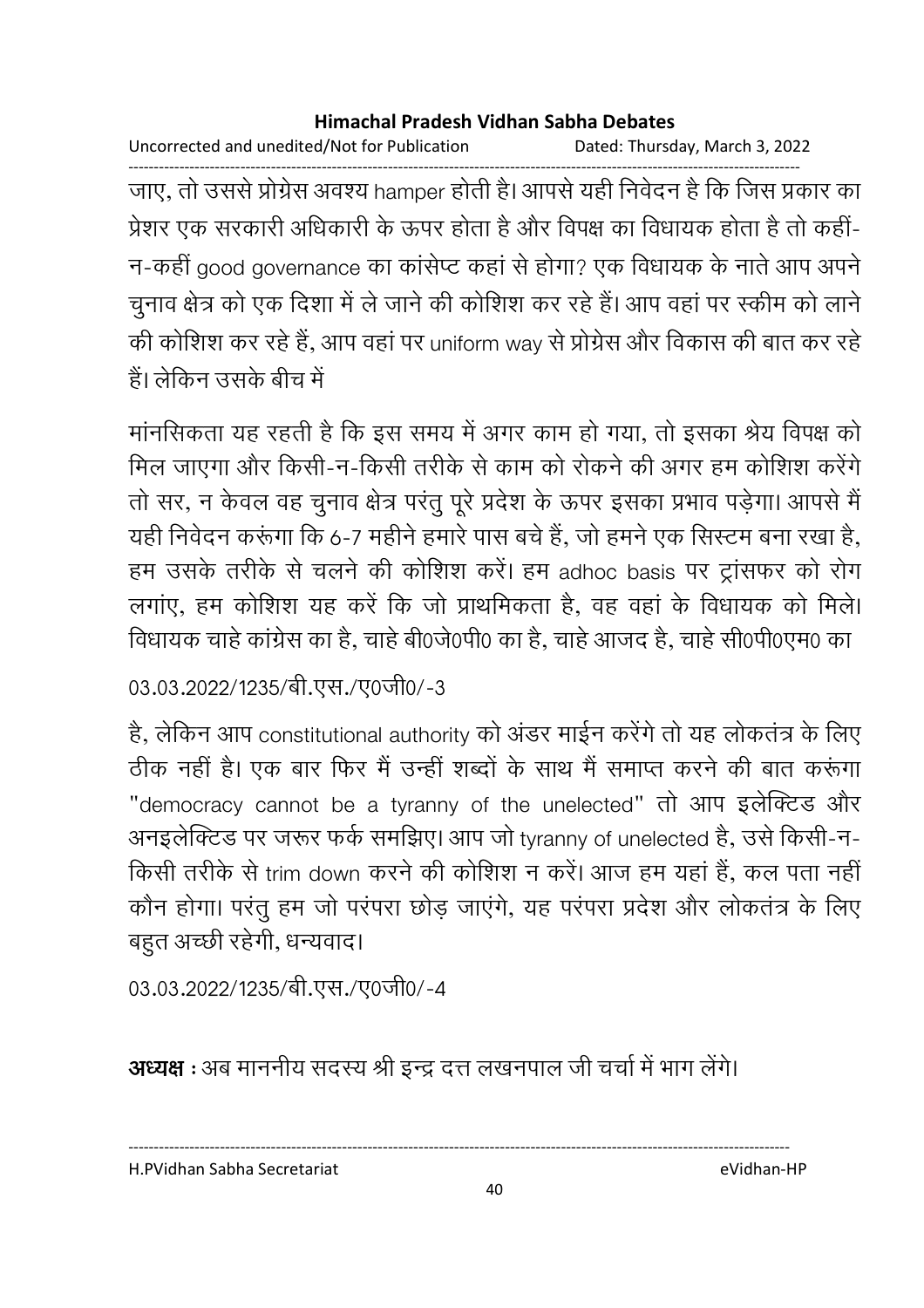जाए, तो उससे प्रोग्रेस अवश्य hamper होती है। आपसे यही निवेदन है कि जिस प्रकार का प्रेशर एक सरकारी अधिकारी के ऊपर होता है और विपक्ष का विधायक होता है तो कहीं-न-कहीं good governance का कांसेप्ट कहां से होगा? एक विधायक के नाते आप अपने चुनाव क्षेत्र को एक दिशा में ले जाने की कोशिश कर रहे हैं। आप वहां पर स्कीम को लाने की कोशिश कर रहे हैं, आप वहां पर uniform way से प्रोग्रेस और विकास की बात कर रहे हैं। लेकिन उसके बीच में

मांनसिकता यह रहती है कि इस समय में अगर काम हो गया, तो इसका श्रेय विपक्ष को मिल जाएगा और किसी-न-किसी तरीके से काम को रोकने की अगर हम कोशिश करेंगे तो सर, न केवल वह चुनाव क्षेत्र परंतु पूरे प्रदेश के ऊपर इसका प्रभाव पड़ेगा। आपसे मैं यही निवेदन करूंगा कि 6-7 महीने हमारे पास बचे हैं, जो हमने एक सिस्टम बना रखा है, हम उसके तरीके से चलने की कोशिश करें। हम adhoc basis पर ट्रांसफर को रोग लगांए, हम कोशिश यह करें कि जो प्राथमिकता है, वह वहां के विधायक को मिले। विधायक चाहे कांग्रेस का है, चाहे बी0जे0पी0 का है, चाहे आजद है, चाहे सी0पी0एम0 का

03.03.2022/1235/बी.एस./ए0जी0/-3

है, लेकिन आप constitutional authority को अंडर माईन करेंगे तो यह लोकतंत्र के लिए ठीक नहीं है। एक बार फिर मैं उन्हीं शब्दों के साथ मैं समाप्त करने की बात करूंगा "democracy cannot be a tyranny of the unelected" तो आप इलेक्टिड और अनइलेक्टिड पर जरूर फर्क समझिए। आप जो tyranny of unelected है, उसे किसी-न-किसी तरीके से trim down करने की कोशिश न करें। आज हम यहां हैं, कल पता नहीं कौन होगा। परंतु हम जो परंपरा छोड़ जाएंगे, यह परंपरा प्रदेश और लोकतंत्र के लिए बहुत अच्छी रहेगी, धन्यवाद।

03.03.2022/1235/बी.एस./ए0जी0/-4

**अध्यक्ष** : अब माननीय सदस्य श्री इन्द्र दत्त लखनपाल जी चर्चा में भाग लेंगे।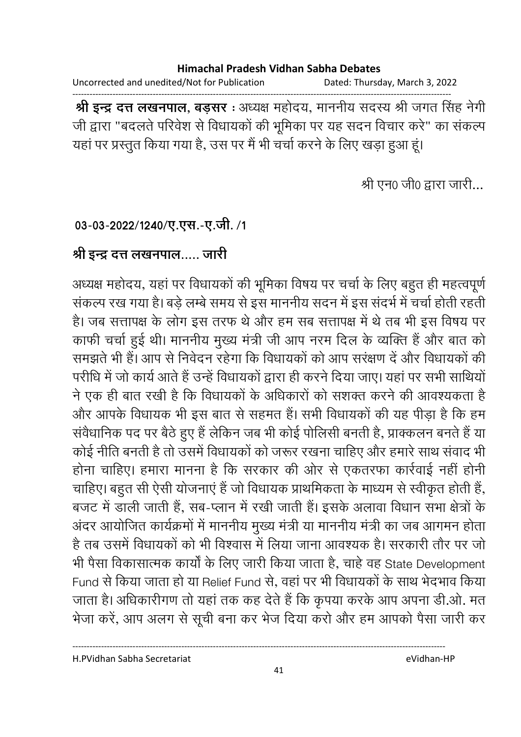**श्री इन्द्र दत्त लखनपाल, बड़सर** : अध्यक्ष महोदय, माननीय सदस्य श्री जगत सिंह नेगी जी द्वारा "बदलते परिवेश से विधायकों की भूमिका पर यह सदन विचार करे" का संकल्प यहां पर प्रस्तुत किया गया है, उस पर मैं भी चर्चा करने के लिए खड़ा हुआ हूं।

श्री एन0 जी0 द्वारा जारी...

**03-03-2022/1240/ए.एस.-ए.जी. /1**

**श्री इन्द्र दत्त लखनपाल..... जारी**

अध्यक्ष महोदय, यहां पर विधायकों की भूमिका विषय पर चर्चा के लिए बहुत ही महत्वपूर्ण संकल्प रख गया है। बड़े लम्बे समय से इस माननीय सदन में इस संदर्भ में चर्चा होती रहती है। जब सत्तापक्ष के लोग इस तरफ थे और हम सब सत्तापक्ष में थे तब भी इस विषय पर काफी चर्चा हुई थी। माननीय मुख्य मंत्री जी आप नरम दिल के व्यक्ति हैं और बात को समझते भी हैं। आप से निवेदन रहेगा कि विधायकों को आप सरंक्षण दें और विधायकों की परीधि में जो कार्य आते हैं उन्हें विधायकों द्वारा ही करने दिया जाए। यहां पर सभी साथियों ने एक ही बात रखी है कि विधायकों के अधिकारों को सशक्त करने की आवश्यकता है और आपके विधायक भी इस बात से सहमत हैं। सभी विधायकों की यह पीड़ा है कि हम संवैधानिक पद पर बैठे हुए हैं लेकिन जब भी कोई पोलिसी बनती है, प्राक्कलन बनते हैं या कोई नीति बनती है तो उसमें विधायकों को जरूर रखना चाहिए और हमारे साथ संवाद भी होना चाहिए। हमारा मानना है कि सरकार की ओर से एकतरफा कार्रवाई नहीं होनी चाहिए। बहुत सी ऐसी योजनाएं हैं जो विधायक प्राथमिकता के माध्यम से स्वीकृत होती हैं, बजट में डाली जाती हैं, सब-प्लान में रखी जाती हैं। इसके अलावा विधान सभा क्षेत्रों के अंदर आयोजित कार्यक्रमों में माननीय मुख्य मंत्री या माननीय मंत्री का जब आगमन होता है तब उसमें विधायकों को भी विश्वास में लिया जाना आवश्यक है। सरकारी तौर पर जो भी पैसा विकासात्मक कार्यों के लिए जारी किया जाता है, चाहे वह State Development Fund से किया जाता हो या Relief Fund से, वहां पर भी विधायकों के साथ भेदभाव किया जाता है। अधिकारीगण तो यहां तक कह देते हैं कि कृपया करके आप अपना डी.ओ. मत भेजा करें, आप अलग से सूची बना कर भेज दिया करो और हम आपको पैसा जारी कर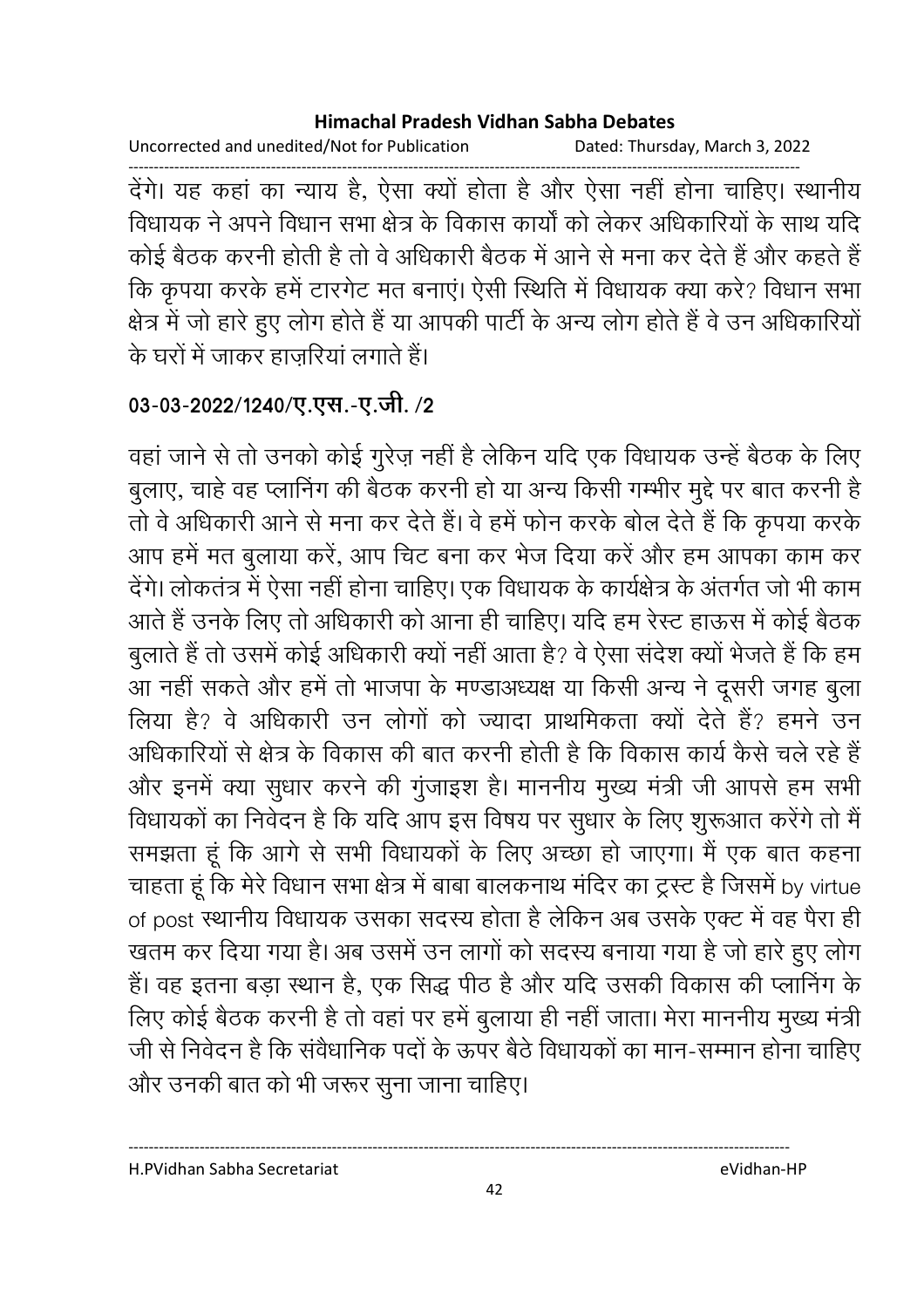देंगे। यह कहां का न्याय है, ऐसा क्यों होता है और ऐसा नहीं होना चाहिए। स्थानीय विधायक ने अपने विधान सभा क्षेत्र के विकास कार्यों को लेकर अधिकारियों के साथ यदि कोई बैठक करनी होती है तो वे अधिकारी बैठक में आने से मना कर देते हैं और कहते हैं कि कृपया करके हमें टारगेट मत बनाएं। ऐसी स्थिति में विधायक क्या करे? विधान सभा क्षेत्र में जो हारे हुए लोग होते हैं या आपकी पार्टी के अन्य लोग होते हैं वे उन अधिकारियों के घरों में जाकर हाज़रियां लगाते हैं।

**03-03-2022/1240/ए.एस.-ए.जी. /2**

वहां जाने से तो उनको कोई गुरेज़ नहीं है लेकिन यदि एक विधायक उन्हें बैठक के लिए बुलाए, चाहे वह प्लानिंग की बैठक करनी हो या अन्य किसी गम्भीर मुद्दे पर बात करनी है तो वे अधिकारी आने से मना कर देते हैं। वे हमें फोन करके बोल देते हैं कि कृपया करके आप हमें मत बुलाया करें, आप चिट बना कर भेज दिया करें और हम आपका काम कर देंगे। लोकतंत्र में ऐसा नहीं होना चाहिए। एक विधायक के कार्यक्षेत्र के अंतर्गत जो भी काम आते हैं उनके लिए तो अधिकारी को आना ही चाहिए। यदि हम रेस्ट हाऊस में कोई बैठक बुलाते हैं तो उसमें कोई अधिकारी क्यों नहीं आता है? वे ऐसा संदेश क्यों भेजते हैं कि हम आ नहीं सकते और हमें तो भाजपा के मण्डाअध्यक्ष या किसी अन्य ने दूसरी जगह बुला लिया है? वे अधिकारी उन लोगों को ज्यादा प्राथमिकता क्यों देते हैं? हमने उन अधिकारियों से क्षेत्र के विकास की बात करनी होती है कि विकास कार्य कैसे चले रहे हैं और इनमें क्या सुधार करने की गुंजाइश है। माननीय मुख्य मंत्री जी आपसे हम सभी विधायकों का निवेदन है कि यदि आप इस विषय पर सुधार के लिए शुरूआत करेंगे तो मैं समझता हूं कि आगे से सभी विधायकों के लिए अच्छा हो जाएगा। मैं एक बात कहना चाहता हूं कि मेरे विधान सभा क्षेत्र में बाबा बालकनाथ मंदिर का ट्रस्ट है जिसमें by virtue of post स्थानीय विधायक उसका सदस्य होता है लेकिन अब उसके एक्ट में वह पैरा ही खतम कर दिया गया है। अब उसमें उन लागों को सदस्य बनाया गया है जो हारे हुए लोग हैं। वह इतना बड़ा स्थान है, एक सिद्ध पीठ है और यदि उसकी विकास की प्लानिंग के लिए कोई बैठक करनी है तो वहां पर हमें बुलाया ही नहीं जाता। मेरा माननीय मुख्य मंत्री जी से निवेदन है कि संवैधानिक पदों के ऊपर बैठे विधायकों का मान-सम्मान होना चाहिए और उनकी बात को भी जरूर सुना जाना चाहिए।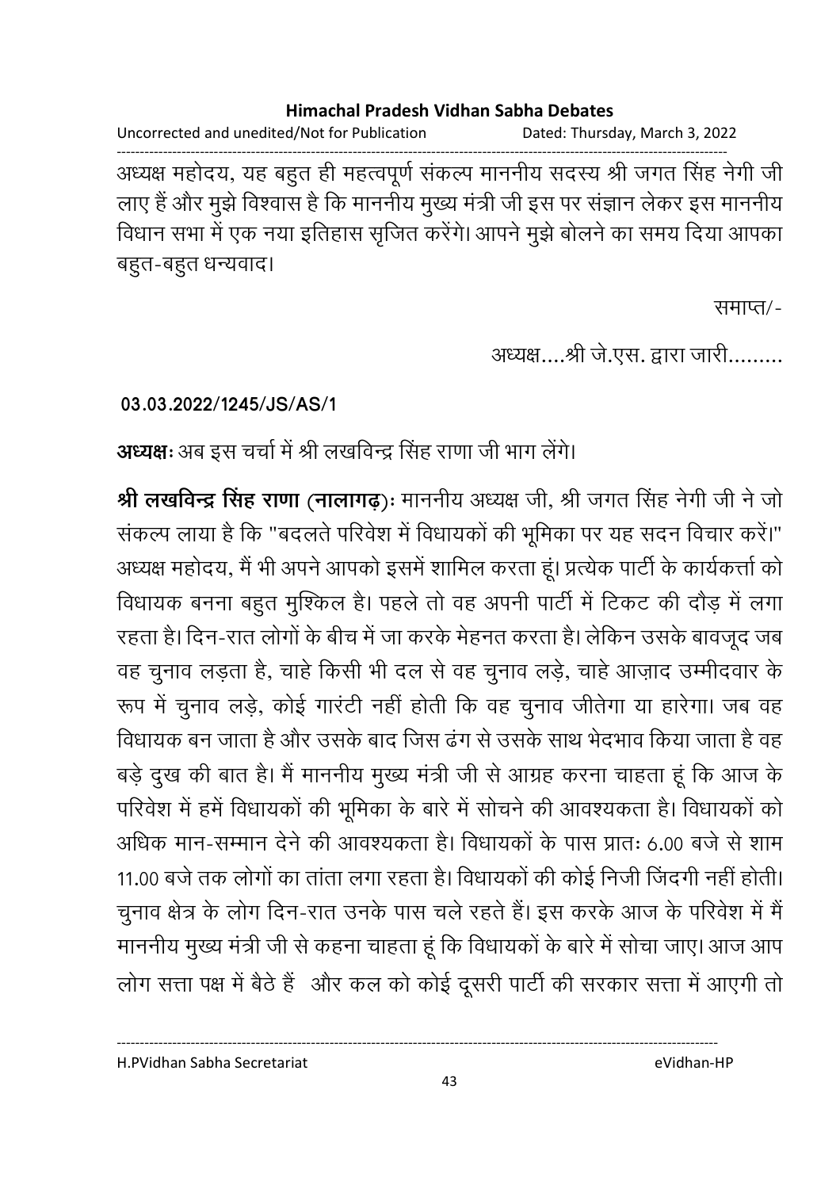अध्यक्ष महोदय, यह बहुत ही महत्वपूर्ण संकल्प माननीय सदस्य श्री जगत सिंह नेगी जी लाए हैं और मुझे विश्वास है कि माननीय मुख्य मंत्री जी इस पर संज्ञान लेकर इस माननीय विधान सभा में एक नया इतिहास सृजित करेंगे। आपने मुझे बोलने का समय दिया आपका बहुत-बहुत धन्यवाद।

समाप्त/-

अध्यक्ष....श्री जे.एस. द्वारा जारी.........

**03.03.2022/1245/JS/AS/1**

**अध्यक्षः** अब इस चर्चा में श्री लखविन्द्र सिंह राणा जी भाग लेंगे।

**श्री लखविन्द्र सिंह राणा (नालागढ़)ः** माननीय अध्यक्ष जी, श्री जगत सिंह नेगी जी ने जो संकल्प लाया है कि "बदलते परिवेश में विधायकों की भूमिका पर यह सदन विचार करें।" अध्यक्ष महोदय, मैं भी अपने आपको इसमें शामिल करता हूं। प्रत्येक पार्टी के कार्यकर्त्ता को विधायक बनना बहुत मुश्किल है। पहले तो वह अपनी पार्टी में टिकट की दौड़ में लगा रहता है। दिन-रात लोगों के बीच में जा करके मेहनत करता है। लेकिन उसके बावजूद जब वह चुनाव लड़ता है, चाहे किसी भी दल से वह चुनाव लड़े, चाहे आज़ाद उम्मीदवार के रूप में चुनाव लड़े, कोई गारंटी नहीं होती कि वह चुनाव जीतेगा या हारेगा। जब वह विधायक बन जाता है और उसके बाद जिस ढंग से उसके साथ भेदभाव किया जाता है वह बड़े दुख की बात है। मैं माननीय मुख्य मंत्री जी से आग्रह करना चाहता हूं कि आज के परिवेश में हमें विधायकों की भूमिका के बारे में सोचने की आवश्यकता है। विधायकों को अधिक मान-सम्मान देने की आवश्यकता है। विधायकों के पास प्रातः 6.00 बजे से शाम 11.00 बजे तक लोगों का तांता लगा रहता है। विधायकों की कोई निजी जिंदगी नहीं होती। चुनाव क्षेत्र के लोग दिन-रात उनके पास चले रहते हैं। इस करके आज के परिवेश में मैं माननीय मुख्य मंत्री जी से कहना चाहता हूं कि विधायकों के बारे में सोचा जाए। आज आप लोग सत्ता पक्ष में बैठे हैं और कल को कोई दूसरी पार्टी की सरकार सत्ता में आएगी तो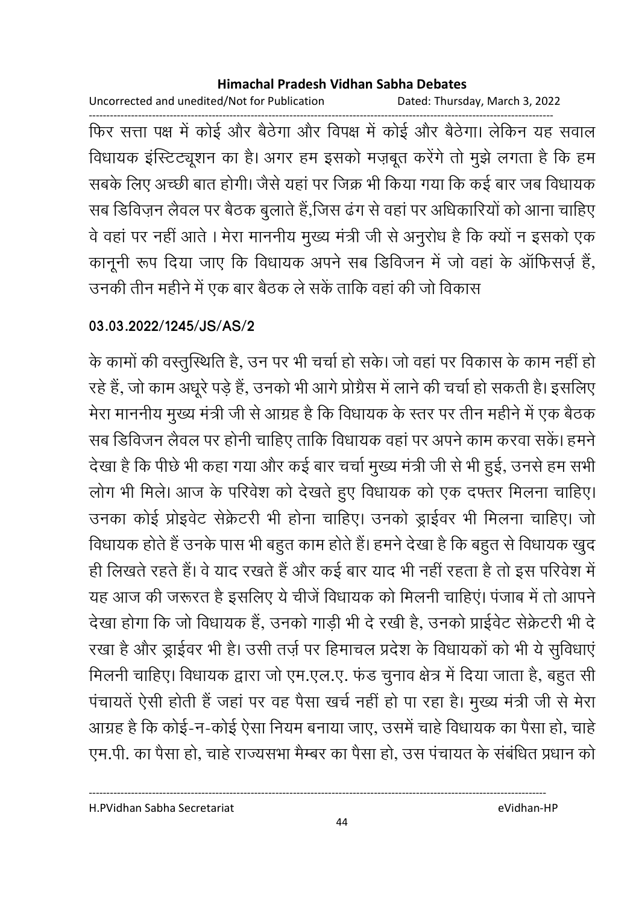फिर सत्ता पक्ष में कोई और बैठेगा और विपक्ष में कोई और बैठेगा। लेकिन यह सवाल विधायक इंस्टिट्यूशन का है। अगर हम इसको मज़बूत करेंगे तो मुझे लगता है कि हम सबके लिए अच्छी बात होगी। जैसे यहां पर जिक्र भी किया गया कि कई बार जब विधायक सब डिविज़न लैवल पर बैठक बुलाते हैं,जिस ढंग से वहां पर अधिकारियों को आना चाहिए वे वहां पर नहीं आते । मेरा माननीय मुख्य मंत्री जी से अनुरोध है कि क्यों न इसको एक कानूनी रूप दिया जाए कि विधायक अपने सब डिविजन में जो वहां के ऑफिसर्ज़ हैं, उनकी तीन महीने में एक बार बैठक ले सकें ताकि वहां की जो विकास

**03.03.2022/1245/JS/AS/2**

के कामों की वस्तुस्थिति है, उन पर भी चर्चा हो सके। जो वहां पर विकास के काम नहीं हो रहे हैं, जो काम अधूरे पड़े हैं, उनको भी आगे प्रोग्रैस में लाने की चर्चा हो सकती है। इसलिए मेरा माननीय मुख्य मंत्री जी से आग्रह है कि विधायक के स्तर पर तीन महीने में एक बैठक सब डिविजन लैवल पर होनी चाहिए ताकि विधायक वहां पर अपने काम करवा सकें। हमने देखा है कि पीछे भी कहा गया और कई बार चर्चा मुख्य मंत्री जी से भी हुई, उनसे हम सभी लोग भी मिले। आज के परिवेश को देखते हुए विधायक को एक दफ्तर मिलना चाहिए। उनका कोई प्रोइवेट सेक्रेटरी भी होना चाहिए। उनको ड्राईवर भी मिलना चाहिए। जो विधायक होते हैं उनके पास भी बहुत काम होते हैं। हमने देखा है कि बहुत से विधायक खुद ही लिखते रहते हैं। वे याद रखते हैं और कई बार याद भी नहीं रहता है तो इस परिवेश में यह आज की जरूरत है इसलिए ये चीजें विधायक को मिलनी चाहिएं। पंजाब में तो आपने देखा होगा कि जो विधायक हैं, उनको गाड़ी भी दे रखी है, उनको प्राईवेट सेक्रेटरी भी दे रखा है और ड्राईवर भी है। उसी तर्ज़ पर हिमाचल प्रदेश के विधायकों को भी ये सुविधाएं मिलनी चाहिए। विधायक द्वारा जो एम.एल.ए. फंड चुनाव क्षेत्र में दिया जाता है, बहुत सी पंचायतें ऐसी होती हैं जहां पर वह पैसा खर्च नहीं हो पा रहा है। मुख्य मंत्री जी से मेरा आग्रह है कि कोई-न-कोई ऐसा नियम बनाया जाए, उसमें चाहे विधायक का पैसा हो, चाहे एम.पी. का पैसा हो, चाहे राज्यसभा मैम्बर का पैसा हो, उस पंचायत के संबंधित प्रधान को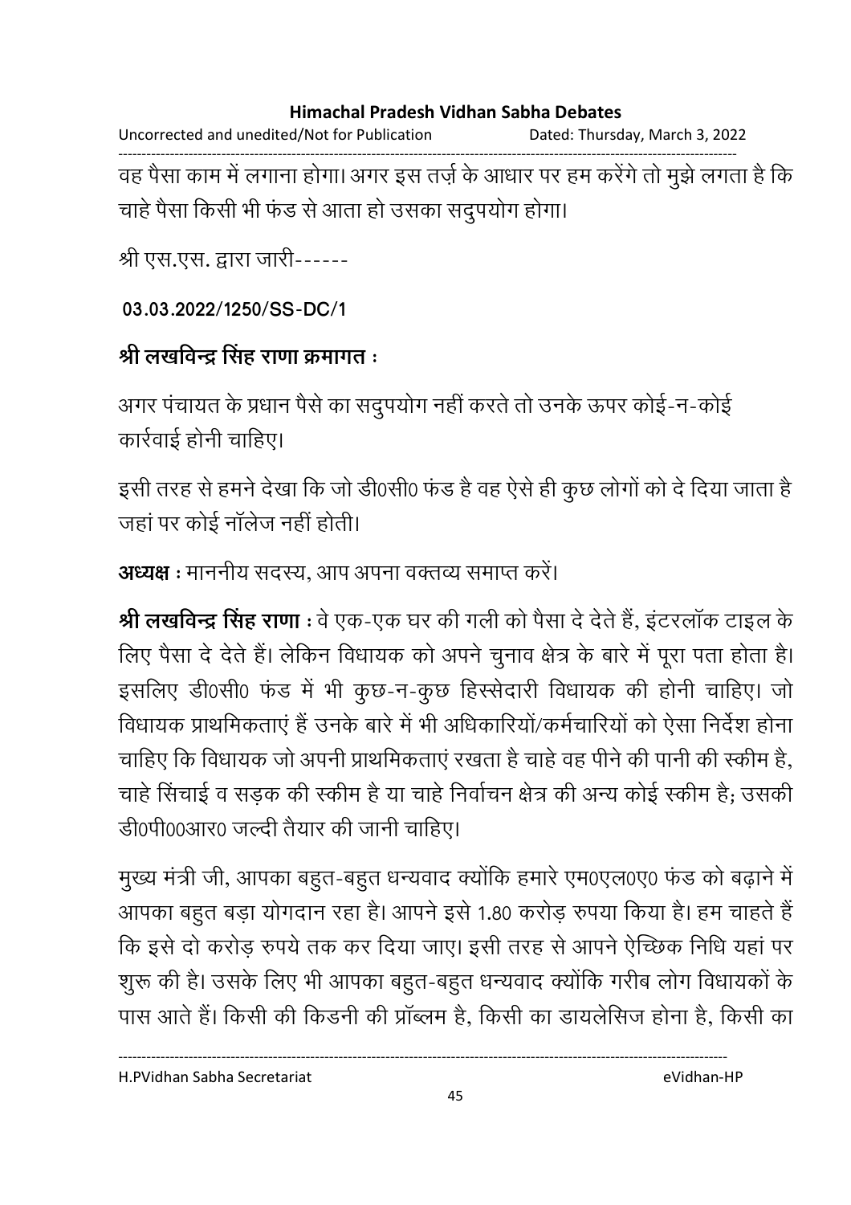वह पैसा काम में लगाना होगा। अगर इस तर्ज़ के आधार पर हम करेंगे तो मुझे लगता है कि चाहे पैसा किसी भी फंड से आता हो उसका सदुपयोग होगा।

श्री एस.एस. द्वारा जारी------

**03.03.2022/1250/SS-DC/1**

**श्री लखविन्द्र सिंह राणा क्रमागत :**

अगर पंचायत के प्रधान पैसे का सदुपयोग नहीं करते तो उनके ऊपर कोई-न-कोई कार्रवाई होनी चाहिए।

इसी तरह से हमने देखा कि जो डी0सी0 फंड है वह ऐसे ही कुछ लोगों को दे दिया जाता है जहां पर कोई नॉलेज नहीं होती।

**अध्यक्ष :** माननीय सदस्य, आप अपना वक्तव्य समाप्त करें।

**श्री लखविन्द्र सिंह राणा :** वे एक-एक घर की गली को पैसा दे देते हैं, इंटरलॉक टाइल के लिए पैसा दे देते हैं। लेकिन विधायक को अपने चुनाव क्षेत्र के बारे में पूरा पता होता है। इसलिए डी0सी0 फंड में भी कुछ-न-कुछ हिस्सेदारी विधायक की होनी चाहिए। जो विधायक प्राथमिकताएं हैं उनके बारे में भी अधिकारियों/कर्मचारियों को ऐसा निर्देश होना चाहिए कि विधायक जो अपनी प्राथमिकताएं रखता है चाहे वह पीने की पानी की स्कीम है, चाहे सिंचाई व सड़क की स्कीम है या चाहे निर्वाचन क्षेत्र की अन्य कोई स्कीम है; उसकी डी0पी00आर0 जल्दी तैयार की जानी चाहिए।

मुख्य मंत्री जी, आपका बहुत-बहुत धन्यवाद क्योंकि हमारे एम0एल0ए0 फंड को बढ़ाने में आपका बहुत बड़ा योगदान रहा है। आपने इसे 1.80 करोड़ रुपया किया है। हम चाहते हैं कि इसे दो करोड़ रुपये तक कर दिया जाए। इसी तरह से आपने ऐच्छिक निधि यहां पर शुरू की है। उसके लिए भी आपका बहुत-बहुत धन्यवाद क्योंकि गरीब लोग विधायकों के पास आते हैं। किसी की किडनी की प्रॉब्लम है, किसी का डायलेसिज होना है, किसी का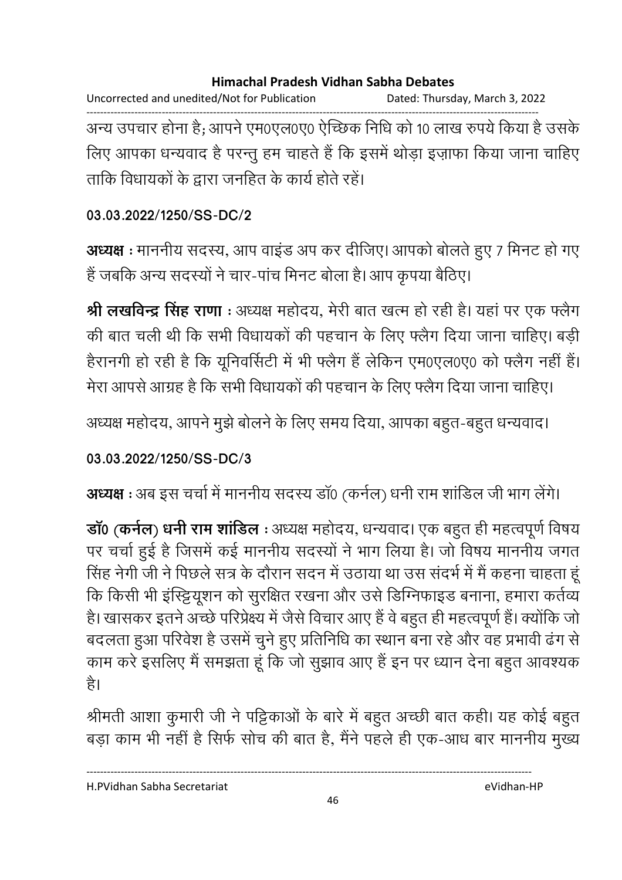अन्य उपचार होना है; आपने एम0एल0ए0 ऐच्छिक निधि को 10 लाख रुपये किया है उसके लिए आपका धन्यवाद है परन्तु हम चाहते हैं कि इसमें थोड़ा इज़ाफा किया जाना चाहिए ताकि विधायकों के द्वारा जनहित के कार्य होते रहें।

**03.03.2022/1250/SS-DC/2**

**अध्यक्ष** : माननीय सदस्य, आप वाइंड अप कर दीजिए। आपको बोलते हुए 7 मिनट हो गए हैं जबकि अन्य सदस्यों ने चार-पांच मिनट बोला है। आप कृपया बैठिए।

**श्री लखविन्द्र सिंह राणा** : अध्यक्ष महोदय, मेरी बात खत्म हो रही है। यहां पर एक फ्लैग की बात चली थी कि सभी विधायकों की पहचान के लिए फ्लैग दिया जाना चाहिए। बड़ी हैरानगी हो रही है कि यूनिवर्सिटी में भी फ्लैग हैं लेकिन एम0एल0ए0 को फ्लैग नहीं हैं। मेरा आपसे आग्रह है कि सभी विधायकों की पहचान के लिए फ्लैग दिया जाना चाहिए।

अध्यक्ष महोदय, आपने मुझे बोलने के लिए समय दिया, आपका बहुत-बहुत धन्यवाद।

**03.03.2022/1250/SS-DC/3**

**अध्यक्ष** : अब इस चर्चा में माननीय सदस्य डॉ0 (कर्नल) धनी राम शांडिल जी भाग लेंगे।

**डॉ0 (कर्नल) धनी राम शांडिल** : अध्यक्ष महोदय, धन्यवाद। एक बहुत ही महत्वपूर्ण विषय पर चर्चा हुई है जिसमें कई माननीय सदस्यों ने भाग लिया है। जो विषय माननीय जगत सिंह नेगी जी ने पिछले सत्र के दौरान सदन में उठाया था उस संदर्भ में मैं कहना चाहता हूं कि किसी भी इंस्टिट्यूशन को सुरक्षित रखना और उसे डिग्निफाइड बनाना, हमारा कर्तव्य है। खासकर इतने अच्छे परिप्रेक्ष्य में जैसे विचार आए हैं वे बहुत ही महत्वपूर्ण हैं। क्योंकि जो बदलता हुआ परिवेश है उसमें चुने हुए प्रतिनिधि का स्थान बना रहे और वह प्रभावी ढंग से काम करे इसलिए मैं समझता हूं कि जो सुझाव आए हैं इन पर ध्यान देना बहुत आवश्यक है।

श्रीमती आशा कुमारी जी ने पट्टिकाओं के बारे में बहुत अच्छी बात कही। यह कोई बहुत बड़ा काम भी नहीं है सिर्फ सोच की बात है, मैंने पहले ही एक-आध बार माननीय मुख्य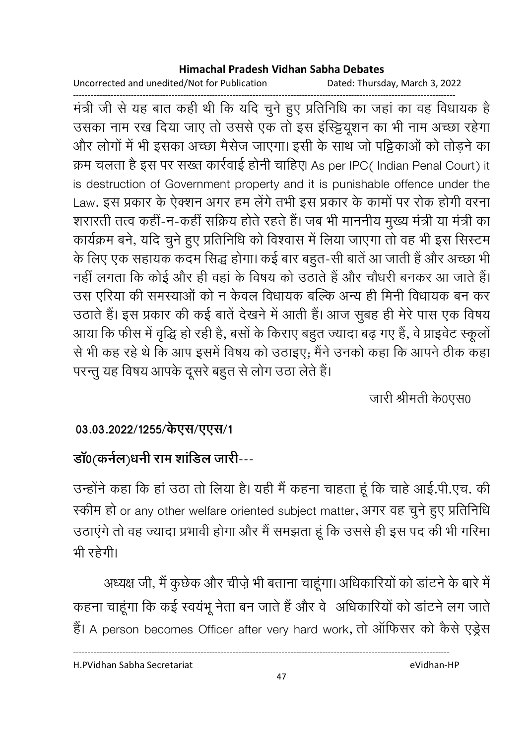मंत्री जी से यह बात कही थी कि यदि चुने हुए प्रतिनिधि का जहां का वह विधायक है उसका नाम रख दिया जाए तो उससे एक तो इस इंस्ट्यिूशन का भी नाम अच्छा रहेगा और लोगों में भी इसका अच्छा मैसेज जाएगा। इसी के साथ जो पट्टिकाओं को तोड़ने का क्रम चलता है इस पर सख्त कार्रवाई होनी चाहिए। As per IPC( Indian Penal Court) it is destruction of Government property and it is punishable offence under the Law. इस प्रकार के ऐक्शन अगर हम लेंगे तभी इस प्रकार के कामों पर रोक होगी वरना शरारती तत्व कहीं-न-कहीं सक्रिय होते रहते हैं। जब भी माननीय मुख्य मंत्री या मंत्री का कार्यक्रम बने, यदि चुने हुए प्रतिनिधि को विश्वास में लिया जाएगा तो वह भी इस सिस्टम के लिए एक सहायक कदम सिद्ध होगा। कई बार बहुत-सी बातें आ जाती हैं और अच्छा भी नहीं लगता कि कोई और ही वहां के विषय को उठाते हैं और चौधरी बनकर आ जाते हैं। उस एरिया की समस्याओं को न केवल विधायक बल्कि अन्य ही मिनी विधायक बन कर उठाते हैं। इस प्रकार की कई बातें देखने में आती हैं। आज सुबह ही मेरे पास एक विषय आया कि फीस में वृद्धि हो रही है, बसों के किराए बहुत ज्यादा बढ़ गए हैं, वे प्राइवेट स्कूलों से भी कह रहे थे कि आप इसमें विषय को उठाइए; मैंने उनको कहा कि आपने ठीक कहा परन्तु यह विषय आपके दूसरे बहुत से लोग उठा लेते हैं।

जारी श्रीमती के0एस0

**03.03.2022/1255/केएस/एएस/1**

**डॉ0(कर्नल)धनी राम शांडिल जारी---**

उन्होंने कहा कि हां उठा तो लिया है। यही मैं कहना चाहता हूं कि चाहे आई.पी.एच. की स्कीम हो or any other welfare oriented subject matter, अगर वह चुने हुए प्रतिनिधि उठाएंगे तो वह ज्यादा प्रभावी होगा और मैं समझता हूं कि उससे ही इस पद की भी गरिमा भी रहेगी।

अध्यक्ष जी, मैं कुछेक और चीज़े भी बताना चाहूंगा। अधिकारियों को डांटने के बारे में कहना चाहूंगा कि कई स्वयंभू नेता बन जाते हैं और वे अधिकारियों को डांटने लग जाते हैं। A person becomes Officer after very hard work, तो ऑफिसर को कैसे एड्रेस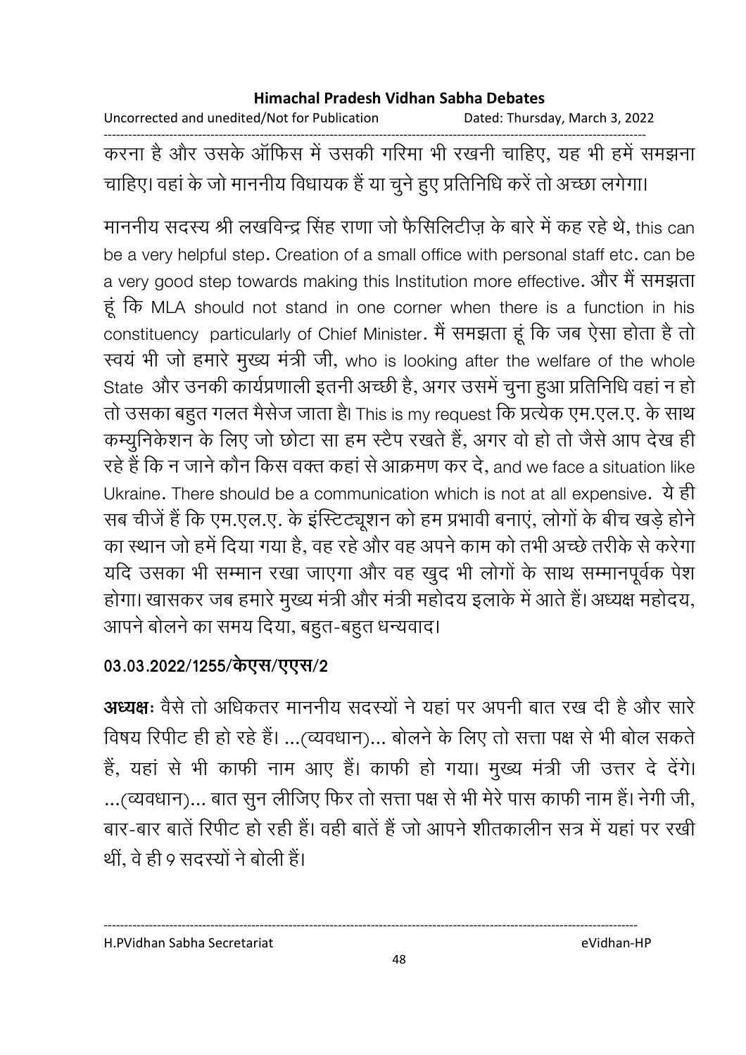करना है और उसके ऑफिस में उसकी गरिमा भी रखनी चाहिए, यह भी हमें समझना चाहिए। वहां के जो माननीय विधायक हैं या चुने हुए प्रतिनिधि करें तो अच्छा लगेगा।

माननीय सदस्य श्री लखविन्द्र सिंह राणा जो फैसिलिटीज़ के बारे में कह रहे थे, this can be a very helpful step. Creation of a small office with personal staff etc. can be a very good step towards making this Institution more effective. और मैं समझता हूं कि MLA should not stand in one corner when there is a function in his constituency particularly of Chief Minister. मैं समझता हूं कि जब ऐसा होता है तो स्वयं भी जो हमारे मुख्य मंत्री जी, who is looking after the welfare of the whole State और उनकी कार्यप्रणाली इतनी अच्छी है, अगर उसमें चुना हुआ प्रतिनिधि वहां न हो तो उसका बहुत गलत मैसेज जाता है। This is my request कि प्रत्येक एम.एल.ए. के साथ कम्युनिकेशन के लिए जो छोटा सा हम स्टैप रखते हैं, अगर वो हो तो जैसे आप देख ही रहे हैं कि न जाने कौन किस वक्त कहां से आक्रमण कर दे, and we face a situation like Ukraine. There should be a communication which is not at all expensive. ये ही सब चीजें हैं कि एम.एल.ए. के इंस्टिट्यूशन को हम प्रभावी बनाएं, लोगों के बीच खड़े होने का स्थान जो हमें दिया गया है, वह रहे और वह अपने काम को तभी अच्छे तरीके से करेगा यदि उसका भी सम्मान रखा जाएगा और वह खुद भी लोगों के साथ सम्मानपूर्वक पेश होगा। खासकर जब हमारे मुख्य मंत्री और मंत्री महोदय इलाके में आते हैं। अध्यक्ष महोदय, आपने बोलने का समय दिया, बहुत-बहुत धन्यवाद।

**03.03.2022/1255/केएस/एएस/2**

**अध्यक्षः** वैसे तो अधिकतर माननीय सदस्यों ने यहां पर अपनी बात रख दी है और सारे विषय रिपीट ही हो रहे हैं। ...(व्यवधान)... बोलने के लिए तो सत्ता पक्ष से भी बोल सकते हैं, यहां से भी काफी नाम आए हैं। काफी हो गया। मुख्य मंत्री जी उत्तर दे देंगे। ...(व्यवधान)... बात सुन लीजिए फिर तो सत्ता पक्ष से भी मेरे पास काफी नाम हैं। नेगी जी, बार-बार बातें रिपीट हो रही हैं। वही बातें हैं जो आपने शीतकालीन सत्र में यहां पर रखी थीं, वे ही 9 सदस्यों ने बोली हैं।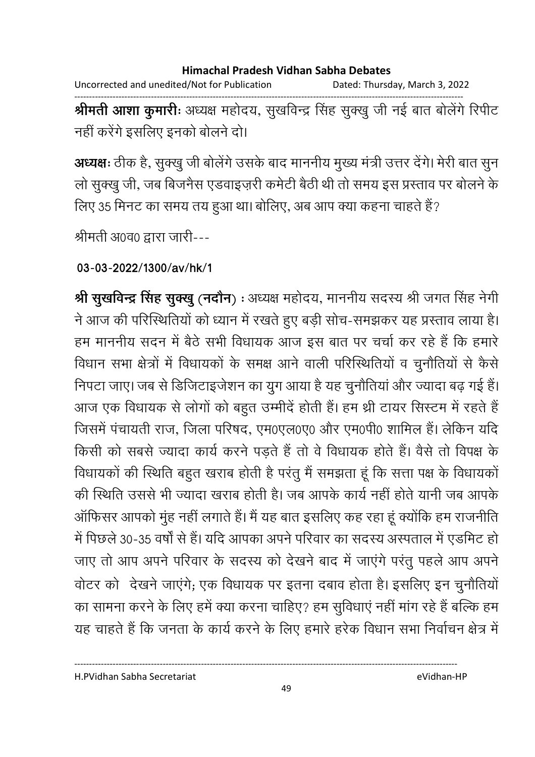**श्रीमती आशा कुमारीः** अध्यक्ष महोदय, सुखविन्द्र सिंह सुक्खु जी नई बात बोलेंगे रिपीट नहीं करेंगे इसलिए इनको बोलने दो।

**अध्यक्षः** ठीक है, सुक्खु जी बोलेंगे उसके बाद माननीय मुख्य मंत्री उत्तर देंगे। मेरी बात सुन लो सुक्खु जी, जब बिजनैस एडवाइज़री कमेटी बैठी थी तो समय इस प्रस्ताव पर बोलने के लिए 35 मिनट का समय तय हुआ था। बोलिए, अब आप क्या कहना चाहते हैं?

श्रीमती अ0व0 द्वारा जारी---

**03-03-2022/1300/av/hk/1**

**श्री सुखविन्द्र सिंह सुक्खु (नदौन)** : अध्यक्ष महोदय, माननीय सदस्य श्री जगत सिंह नेगी ने आज की परिस्थितियों को ध्यान में रखते हुए बड़ी सोच-समझकर यह प्रस्ताव लाया है। हम माननीय सदन में बैठे सभी विधायक आज इस बात पर चर्चा कर रहे हैं कि हमारे विधान सभा क्षेत्रों में विधायकों के समक्ष आने वाली परिस्थितियों व चुनौतियों से कैसे निपटा जाए। जब से डिजिटाइजेशन का युग आया है यह चुनौतियां और ज्यादा बढ़ गई हैं। आज एक विधायक से लोगों को बहुत उम्मीदें होती हैं। हम थ्री टायर सिस्टम में रहते हैं जिसमें पंचायती राज, जिला परिषद, एम0एल0ए0 और एम0पी0 शामिल हैं। लेकिन यदि किसी को सबसे ज्यादा कार्य करने पड़ते हैं तो वे विधायक होते हैं। वैसे तो विपक्ष के विधायकों की स्थिति बहुत खराब होती है परंतु मैं समझता हूं कि सत्ता पक्ष के विधायकों की स्थिति उससे भी ज्यादा खराब होती है। जब आपके कार्य नहीं होते यानी जब आपके ऑफिसर आपको मुंह नहीं लगाते हैं। मैं यह बात इसलिए कह रहा हूं क्योंकि हम राजनीति में पिछले 30-35 वर्षों से हैं। यदि आपका अपने परिवार का सदस्य अस्पताल में एडमिट हो जाए तो आप अपने परिवार के सदस्य को देखने बाद में जाएंगे परंतु पहले आप अपने वोटर को देखने जाएंगे; एक विधायक पर इतना दबाव होता है। इसलिए इन चुनौतियों का सामना करने के लिए हमें क्या करना चाहिए? हम सुविधाएं नहीं मांग रहे हैं बल्कि हम यह चाहते हैं कि जनता के कार्य करने के लिए हमारे हरेक विधान सभा निर्वाचन क्षेत्र में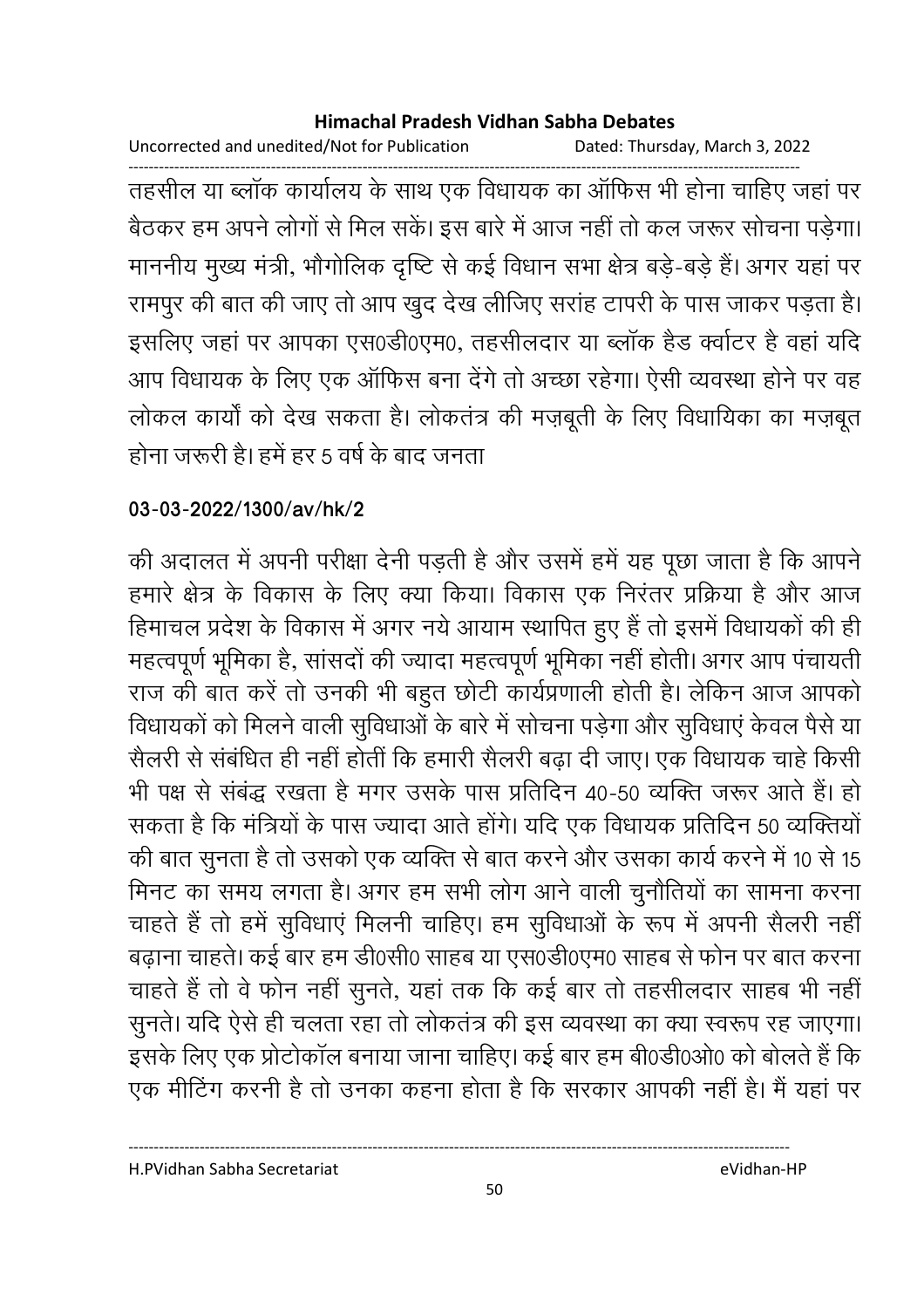तहसील या ब्लॉक कार्यालय के साथ एक विधायक का ऑफिस भी होना चाहिए जहां पर बैठकर हम अपने लोगों से मिल सकें। इस बारे में आज नहीं तो कल जरूर सोचना पड़ेगा। माननीय मुख्य मंत्री, भौगोलिक दृष्टि से कई विधान सभा क्षेत्र बड़े-बड़े हैं। अगर यहां पर रामपुर की बात की जाए तो आप खुद देख लीजिए सरांह टापरी के पास जाकर पड़ता है। इसलिए जहां पर आपका एस0डी0एम0, तहसीलदार या ब्लॉक हैड क्वार्टर है वहां यदि आप विधायक के लिए एक ऑफिस बना देंगे तो अच्छा रहेगा। ऐसी व्यवस्था होने पर वह लोकल कार्यों को देख सकता है। लोकतंत्र की मज़बूती के लिए विधायिका का मज़बूत होना जरूरी है। हमें हर 5 वर्ष के बाद जनता

**03-03-2022/1300/av/hk/2**

की अदालत में अपनी परीक्षा देनी पड़ती है और उसमें हमें यह पूछा जाता है कि आपने हमारे क्षेत्र के विकास के लिए क्या किया। विकास एक निरंतर प्रक्रिया है और आज हिमाचल प्रदेश के विकास में अगर नये आयाम स्थापित हुए हैं तो इसमें विधायकों की ही महत्वपूर्ण भूमिका है, सांसदों की ज्यादा महत्वपूर्ण भूमिका नहीं होती। अगर आप पंचायती राज की बात करें तो उनकी भी बहुत छोटी कार्यप्रणाली होती है। लेकिन आज आपको विधायकों को मिलने वाली सुविधाओं के बारे में सोचना पड़ेगा और सुविधाएं केवल पैसे या सैलरी से संबंधित ही नहीं होतीं कि हमारी सैलरी बढ़ा दी जाए। एक विधायक चाहे किसी भी पक्ष से संबंद्ध रखता है मगर उसके पास प्रतिदिन 40-50 व्यक्ति जरूर आते हैं। हो सकता है कि मंत्रियों के पास ज्यादा आते होंगे। यदि एक विधायक प्रतिदिन 50 व्यक्तियों की बात सुनता है तो उसको एक व्यक्ति से बात करने और उसका कार्य करने में 10 से 15 मिनट का समय लगता है। अगर हम सभी लोग आने वाली चुनौतियों का सामना करना चाहते हैं तो हमें सुविधाएं मिलनी चाहिए। हम सुविधाओं के रूप में अपनी सैलरी नहीं बढ़ाना चाहते। कई बार हम डी0सी0 साहब या एस0डी0एम0 साहब से फोन पर बात करना चाहते हैं तो वे फोन नहीं सुनते, यहां तक कि कई बार तो तहसीलदार साहब भी नहीं सुनते। यदि ऐसे ही चलता रहा तो लोकतंत्र की इस व्यवस्था का क्या स्वरूप रह जाएगा। इसके लिए एक प्रोटोकॉल बनाया जाना चाहिए। कई बार हम बी0डी0ओ0 को बोलते हैं कि एक मीटिंग करनी है तो उनका कहना होता है कि सरकार आपकी नहीं है। मैं यहां पर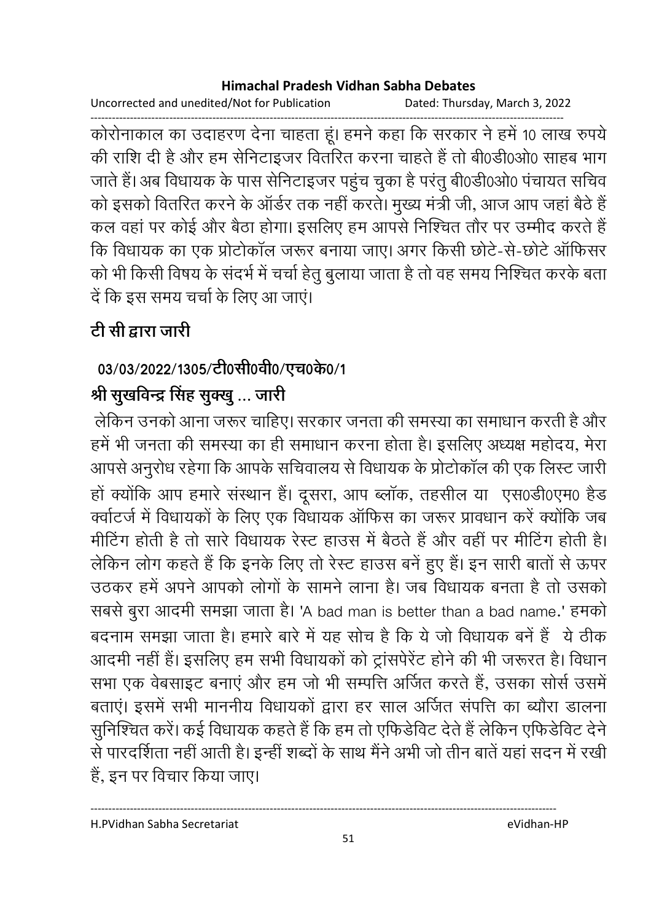कोरोनाकाल का उदाहरण देना चाहता हूं। हमने कहा कि सरकार ने हमें 10 लाख रुपये की राशि दी है और हम सेनिटाइजर वितरित करना चाहते हैं तो बी0डी0ओ0 साहब भाग जाते हैं। अब विधायक के पास सेनिटाइजर पहुंच चुका है परंतु बी0डी0ओ0 पंचायत सचिव को इसको वितरित करने के ऑर्डर तक नहीं करते। मुख्य मंत्री जी, आज आप जहां बैठे हैं कल वहां पर कोई और बैठा होगा। इसलिए हम आपसे निश्चित तौर पर उम्मीद करते हैं कि विधायक का एक प्रोटोकॉल जरूर बनाया जाए। अगर किसी छोटे-से-छोटे ऑफिसर को भी किसी विषय के संदर्भ में चर्चा हेतु बुलाया जाता है तो वह समय निश्चित करके बता दें कि इस समय चर्चा के लिए आ जाएं।

## टी सी द्वारा जारी

### 03/03/2022/1305/टी0सी0वी0/एच0के0/1

### श्री सुखविन्द्र सिंह सुक्खु ... जारी

लेकिन उनको आना जरूर चाहिए। सरकार जनता की समस्या का समाधान करती है और हमें भी जनता की समस्या का ही समाधान करना होता है। इसलिए अध्यक्ष महोदय, मेरा आपसे अनुरोध रहेगा कि आपके सचिवालय से विधायक के प्रोटोकॉल की एक लिस्ट जारी हों क्योंकि आप हमारे संस्थान हैं। दूसरा, आप ब्लॉक, तहसील या एस0डी0एम0 हैड क्वार्टर्ज में विधायकों के लिए एक विधायक ऑफिस का जरूर प्रावधान करें क्योंकि जब मीटिंग होती है तो सारे विधायक रेस्ट हाउस में बैठते हैं और वहीं पर मीटिंग होती है। लेकिन लोग कहते हैं कि इनके लिए तो रेस्ट हाउस बनें हुए हैं। इन सारी बातों से ऊपर उठकर हमें अपने आपको लोगों के सामने लाना है। जब विधायक बनता है तो उसको सबसे बुरा आदमी समझा जाता है। 'A bad man is better than a bad name.' हमको बदनाम समझा जाता है। हमारे बारे में यह सोच है कि ये जो विधायक बनें हैं ये ठीक आदमी नहीं हैं। इसलिए हम सभी विधायकों को ट्रांसपेरेंट होने की भी जरूरत है। विधान सभा एक वेबसाइट बनाएं और हम जो भी सम्पत्ति अर्जित करते हैं, उसका सोर्स उसमें बताएं। इसमें सभी माननीय विधायकों द्वारा हर साल अर्जित संपत्ति का ब्यौरा डालना सुनिश्चित करें। कई विधायक कहते हैं कि हम तो एफिडेविट देते हैं लेकिन एफिडेविट देने से पारदर्शिता नहीं आती है। इन्हीं शब्दों के साथ मैंने अभी जो तीन बातें यहां सदन में रखी हैं, इन पर विचार किया जाए।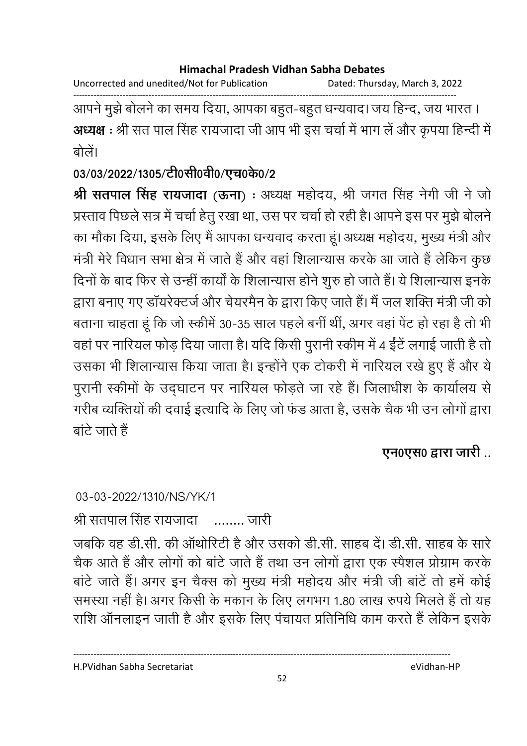आपने मुझे बोलने का समय दिया, आपका बहुत-बहुत धन्यवाद। जय हिन्द, जय भारत ।

**अध्यक्ष** : श्री सत पाल सिंह रायजादा जी आप भी इस चर्चा में भाग लें और कृपया हिन्दी में बोलें।

**03/03/2022/1305/टी0सी0वी0/एच0के0/2**

**श्री सतपाल सिंह रायजादा (ऊना)** : अध्यक्ष महोदय, श्री जगत सिंह नेगी जी ने जो प्रस्ताव पिछले सत्र में चर्चा हेतु रखा था, उस पर चर्चा हो रही है। आपने इस पर मुझे बोलने का मौका दिया, इसके लिए मैं आपका धन्यवाद करता हूं। अध्यक्ष महोदय, मुख्य मंत्री और मंत्री मेरे विधान सभा क्षेत्र में जाते हैं और वहां शिलान्यास करके आ जाते हैं लेकिन कुछ दिनों के बाद फिर से उन्हीं कार्यों के शिलान्यास होने शुरु हो जाते हैं। ये शिलान्यास इनके द्वारा बनाए गए डॉयरेक्टर्ज और चेयरमैन के द्वारा किए जाते हैं। मैं जल शक्ति मंत्री जी को बताना चाहता हूं कि जो स्कीमें 30-35 साल पहले बनीं थीं, अगर वहां पेंट हो रहा है तो भी वहां पर नारियल फोड़ दिया जाता है। यदि किसी पुरानी स्कीम में 4 ईंटें लगाई जाती है तो उसका भी शिलान्यास किया जाता है। इन्होंने एक टोकरी में नारियल रखे हुए हैं और ये पुरानी स्कीमों के उद्‌घाटन पर नारियल फोड़ते जा रहे हैं। जिलाधीश के कार्यालय से गरीब व्यक्तियों की दवाई इत्यादि के लिए जो फंड आता है, उसके चैक भी उन लोगों द्वारा बांटे जाते हैं

**एन0एस0 द्वारा जारी ..**

03-03-2022/1310/NS/YK/1

श्री सतपाल सिंह रायजादा ........ जारी

जबकि वह डी.सी. की ऑथोरिटी है और उसको डी.सी. साहब दें। डी.सी. साहब के सारे चैक आते हैं और लोगों को बांटे जाते हैं तथा उन लोगों द्वारा एक स्पैशल प्रोग्राम करके बांटे जाते हैं। अगर इन चैक्स को मुख्य मंत्री महोदय और मंत्री जी बांटें तो हमें कोई समस्या नहीं है। अगर किसी के मकान के लिए लगभग 1.80 लाख रुपये मिलते हैं तो यह राशि ऑनलाइन जाती है और इसके लिए पंचायत प्रतिनिधि काम करते हैं लेकिन इसके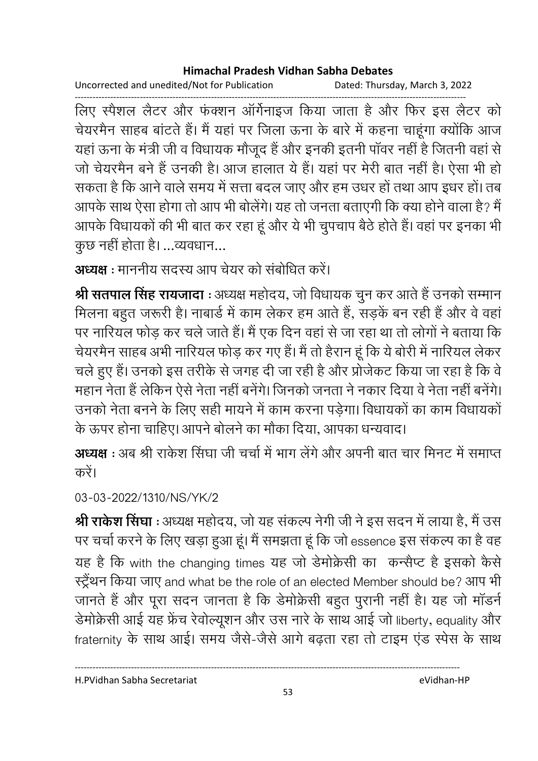लिए स्पैशल लैटर और फंक्शन ऑर्गेनाइज किया जाता है और फिर इस लैटर को चेयरमैन साहब बांटते हैं। मैं यहां पर जिला ऊना के बारे में कहना चाहूंगा क्योंकि आज यहां ऊना के मंत्री जी व विधायक मौजूद हैं और इनकी इतनी पॉवर नहीं है जितनी वहां से जो चेयरमैन बने हैं उनकी है। आज हालात ये हैं। यहां पर मेरी बात नहीं है। ऐसा भी हो सकता है कि आने वाले समय में सत्ता बदल जाए और हम उधर हों तथा आप इधर हों। तब आपके साथ ऐसा होगा तो आप भी बोलेंगे। यह तो जनता बताएगी कि क्या होने वाला है? मैं आपके विधायकों की भी बात कर रहा हूं और ये भी चुपचाप बैठे होते हैं। वहां पर इनका भी कुछ नहीं होता है। ...व्यवधान...

**अध्यक्ष** : माननीय सदस्य आप चेयर को संबोधित करें।

**श्री सतपाल सिंह रायजादा** : अध्यक्ष महोदय, जो विधायक चुन कर आते हैं उनको सम्मान मिलना बहुत जरूरी है। नाबार्ड में काम लेकर हम आते हैं, सड़कें बन रही हैं और वे वहां पर नारियल फोड़ कर चले जाते हैं। मैं एक दिन वहां से जा रहा था तो लोगों ने बताया कि चेयरमैन साहब अभी नारियल फोड़ कर गए हैं। मैं तो हैरान हूं कि ये बोरी में नारियल लेकर चले हुए हैं। उनको इस तरीके से जगह दी जा रही है और प्रोजेकट किया जा रहा है कि वे महान नेता हैं लेकिन ऐसे नेता नहीं बनेंगे। जिनको जनता ने नकार दिया वे नेता नहीं बनेंगे। उनको नेता बनने के लिए सही मायने में काम करना पड़ेगा। विधायकों का काम विधायकों के ऊपर होना चाहिए। आपने बोलने का मौका दिया, आपका धन्यवाद।

**अध्यक्ष** : अब श्री राकेश सिंघा जी चर्चा में भाग लेंगे और अपनी बात चार मिनट में समाप्त करें।

03-03-2022/1310/NS/YK/2

**श्री राकेश सिंघा** : अध्यक्ष महोदय, जो यह संकल्प नेगी जी ने इस सदन में लाया है, मैं उस पर चर्चा करने के लिए खड़ा हुआ हूं। मैं समझता हूं कि जो essence इस संकल्प का है वह यह है कि with the changing times यह जो डेमोक्रेसी का कन्सैप्ट है इसको कैसे स्ट्रैंथन किया जाए and what be the role of an elected Member should be? आप भी जानते हैं और पूरा सदन जानता है कि डेमोक्रेसी बहुत पुरानी नहीं है। यह जो मॉडर्न डेमोक्रेसी आई यह फ्रेंच रेवोल्यूशन और उस नारे के साथ आई जो liberty, equality और fraternity के साथ आई। समय जैसे-जैसे आगे बढ़ता रहा तो टाइम एंड स्पेस के साथ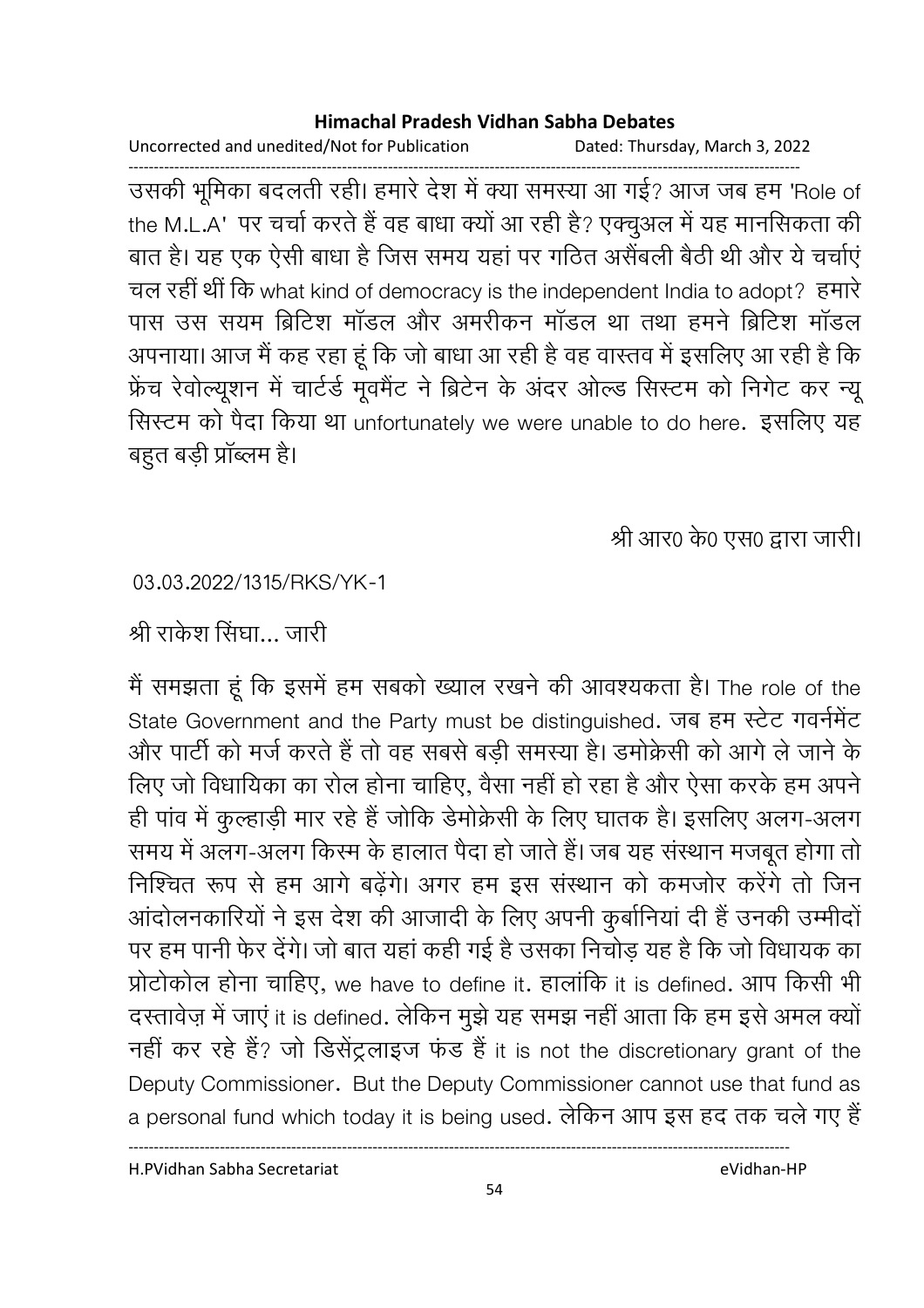उसकी भूमिका बदलती रही। हमारे देश में क्या समस्या आ गई? आज जब हम 'Role of the M.L.A' पर चर्चा करते हैं वह बाधा क्यों आ रही है? एक्चुअल में यह मानसिकता की बात है। यह एक ऐसी बाधा है जिस समय यहां पर गठित असैंबली बैठी थी और ये चर्चाएं चल रहीं थीं कि what kind of democracy is the independent India to adopt? हमारे पास उस सयम ब्रिटिश मॉडल और अमरीकन मॉडल था तथा हमने ब्रिटिश मॉडल अपनाया। आज मैं कह रहा हूं कि जो बाधा आ रही है वह वास्तव में इसलिए आ रही है कि फ्रेंच रेवोल्यूशन में चार्टर्ड मूवमैंट ने ब्रिटेन के अंदर ओल्ड सिस्टम को निगेट कर न्यू सिस्टम को पैदा किया था unfortunately we were unable to do here. इसलिए यह बहुत बड़ी प्रॉब्लम है।

श्री आर0 के0 एस0 द्वारा जारी।

03.03.2022/1315/RKS/YK-1

श्री राकेश सिंघा... जारी

मैं समझता हूं कि इसमें हम सबको ख्याल रखने की आवश्यकता है। The role of the State Government and the Party must be distinguished. जब हम स्टेट गवर्नमेंट और पार्टी को मर्ज करते हैं तो वह सबसे बड़ी समस्या है। डमोक्रेसी को आगे ले जाने के लिए जो विधायिका का रोल होना चाहिए, वैसा नहीं हो रहा है और ऐसा करके हम अपने ही पांव में कुल्हाड़ी मार रहे हैं जोकि डेमोक्रेसी के लिए घातक है। इसलिए अलग-अलग समय में अलग-अलग किस्म के हालात पैदा हो जाते हैं। जब यह संस्थान मजबूत होगा तो निश्चित रूप से हम आगे बढ़ेंगे। अगर हम इस संस्थान को कमजोर करेंगे तो जिन आंदोलनकारियों ने इस देश की आजादी के लिए अपनी कुर्बानियां दी हैं उनकी उम्मीदों पर हम पानी फेर देंगे। जो बात यहां कही गई है उसका निचोड़ यह है कि जो विधायक का प्रोटोकोल होना चाहिए, we have to define it. हालांकि it is defined. आप किसी भी दस्तावेज़ में जाएं it is defined. लेकिन मुझे यह समझ नहीं आता कि हम इसे अमल क्यों नहीं कर रहे हैं? जो डिसेंट्रलाइज फंड हैं it is not the discretionary grant of the Deputy Commissioner. But the Deputy Commissioner cannot use that fund as a personal fund which today it is being used. लेकिन आप इस हद तक चले गए हैं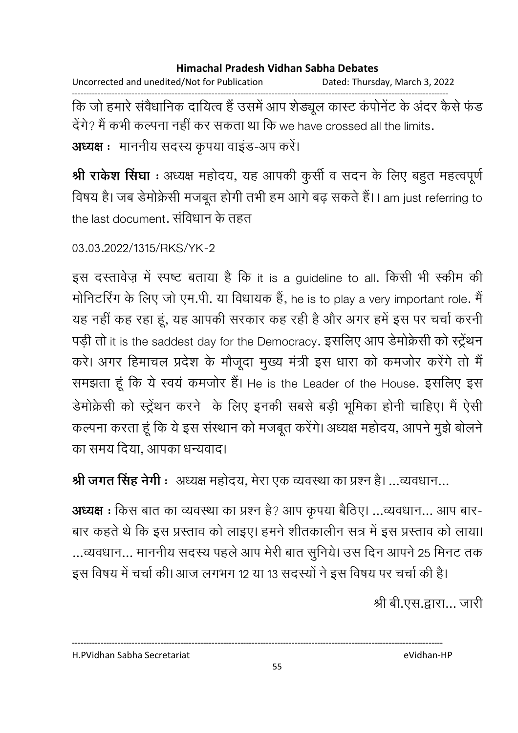कि जो हमारे संवैधानिक दायित्व हैं उसमें आप शेड्यूल कास्ट कंपोनेंट के अंदर कैसे फंड देंगे? मैं कभी कल्पना नहीं कर सकता था कि we have crossed all the limits.

**अध्यक्ष** : माननीय सदस्य कृपया वाइंड-अप करें।

**श्री राकेश सिंघा** : अध्यक्ष महोदय, यह आपकी कुर्सी व सदन के लिए बहुत महत्वपूर्ण विषय है। जब डेमोक्रेसी मजबूत होगी तभी हम आगे बढ़ सकते हैं। I am just referring to the last document. संविधान के तहत

03.03.2022/1315/RKS/YK-2

इस दस्तावेज़ में स्पष्ट बताया है कि it is a guideline to all. किसी भी स्कीम की मोनिटरिंग के लिए जो एम.पी. या विधायक हैं, he is to play a very important role. मैं यह नहीं कह रहा हूं, यह आपकी सरकार कह रही है और अगर हमें इस पर चर्चा करनी पड़ी तो it is the saddest day for the Democracy. इसलिए आप डेमोक्रेसी को स्ट्रेंथन करे। अगर हिमाचल प्रदेश के मौजूदा मुख्य मंत्री इस धारा को कमजोर करेंगे तो मैं समझता हूं कि ये स्वयं कमजोर हैं। He is the Leader of the House. इसलिए इस डेमोक्रेसी को स्ट्रेंथन करने के लिए इनकी सबसे बड़ी भूमिका होनी चाहिए। मैं ऐसी कल्पना करता हूं कि ये इस संस्थान को मजबूत करेंगे। अध्यक्ष महोदय, आपने मुझे बोलने का समय दिया, आपका धन्यवाद।

**श्री जगत सिंह नेगी** : अध्यक्ष महोदय, मेरा एक व्यवस्था का प्रश्न है। ...व्यवधान...

**अध्यक्ष** : किस बात का व्यवस्था का प्रश्न है? आप कृपया बैठिए। ...व्यवधान... आप बार-बार कहते थे कि इस प्रस्ताव को लाइए। हमने शीतकालीन सत्र में इस प्रस्ताव को लाया। ...व्यवधान... माननीय सदस्य पहले आप मेरी बात सुनिये। उस दिन आपने 25 मिनट तक इस विषय में चर्चा की। आज लगभग 12 या 13 सदस्यों ने इस विषय पर चर्चा की है।

श्री बी.एस.द्वारा... जारी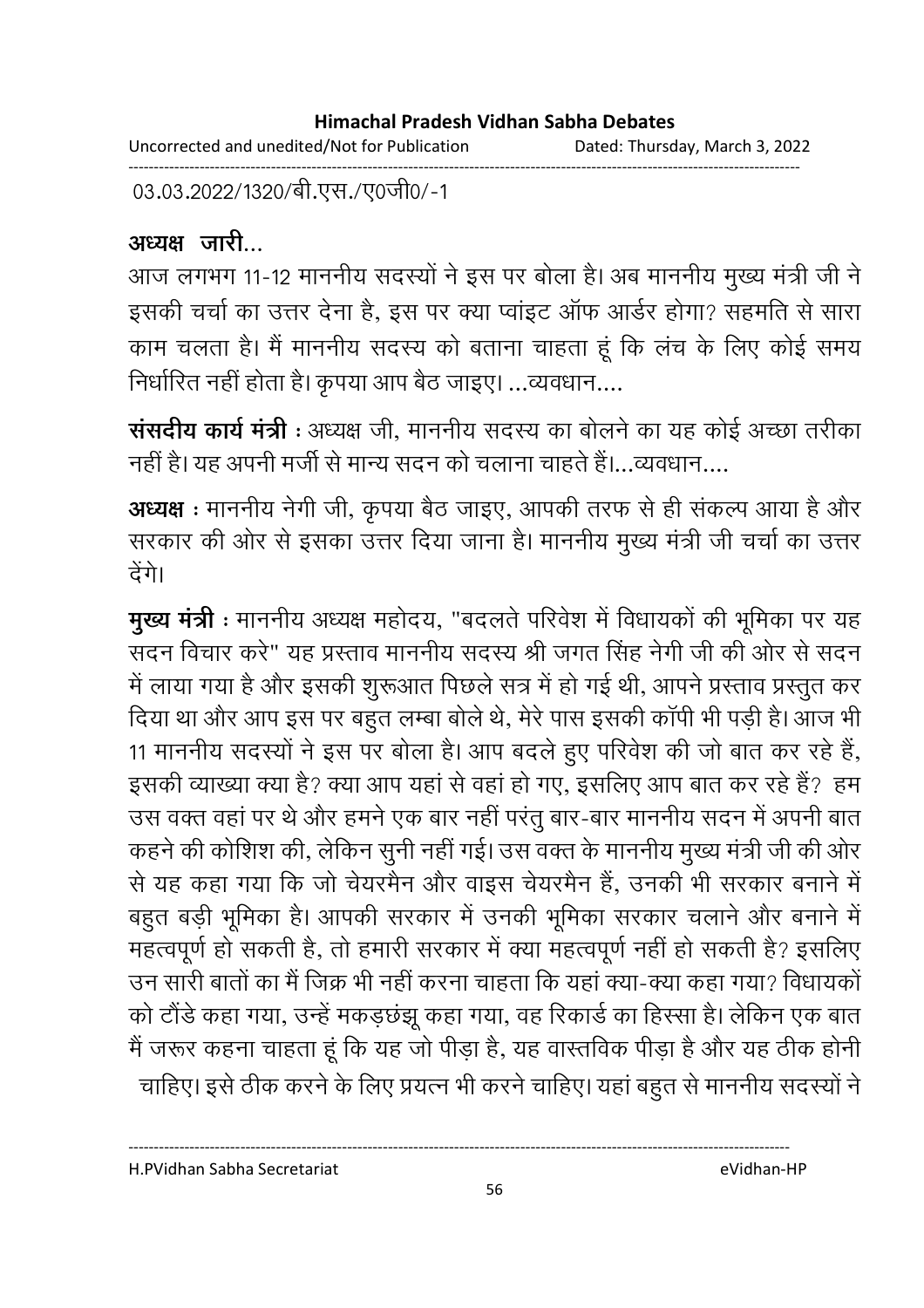03.03.2022/1320/बी.एस./ए0जी0/-1

**अध्यक्ष जारी...**

आज लगभग 11-12 माननीय सदस्यों ने इस पर बोला है। अब माननीय मुख्य मंत्री जी ने इसकी चर्चा का उत्तर देना है, इस पर क्या प्वांइट ऑफ आर्डर होगा? सहमति से सारा काम चलता है। मैं माननीय सदस्य को बताना चाहता हूं कि लंच के लिए कोई समय निर्धारित नहीं होता है। कृपया आप बैठ जाइए। ...व्यवधान....

**संसदीय कार्य मंत्री** : अध्यक्ष जी, माननीय सदस्य का बोलने का यह कोई अच्छा तरीका नहीं है। यह अपनी मर्जी से मान्य सदन को चलाना चाहते हैं।...व्यवधान....

**अध्यक्ष** : माननीय नेगी जी, कृपया बैठ जाइए, आपकी तरफ से ही संकल्प आया है और सरकार की ओर से इसका उत्तर दिया जाना है। माननीय मुख्य मंत्री जी चर्चा का उत्तर देंगे।

**मुख्य मंत्री** : माननीय अध्यक्ष महोदय, "बदलते परिवेश में विधायकों की भूमिका पर यह सदन विचार करे" यह प्रस्ताव माननीय सदस्य श्री जगत सिंह नेगी जी की ओर से सदन में लाया गया है और इसकी शुरूआत पिछले सत्र में हो गई थी, आपने प्रस्ताव प्रस्तुत कर दिया था और आप इस पर बहुत लम्बा बोले थे, मेरे पास इसकी कॉपी भी पड़ी है। आज भी 11 माननीय सदस्यों ने इस पर बोला है। आप बदले हुए परिवेश की जो बात कर रहे हैं, इसकी व्याख्या क्या है? क्या आप यहां से वहां हो गए, इसलिए आप बात कर रहे हैं? हम उस वक्त वहां पर थे और हमने एक बार नहीं परंतु बार-बार माननीय सदन में अपनी बात कहने की कोशिश की, लेकिन सुनी नहीं गई। उस वक्त के माननीय मुख्य मंत्री जी की ओर से यह कहा गया कि जो चेयरमैन और वाइस चेयरमैन हैं, उनकी भी सरकार बनाने में बहुत बड़ी भूमिका है। आपकी सरकार में उनकी भूमिका सरकार चलाने और बनाने में महत्वपूर्ण हो सकती है, तो हमारी सरकार में क्या महत्वपूर्ण नहीं हो सकती है? इसलिए उन सारी बातों का मैं जिक्र भी नहीं करना चाहता कि यहां क्या-क्या कहा गया? विधायकों को टौंडे कहा गया, उन्हें मकड़छंझू कहा गया, वह रिकार्ड का हिस्सा है। लेकिन एक बात मैं जरूर कहना चाहता हूं कि यह जो पीड़ा है, यह वास्तविक पीड़ा है और यह ठीक होनी चाहिए। इसे ठीक करने के लिए प्रयत्न भी करने चाहिए। यहां बहुत से माननीय सदस्यों ने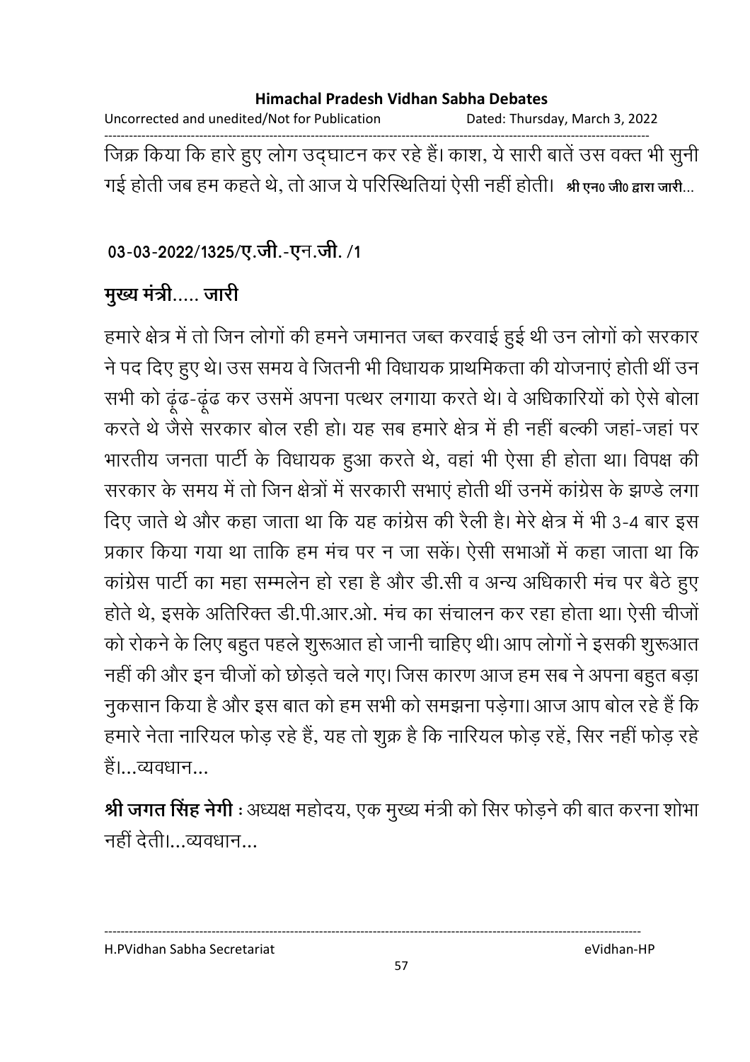जिक्र किया कि हारे हुए लोग उद्घाटन कर रहे हैं। काश, ये सारी बातें उस वक्त भी सुनी गई होती जब हम कहते थे, तो आज ये परिस्थितियां ऐसी नहीं होती। **श्री एन0 जी0 द्वारा जारी...**

**03-03-2022/1325/ए.जी.-एन.जी. /1**

**मुख्य मंत्री..... जारी**

हमारे क्षेत्र में तो जिन लोगों की हमने जमानत जब्त करवाई हुई थी उन लोगों को सरकार ने पद दिए हुए थे। उस समय वे जितनी भी विधायक प्राथमिकता की योजनाएं होती थीं उन सभी को ढूंढ-ढूंढ कर उसमें अपना पत्थर लगाया करते थे। वे अधिकारियों को ऐसे बोला करते थे जैसे सरकार बोल रही हो। यह सब हमारे क्षेत्र में ही नहीं बल्की जहां-जहां पर भारतीय जनता पार्टी के विधायक हुआ करते थे, वहां भी ऐसा ही होता था। विपक्ष की सरकार के समय में तो जिन क्षेत्रों में सरकारी सभाएं होती थीं उनमें कांग्रेस के झण्डे लगा दिए जाते थे और कहा जाता था कि यह कांग्रेस की रैली है। मेरे क्षेत्र में भी 3-4 बार इस प्रकार किया गया था ताकि हम मंच पर न जा सकें। ऐसी सभाओं में कहा जाता था कि कांग्रेस पार्टी का महा सम्मलेन हो रहा है और डी.सी व अन्य अधिकारी मंच पर बैठे हुए होते थे, इसके अतिरिक्त डी.पी.आर.ओ. मंच का संचालन कर रहा होता था। ऐसी चीजों को रोकने के लिए बहुत पहले शुरूआत हो जानी चाहिए थी। आप लोगों ने इसकी शुरूआत नहीं की और इन चीजों को छोड़ते चले गए। जिस कारण आज हम सब ने अपना बहुत बड़ा नुकसान किया है और इस बात को हम सभी को समझना पड़ेगा। आज आप बोल रहे हैं कि हमारे नेता नारियल फोड़ रहे हैं, यह तो शुक्र है कि नारियल फोड़ रहें, सिर नहीं फोड़ रहे हैं।...व्यवधान...

**श्री जगत सिंह नेगी** : अध्यक्ष महोदय, एक मुख्य मंत्री को सिर फोड़ने की बात करना शोभा नहीं देती।...व्यवधान...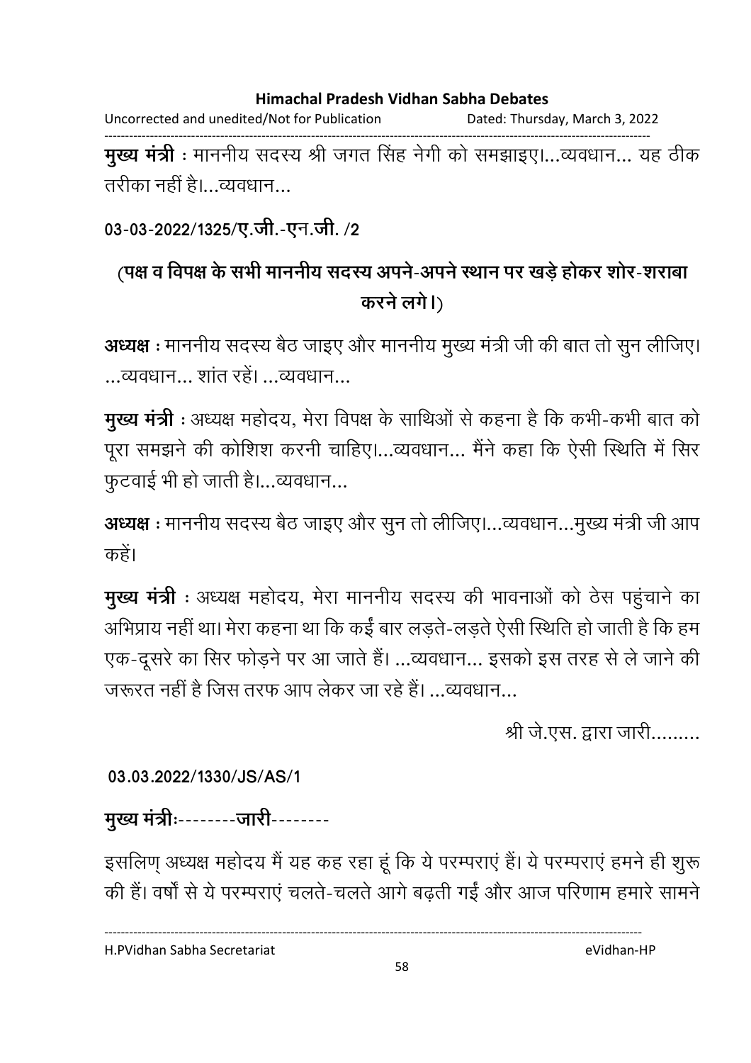**मुख्य मंत्री** : माननीय सदस्य श्री जगत सिंह नेगी को समझाइए।...व्यवधान... यह ठीक तरीका नहीं है।...व्यवधान...

**03-03-2022/1325/ए.जी.-एन.जी. /2**

**(पक्ष व विपक्ष के सभी माननीय सदस्य अपने-अपने स्थान पर खड़े होकर शोर-शराबा करने लगे।)**

**अध्यक्ष** : माननीय सदस्य बैठ जाइए और माननीय मुख्य मंत्री जी की बात तो सुन लीजिए। ...व्यवधान... शांत रहें। ...व्यवधान...

**मुख्य मंत्री** : अध्यक्ष महोदय, मेरा विपक्ष के साथिओं से कहना है कि कभी-कभी बात को पूरा समझने की कोशिश करनी चाहिए।...व्यवधान... मैंने कहा कि ऐसी स्थिति में सिर फुटवाई भी हो जाती है।...व्यवधान...

**अध्यक्ष** : माननीय सदस्य बैठ जाइए और सुन तो लीजिए।...व्यवधान...मुख्य मंत्री जी आप कहें।

**मुख्य मंत्री** : अध्यक्ष महोदय, मेरा माननीय सदस्य की भावनाओं को ठेस पहुंचाने का अभिप्राय नहीं था। मेरा कहना था कि कईं बार लड़ते-लड़ते ऐसी स्थिति हो जाती है कि हम एक-दूसरे का सिर फोड़ने पर आ जाते हैं। ...व्यवधान... इसको इस तरह से ले जाने की जरूरत नहीं है जिस तरफ आप लेकर जा रहे हैं। ...व्यवधान...

श्री जे.एस. द्वारा जारी.........

**03.03.2022/1330/JS/AS/1**

**मुख्य मंत्री**:--------**जारी**--------

इसलिए अध्यक्ष महोदय मैं यह कह रहा हूं कि ये परम्पराएं हैं। ये परम्पराएं हमने ही शुरू की हैं। वर्षों से ये परम्पराएं चलते-चलते आगे बढ़ती गईं और आज परिणाम हमारे सामने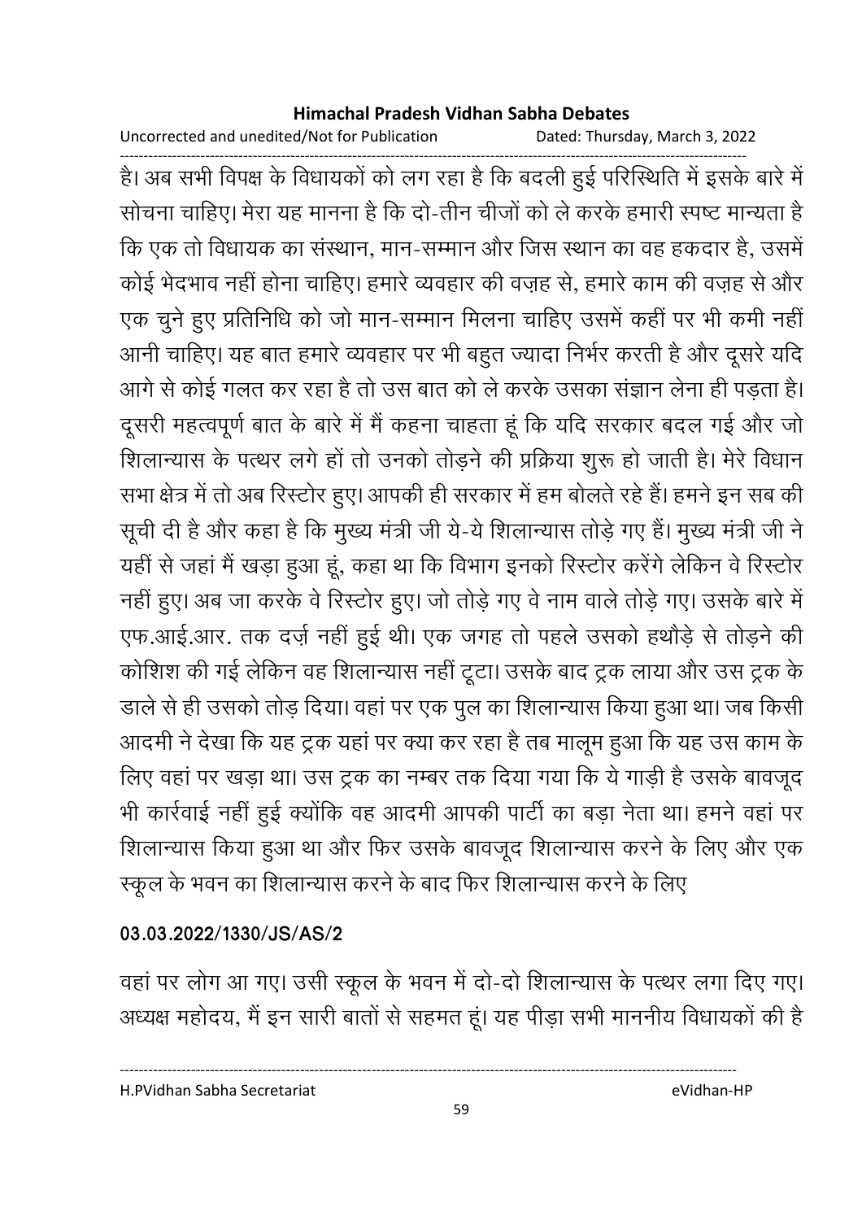है। अब सभी विपक्ष के विधायकों को लग रहा है कि बदली हुई परिस्थिति में इसके बारे में सोचना चाहिए। मेरा यह मानना है कि दो-तीन चीजों को ले करके हमारी स्पष्ट मान्यता है कि एक तो विधायक का संस्थान, मान-सम्मान और जिस स्थान का वह हकदार है, उसमें कोई भेदभाव नहीं होना चाहिए। हमारे व्यवहार की वज़ह से, हमारे काम की वज़ह से और एक चुने हुए प्रतिनिधि को जो मान-सम्मान मिलना चाहिए उसमें कहीं पर भी कमी नहीं आनी चाहिए। यह बात हमारे व्यवहार पर भी बहुत ज्यादा निर्भर करती है और दूसरे यदि आगे से कोई गलत कर रहा है तो उस बात को ले करके उसका संज्ञान लेना ही पड़ता है। दूसरी महत्वपूर्ण बात के बारे में मैं कहना चाहता हूं कि यदि सरकार बदल गई और जो शिलान्यास के पत्थर लगे हों तो उनको तोड़ने की प्रक्रिया शुरू हो जाती है। मेरे विधान सभा क्षेत्र में तो अब रिस्टोर हुए। आपकी ही सरकार में हम बोलते रहे हैं। हमने इन सब की सूची दी है और कहा है कि मुख्य मंत्री जी ये-ये शिलान्यास तोड़े गए हैं। मुख्य मंत्री जी ने यहीं से जहां मैं खड़ा हुआ हूं, कहा था कि विभाग इनको रिस्टोर करेंगे लेकिन वे रिस्टोर नहीं हुए। अब जा करके वे रिस्टोर हुए। जो तोड़े गए वे नाम वाले तोड़े गए। उसके बारे में एफ.आई.आर. तक दर्ज़ नहीं हुई थी। एक जगह तो पहले उसको हथौड़े से तोड़ने की कोशिश की गई लेकिन वह शिलान्यास नहीं टूटा। उसके बाद ट्रक लाया और उस ट्रक के डाले से ही उसको तोड़ दिया। वहां पर एक पुल का शिलान्यास किया हुआ था। जब किसी आदमी ने देखा कि यह ट्रक यहां पर क्या कर रहा है तब मालूम हुआ कि यह उस काम के लिए वहां पर खड़ा था। उस ट्रक का नम्बर तक दिया गया कि ये गाड़ी है उसके बावजूद भी कार्रवाई नहीं हुई क्योंकि वह आदमी आपकी पार्टी का बड़ा नेता था। हमने वहां पर शिलान्यास किया हुआ था और फिर उसके बावजूद शिलान्यास करने के लिए और एक स्कूल के भवन का शिलान्यास करने के बाद फिर शिलान्यास करने के लिए

**03.03.2022/1330/JS/AS/2**

वहां पर लोग आ गए। उसी स्कूल के भवन में दो-दो शिलान्यास के पत्थर लगा दिए गए। अध्यक्ष महोदय, मैं इन सारी बातों से सहमत हूं। यह पीड़ा सभी माननीय विधायकों की है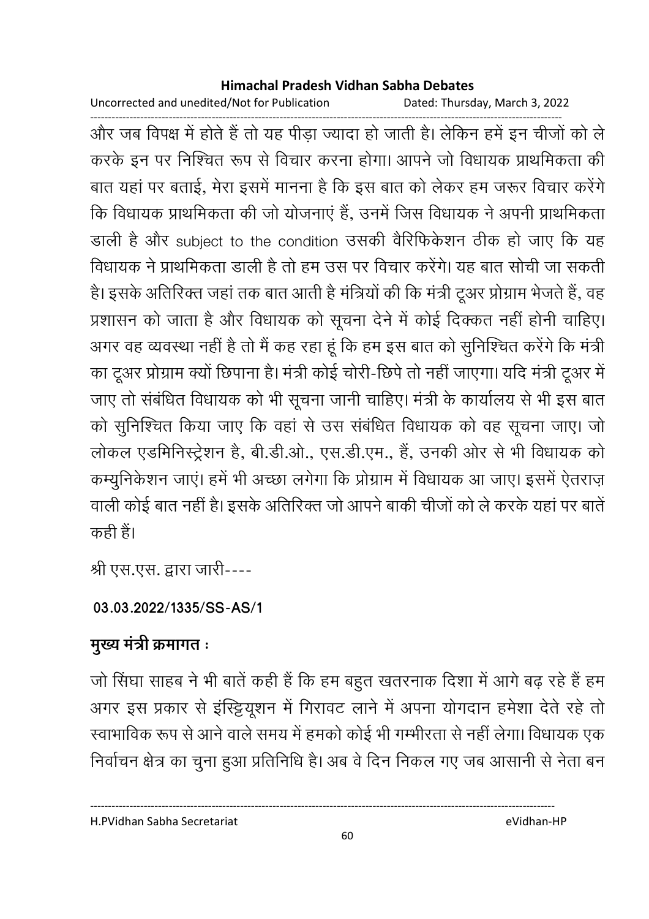और जब विपक्ष में होते हैं तो यह पीड़ा ज्यादा हो जाती है। लेकिन हमें इन चीजों को ले करके इन पर निश्चित रूप से विचार करना होगा। आपने जो विधायक प्राथमिकता की बात यहां पर बताई, मेरा इसमें मानना है कि इस बात को लेकर हम जरूर विचार करेंगे कि विधायक प्राथमिकता की जो योजनाएं हैं, उनमें जिस विधायक ने अपनी प्राथमिकता डाली है और subject to the condition उसकी वैरिफिकेशन ठीक हो जाए कि यह विधायक ने प्राथमिकता डाली है तो हम उस पर विचार करेंगे। यह बात सोची जा सकती है। इसके अतिरिक्त जहां तक बात आती है मंत्रियों की कि मंत्री टूअर प्रोग्राम भेजते हैं, वह प्रशासन को जाता है और विधायक को सूचना देने में कोई दिक्कत नहीं होनी चाहिए। अगर वह व्यवस्था नहीं है तो मैं कह रहा हूं कि हम इस बात को सुनिश्चित करेंगे कि मंत्री का टूअर प्रोग्राम क्यों छिपाना है। मंत्री कोई चोरी-छिपे तो नहीं जाएगा। यदि मंत्री टूअर में जाए तो संबंधित विधायक को भी सूचना जानी चाहिए। मंत्री के कार्यालय से भी इस बात को सुनिश्चित किया जाए कि वहां से उस संबंधित विधायक को वह सूचना जाए। जो लोकल एडमिनिस्ट्रेशन है, बी.डी.ओ., एस.डी.एम., हैं, उनकी ओर से भी विधायक को कम्युनिकेशन जाएं। हमें भी अच्छा लगेगा कि प्रोग्राम में विधायक आ जाए। इसमें ऐतराज़ वाली कोई बात नहीं है। इसके अतिरिक्त जो आपने बाकी चीजों को ले करके यहां पर बातें कही हैं।

श्री एस.एस. द्वारा जारी----

**03.03.2022/1335/SS-AS/1**

**मुख्य मंत्री क्रमागत :**

जो सिंघा साहब ने भी बातें कही हैं कि हम बहुत खतरनाक दिशा में आगे बढ़ रहे हैं हम अगर इस प्रकार से इंस्टिट्यूशन में गिरावट लाने में अपना योगदान हमेशा देते रहे तो स्वाभाविक रूप से आने वाले समय में हमको कोई भी गम्भीरता से नहीं लेगा। विधायक एक निर्वाचन क्षेत्र का चुना हुआ प्रतिनिधि है। अब वे दिन निकल गए जब आसानी से नेता बन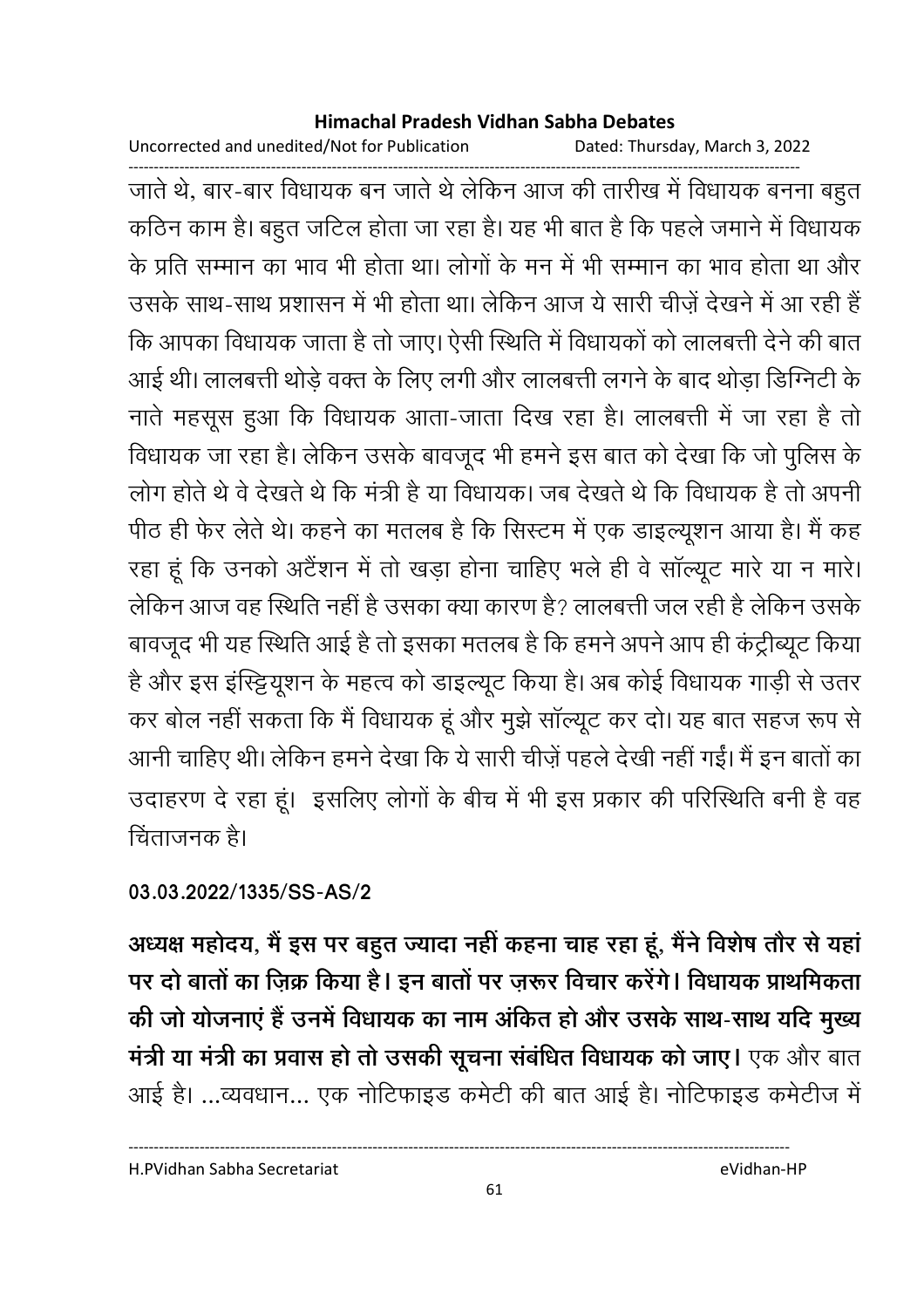जाते थे, बार-बार विधायक बन जाते थे लेकिन आज की तारीख में विधायक बनना बहुत कठिन काम है। बहुत जटिल होता जा रहा है। यह भी बात है कि पहले जमाने में विधायक के प्रति सम्मान का भाव भी होता था। लोगों के मन में भी सम्मान का भाव होता था और उसके साथ-साथ प्रशासन में भी होता था। लेकिन आज ये सारी चीज़ें देखने में आ रही हैं कि आपका विधायक जाता है तो जाए। ऐसी स्थिति में विधायकों को लालबत्ती देने की बात आई थी। लालबत्ती थोड़े वक्त के लिए लगी और लालबत्ती लगने के बाद थोड़ा डिग्निटी के नाते महसूस हुआ कि विधायक आता-जाता दिख रहा है। लालबत्ती में जा रहा है तो विधायक जा रहा है। लेकिन उसके बावजूद भी हमने इस बात को देखा कि जो पुलिस के लोग होते थे वे देखते थे कि मंत्री है या विधायक। जब देखते थे कि विधायक है तो अपनी पीठ ही फेर लेते थे। कहने का मतलब है कि सिस्टम में एक डाइल्यूशन आया है। मैं कह रहा हूं कि उनको अटैंशन में तो खड़ा होना चाहिए भले ही वे सॉल्यूट मारे या न मारे। लेकिन आज वह स्थिति नहीं है उसका क्या कारण है? लालबत्ती जल रही है लेकिन उसके बावजूद भी यह स्थिति आई है तो इसका मतलब है कि हमने अपने आप ही कंट्रीब्यूट किया है और इस इंस्टिट्यूशन के महत्व को डाइल्यूट किया है। अब कोई विधायक गाड़ी से उतर कर बोल नहीं सकता कि मैं विधायक हूं और मुझे सॉल्यूट कर दो। यह बात सहज रूप से आनी चाहिए थी। लेकिन हमने देखा कि ये सारी चीज़ें पहले देखी नहीं गईं। मैं इन बातों का उदाहरण दे रहा हूं। इसलिए लोगों के बीच में भी इस प्रकार की परिस्थिति बनी है वह चिंताजनक है।

**03.03.2022/1335/SS-AS/2**

**अध्यक्ष महोदय, मैं इस पर बहुत ज्यादा नहीं कहना चाह रहा हूं, मैंने विशेष तौर से यहां पर दो बातों का ज़िक्र किया है। इन बातों पर ज़रूर विचार करेंगे। विधायक प्राथमिकता की जो योजनाएं हैं उनमें विधायक का नाम अंकित हो और उसके साथ-साथ यदि मुख्य मंत्री या मंत्री का प्रवास हो तो उसकी सूचना संबंधित विधायक को जाए।** एक और बात आई है। ...व्यवधान... एक नोटिफाइड कमेटी की बात आई है। नोटिफाइड कमेटीज में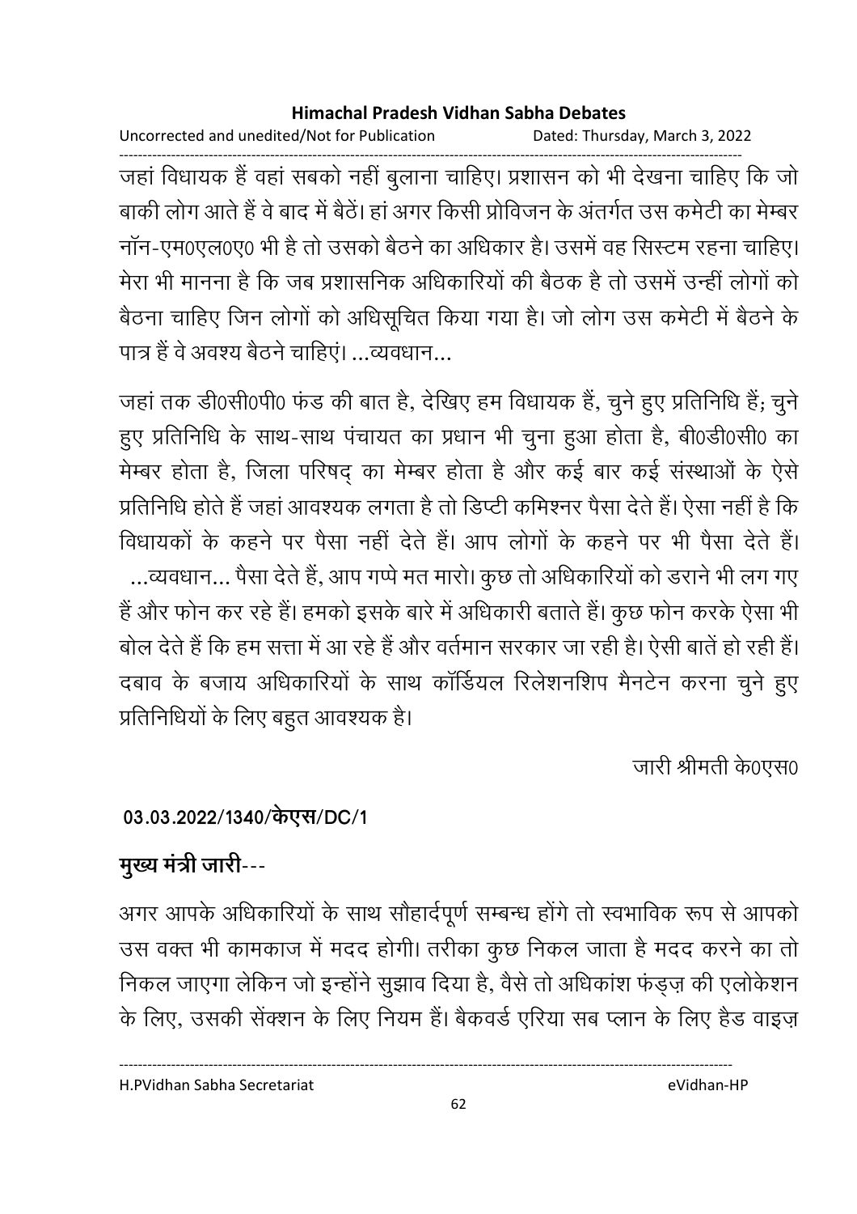जहां विधायक हैं वहां सबको नहीं बुलाना चाहिए। प्रशासन को भी देखना चाहिए कि जो बाकी लोग आते हैं वे बाद में बैठें। हां अगर किसी प्रोविजन के अंतर्गत उस कमेटी का मेम्बर नॉन-एम0एल0ए0 भी है तो उसको बैठने का अधिकार है। उसमें वह सिस्टम रहना चाहिए। मेरा भी मानना है कि जब प्रशासनिक अधिकारियों की बैठक है तो उसमें उन्हीं लोगों को बैठना चाहिए जिन लोगों को अधिसूचित किया गया है। जो लोग उस कमेटी में बैठने के पात्र हैं वे अवश्य बैठने चाहिएं। ...व्यवधान...

जहां तक डी0सी0पी0 फंड की बात है, देखिए हम विधायक हैं, चुने हुए प्रतिनिधि हैं; चुने हुए प्रतिनिधि के साथ-साथ पंचायत का प्रधान भी चुना हुआ होता है, बी0डी0सी0 का मेम्बर होता है, जिला परिषद् का मेम्बर होता है और कई बार कई संस्थाओं के ऐसे प्रतिनिधि होते हैं जहां आवश्यक लगता है तो डिप्टी कमिश्नर पैसा देते हैं। ऐसा नहीं है कि विधायकों के कहने पर पैसा नहीं देते हैं। आप लोगों के कहने पर भी पैसा देते हैं। ...व्यवधान... पैसा देते हैं, आप गप्पे मत मारो। कुछ तो अधिकारियों को डराने भी लग गए हैं और फोन कर रहे हैं। हमको इसके बारे में अधिकारी बताते हैं। कुछ फोन करके ऐसा भी बोल देते हैं कि हम सत्ता में आ रहे हैं और वर्तमान सरकार जा रही है। ऐसी बातें हो रही हैं। दबाव के बजाय अधिकारियों के साथ कॉर्डियल रिलेशनशिप मैनटेन करना चुने हुए प्रतिनिधियों के लिए बहुत आवश्यक है।

जारी श्रीमती के0एस0

**03.03.2022/1340/केएस/DC/1**

**मुख्य मंत्री जारी**---

अगर आपके अधिकारियों के साथ सौहार्दपूर्ण सम्बन्ध होंगे तो स्वभाविक रूप से आपको उस वक्त भी कामकाज में मदद होगी। तरीका कुछ निकल जाता है मदद करने का तो निकल जाएगा लेकिन जो इन्होंने सुझाव दिया है, वैसे तो अधिकांश फंड्ज़ की एलोकेशन के लिए, उसकी सेंक्शन के लिए नियम हैं। बैकवर्ड एरिया सब प्लान के लिए हैड वाइज़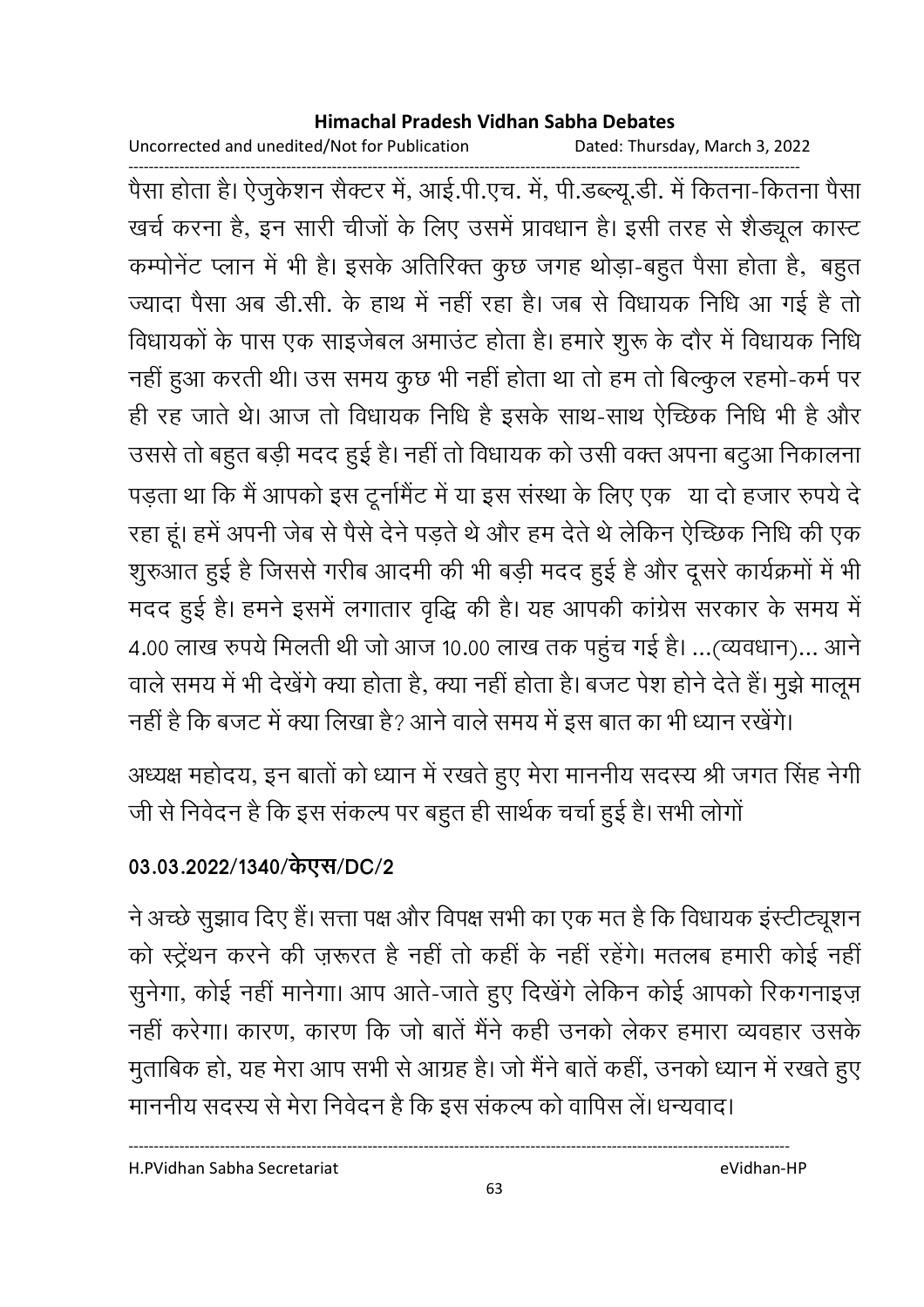पैसा होता है। ऐजुकेशन सैक्टर में, आई.पी.एच. में, पी.डब्ल्यू.डी. में कितना-कितना पैसा खर्च करना है, इन सारी चीजों के लिए उसमें प्रावधान है। इसी तरह से शैड्यूल कास्ट कम्पोनेंट प्लान में भी है। इसके अतिरिक्त कुछ जगह थोड़ा-बहुत पैसा होता है, बहुत ज्यादा पैसा अब डी.सी. के हाथ में नहीं रहा है। जब से विधायक निधि आ गई है तो विधायकों के पास एक साइजेबल अमाउंट होता है। हमारे शुरू के दौर में विधायक निधि नहीं हुआ करती थी। उस समय कुछ भी नहीं होता था तो हम तो बिल्कुल रहमो-कर्म पर ही रह जाते थे। आज तो विधायक निधि है इसके साथ-साथ ऐच्छिक निधि भी है और उससे तो बहुत बड़ी मदद हुई है। नहीं तो विधायक को उसी वक्त अपना बटुआ निकालना पड़ता था कि मैं आपको इस टूर्नामैंट में या इस संस्था के लिए एक या दो हजार रुपये दे रहा हूं। हमें अपनी जेब से पैसे देने पड़ते थे और हम देते थे लेकिन ऐच्छिक निधि की एक शुरुआत हुई है जिससे गरीब आदमी की भी बड़ी मदद हुई है और दूसरे कार्यक्रमों में भी मदद हुई है। हमने इसमें लगातार वृद्धि की है। यह आपकी कांग्रेस सरकार के समय में 4.00 लाख रुपये मिलती थी जो आज 10.00 लाख तक पहुंच गई है। ...(व्यवधान)... आने वाले समय में भी देखेंगे क्या होता है, क्या नहीं होता है। बजट पेश होने देते हैं। मुझे मालूम नहीं है कि बजट में क्या लिखा है? आने वाले समय में इस बात का भी ध्यान रखेंगे।

अध्यक्ष महोदय, इन बातों को ध्यान में रखते हुए मेरा माननीय सदस्य श्री जगत सिंह नेगी जी से निवेदन है कि इस संकल्प पर बहुत ही सार्थक चर्चा हुई है। सभी लोगों

**03.03.2022/1340/केएस/DC/2**

ने अच्छे सुझाव दिए हैं। सत्ता पक्ष और विपक्ष सभी का एक मत है कि विधायक इंस्टीट्यूशन को स्ट्रेंथन करने की ज़रूरत है नहीं तो कहीं के नहीं रहेंगे। मतलब हमारी कोई नहीं सुनेगा, कोई नहीं मानेगा। आप आते-जाते हुए दिखेंगे लेकिन कोई आपको रिकगनाइज़ नहीं करेगा। कारण, कारण कि जो बातें मैंने कही उनको लेकर हमारा व्यवहार उसके मुताबिक हो, यह मेरा आप सभी से आग्रह है। जो मैंने बातें कहीं, उनको ध्यान में रखते हुए माननीय सदस्य से मेरा निवेदन है कि इस संकल्प को वापिस लें। धन्यवाद।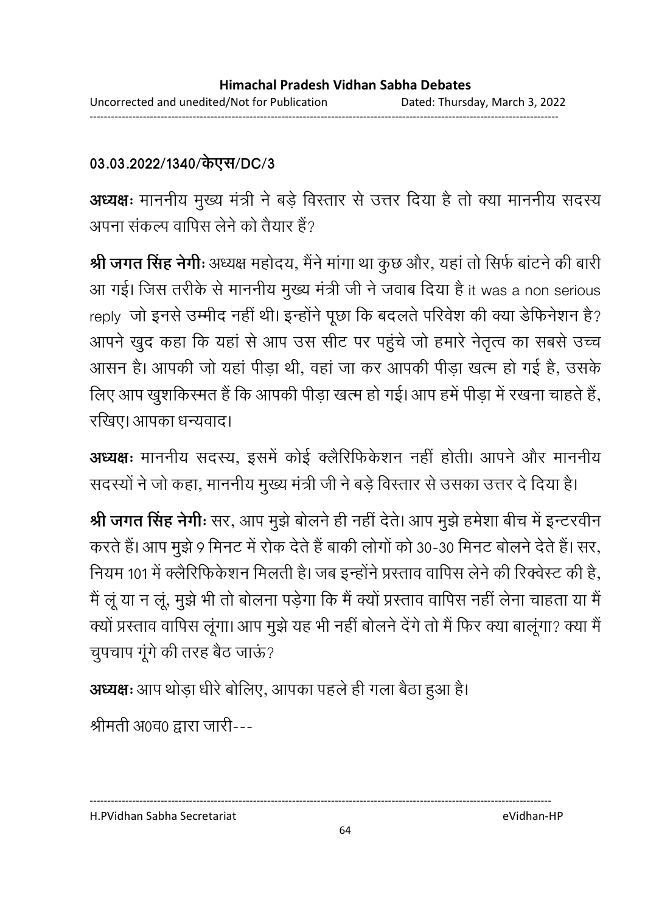03.03.2022/1340/केएस/DC/3

**अध्यक्षः** माननीय मुख्य मंत्री ने बड़े विस्तार से उत्तर दिया है तो क्या माननीय सदस्य अपना संकल्प वापिस लेने को तैयार हैं?

**श्री जगत सिंह नेगीः** अध्यक्ष महोदय, मैंने मांगा था कुछ और, यहां तो सिर्फ बांटने की बारी आ गई। जिस तरीके से माननीय मुख्य मंत्री जी ने जवाब दिया है it was a non serious reply जो इनसे उम्मीद नहीं थी। इन्होंने पूछा कि बदलते परिवेश की क्या डेफिनेशन है? आपने खुद कहा कि यहां से आप उस सीट पर पहुंचे जो हमारे नेतृत्व का सबसे उच्च आसन है। आपकी जो यहां पीड़ा थी, वहां जा कर आपकी पीड़ा खत्म हो गई है, उसके लिए आप खुशकिस्मत हैं कि आपकी पीड़ा खत्म हो गई। आप हमें पीड़ा में रखना चाहते हैं, रखिए। आपका धन्यवाद।

**अध्यक्षः** माननीय सदस्य, इसमें कोई क्लैरिफिकेशन नहीं होती। आपने और माननीय सदस्यों ने जो कहा, माननीय मुख्य मंत्री जी ने बड़े विस्तार से उसका उत्तर दे दिया है।

**श्री जगत सिंह नेगीः** सर, आप मुझे बोलने ही नहीं देते। आप मुझे हमेशा बीच में इन्टरवीन करते हैं। आप मुझे 9 मिनट में रोक देते हैं बाकी लोगों को 30-30 मिनट बोलने देते हैं। सर, नियम 101 में क्लैरिफिकेशन मिलती है। जब इन्होंने प्रस्ताव वापिस लेने की रिक्वेस्ट की है, मैं लूं या न लूं, मुझे भी तो बोलना पड़ेगा कि मैं क्यों प्रस्ताव वापिस नहीं लेना चाहता या मैं क्यों प्रस्ताव वापिस लूंगा। आप मुझे यह भी नहीं बोलने देंगे तो मैं फिर क्या बालूंगा? क्या मैं चुपचाप गूंगे की तरह बैठ जाऊं?

**अध्यक्षः** आप थोड़ा धीरे बोलिए, आपका पहले ही गला बैठा हुआ है।

श्रीमती अ0व0 द्वारा जारी---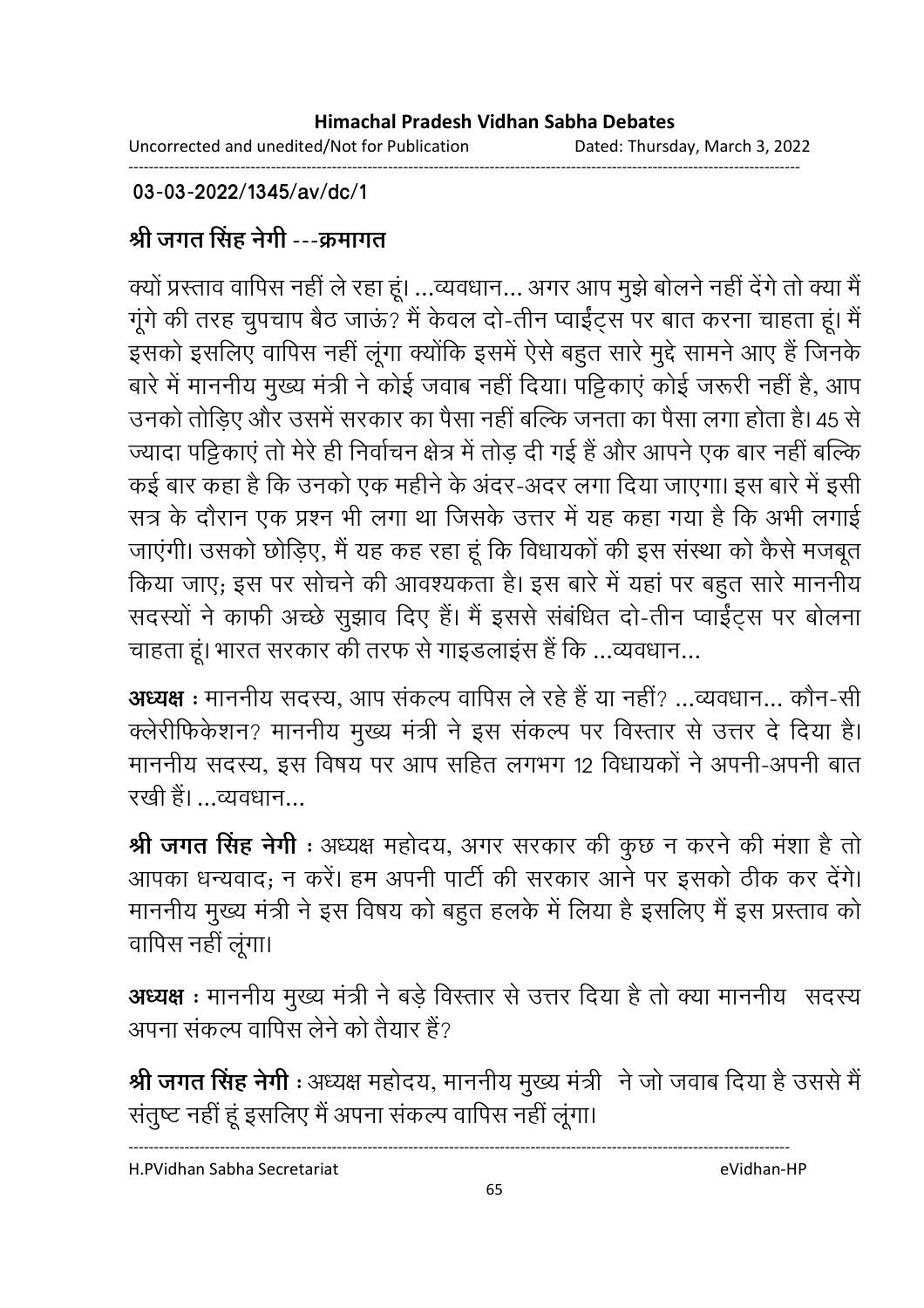03-03-2022/1345/av/dc/1

**श्री जगत सिंह नेगी ---क्रमागत**

क्यों प्रस्ताव वापिस नहीं ले रहा हूं। ...व्यवधान... अगर आप मुझे बोलने नहीं देंगे तो क्या मैं गूंगे की तरह चुपचाप बैठ जाऊं? मैं केवल दो-तीन प्वाईंट्स पर बात करना चाहता हूं। मैं इसको इसलिए वापिस नहीं लूंगा क्योंकि इसमें ऐसे बहुत सारे मुद्दे सामने आए हैं जिनके बारे में माननीय मुख्य मंत्री ने कोई जवाब नहीं दिया। पट्टिकाएं कोई जरूरी नहीं है, आप उनको तोड़िए और उसमें सरकार का पैसा नहीं बल्कि जनता का पैसा लगा होता है। 45 से ज्यादा पट्टिकाएं तो मेरे ही निर्वाचन क्षेत्र में तोड़ दी गई हैं और आपने एक बार नहीं बल्कि कई बार कहा है कि उनको एक महीने के अंदर-अदर लगा दिया जाएगा। इस बारे में इसी सत्र के दौरान एक प्रश्न भी लगा था जिसके उत्तर में यह कहा गया है कि अभी लगाई जाएंगी। उसको छोड़िए, मैं यह कह रहा हूं कि विधायकों की इस संस्था को कैसे मजबूत किया जाए; इस पर सोचने की आवश्यकता है। इस बारे में यहां पर बहुत सारे माननीय सदस्यों ने काफी अच्छे सुझाव दिए हैं। मैं इससे संबंधित दो-तीन प्वाईंट्स पर बोलना चाहता हूं। भारत सरकार की तरफ से गाइडलाइंस हैं कि ...व्यवधान...

**अध्यक्ष** : माननीय सदस्य, आप संकल्प वापिस ले रहे हैं या नहीं? ...व्यवधान... कौन-सी क्लेरीफिकेशन? माननीय मुख्य मंत्री ने इस संकल्प पर विस्तार से उत्तर दे दिया है। माननीय सदस्य, इस विषय पर आप सहित लगभग 12 विधायकों ने अपनी-अपनी बात रखी हैं। ...व्यवधान...

**श्री जगत सिंह नेगी** : अध्यक्ष महोदय, अगर सरकार की कुछ न करने की मंशा है तो आपका धन्यवाद; न करें। हम अपनी पार्टी की सरकार आने पर इसको ठीक कर देंगे। माननीय मुख्य मंत्री ने इस विषय को बहुत हलके में लिया है इसलिए मैं इस प्रस्ताव को वापिस नहीं लूंगा।

**अध्यक्ष** : माननीय मुख्य मंत्री ने बड़े विस्तार से उत्तर दिया है तो क्या माननीय सदस्य अपना संकल्प वापिस लेने को तैयार हैं?

**श्री जगत सिंह नेगी** : अध्यक्ष महोदय, माननीय मुख्य मंत्री ने जो जवाब दिया है उससे मैं संतुष्ट नहीं हूं इसलिए मैं अपना संकल्प वापिस नहीं लूंगा।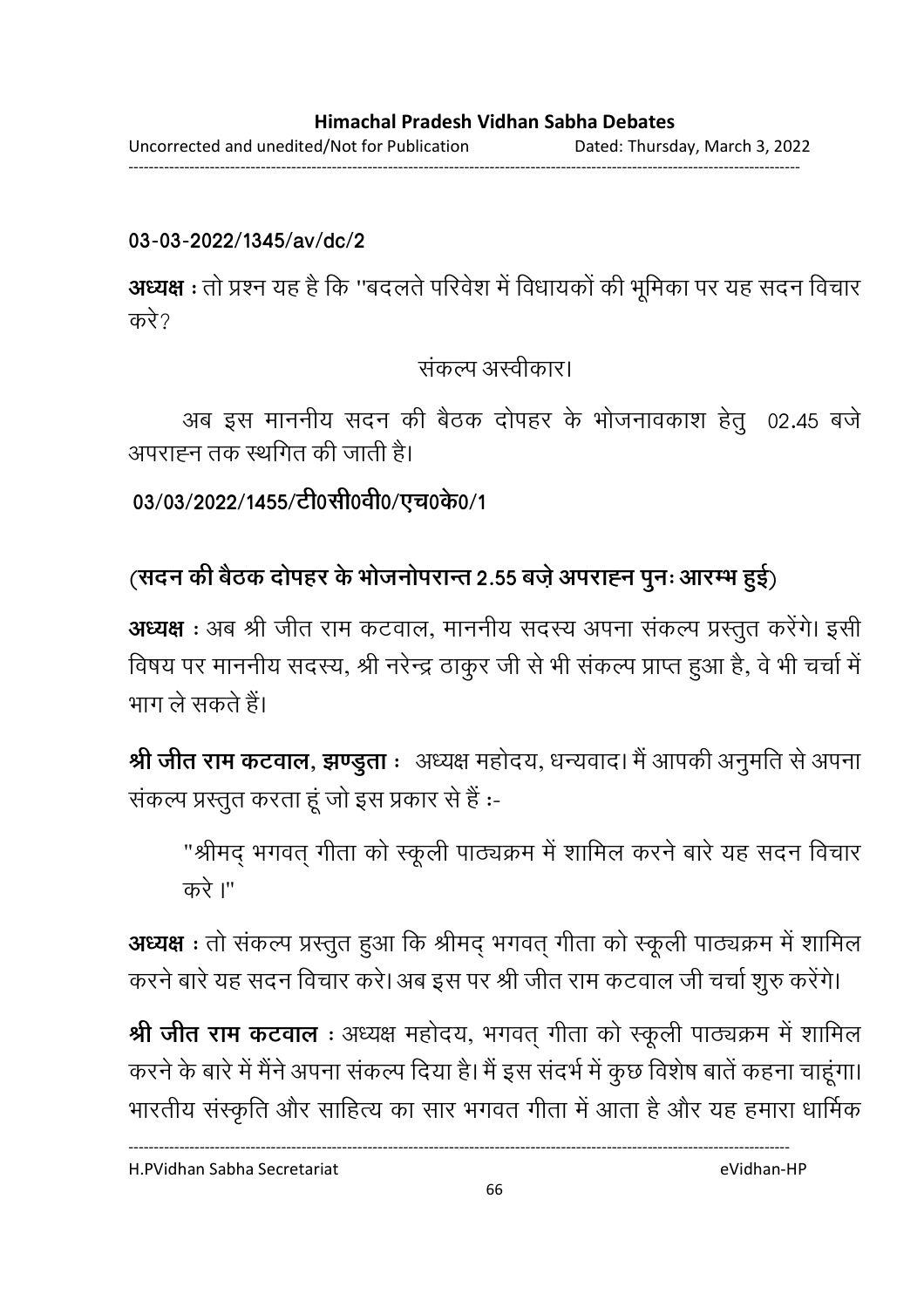**03-03-2022/1345/av/dc/2**

**अध्यक्ष** : तो प्रश्न यह है कि "बदलते परिवेश में विधायकों की भूमिका पर यह सदन विचार करे?

संकल्प अस्वीकार।

अब इस माननीय सदन की बैठक दोपहर के भोजनावकाश हेतु 02.45 बजे अपराह्न तक स्थगित की जाती है।

**03/03/2022/1455/टी0सी0वी0/एच0के0/1**

**(सदन की बैठक दोपहर के भोजनोपरान्त 2.55 बजे अपराह्न पुनः आरम्भ हुई)**

**अध्यक्ष** : अब श्री जीत राम कटवाल, माननीय सदस्य अपना संकल्प प्रस्तुत करेंगे। इसी विषय पर माननीय सदस्य, श्री नरेन्द्र ठाकुर जी से भी संकल्प प्राप्त हुआ है, वे भी चर्चा में भाग ले सकते हैं।

**श्री जीत राम कटवाल, झण्डुता** : अध्यक्ष महोदय, धन्यवाद। मैं आपकी अनुमति से अपना संकल्प प्रस्तुत करता हूं जो इस प्रकार से हैं :-

> "श्रीमद् भगवत् गीता को स्कूली पाठ्यक्रम में शामिल करने बारे यह सदन विचार करे।"

**अध्यक्ष** : तो संकल्प प्रस्तुत हुआ कि श्रीमद् भगवत् गीता को स्कूली पाठ्यक्रम में शामिल करने बारे यह सदन विचार करे। अब इस पर श्री जीत राम कटवाल जी चर्चा शुरु करेंगे।

**श्री जीत राम कटवाल** : अध्यक्ष महोदय, भगवत् गीता को स्कूली पाठ्यक्रम में शामिल करने के बारे में मैंने अपना संकल्प दिया है। मैं इस संदर्भ में कुछ विशेष बातें कहना चाहूंगा। भारतीय संस्कृति और साहित्य का सार भगवत गीता में आता है और यह हमारा धार्मिक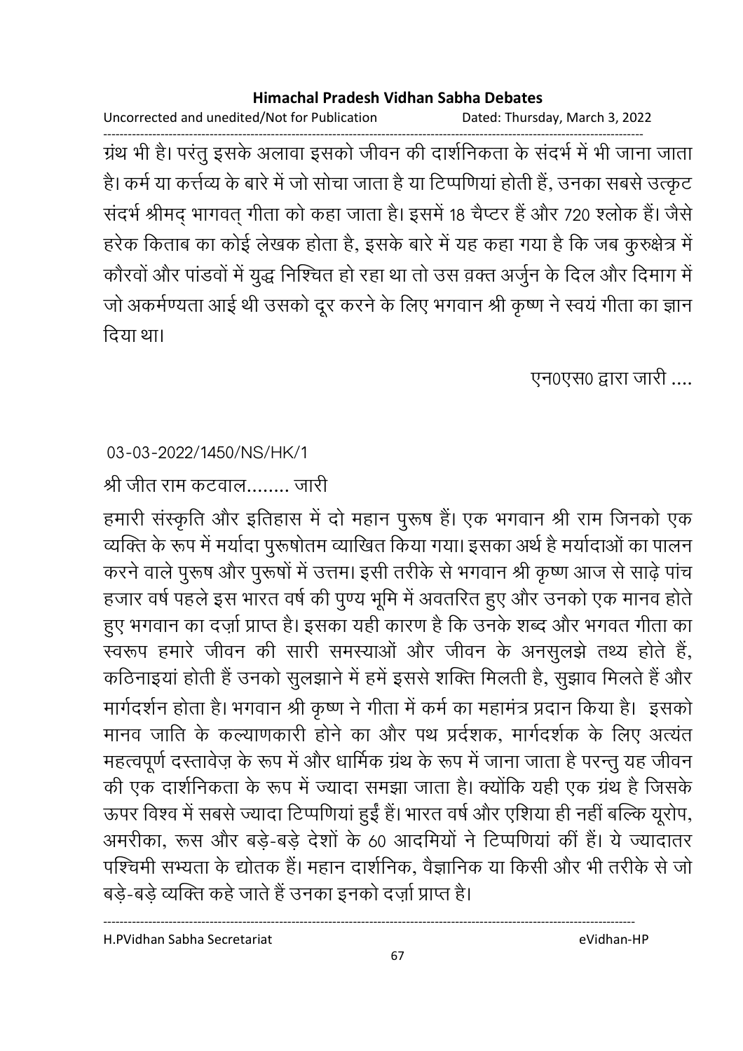ग्रंथ भी है। परंतु इसके अलावा इसको जीवन की दार्शनिकता के संदर्भ में भी जाना जाता है। कर्म या कर्त्तव्य के बारे में जो सोचा जाता है या टिप्पणियां होती हैं, उनका सबसे उत्कृट संदर्भ श्रीमद् भागवत् गीता को कहा जाता है। इसमें 18 चैप्टर हैं और 720 श्लोक हैं। जैसे हरेक किताब का कोई लेखक होता है, इसके बारे में यह कहा गया है कि जब कुरुक्षेत्र में कौरवों और पांडवों में युद्ध निश्चित हो रहा था तो उस व़क्त अर्जुन के दिल और दिमाग में जो अकर्मण्यता आई थी उसको दूर करने के लिए भगवान श्री कृष्ण ने स्वयं गीता का ज्ञान दिया था।

एन0एस0 द्वारा जारी ....

03-03-2022/1450/NS/HK/1

श्री जीत राम कटवाल........ जारी

हमारी संस्कृति और इतिहास में दो महान पुरूष हैं। एक भगवान श्री राम जिनको एक व्यक्ति के रूप में मर्यादा पुरूषोतम व्याखित किया गया। इसका अर्थ है मर्यादाओं का पालन करने वाले पुरूष और पुरूषों में उत्तम। इसी तरीके से भगवान श्री कृष्ण आज से साढ़े पांच हजार वर्ष पहले इस भारत वर्ष की पुण्य भूमि में अवतरित हुए और उनको एक मानव होते हुए भगवान का दर्ज़ा प्राप्त है। इसका यही कारण है कि उनके शब्द और भगवत गीता का स्वरूप हमारे जीवन की सारी समस्याओं और जीवन के अनसुलझे तथ्य होते हैं, कठिनाइयां होती हैं उनको सुलझाने में हमें इससे शक्ति मिलती है, सुझाव मिलते हैं और मार्गदर्शन होता है। भगवान श्री कृष्ण ने गीता में कर्म का महामंत्र प्रदान किया है। इसको मानव जाति के कल्याणकारी होने का और पथ प्रदर्शक, मार्गदर्शक के लिए अत्यंत महत्वपूर्ण दस्तावेज़ के रूप में और धार्मिक ग्रंथ के रूप में जाना जाता है परन्तु यह जीवन की एक दार्शनिकता के रूप में ज्यादा समझा जाता है। क्योंकि यही एक ग्रंथ है जिसके ऊपर विश्व में सबसे ज्यादा टिप्पणियां हुईं हैं। भारत वर्ष और एशिया ही नहीं बल्कि यूरोप, अमरीका, रूस और बड़े-बड़े देशों के 60 आदमियों ने टिप्पणियां कीं हैं। ये ज्यादातर पश्चिमी सभ्यता के द्योतक हैं। महान दार्शनिक, वैज्ञानिक या किसी और भी तरीके से जो बड़े-बड़े व्यक्ति कहे जाते हैं उनका इनको दर्ज़ा प्राप्त है।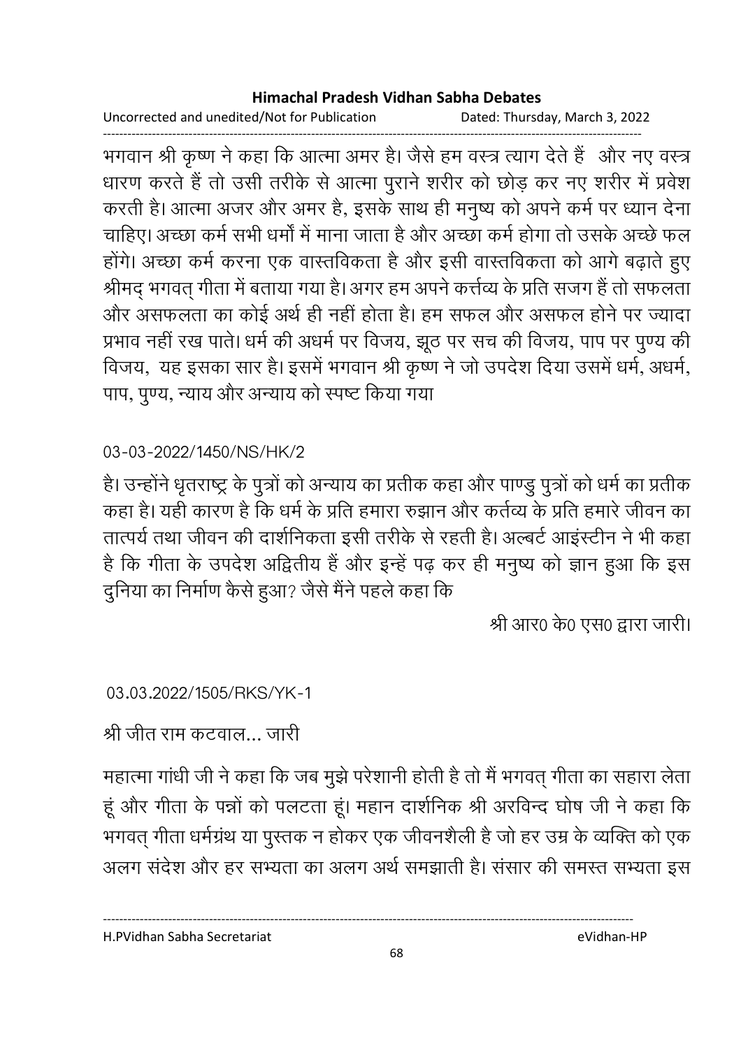भगवान श्री कृष्ण ने कहा कि आत्मा अमर है। जैसे हम वस्त्र त्याग देते हैं और नए वस्त्र धारण करते हैं तो उसी तरीके से आत्मा पुराने शरीर को छोड़ कर नए शरीर में प्रवेश करती है। आत्मा अजर और अमर है, इसके साथ ही मनुष्य को अपने कर्म पर ध्यान देना चाहिए। अच्छा कर्म सभी धर्मों में माना जाता है और अच्छा कर्म होगा तो उसके अच्छे फल होंगे। अच्छा कर्म करना एक वास्तविकता है और इसी वास्तविकता को आगे बढ़ाते हुए श्रीमद् भगवत् गीता में बताया गया है। अगर हम अपने कर्त्तव्य के प्रति सजग हैं तो सफलता और असफलता का कोई अर्थ ही नहीं होता है। हम सफल और असफल होने पर ज्यादा प्रभाव नहीं रख पाते। धर्म की अधर्म पर विजय, झूठ पर सच की विजय, पाप पर पुण्य की विजय, यह इसका सार है। इसमें भगवान श्री कृष्ण ने जो उपदेश दिया उसमें धर्म, अधर्म, पाप, पुण्य, न्याय और अन्याय को स्पष्ट किया गया

03-03-2022/1450/NS/HK/2

है। उन्होंने धृतराष्ट्र के पुत्रों को अन्याय का प्रतीक कहा और पाण्डु पुत्रों को धर्म का प्रतीक कहा है। यही कारण है कि धर्म के प्रति हमारा रुझान और कर्तव्य के प्रति हमारे जीवन का तात्पर्य तथा जीवन की दार्शनिकता इसी तरीके से रहती है। अल्बर्ट आइंस्टीन ने भी कहा है कि गीता के उपदेश अद्वितीय हैं और इन्हें पढ़ कर ही मनुष्य को ज्ञान हुआ कि इस दुनिया का निर्माण कैसे हुआ? जैसे मैंने पहले कहा कि

श्री आर0 के0 एस0 द्वारा जारी।

03.03.2022/1505/RKS/YK-1

श्री जीत राम कटवाल... जारी

महात्मा गांधी जी ने कहा कि जब मुझे परेशानी होती है तो मैं भगवत् गीता का सहारा लेता हूं और गीता के पन्नों को पलटता हूं। महान दार्शनिक श्री अरविन्द घोष जी ने कहा कि भगवत् गीता धर्मग्रंथ या पुस्तक न होकर एक जीवनशैली है जो हर उम्र के व्यक्ति को एक अलग संदेश और हर सभ्यता का अलग अर्थ समझाती है। संसार की समस्त सभ्यता इस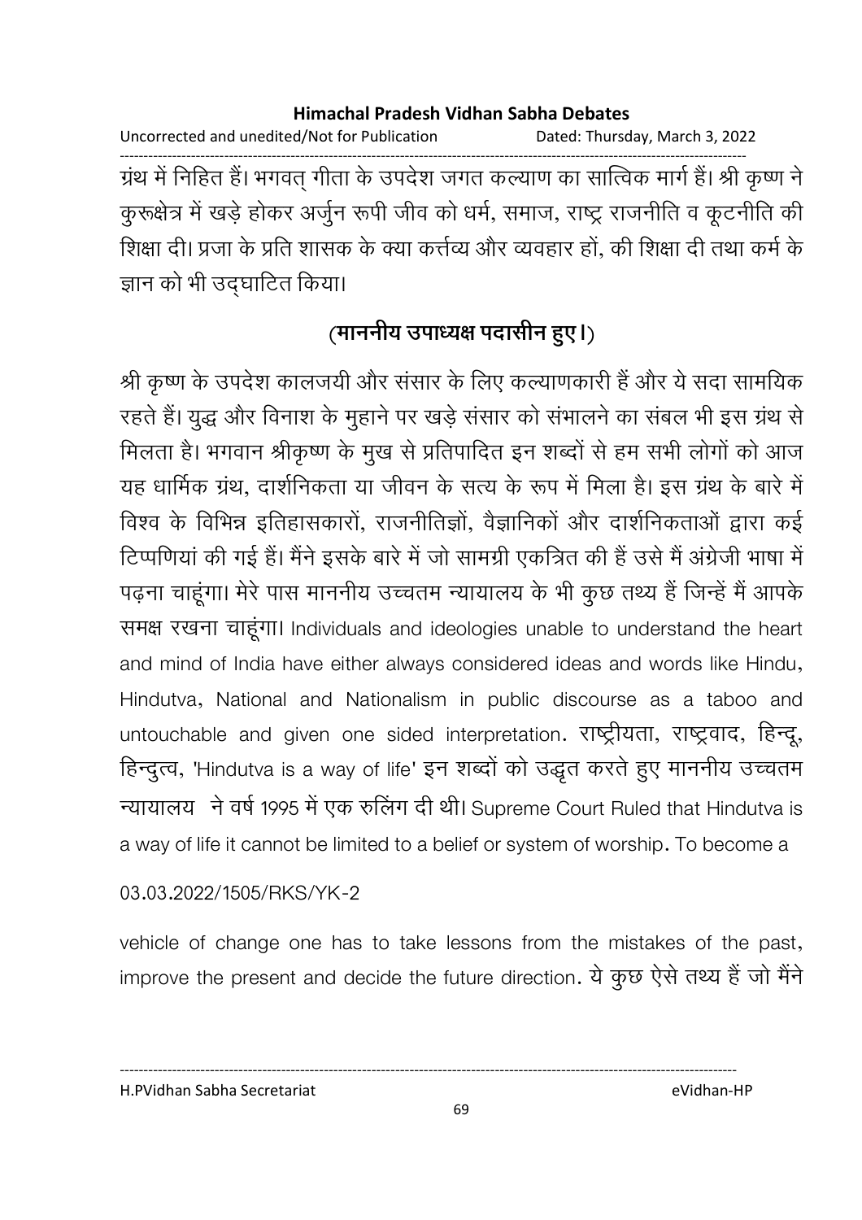ग्रंथ में निहित हैं। भगवत् गीता के उपदेश जगत कल्याण का सात्विक मार्ग हैं। श्री कृष्ण ने कुरूक्षेत्र में खड़े होकर अर्जुन रूपी जीव को धर्म, समाज, राष्ट्र राजनीति व कूटनीति की शिक्षा दी। प्रजा के प्रति शासक के क्या कर्त्तव्य और व्यवहार हों, की शिक्षा दी तथा कर्म के ज्ञान को भी उद्‌घाटित किया।

**(माननीय उपाध्यक्ष पदासीन हुए।)**

श्री कृष्ण के उपदेश कालजयी और संसार के लिए कल्याणकारी हैं और ये सदा सामयिक रहते हैं। युद्ध और विनाश के मुहाने पर खड़े संसार को संभालने का संबल भी इस ग्रंथ से मिलता है। भगवान श्रीकृष्ण के मुख से प्रतिपादित इन शब्दों से हम सभी लोगों को आज यह धार्मिक ग्रंथ, दार्शनिकता या जीवन के सत्य के रूप में मिला है। इस ग्रंथ के बारे में विश्व के विभिन्न इतिहासकारों, राजनीतिज्ञों, वैज्ञानिकों और दार्शनिकताओं द्वारा कई टिप्पणियां की गई हैं। मैंने इसके बारे में जो सामग्री एकत्रित की हैं उसे मैं अंग्रेजी भाषा में पढ़ना चाहूंगा। मेरे पास माननीय उच्चतम न्यायालय के भी कुछ तथ्य हैं जिन्हें मैं आपके समक्ष रखना चाहूंगा। Individuals and ideologies unable to understand the heart and mind of India have either always considered ideas and words like Hindu, Hindutva, National and Nationalism in public discourse as a taboo and untouchable and given one sided interpretation. राष्ट्रीयता, राष्ट्रवाद, हिन्दू, हिन्दुत्व, 'Hindutva is a way of life' इन शब्दों को उद्धृत करते हुए माननीय उच्चतम न्यायालय ने वर्ष 1995 में एक रुलिंग दी थी। Supreme Court Ruled that Hindutva is a way of life it cannot be limited to a belief or system of worship. To become a

03.03.2022/1505/RKS/YK-2

vehicle of change one has to take lessons from the mistakes of the past, improve the present and decide the future direction. ये कुछ ऐसे तथ्य हैं जो मैंने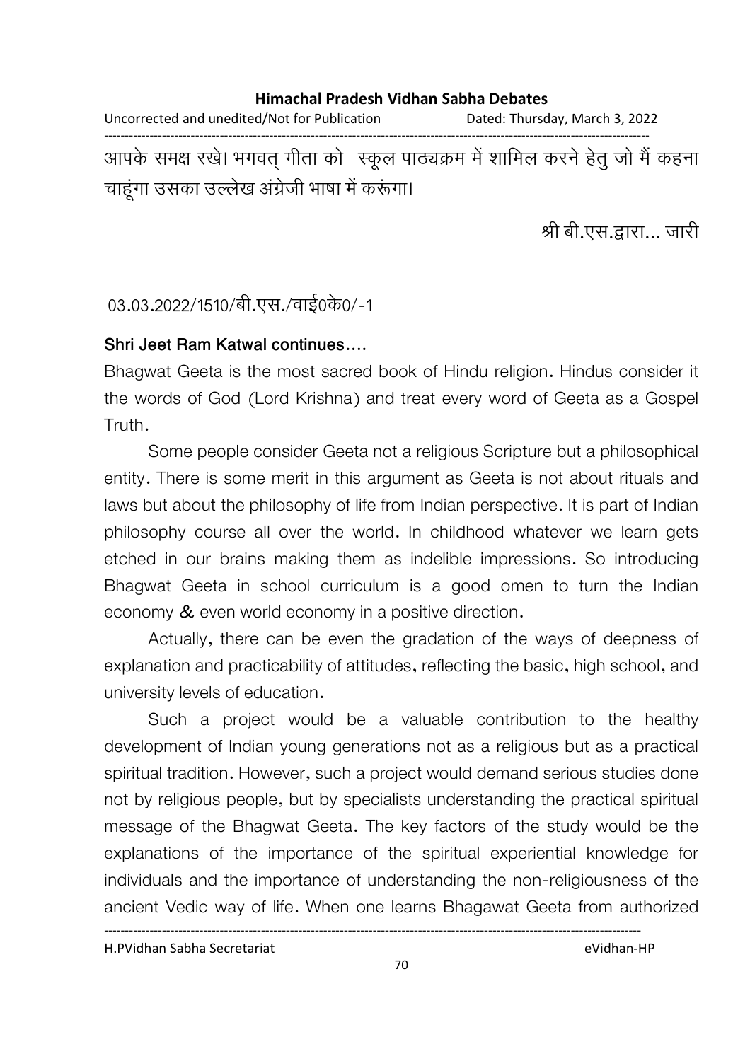आपके समक्ष रखे। भगवत् गीता को स्कूल पाठ्यक्रम में शामिल करने हेतु जो मैं कहना चाहूंगा उसका उल्लेख अंग्रेजी भाषा में करूंगा।

श्री बी.एस.द्वारा... जारी

03.03.2022/1510/बी.एस./वाई0के0/-1

**Shri Jeet Ram Katwal continues….**

Bhagwat Geeta is the most sacred book of Hindu religion. Hindus consider it the words of God (Lord Krishna) and treat every word of Geeta as a Gospel Truth.

Some people consider Geeta not a religious Scripture but a philosophical entity. There is some merit in this argument as Geeta is not about rituals and laws but about the philosophy of life from Indian perspective. It is part of Indian philosophy course all over the world. In childhood whatever we learn gets etched in our brains making them as indelible impressions. So introducing Bhagwat Geeta in school curriculum is a good omen to turn the Indian economy & even world economy in a positive direction.

Actually, there can be even the gradation of the ways of deepness of explanation and practicability of attitudes, reflecting the basic, high school, and university levels of education.

Such a project would be a valuable contribution to the healthy development of Indian young generations not as a religious but as a practical spiritual tradition. However, such a project would demand serious studies done not by religious people, but by specialists understanding the practical spiritual message of the Bhagwat Geeta. The key factors of the study would be the explanations of the importance of the spiritual experiential knowledge for individuals and the importance of understanding the non-religiousness of the ancient Vedic way of life. When one learns Bhagawat Geeta from authorized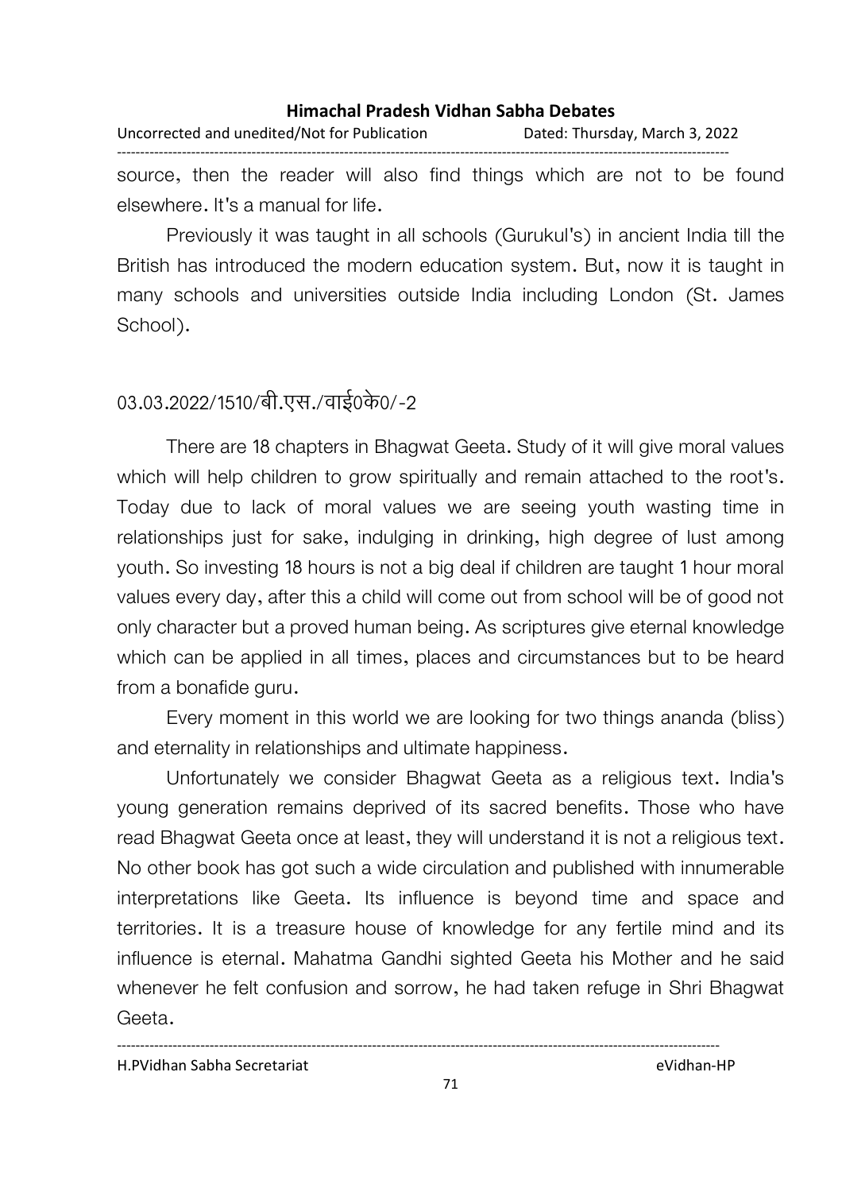source, then the reader will also find things which are not to be found elsewhere. It's a manual for life.

Previously it was taught in all schools (Gurukul's) in ancient India till the British has introduced the modern education system. But, now it is taught in many schools and universities outside India including London (St. James School).

03.03.2022/1510/बी.एस./वाई0के0/-2

There are 18 chapters in Bhagwat Geeta. Study of it will give moral values which will help children to grow spiritually and remain attached to the root's. Today due to lack of moral values we are seeing youth wasting time in relationships just for sake, indulging in drinking, high degree of lust among youth. So investing 18 hours is not a big deal if children are taught 1 hour moral values every day, after this a child will come out from school will be of good not only character but a proved human being. As scriptures give eternal knowledge which can be applied in all times, places and circumstances but to be heard from a bonafide guru.

Every moment in this world we are looking for two things ananda (bliss) and eternality in relationships and ultimate happiness.

Unfortunately we consider Bhagwat Geeta as a religious text. India's young generation remains deprived of its sacred benefits. Those who have read Bhagwat Geeta once at least, they will understand it is not a religious text. No other book has got such a wide circulation and published with innumerable interpretations like Geeta. Its influence is beyond time and space and territories. It is a treasure house of knowledge for any fertile mind and its influence is eternal. Mahatma Gandhi sighted Geeta his Mother and he said whenever he felt confusion and sorrow, he had taken refuge in Shri Bhagwat Geeta.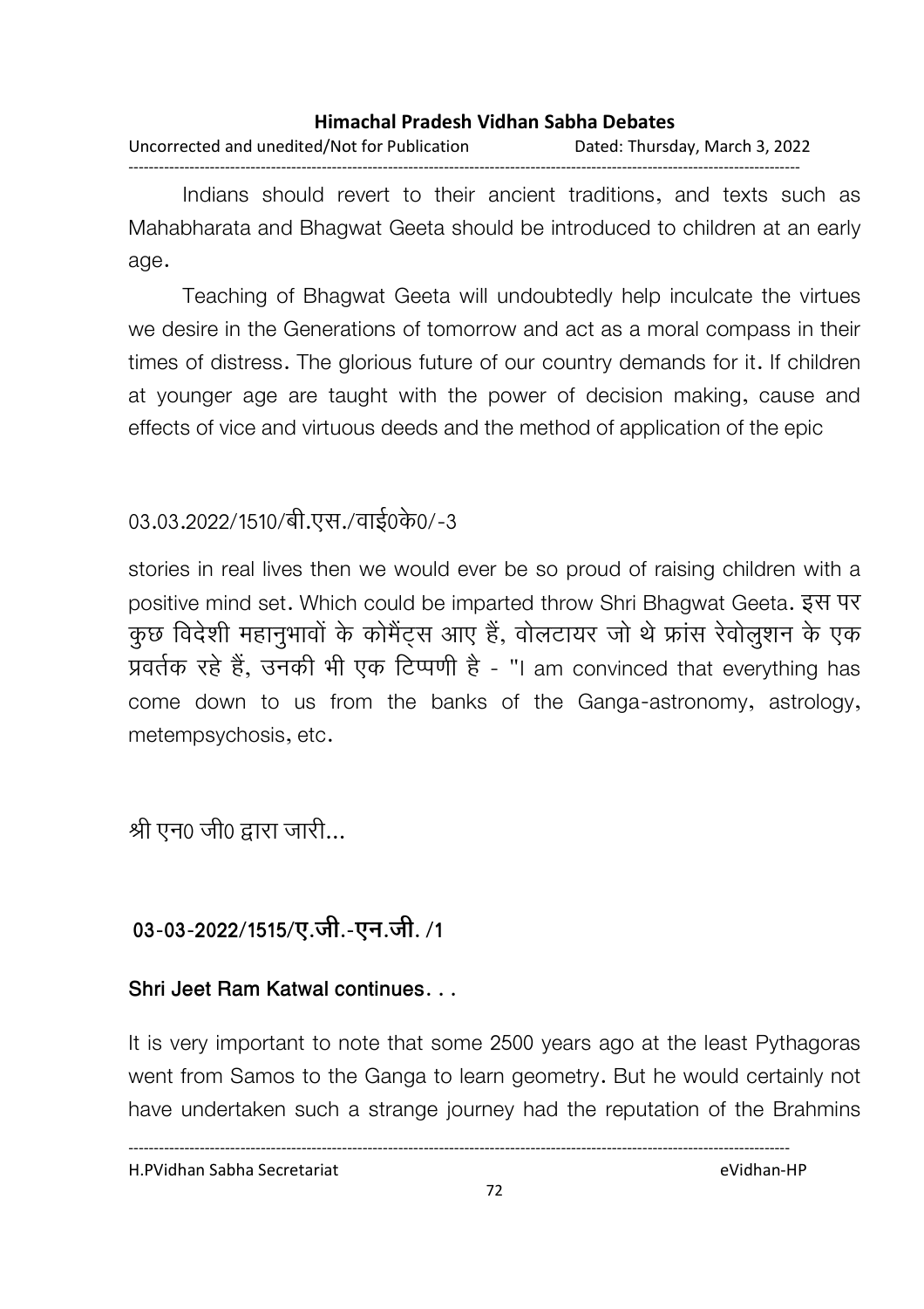Indians should revert to their ancient traditions, and texts such as Mahabharata and Bhagwat Geeta should be introduced to children at an early age.

Teaching of Bhagwat Geeta will undoubtedly help inculcate the virtues we desire in the Generations of tomorrow and act as a moral compass in their times of distress. The glorious future of our country demands for it. If children at younger age are taught with the power of decision making, cause and effects of vice and virtuous deeds and the method of application of the epic

03.03.2022/1510/बी.एस./वाई0के0/-3

stories in real lives then we would ever be so proud of raising children with a positive mind set. Which could be imparted throw Shri Bhagwat Geeta. इस पर कुछ विदेशी महानुभावों के कोमैंट्स आए हैं, वोलटायर जो थे फ्रांस रेवोलुशन के एक प्रवर्तक रहे हैं, उनकी भी एक टिप्पणी है - "I am convinced that everything has come down to us from the banks of the Ganga-astronomy, astrology, metempsychosis, etc.

श्री एन0 जी0 द्वारा जारी...

**03-03-2022/1515/ए.जी.-एन.जी. /1**

**Shri Jeet Ram Katwal continues. . .**

It is very important to note that some 2500 years ago at the least Pythagoras went from Samos to the Ganga to learn geometry. But he would certainly not have undertaken such a strange journey had the reputation of the Brahmins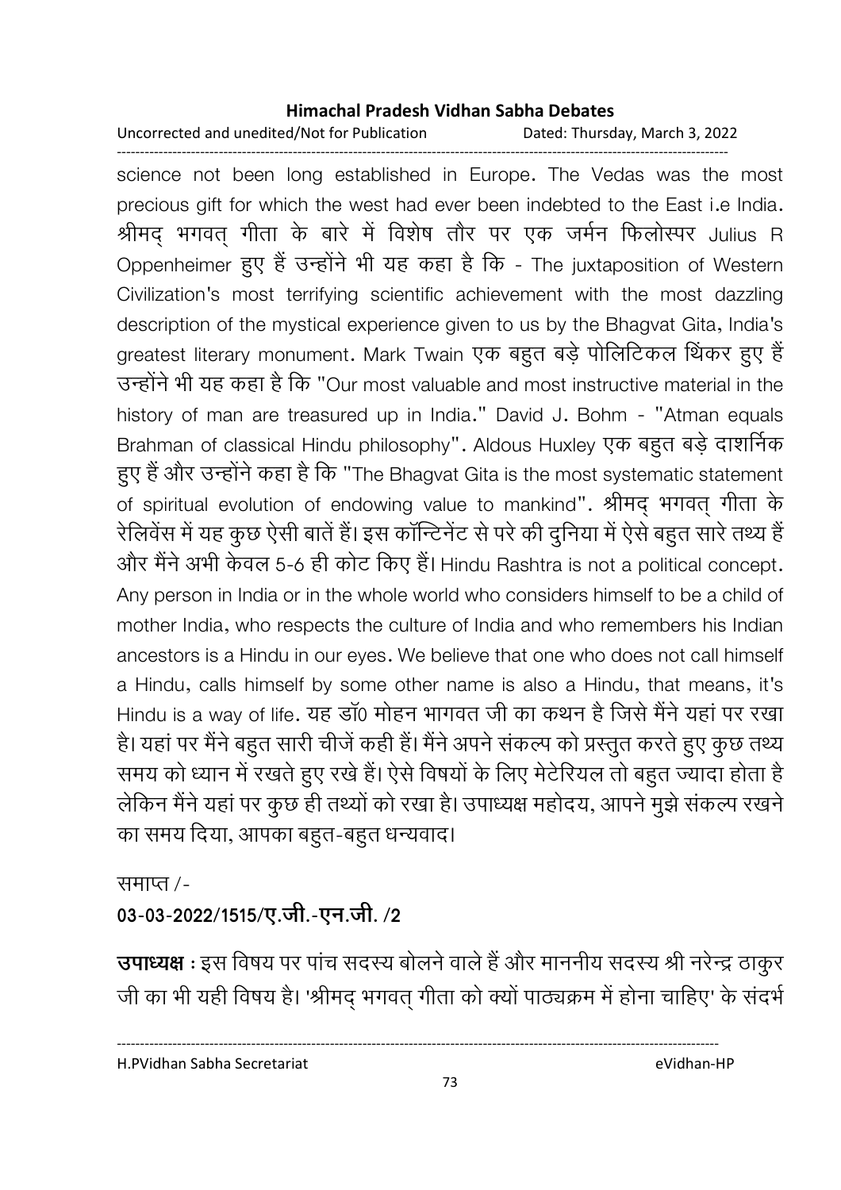science not been long established in Europe. The Vedas was the most precious gift for which the west had ever been indebted to the East i.e India. श्रीमद् भगवत् गीता के बारे में विशेष तौर पर एक जर्मन फिलोस्पर Julius R Oppenheimer हुए हैं उन्होंने भी यह कहा है कि - The juxtaposition of Western Civilization's most terrifying scientific achievement with the most dazzling description of the mystical experience given to us by the Bhagvat Gita, India's greatest literary monument. Mark Twain एक बहुत बड़े पोलिटिकल थिंकर हुए हैं उन्होंने भी यह कहा है कि "Our most valuable and most instructive material in the history of man are treasured up in India." David J. Bohm - "Atman equals Brahman of classical Hindu philosophy". Aldous Huxley एक बहुत बड़े दार्शनिक हुए हैं और उन्होंने कहा है कि "The Bhagvat Gita is the most systematic statement of spiritual evolution of endowing value to mankind". श्रीमद् भगवत् गीता के रेलिवेंस में यह कुछ ऐसी बातें हैं। इस कॉन्टिनेंट से परे की दुनिया में ऐसे बहुत सारे तथ्य हैं और मैंने अभी केवल 5-6 ही कोट किए हैं। Hindu Rashtra is not a political concept. Any person in India or in the whole world who considers himself to be a child of mother India, who respects the culture of India and who remembers his Indian ancestors is a Hindu in our eyes. We believe that one who does not call himself a Hindu, calls himself by some other name is also a Hindu, that means, it's Hindu is a way of life. यह डॉ0 मोहन भागवत जी का कथन है जिसे मैंने यहां पर रखा है। यहां पर मैंने बहुत सारी चीजें कही हैं। मैंने अपने संकल्प को प्रस्तुत करते हुए कुछ तथ्य समय को ध्यान में रखते हुए रखे हैं। ऐसे विषयों के लिए मेटेरियल तो बहुत ज्यादा होता है लेकिन मैंने यहां पर कुछ ही तथ्यों को रखा है। उपाध्यक्ष महोदय, आपने मुझे संकल्प रखने का समय दिया, आपका बहुत-बहुत धन्यवाद।

समाप्त /-

**03-03-2022/1515/ए.जी.-एन.जी. /2**

**उपाध्यक्ष** : इस विषय पर पांच सदस्य बोलने वाले हैं और माननीय सदस्य श्री नरेन्द्र ठाकुर जी का भी यही विषय है। 'श्रीमद् भगवत् गीता को क्यों पाठ्यक्रम में होना चाहिए' के संदर्भ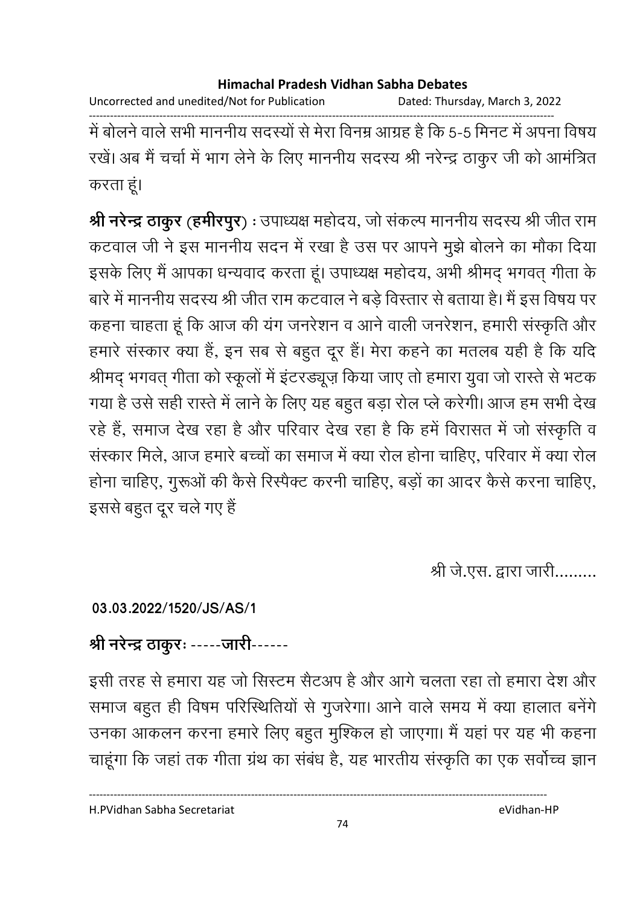में बोलने वाले सभी माननीय सदस्यों से मेरा विनम्र आग्रह है कि 5-5 मिनट में अपना विषय रखें। अब मैं चर्चा में भाग लेने के लिए माननीय सदस्य श्री नरेन्द्र ठाकुर जी को आमंत्रित करता हूं।

**श्री नरेन्द्र ठाकुर (हमीरपुर)** : उपाध्यक्ष महोदय, जो संकल्प माननीय सदस्य श्री जीत राम कटवाल जी ने इस माननीय सदन में रखा है उस पर आपने मुझे बोलने का मौका दिया इसके लिए मैं आपका धन्यवाद करता हूं। उपाध्यक्ष महोदय, अभी श्रीमद् भगवत् गीता के बारे में माननीय सदस्य श्री जीत राम कटवाल ने बड़े विस्तार से बताया है। मैं इस विषय पर कहना चाहता हूं कि आज की यंग जनरेशन व आने वाली जनरेशन, हमारी संस्कृति और हमारे संस्कार क्या हैं, इन सब से बहुत दूर हैं। मेरा कहने का मतलब यही है कि यदि श्रीमद् भगवत् गीता को स्कूलों में इंटरड्यूज़ किया जाए तो हमारा युवा जो रास्ते से भटक गया है उसे सही रास्ते में लाने के लिए यह बहुत बड़ा रोल प्ले करेगी। आज हम सभी देख रहे हैं, समाज देख रहा है और परिवार देख रहा है कि हमें विरासत में जो संस्कृति व संस्कार मिले, आज हमारे बच्चों का समाज में क्या रोल होना चाहिए, परिवार में क्या रोल होना चाहिए, गुरूओं की कैसे रिस्पैक्ट करनी चाहिए, बड़ों का आदर कैसे करना चाहिए, इससे बहुत दूर चले गए हैं

श्री जे.एस. द्वारा जारी.........

**03.03.2022/1520/JS/AS/1**

**श्री नरेन्द्र ठाकुरः -----जारी------**

इसी तरह से हमारा यह जो सिस्टम सैटअप है और आगे चलता रहा तो हमारा देश और समाज बहुत ही विषम परिस्थितियों से गुजरेगा। आने वाले समय में क्या हालात बनेंगे उनका आकलन करना हमारे लिए बहुत मुश्किल हो जाएगा। मैं यहां पर यह भी कहना चाहूंगा कि जहां तक गीता ग्रंथ का संबंध है, यह भारतीय संस्कृति का एक सर्वोच्च ज्ञान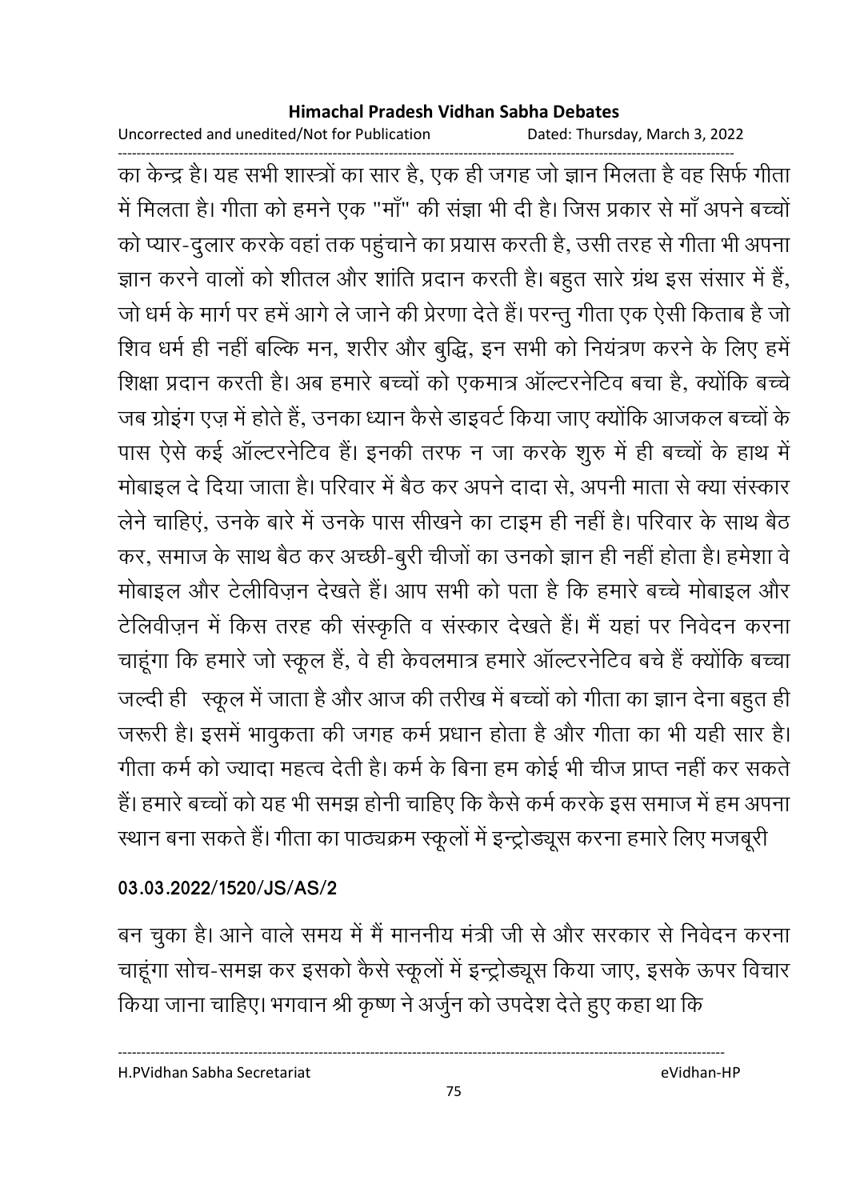का केन्द्र है। यह सभी शास्त्रों का सार है, एक ही जगह जो ज्ञान मिलता है वह सिर्फ गीता में मिलता है। गीता को हमने एक "माँ" की संज्ञा भी दी है। जिस प्रकार से माँ अपने बच्चों को प्यार-दुलार करके वहां तक पहुंचाने का प्रयास करती है, उसी तरह से गीता भी अपना ज्ञान करने वालों को शीतल और शांति प्रदान करती है। बहुत सारे ग्रंथ इस संसार में हैं, जो धर्म के मार्ग पर हमें आगे ले जाने की प्रेरणा देते हैं। परन्तु गीता एक ऐसी किताब है जो शिव धर्म ही नहीं बल्कि मन, शरीर और बुद्धि, इन सभी को नियंत्रण करने के लिए हमें शिक्षा प्रदान करती है। अब हमारे बच्चों को एकमात्र ऑल्टरनेटिव बचा है, क्योंकि बच्चे जब ग्रोइंग एज़ में होते हैं, उनका ध्यान कैसे डाइवर्ट किया जाए क्योंकि आजकल बच्चों के पास ऐसे कई ऑल्टरनेटिव हैं। इनकी तरफ न जा करके शुरु में ही बच्चों के हाथ में मोबाइल दे दिया जाता है। परिवार में बैठ कर अपने दादा से, अपनी माता से क्या संस्कार लेने चाहिएं, उनके बारे में उनके पास सीखने का टाइम ही नहीं है। परिवार के साथ बैठ कर, समाज के साथ बैठ कर अच्छी-बुरी चीजों का उनको ज्ञान ही नहीं होता है। हमेशा वे मोबाइल और टेलीविज़न देखते हैं। आप सभी को पता है कि हमारे बच्चे मोबाइल और टेलिवीज़न में किस तरह की संस्कृति व संस्कार देखते हैं। मैं यहां पर निवेदन करना चाहूंगा कि हमारे जो स्कूल हैं, वे ही केवलमात्र हमारे ऑल्टरनेटिव बचे हैं क्योंकि बच्चा जल्दी ही स्कूल में जाता है और आज की तरीख में बच्चों को गीता का ज्ञान देना बहुत ही जरूरी है। इसमें भावुकता की जगह कर्म प्रधान होता है और गीता का भी यही सार है। गीता कर्म को ज्यादा महत्व देती है। कर्म के बिना हम कोई भी चीज प्राप्त नहीं कर सकते हैं। हमारे बच्चों को यह भी समझ होनी चाहिए कि कैसे कर्म करके इस समाज में हम अपना स्थान बना सकते हैं। गीता का पाठ्यक्रम स्कूलों में इन्ट्रोड्यूस करना हमारे लिए मजबूरी

**03.03.2022/1520/JS/AS/2**

बन चुका है। आने वाले समय में मैं माननीय मंत्री जी से और सरकार से निवेदन करना चाहूंगा सोच-समझ कर इसको कैसे स्कूलों में इन्ट्रोड्यूस किया जाए, इसके ऊपर विचार किया जाना चाहिए। भगवान श्री कृष्ण ने अर्जुन को उपदेश देते हुए कहा था कि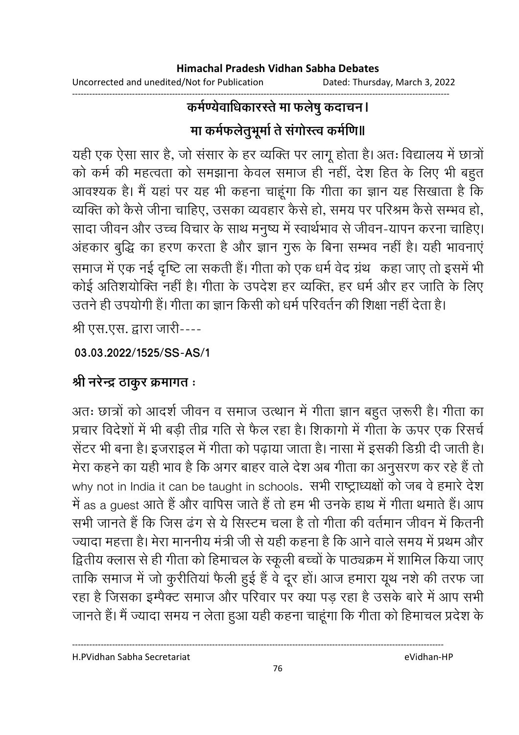**कर्मण्येवाधिकारस्ते मा फलेषु कदाचन।**

**मा कर्मफलेतुभूर्मा ते संगोस्त्व कर्मणि॥**

यही एक ऐसा सार है, जो संसार के हर व्यक्ति पर लागू होता है। अतः विद्यालय में छात्रों को कर्म की महत्वता को समझाना केवल समाज ही नहीं, देश हित के लिए भी बहुत आवश्यक है। मैं यहां पर यह भी कहना चाहूंगा कि गीता का ज्ञान यह सिखाता है कि व्यक्ति को कैसे जीना चाहिए, उसका व्यवहार कैसे हो, समय पर परिश्रम कैसे सम्भव हो, सादा जीवन और उच्च विचार के साथ मनुष्य में स्वार्थभाव से जीवन-यापन करना चाहिए। अंहकार बुद्धि का हरण करता है और ज्ञान गुरू के बिना सम्भव नहीं है। यही भावनाएं समाज में एक नई दृष्टि ला सकती हैं। गीता को एक धर्म वेद ग्रंथ कहा जाए तो इसमें भी कोई अतिशयोक्ति नहीं है। गीता के उपदेश हर व्यक्ति, हर धर्म और हर जाति के लिए उतने ही उपयोगी हैं। गीता का ज्ञान किसी को धर्म परिवर्तन की शिक्षा नहीं देता है।

श्री एस.एस. द्वारा जारी----

**03.03.2022/1525/SS-AS/1**

**श्री नरेन्द्र ठाकुर क्रमागत :**

अतः छात्रों को आदर्श जीवन व समाज उत्थान में गीता ज्ञान बहुत ज़रूरी है। गीता का प्रचार विदेशों में भी बड़ी तीव्र गति से फैल रहा है। शिकागो में गीता के ऊपर एक रिसर्च सेंटर भी बना है। इजराइल में गीता को पढ़ाया जाता है। नासा में इसकी डिग्री दी जाती है। मेरा कहने का यही भाव है कि अगर बाहर वाले देश अब गीता का अनुसरण कर रहे हैं तो why not in India it can be taught in schools. सभी राष्ट्राध्यक्षों को जब वे हमारे देश में as a guest आते हैं और वापिस जाते हैं तो हम भी उनके हाथ में गीता थमाते हैं। आप सभी जानते हैं कि जिस ढंग से ये सिस्टम चला है तो गीता की वर्तमान जीवन में कितनी ज्यादा महत्ता है। मेरा माननीय मंत्री जी से यही कहना है कि आने वाले समय में प्रथम और द्वितीय क्लास से ही गीता को हिमाचल के स्कूली बच्चों के पाठ्यक्रम में शामिल किया जाए ताकि समाज में जो कुरीतियां फैली हुई हैं वे दूर हों। आज हमारा यूथ नशे की तरफ जा रहा है जिसका इम्पैक्ट समाज और परिवार पर क्या पड़ रहा है उसके बारे में आप सभी जानते हैं। मैं ज्यादा समय न लेता हुआ यही कहना चाहूंगा कि गीता को हिमाचल प्रदेश के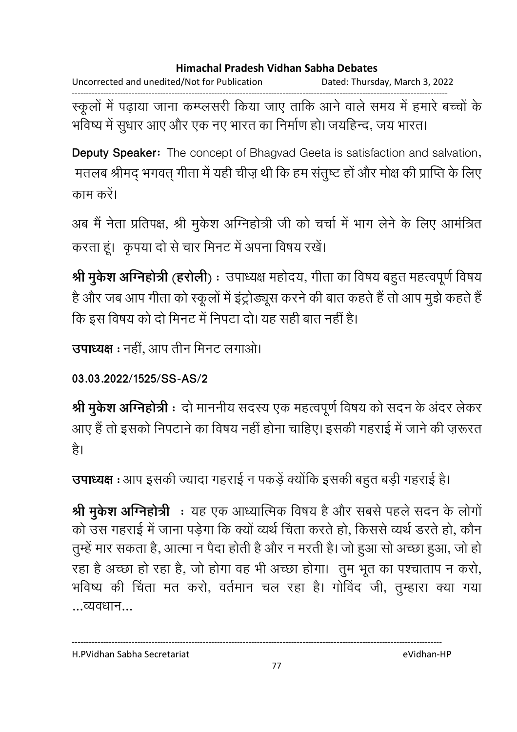स्कूलों में पढ़ाया जाना कम्प्लसरी किया जाए ताकि आने वाले समय में हमारे बच्चों के भविष्य में सुधार आए और एक नए भारत का निर्माण हो। जयहिन्द, जय भारत।

**Deputy Speaker:** The concept of Bhagvad Geeta is satisfaction and salvation, मतलब श्रीमद् भगवत् गीता में यही चीज़ थी कि हम संतुष्ट हों और मोक्ष की प्राप्ति के लिए काम करें।

अब मैं नेता प्रतिपक्ष, श्री मुकेश अग्निहोत्री जी को चर्चा में भाग लेने के लिए आमंत्रित करता हूं। कृपया दो से चार मिनट में अपना विषय रखें।

**श्री मुकेश अग्निहोत्री (हरोली)** : उपाध्यक्ष महोदय, गीता का विषय बहुत महत्वपूर्ण विषय है और जब आप गीता को स्कूलों में इंट्रोड्यूस करने की बात कहते हैं तो आप मुझे कहते हैं कि इस विषय को दो मिनट में निपटा दो। यह सही बात नहीं है।

**उपाध्यक्ष** : नहीं, आप तीन मिनट लगाओ।

**03.03.2022/1525/SS-AS/2**

**श्री मुकेश अग्निहोत्री** : दो माननीय सदस्य एक महत्वपूर्ण विषय को सदन के अंदर लेकर आए हैं तो इसको निपटाने का विषय नहीं होना चाहिए। इसकी गहराई में जाने की ज़रूरत है।

**उपाध्यक्ष** : आप इसकी ज्यादा गहराई न पकड़ें क्योंकि इसकी बहुत बड़ी गहराई है।

**श्री मुकेश अग्निहोत्री** : यह एक आध्यात्मिक विषय है और सबसे पहले सदन के लोगों को उस गहराई में जाना पड़ेगा कि क्यों व्यर्थ चिंता करते हो, किससे व्यर्थ डरते हो, कौन तुम्हें मार सकता है, आत्मा न पैदा होती है और न मरती है। जो हुआ सो अच्छा हुआ, जो हो रहा है अच्छा हो रहा है, जो होगा वह भी अच्छा होगा। तुम भूत का पश्चाताप न करो, भविष्य की चिंता मत करो, वर्तमान चल रहा है। गोविंद जी, तुम्हारा क्या गया ...व्यवधान...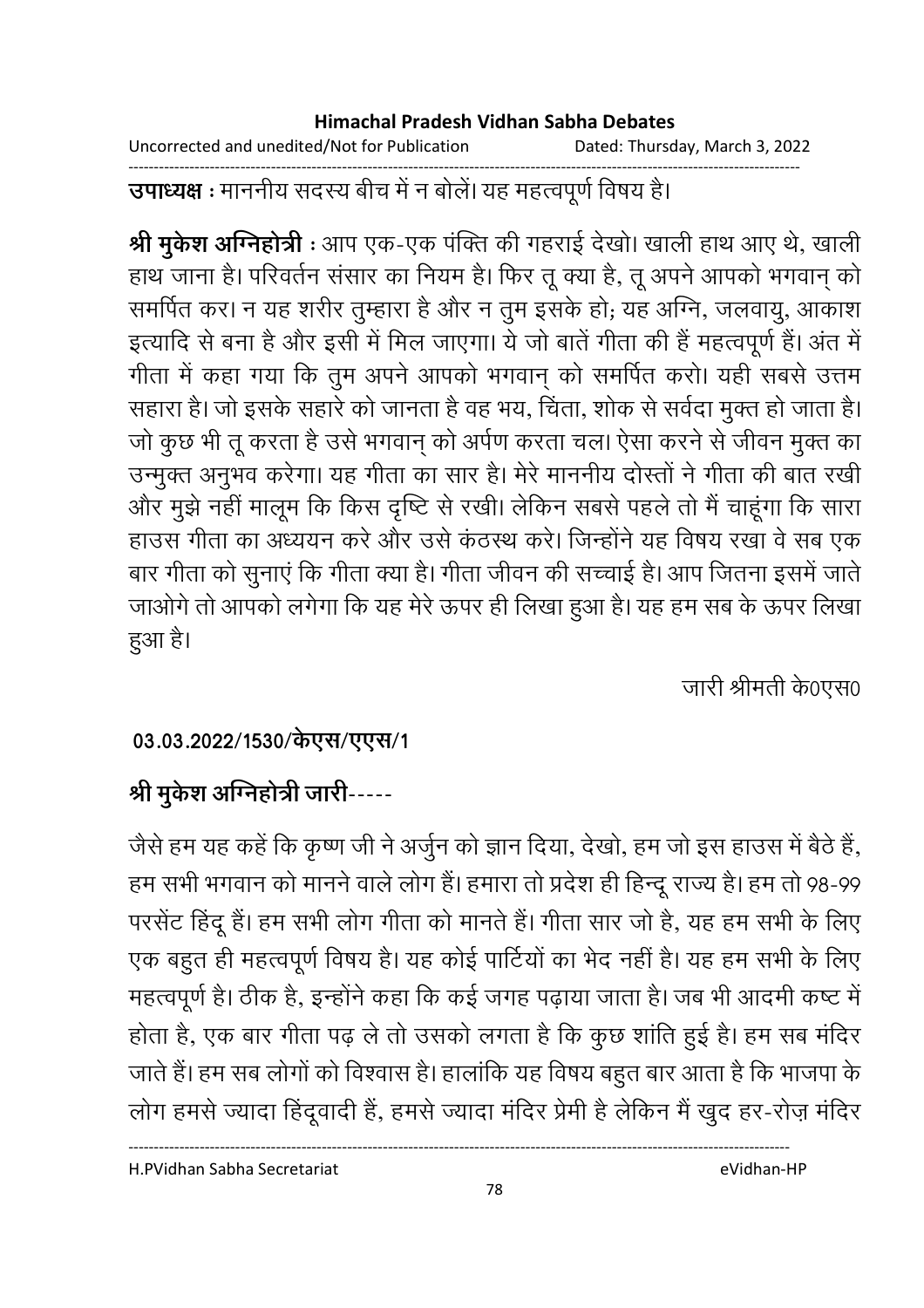**उपाध्यक्ष** : माननीय सदस्य बीच में न बोलें। यह महत्वपूर्ण विषय है।

**श्री मुकेश अग्निहोत्री** : आप एक-एक पंक्ति की गहराई देखो। खाली हाथ आए थे, खाली हाथ जाना है। परिवर्तन संसार का नियम है। फिर तू क्या है, तू अपने आपको भगवान् को समर्पित कर। न यह शरीर तुम्हारा है और न तुम इसके हो; यह अग्नि, जलवायु, आकाश इत्यादि से बना है और इसी में मिल जाएगा। ये जो बातें गीता की हैं महत्वपूर्ण हैं। अंत में गीता में कहा गया कि तुम अपने आपको भगवान् को समर्पित करो। यही सबसे उत्तम सहारा है। जो इसके सहारे को जानता है वह भय, चिंता, शोक से सर्वदा मुक्त हो जाता है। जो कुछ भी तू करता है उसे भगवान् को अर्पण करता चल। ऐसा करने से जीवन मुक्त का उन्मुक्त अनुभव करेगा। यह गीता का सार है। मेरे माननीय दोस्तों ने गीता की बात रखी और मुझे नहीं मालूम कि किस दृष्टि से रखी। लेकिन सबसे पहले तो मैं चाहूंगा कि सारा हाउस गीता का अध्ययन करे और उसे कंठस्थ करे। जिन्होंने यह विषय रखा वे सब एक बार गीता को सुनाएं कि गीता क्या है। गीता जीवन की सच्चाई है। आप जितना इसमें जाते जाओगे तो आपको लगेगा कि यह मेरे ऊपर ही लिखा हुआ है। यह हम सब के ऊपर लिखा हुआ है।

जारी श्रीमती के0एस0

**03.03.2022/1530/केएस/एएस/1**

**श्री मुकेश अग्निहोत्री जारी-----**

जैसे हम यह कहें कि कृष्ण जी ने अर्जुन को ज्ञान दिया, देखो, हम जो इस हाउस में बैठे हैं, हम सभी भगवान को मानने वाले लोग हैं। हमारा तो प्रदेश ही हिन्दू राज्य है। हम तो 98-99 परसेंट हिंदू हैं। हम सभी लोग गीता को मानते हैं। गीता सार जो है, यह हम सभी के लिए एक बहुत ही महत्वपूर्ण विषय है। यह कोई पार्टियों का भेद नहीं है। यह हम सभी के लिए महत्वपूर्ण है। ठीक है, इन्होंने कहा कि कई जगह पढ़ाया जाता है। जब भी आदमी कष्ट में होता है, एक बार गीता पढ़ ले तो उसको लगता है कि कुछ शांति हुई है। हम सब मंदिर जाते हैं। हम सब लोगों को विश्वास है। हालांकि यह विषय बहुत बार आता है कि भाजपा के लोग हमसे ज्यादा हिंदूवादी हैं, हमसे ज्यादा मंदिर प्रेमी है लेकिन मैं खुद हर-रोज़ मंदिर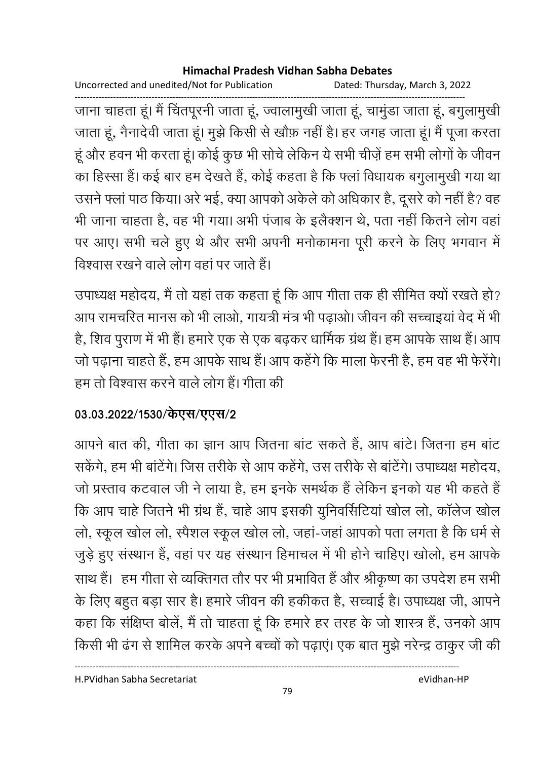जाना चाहता हूं। मैं चिंतपूरनी जाता हूं, ज्वालामुखी जाता हूं, चामुंडा जाता हूं, बगुलामुखी जाता हूं, नैनादेवी जाता हूं। मुझे किसी से खौफ़ नहीं है। हर जगह जाता हूं। मैं पूजा करता हूं और हवन भी करता हूं। कोई कुछ भी सोचे लेकिन ये सभी चीज़ें हम सभी लोगों के जीवन का हिस्सा हैं। कई बार हम देखते हैं, कोई कहता है कि फ्लां विधायक बगुलामुखी गया था उसने फ्लां पाठ किया। अरे भई, क्या आपको अकेले को अधिकार है, दूसरे को नहीं है? वह भी जाना चाहता है, वह भी गया। अभी पंजाब के इलैक्शन थे, पता नहीं कितने लोग वहां पर आए। सभी चले हुए थे और सभी अपनी मनोकामना पूरी करने के लिए भगवान में विश्वास रखने वाले लोग वहां पर जाते हैं।

उपाध्यक्ष महोदय, मैं तो यहां तक कहता हूं कि आप गीता तक ही सीमित क्यों रखते हो? आप रामचरित मानस को भी लाओ, गायत्री मंत्र भी पढ़ाओ। जीवन की सच्चाइयां वेद में भी है, शिव पुराण में भी हैं। हमारे एक से एक बढ़कर धार्मिक ग्रंथ हैं। हम आपके साथ हैं। आप जो पढ़ाना चाहते हैं, हम आपके साथ हैं। आप कहेंगे कि माला फेरनी है, हम वह भी फेरेंगे। हम तो विश्वास करने वाले लोग हैं। गीता की

**03.03.2022/1530/केएस/एएस/2**

आपने बात की, गीता का ज्ञान आप जितना बांट सकते हैं, आप बांटे। जितना हम बांट सकेंगे, हम भी बांटेंगे। जिस तरीके से आप कहेंगे, उस तरीके से बांटेंगे। उपाध्यक्ष महोदय, जो प्रस्ताव कटवाल जी ने लाया है, हम इनके समर्थक हैं लेकिन इनको यह भी कहते हैं कि आप चाहे जितने भी ग्रंथ हैं, चाहे आप इसकी युनिवर्सिटियां खोल लो, कॉलेज खोल लो, स्कूल खोल लो, स्पैशल स्कूल खोल लो, जहां-जहां आपको पता लगता है कि धर्म से जुड़े हुए संस्थान हैं, वहां पर यह संस्थान हिमाचल में भी होने चाहिए। खोलो, हम आपके साथ हैं। हम गीता से व्यक्तिगत तौर पर भी प्रभावित हैं और श्रीकृष्ण का उपदेश हम सभी के लिए बहुत बड़ा सार है। हमारे जीवन की हकीकत है, सच्चाई है। उपाध्यक्ष जी, आपने कहा कि संक्षिप्त बोलें, मैं तो चाहता हूं कि हमारे हर तरह के जो शास्त्र हैं, उनको आप किसी भी ढंग से शामिल करके अपने बच्चों को पढ़ाएं। एक बात मुझे नरेन्द्र ठाकुर जी की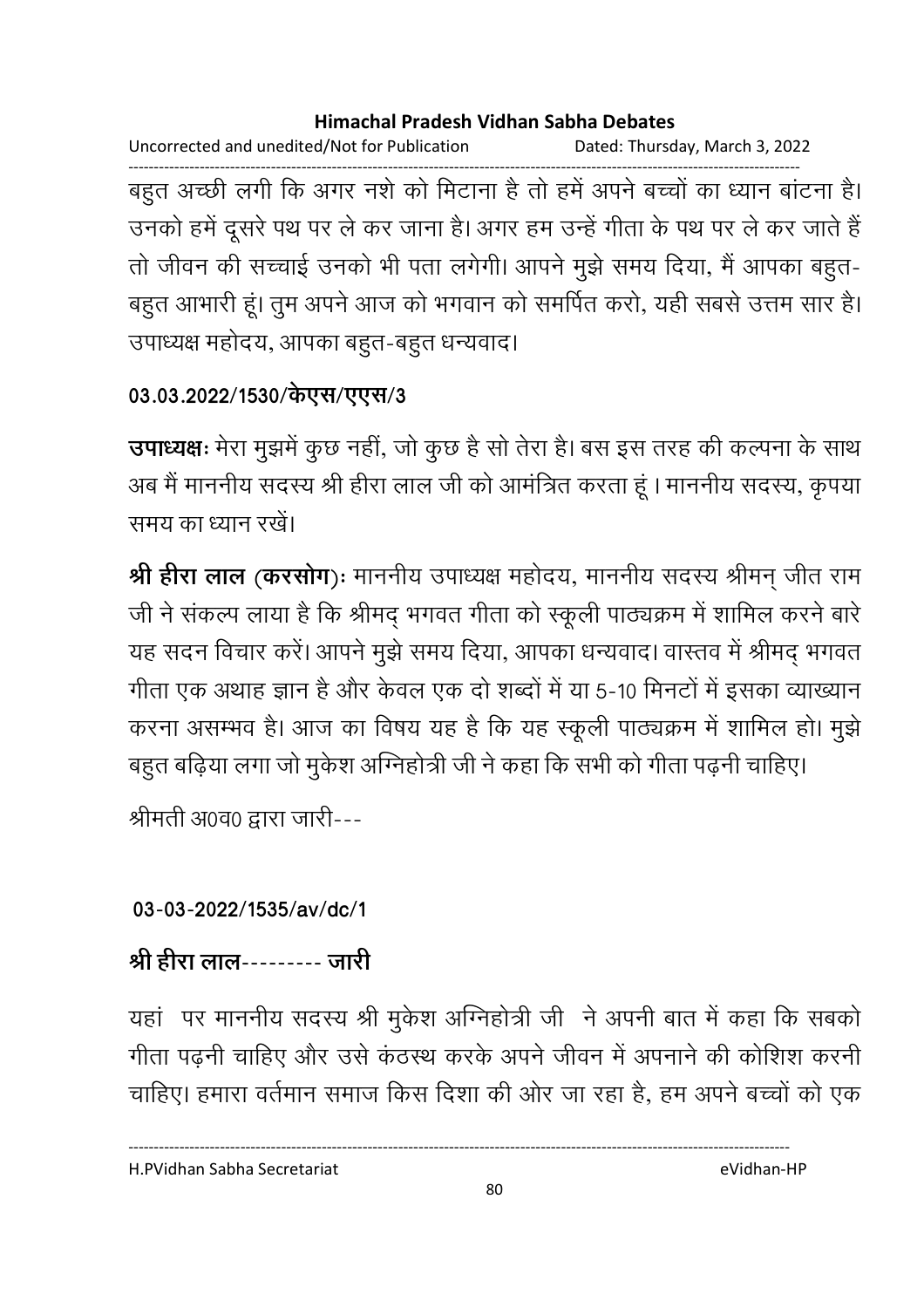बहुत अच्छी लगी कि अगर नशे को मिटाना है तो हमें अपने बच्चों का ध्यान बांटना है। उनको हमें दूसरे पथ पर ले कर जाना है। अगर हम उन्हें गीता के पथ पर ले कर जाते हैं तो जीवन की सच्चाई उनको भी पता लगेगी। आपने मुझे समय दिया, मैं आपका बहुत-बहुत आभारी हूं। तुम अपने आज को भगवान को समर्पित करो, यही सबसे उत्तम सार है। उपाध्यक्ष महोदय, आपका बहुत-बहुत धन्यवाद।

**03.03.2022/1530/केएस/एएस/3**

**उपाध्यक्षः** मेरा मुझमें कुछ नहीं, जो कुछ है सो तेरा है। बस इस तरह की कल्पना के साथ अब मैं माननीय सदस्य श्री हीरा लाल जी को आमंत्रित करता हूं । माननीय सदस्य, कृपया समय का ध्यान रखें।

**श्री हीरा लाल (करसोग)**ः माननीय उपाध्यक्ष महोदय, माननीय सदस्य श्रीमन् जीत राम जी ने संकल्प लाया है कि श्रीमद् भगवत गीता को स्कूली पाठ्यक्रम में शामिल करने बारे यह सदन विचार करें। आपने मुझे समय दिया, आपका धन्यवाद। वास्तव में श्रीमद् भगवत गीता एक अथाह ज्ञान है और केवल एक दो शब्दों में या 5-10 मिनटों में इसका व्याख्यान करना असम्भव है। आज का विषय यह है कि यह स्कूली पाठ्यक्रम में शामिल हो। मुझे बहुत बढ़िया लगा जो मुकेश अग्निहोत्री जी ने कहा कि सभी को गीता पढ़नी चाहिए।

श्रीमती अ0व0 द्वारा जारी---

**03-03-2022/1535/av/dc/1**

**श्री हीरा लाल--------- जारी**

यहां पर माननीय सदस्य श्री मुकेश अग्निहोत्री जी ने अपनी बात में कहा कि सबको गीता पढ़नी चाहिए और उसे कंठस्थ करके अपने जीवन में अपनाने की कोशिश करनी चाहिए। हमारा वर्तमान समाज किस दिशा की ओर जा रहा है, हम अपने बच्चों को एक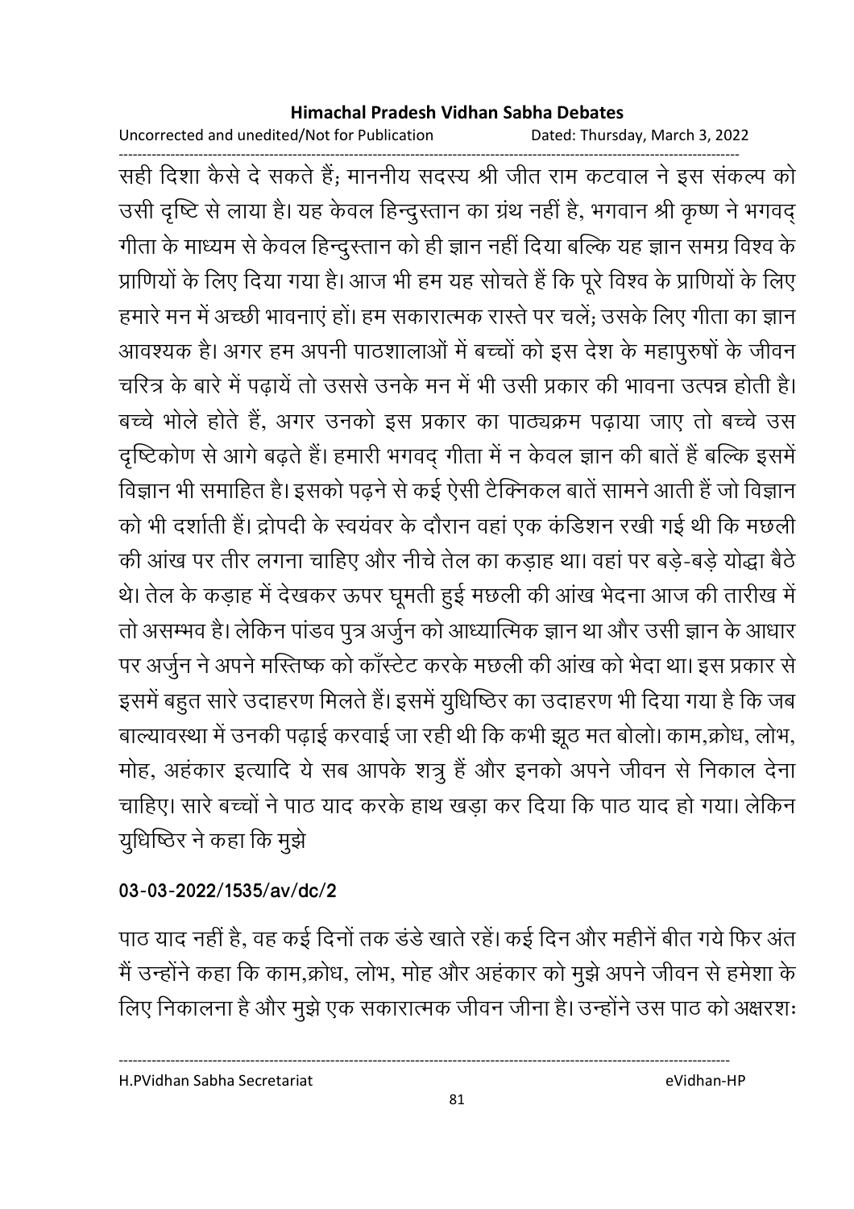सही दिशा कैसे दे सकते हैं; माननीय सदस्य श्री जीत राम कटवाल ने इस संकल्प को उसी दृष्टि से लाया है। यह केवल हिन्दुस्तान का ग्रंथ नहीं है, भगवान श्री कृष्ण ने भगवद् गीता के माध्यम से केवल हिन्दुस्तान को ही ज्ञान नहीं दिया बल्कि यह ज्ञान समग्र विश्व के प्राणियों के लिए दिया गया है। आज भी हम यह सोचते हैं कि पूरे विश्व के प्राणियों के लिए हमारे मन में अच्छी भावनाएं हों। हम सकारात्मक रास्ते पर चलें; उसके लिए गीता का ज्ञान आवश्यक है। अगर हम अपनी पाठशालाओं में बच्चों को इस देश के महापुरुषों के जीवन चरित्र के बारे में पढ़ायें तो उससे उनके मन में भी उसी प्रकार की भावना उत्पन्न होती है। बच्चे भोले होते हैं, अगर उनको इस प्रकार का पाठ्यक्रम पढ़ाया जाए तो बच्चे उस दृष्टिकोण से आगे बढ़ते हैं। हमारी भगवद् गीता में न केवल ज्ञान की बातें हैं बल्कि इसमें विज्ञान भी समाहित है। इसको पढ़ने से कई ऐसी टैक्निकल बातें सामने आती हैं जो विज्ञान को भी दर्शाती हैं। द्रोपदी के स्वयंवर के दौरान वहां एक कंडिशन रखी गई थी कि मछली की आंख पर तीर लगना चाहिए और नीचे तेल का कड़ाह था। वहां पर बड़े-बड़े योद्धा बैठे थे। तेल के कड़ाह में देखकर ऊपर घूमती हुई मछली की आंख भेदना आज की तारीख में तो असम्भव है। लेकिन पांडव पुत्र अर्जुन को आध्यात्मिक ज्ञान था और उसी ज्ञान के आधार पर अर्जुन ने अपने मस्तिष्क को कॉंस्टेट करके मछली की आंख को भेदा था। इस प्रकार से इसमें बहुत सारे उदाहरण मिलते हैं। इसमें युधिष्ठिर का उदाहरण भी दिया गया है कि जब बाल्यावस्था में उनकी पढ़ाई करवाई जा रही थी कि कभी झूठ मत बोलो। काम,क्रोध, लोभ, मोह, अहंकार इत्यादि ये सब आपके शत्रु हैं और इनको अपने जीवन से निकाल देना चाहिए। सारे बच्चों ने पाठ याद करके हाथ खड़ा कर दिया कि पाठ याद हो गया। लेकिन युधिष्ठिर ने कहा कि मुझे

**03-03-2022/1535/av/dc/2**

पाठ याद नहीं है, वह कई दिनों तक डंडे खाते रहें। कई दिन और महीनें बीत गये फिर अंत मैं उन्होंने कहा कि काम,क्रोध, लोभ, मोह और अहंकार को मुझे अपने जीवन से हमेशा के लिए निकालना है और मुझे एक सकारात्मक जीवन जीना है। उन्होंने उस पाठ को अक्षरशः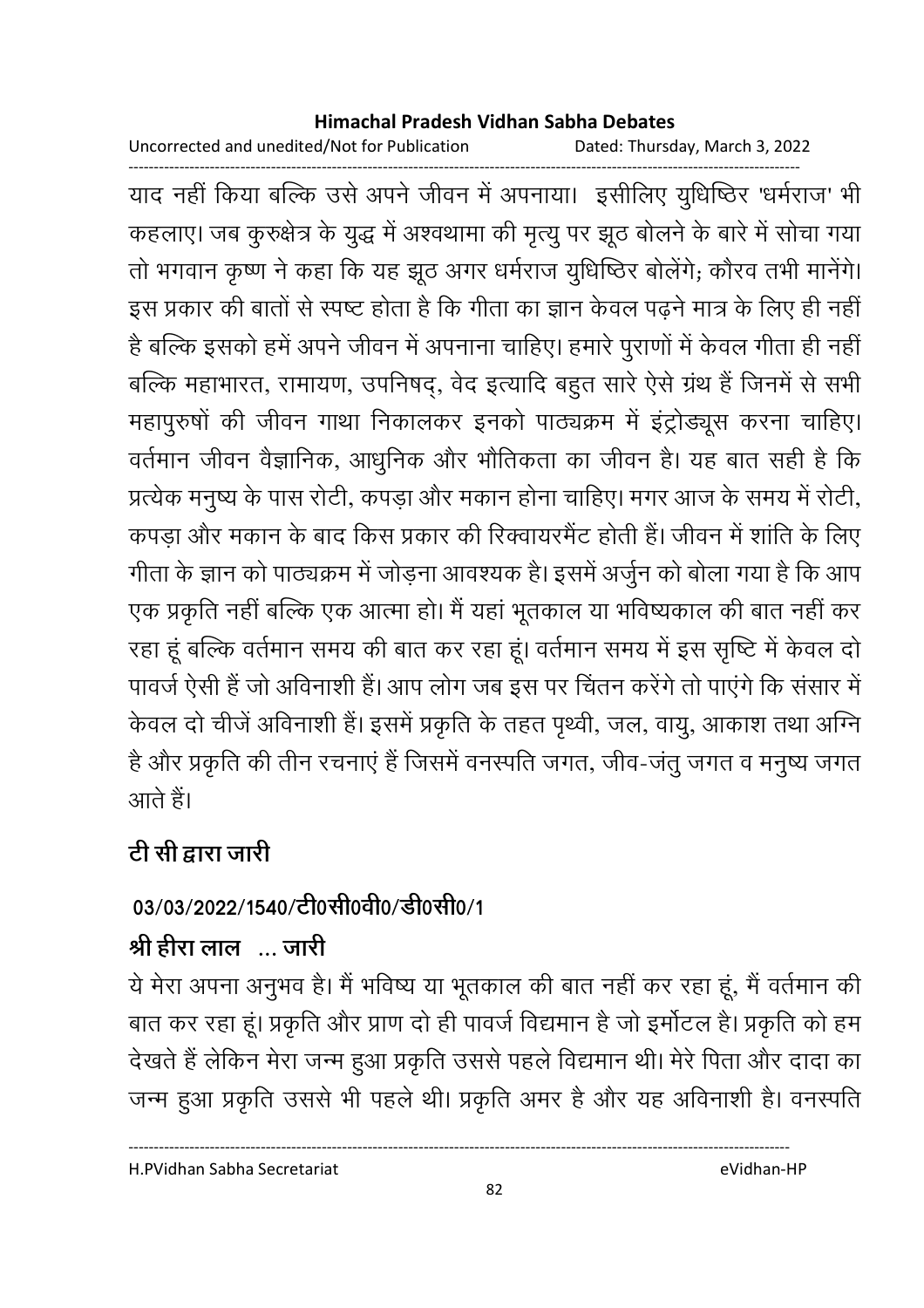याद नहीं किया बल्कि उसे अपने जीवन में अपनाया। इसीलिए युधिष्ठिर 'धर्मराज' भी कहलाए। जब कुरुक्षेत्र के युद्ध में अश्वथामा की मृत्यु पर झूठ बोलने के बारे में सोचा गया तो भगवान कृष्ण ने कहा कि यह झूठ अगर धर्मराज युधिष्ठिर बोलेंगे; कौरव तभी मानेंगे। इस प्रकार की बातों से स्पष्ट होता है कि गीता का ज्ञान केवल पढ़ने मात्र के लिए ही नहीं है बल्कि इसको हमें अपने जीवन में अपनाना चाहिए। हमारे पुराणों में केवल गीता ही नहीं बल्कि महाभारत, रामायण, उपनिषद्, वेद इत्यादि बहुत सारे ऐसे ग्रंथ हैं जिनमें से सभी महापुरुषों की जीवन गाथा निकालकर इनको पाठ्यक्रम में इंट्रोड्यूस करना चाहिए। वर्तमान जीवन वैज्ञानिक, आधुनिक और भौतिकता का जीवन है। यह बात सही है कि प्रत्येक मनुष्य के पास रोटी, कपड़ा और मकान होना चाहिए। मगर आज के समय में रोटी, कपड़ा और मकान के बाद किस प्रकार की रिक्वायरमैंट होती हैं। जीवन में शांति के लिए गीता के ज्ञान को पाठ्यक्रम में जोड़ना आवश्यक है। इसमें अर्जुन को बोला गया है कि आप एक प्रकृति नहीं बल्कि एक आत्मा हो। मैं यहां भूतकाल या भविष्यकाल की बात नहीं कर रहा हूं बल्कि वर्तमान समय की बात कर रहा हूं। वर्तमान समय में इस सृष्टि में केवल दो पावर्ज ऐसी हैं जो अविनाशी हैं। आप लोग जब इस पर चिंतन करेंगे तो पाएंगे कि संसार में केवल दो चीजें अविनाशी हैं। इसमें प्रकृति के तहत पृथ्वी, जल, वायु, आकाश तथा अग्नि है और प्रकृति की तीन रचनाएं हैं जिसमें वनस्पति जगत, जीव-जंतु जगत व मनुष्य जगत आते हैं।

**टी सी द्वारा जारी**

**03/03/2022/1540/टी0सी0वी0/डी0सी0/1**

**श्री हीरा लाल ... जारी**

ये मेरा अपना अनुभव है। मैं भविष्य या भूतकाल की बात नहीं कर रहा हूं, मैं वर्तमान की बात कर रहा हूं। प्रकृति और प्राण दो ही पावर्ज विद्यमान है जो इर्मोटल है। प्रकृति को हम देखते हैं लेकिन मेरा जन्म हुआ प्रकृति उससे पहले विद्यमान थी। मेरे पिता और दादा का जन्म हुआ प्रकृति उससे भी पहले थी। प्रकृति अमर है और यह अविनाशी है। वनस्पति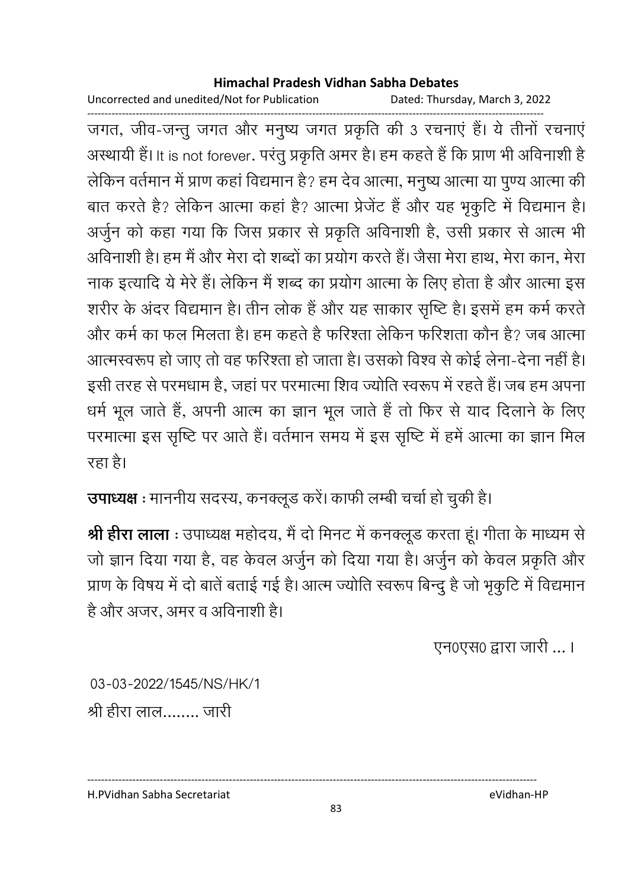जगत, जीव-जन्तु जगत और मनुष्य जगत प्रकृति की 3 रचनाएं हैं। ये तीनों रचनाएं अस्थायी हैं। It is not forever. परंतु प्रकृति अमर है। हम कहते हैं कि प्राण भी अविनाशी है लेकिन वर्तमान में प्राण कहां विद्यमान है? हम देव आत्मा, मनुष्य आत्मा या पुण्य आत्मा की बात करते है? लेकिन आत्मा कहां है? आत्मा प्रेजेंट हैं और यह भृकुटि में विद्यमान है। अर्जुन को कहा गया कि जिस प्रकार से प्रकृति अविनाशी है, उसी प्रकार से आत्म भी अविनाशी है। हम मैं और मेरा दो शब्दों का प्रयोग करते हैं। जैसा मेरा हाथ, मेरा कान, मेरा नाक इत्यादि ये मेरे हैं। लेकिन मैं शब्द का प्रयोग आत्मा के लिए होता है और आत्मा इस शरीर के अंदर विद्यमान है। तीन लोक हैं और यह साकार सृष्टि है। इसमें हम कर्म करते और कर्म का फल मिलता है। हम कहते है फरिश्ता लेकिन फरिशता कौन है? जब आत्मा आत्मस्वरूप हो जाए तो वह फरिश्ता हो जाता है। उसको विश्व से कोई लेना-देना नहीं है। इसी तरह से परमधाम है, जहां पर परमात्मा शिव ज्योति स्वरूप में रहते हैं। जब हम अपना धर्म भूल जाते हैं, अपनी आत्म का ज्ञान भूल जाते हैं तो फिर से याद दिलाने के लिए परमात्मा इस सृष्टि पर आते हैं। वर्तमान समय में इस सृष्टि में हमें आत्मा का ज्ञान मिल रहा है।

**उपाध्यक्ष** : माननीय सदस्य, कनक्लूड करें। काफी लम्बी चर्चा हो चुकी है।

**श्री हीरा लाला** : उपाध्यक्ष महोदय, मैं दो मिनट में कनक्लूड करता हूं। गीता के माध्यम से जो ज्ञान दिया गया है, वह केवल अर्जुन को दिया गया है। अर्जुन को केवल प्रकृति और प्राण के विषय में दो बातें बताई गई है। आत्म ज्योति स्वरूप बिन्दु है जो भृकुटि में विद्यमान है और अजर, अमर व अविनाशी है।

एन0एस0 द्वारा जारी ... ।

03-03-2022/1545/NS/HK/1

श्री हीरा लाल........ जारी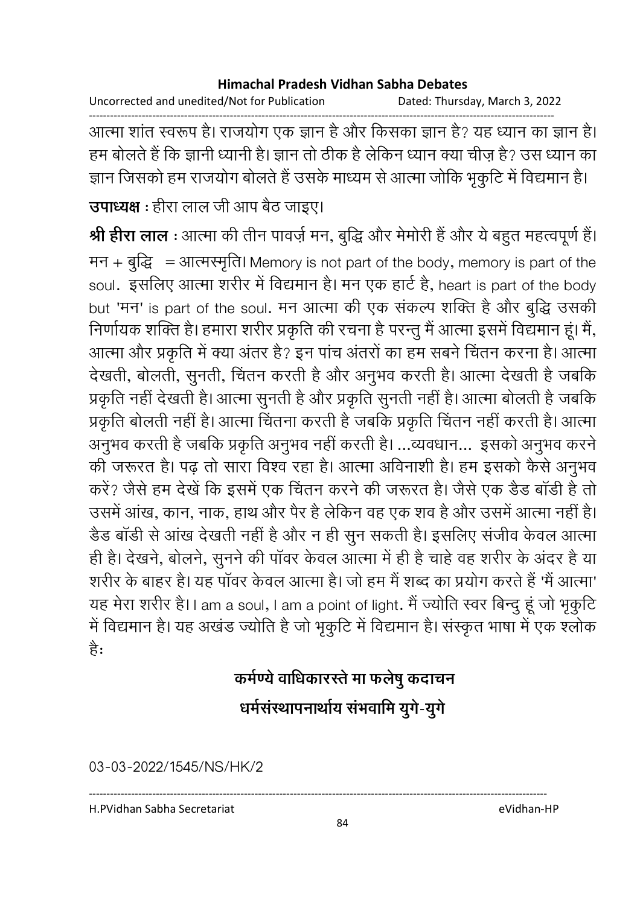आत्मा शांत स्वरूप है। राजयोग एक ज्ञान है और किसका ज्ञान है? यह ध्यान का ज्ञान है। हम बोलते हैं कि ज्ञानी ध्यानी है। ज्ञान तो ठीक है लेकिन ध्यान क्या चीज़ है? उस ध्यान का ज्ञान जिसको हम राजयोग बोलते हैं उसके माध्यम से आत्मा जोकि भृकुटि में विद्यमान है।

**उपाध्यक्ष** : हीरा लाल जी आप बैठ जाइए।

**श्री हीरा लाल** : आत्मा की तीन पावर्ज़ मन, बुद्धि और मेमोरी हैं और ये बहुत महत्वपूर्ण हैं। मन + बुद्धि = आत्मस्मृति। Memory is not part of the body, memory is part of the soul. इसलिए आत्मा शरीर में विद्यमान है। मन एक हार्ट है, heart is part of the body but 'मन' is part of the soul. मन आत्मा की एक संकल्प शक्ति है और बुद्धि उसकी निर्णायक शक्ति है। हमारा शरीर प्रकृति की रचना है परन्तु मैं आत्मा इसमें विद्यमान हूं। मैं, आत्मा और प्रकृति में क्या अंतर है? इन पांच अंतरों का हम सबने चिंतन करना है। आत्मा देखती, बोलती, सुनती, चिंतन करती है और अनुभव करती है। आत्मा देखती है जबकि प्रकृति नहीं देखती है। आत्मा सुनती है और प्रकृति सुनती नहीं है। आत्मा बोलती है जबकि प्रकृति बोलती नहीं है। आत्मा चिंतना करती है जबकि प्रकृति चिंतन नहीं करती है। आत्मा अनुभव करती है जबकि प्रकृति अनुभव नहीं करती है। ...व्यवधान... इसको अनुभव करने की जरूरत है। पढ़ तो सारा विश्व रहा है। आत्मा अविनाशी है। हम इसको कैसे अनुभव करें? जैसे हम देखें कि इसमें एक चिंतन करने की जरूरत है। जैसे एक डैड बॉडी है तो उसमें आंख, कान, नाक, हाथ और पैर है लेकिन वह एक शव है और उसमें आत्मा नहीं है। डैड बॉडी से आंख देखती नहीं है और न ही सुन सकती है। इसलिए संजीव केवल आत्मा ही है। देखने, बोलने, सुनने की पॉवर केवल आत्मा में ही है चाहे वह शरीर के अंदर है या शरीर के बाहर है। यह पॉवर केवल आत्मा है। जो हम मैं शब्द का प्रयोग करते हैं 'मैं आत्मा' यह मेरा शरीर है। I am a soul, I am a point of light. मैं ज्योति स्वर बिन्दु हूं जो भृकुटि में विद्यमान है। यह अखंड ज्योति है जो भृकुटि में विद्यमान है। संस्कृत भाषा में एक श्लोक है:

**कर्मण्ये वाधिकारस्ते मा फलेषु कदाचन**

**धर्मसंस्थापनार्थाय संभवामि युगे-युगे**

03-03-2022/1545/NS/HK/2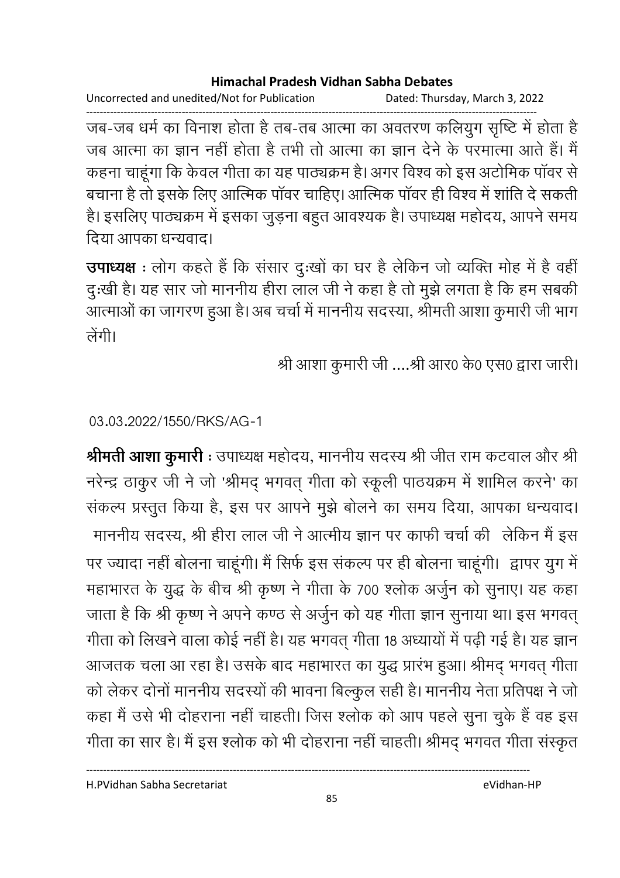जब-जब धर्म का विनाश होता है तब-तब आत्मा का अवतरण कलियुग सृष्टि में होता है जब आत्मा का ज्ञान नहीं होता है तभी तो आत्मा का ज्ञान देने के परमात्मा आते हैं। मैं कहना चाहूंगा कि केवल गीता का यह पाठ्यक्रम है। अगर विश्व को इस अटोमिक पॉवर से बचाना है तो इसके लिए आत्मिक पॉवर चाहिए। आत्मिक पॉवर ही विश्व में शांति दे सकती है। इसलिए पाठ्यक्रम में इसका जुड़ना बहुत आवश्यक है। उपाध्यक्ष महोदय, आपने समय दिया आपका धन्यवाद।

**उपाध्यक्ष** : लोग कहते हैं कि संसार दुःखों का घर है लेकिन जो व्यक्ति मोह में है वहीं दुःखी है। यह सार जो माननीय हीरा लाल जी ने कहा है तो मुझे लगता है कि हम सबकी आत्माओं का जागरण हुआ है। अब चर्चा में माननीय सदस्या, श्रीमती आशा कुमारी जी भाग लेंगी।

श्री आशा कुमारी जी ....श्री आर0 के0 एस0 द्वारा जारी।

03.03.2022/1550/RKS/AG-1

**श्रीमती आशा कुमारी** : उपाध्यक्ष महोदय, माननीय सदस्य श्री जीत राम कटवाल और श्री नरेन्द्र ठाकुर जी ने जो 'श्रीमद् भगवत् गीता को स्कूली पाठयक्रम में शामिल करने' का संकल्प प्रस्तुत किया है, इस पर आपने मुझे बोलने का समय दिया, आपका धन्यवाद। माननीय सदस्य, श्री हीरा लाल जी ने आत्मीय ज्ञान पर काफी चर्चा की लेकिन मैं इस पर ज्यादा नहीं बोलना चाहूंगी। मैं सिर्फ इस संकल्प पर ही बोलना चाहूंगी। द्वापर युग में महाभारत के युद्ध के बीच श्री कृष्ण ने गीता के 700 श्लोक अर्जुन को सुनाए। यह कहा जाता है कि श्री कृष्ण ने अपने कण्ठ से अर्जुन को यह गीता ज्ञान सुनाया था। इस भगवत् गीता को लिखने वाला कोई नहीं है। यह भगवत् गीता 18 अध्यायों में पढ़ी गई है। यह ज्ञान आजतक चला आ रहा है। उसके बाद महाभारत का युद्ध प्रारंभ हुआ। श्रीमद् भगवत् गीता को लेकर दोनों माननीय सदस्यों की भावना बिल्कुल सही है। माननीय नेता प्रतिपक्ष ने जो कहा मैं उसे भी दोहराना नहीं चाहती। जिस श्लोक को आप पहले सुना चुके हैं वह इस गीता का सार है। मैं इस श्लोक को भी दोहराना नहीं चाहती। श्रीमद् भगवत गीता संस्कृत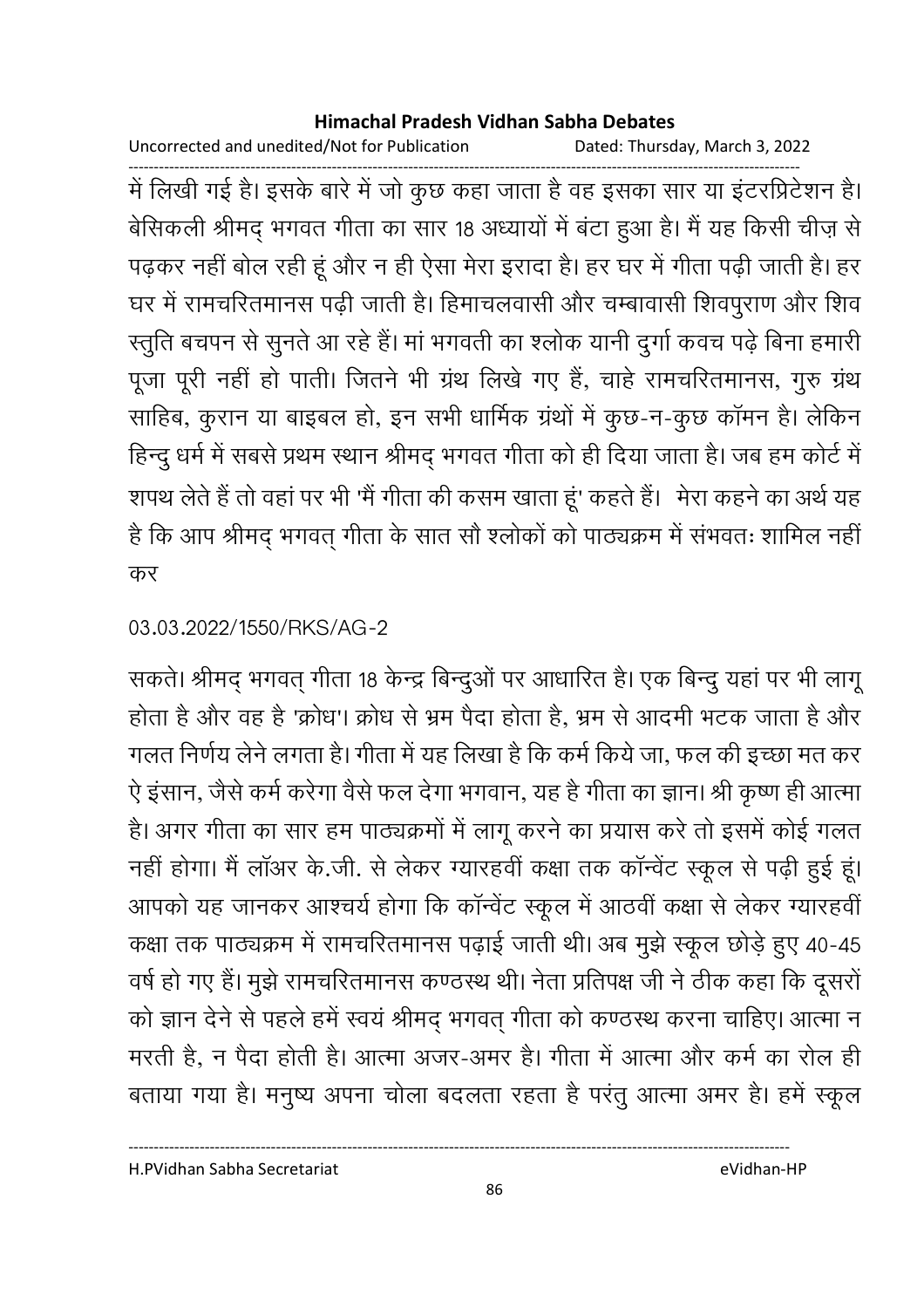में लिखी गई है। इसके बारे में जो कुछ कहा जाता है वह इसका सार या इंटरप्रिटेशन है। बेसिकली श्रीमद् भगवत गीता का सार 18 अध्यायों में बंटा हुआ है। मैं यह किसी चीज़ से पढ़कर नहीं बोल रही हूं और न ही ऐसा मेरा इरादा है। हर घर में गीता पढ़ी जाती है। हर घर में रामचरितमानस पढ़ी जाती है। हिमाचलवासी और चम्बावासी शिवपुराण और शिव स्तुति बचपन से सुनते आ रहे हैं। मां भगवती का श्लोक यानी दुर्गा कवच पढ़े बिना हमारी पूजा पूरी नहीं हो पाती। जितने भी ग्रंथ लिखे गए हैं, चाहे रामचरितमानस, गुरु ग्रंथ साहिब, कुरान या बाइबल हो, इन सभी धार्मिक ग्रंथों में कुछ-न-कुछ कॉमन है। लेकिन हिन्दु धर्म में सबसे प्रथम स्थान श्रीमद् भगवत गीता को ही दिया जाता है। जब हम कोर्ट में शपथ लेते हैं तो वहां पर भी 'मैं गीता की कसम खाता हूं' कहते हैं। मेरा कहने का अर्थ यह है कि आप श्रीमद् भगवत् गीता के सात सौ श्लोकों को पाठ्यक्रम में संभवतः शामिल नहीं कर

03.03.2022/1550/RKS/AG-2

सकते। श्रीमद् भगवत् गीता 18 केन्द्र बिन्दुओं पर आधारित है। एक बिन्दु यहां पर भी लागू होता है और वह है 'क्रोध'। क्रोध से भ्रम पैदा होता है, भ्रम से आदमी भटक जाता है और गलत निर्णय लेने लगता है। गीता में यह लिखा है कि कर्म किये जा, फल की इच्छा मत कर ऐ इंसान, जैसे कर्म करेगा वैसे फल देगा भगवान, यह है गीता का ज्ञान। श्री कृष्ण ही आत्मा है। अगर गीता का सार हम पाठ्यक्रमों में लागू करने का प्रयास करे तो इसमें कोई गलत नहीं होगा। मैं लॉअर के.जी. से लेकर ग्यारहवीं कक्षा तक कॉन्वेंट स्कूल से पढ़ी हुई हूं। आपको यह जानकर आश्चर्य होगा कि कॉन्वेंट स्कूल में आठवीं कक्षा से लेकर ग्यारहवीं कक्षा तक पाठ्यक्रम में रामचरितमानस पढ़ाई जाती थी। अब मुझे स्कूल छोड़े हुए 40-45 वर्ष हो गए हैं। मुझे रामचरितमानस कण्ठस्थ थी। नेता प्रतिपक्ष जी ने ठीक कहा कि दूसरों को ज्ञान देने से पहले हमें स्वयं श्रीमद् भगवत् गीता को कण्ठस्थ करना चाहिए। आत्मा न मरती है, न पैदा होती है। आत्मा अजर-अमर है। गीता में आत्मा और कर्म का रोल ही बताया गया है। मनुष्य अपना चोला बदलता रहता है परंतु आत्मा अमर है। हमें स्कूल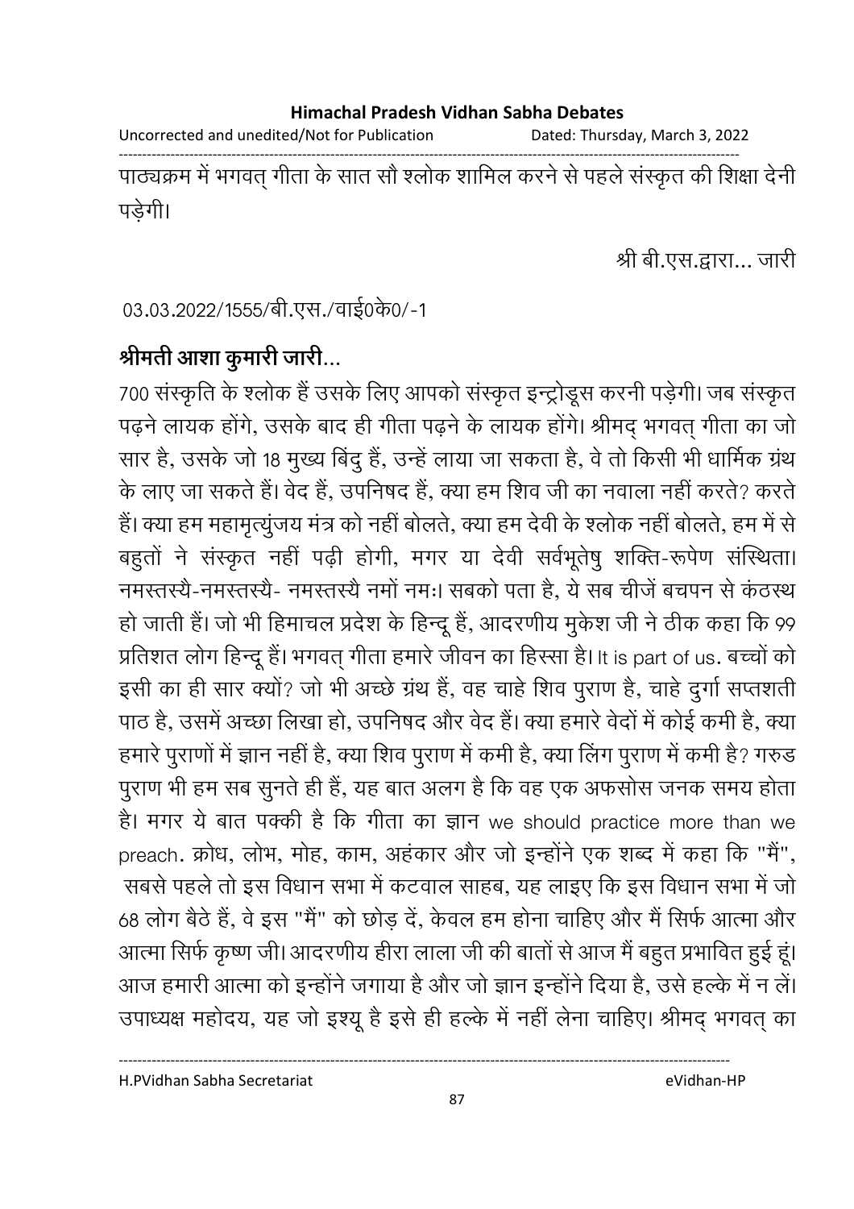पाठ्यक्रम में भगवत् गीता के सात सौ श्लोक शामिल करने से पहले संस्कृत की शिक्षा देनी पड़ेगी।

श्री बी.एस.द्वारा... जारी

03.03.2022/1555/बी.एस./वाई0के0/-1

**श्रीमती आशा कुमारी जारी...**

700 संस्कृति के श्लोक हैं उसके लिए आपको संस्कृत इन्ट्रोडूस करनी पड़ेगी। जब संस्कृत पढ़ने लायक होंगे, उसके बाद ही गीता पढ़ने के लायक होंगे। श्रीमद् भगवत् गीता का जो सार है, उसके जो 18 मुख्य बिंदु हैं, उन्हें लाया जा सकता है, वे तो किसी भी धार्मिक ग्रंथ के लाए जा सकते हैं। वेद हैं, उपनिषद हैं, क्या हम शिव जी का नवाला नहीं करते? करते हैं। क्या हम महामृत्युंजय मंत्र को नहीं बोलते, क्या हम देवी के श्लोक नहीं बोलते, हम में से बहुतों ने संस्कृत नहीं पढ़ी होगी, मगर या देवी सर्वभूतेषु शक्ति-रूपेण संस्थिता। नमस्तस्यै-नमस्तस्यै- नमस्तस्यै नमों नमः। सबको पता है, ये सब चीजें बचपन से कंठस्थ हो जाती हैं। जो भी हिमाचल प्रदेश के हिन्दू हैं, आदरणीय मुकेश जी ने ठीक कहा कि 99 प्रतिशत लोग हिन्दू हैं। भगवत् गीता हमारे जीवन का हिस्सा है। It is part of us. बच्चों को इसी का ही सार क्यों? जो भी अच्छे ग्रंथ हैं, वह चाहे शिव पुराण है, चाहे दुर्गा सप्तशती पाठ है, उसमें अच्छा लिखा हो, उपनिषद और वेद हैं। क्या हमारे वेदों में कोई कमी है, क्या हमारे पुराणों में ज्ञान नहीं है, क्या शिव पुराण में कमी है, क्या लिंग पुराण में कमी है? गरुड पुराण भी हम सब सुनते ही हैं, यह बात अलग है कि वह एक अफसोस जनक समय होता है। मगर ये बात पक्की है कि गीता का ज्ञान we should practice more than we preach. क्रोध, लोभ, मोह, काम, अहंकार और जो इन्होंने एक शब्द में कहा कि "मैं", सबसे पहले तो इस विधान सभा में कटवाल साहब, यह लाइए कि इस विधान सभा में जो 68 लोग बैठे हैं, वे इस "मैं" को छोड़ दें, केवल हम होना चाहिए और मैं सिर्फ आत्मा और आत्मा सिर्फ कृष्ण जी। आदरणीय हीरा लाला जी की बातों से आज मैं बहुत प्रभावित हुई हूं। आज हमारी आत्मा को इन्होंने जगाया है और जो ज्ञान इन्होंने दिया है, उसे हल्के में न लें। उपाध्यक्ष महोदय, यह जो इश्यू है इसे ही हल्के में नहीं लेना चाहिए। श्रीमद् भगवत् का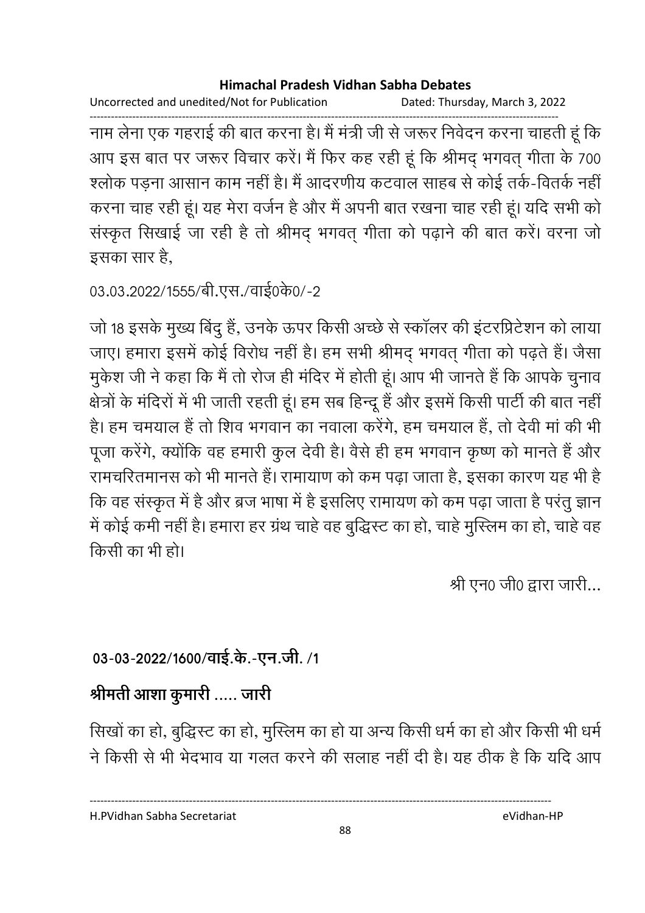नाम लेना एक गहराई की बात करना है। मैं मंत्री जी से जरूर निवेदन करना चाहती हूं कि आप इस बात पर जरूर विचार करें। मैं फिर कह रही हूं कि श्रीमद् भगवत् गीता के 700 श्लोक पड़ना आसान काम नहीं है। मैं आदरणीय कटवाल साहब से कोई तर्क-वितर्क नहीं करना चाह रही हूं। यह मेरा वर्जन है और मैं अपनी बात रखना चाह रही हूं। यदि सभी को संस्कृत सिखाई जा रही है तो श्रीमद् भगवत् गीता को पढ़ाने की बात करें। वरना जो इसका सार है,

03.03.2022/1555/बी.एस./वाई0के0/-2

जो 18 इसके मुख्य बिंदु हैं, उनके ऊपर किसी अच्छे से स्कॉलर की इंटरप्रिटेशन को लाया जाए। हमारा इसमें कोई विरोध नहीं है। हम सभी श्रीमद् भगवत् गीता को पढ़ते हैं। जैसा मुकेश जी ने कहा कि मैं तो रोज ही मंदिर में होती हूं। आप भी जानते हैं कि आपके चुनाव क्षेत्रों के मंदिरों में भी जाती रहती हूं। हम सब हिन्दू हैं और इसमें किसी पार्टी की बात नहीं है। हम चमयाल हैं तो शिव भगवान का नवाला करेंगे, हम चमयाल हैं, तो देवी मां की भी पूजा करेंगे, क्योंकि वह हमारी कुल देवी है। वैसे ही हम भगवान कृष्ण को मानते हैं और रामचरितमानस को भी मानते हैं। रामायाण को कम पढ़ा जाता है, इसका कारण यह भी है कि वह संस्कृत में है और ब्रज भाषा में है इसलिए रामायण को कम पढ़ा जाता है परंतु ज्ञान में कोई कमी नहीं है। हमारा हर ग्रंथ चाहे वह बुद्धिस्ट का हो, चाहे मुस्लिम का हो, चाहे वह किसी का भी हो।

श्री एन0 जी0 द्वारा जारी...

**03-03-2022/1600/वाई.के.-एन.जी. /1**

**श्रीमती आशा कुमारी ..... जारी**

सिखों का हो, बुद्धिस्ट का हो, मुस्लिम का हो या अन्य किसी धर्म का हो और किसी भी धर्म ने किसी से भी भेदभाव या गलत करने की सलाह नहीं दी है। यह ठीक है कि यदि आप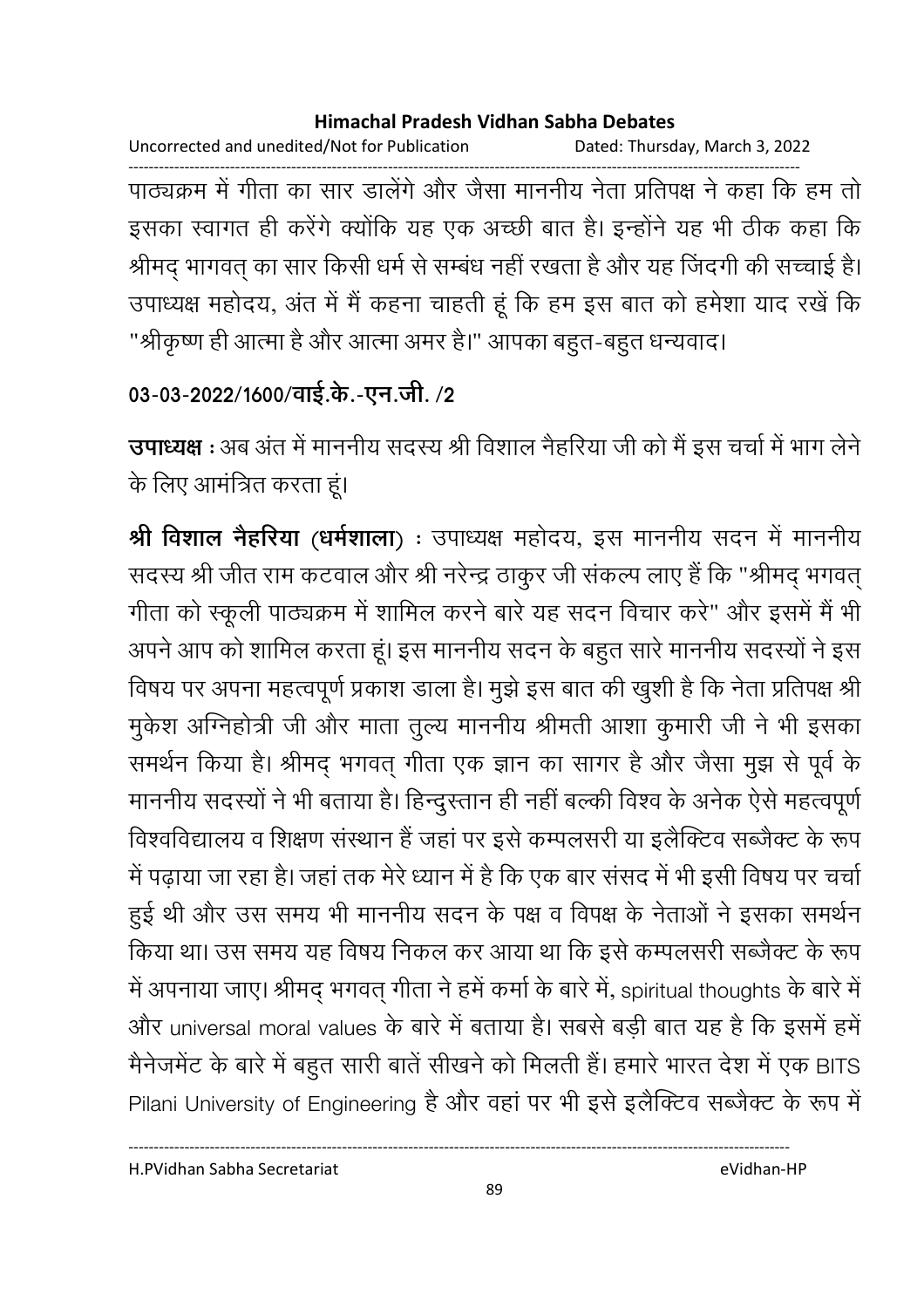पाठ्यक्रम में गीता का सार डालेंगे और जैसा माननीय नेता प्रतिपक्ष ने कहा कि हम तो इसका स्वागत ही करेंगे क्योंकि यह एक अच्छी बात है। इन्होंने यह भी ठीक कहा कि श्रीमद् भागवत् का सार किसी धर्म से सम्बंध नहीं रखता है और यह जिंदगी की सच्चाई है। उपाध्यक्ष महोदय, अंत में मैं कहना चाहती हूं कि हम इस बात को हमेशा याद रखें कि "श्रीकृष्ण ही आत्मा है और आत्मा अमर है।" आपका बहुत-बहुत धन्यवाद।

**03-03-2022/1600/वाई.के.-एन.जी. /2**

**उपाध्यक्ष** : अब अंत में माननीय सदस्य श्री विशाल नैहरिया जी को मैं इस चर्चा में भाग लेने के लिए आमंत्रित करता हूं।

**श्री विशाल नैहरिया (धर्मशाला)** : उपाध्यक्ष महोदय, इस माननीय सदन में माननीय सदस्य श्री जीत राम कटवाल और श्री नरेन्द्र ठाकुर जी संकल्प लाए हैं कि "श्रीमद् भगवत् गीता को स्कूली पाठ्यक्रम में शामिल करने बारे यह सदन विचार करे" और इसमें मैं भी अपने आप को शामिल करता हूं। इस माननीय सदन के बहुत सारे माननीय सदस्यों ने इस विषय पर अपना महत्वपूर्ण प्रकाश डाला है। मुझे इस बात की खुशी है कि नेता प्रतिपक्ष श्री मुकेश अग्निहोत्री जी और माता तुल्य माननीय श्रीमती आशा कुमारी जी ने भी इसका समर्थन किया है। श्रीमद् भगवत् गीता एक ज्ञान का सागर है और जैसा मुझ से पूर्व के माननीय सदस्यों ने भी बताया है। हिन्दुस्तान ही नहीं बल्की विश्व के अनेक ऐसे महत्वपूर्ण विश्वविद्यालय व शिक्षण संस्थान हैं जहां पर इसे कम्पलसरी या इलैक्टिव सब्जैक्ट के रूप में पढ़ाया जा रहा है। जहां तक मेरे ध्यान में है कि एक बार संसद में भी इसी विषय पर चर्चा हुई थी और उस समय भी माननीय सदन के पक्ष व विपक्ष के नेताओं ने इसका समर्थन किया था। उस समय यह विषय निकल कर आया था कि इसे कम्पलसरी सब्जैक्ट के रूप में अपनाया जाए। श्रीमद् भगवत् गीता ने हमें कर्मा के बारे में, spiritual thoughts के बारे में और universal moral values के बारे में बताया है। सबसे बड़ी बात यह है कि इसमें हमें मैनेजमेंट के बारे में बहुत सारी बातें सीखने को मिलती हैं। हमारे भारत देश में एक BITS Pilani University of Engineering है और वहां पर भी इसे इलैक्टिव सब्जैक्ट के रूप में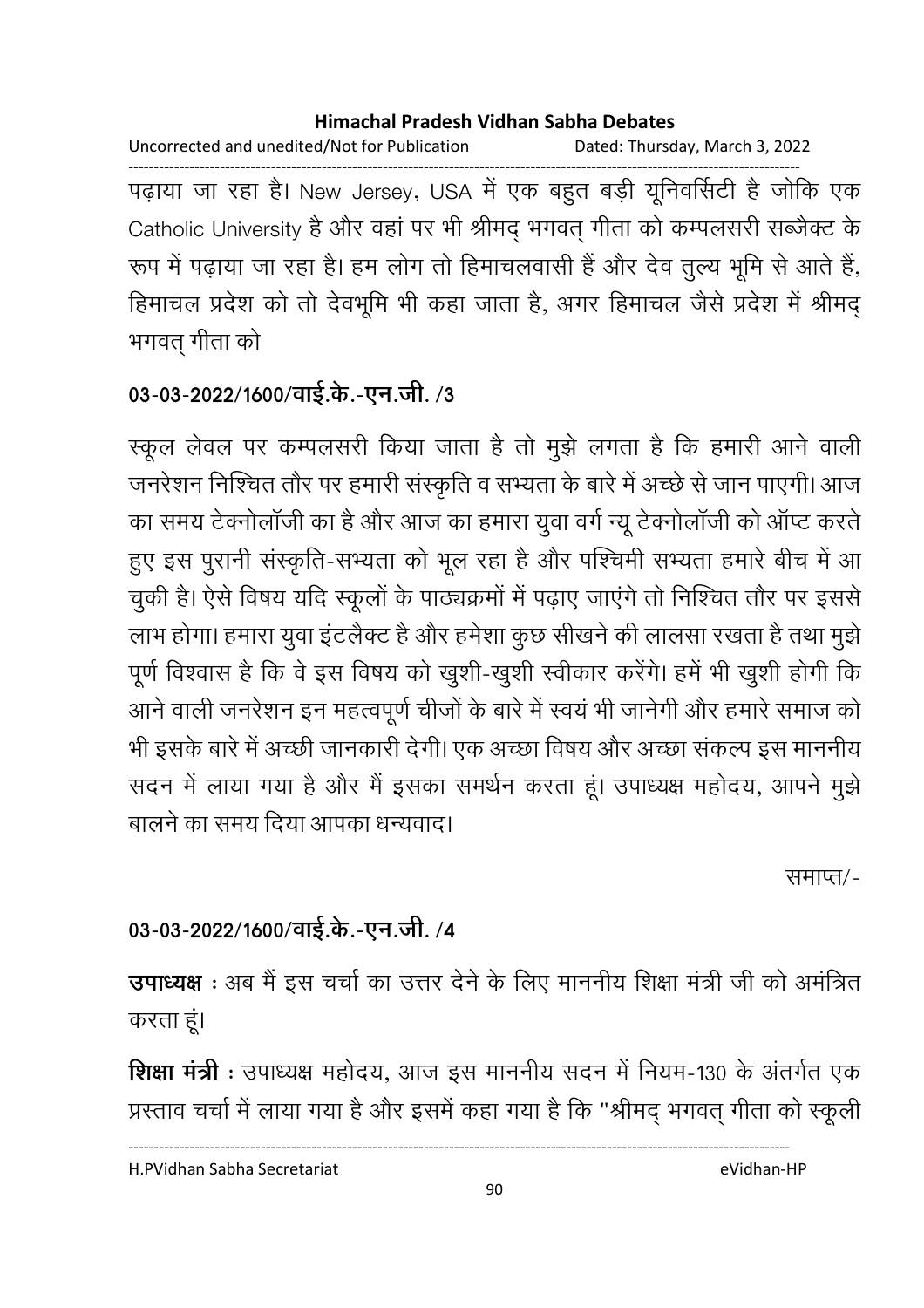पढ़ाया जा रहा है। New Jersey, USA में एक बहुत बड़ी यूनिवर्सिटी है जोकि एक Catholic University है और वहां पर भी श्रीमद् भगवत् गीता को कम्पलसरी सब्जैक्ट के रूप में पढ़ाया जा रहा है। हम लोग तो हिमाचलवासी हैं और देव तुल्य भूमि से आते हैं, हिमाचल प्रदेश को तो देवभूमि भी कहा जाता है, अगर हिमाचल जैसे प्रदेश में श्रीमद् भगवत् गीता को

**03-03-2022/1600/वाई.के.-एन.जी. /3**

स्कूल लेवल पर कम्पलसरी किया जाता है तो मुझे लगता है कि हमारी आने वाली जनरेशन निश्चित तौर पर हमारी संस्कृति व सभ्यता के बारे में अच्छे से जान पाएगी। आज का समय टेक्नोलॉजी का है और आज का हमारा युवा वर्ग न्यू टेक्नोलॉजी को ऑप्ट करते हुए इस पुरानी संस्कृति-सभ्यता को भूल रहा है और पश्चिमी सभ्यता हमारे बीच में आ चुकी है। ऐसे विषय यदि स्कूलों के पाठ्यक्रमों में पढ़ाए जाएंगे तो निश्चित तौर पर इससे लाभ होगा। हमारा युवा इंटलैक्ट है और हमेशा कुछ सीखने की लालसा रखता है तथा मुझे पूर्ण विश्वास है कि वे इस विषय को खुशी-खुशी स्वीकार करेंगे। हमें भी खुशी होगी कि आने वाली जनरेशन इन महत्वपूर्ण चीजों के बारे में स्वयं भी जानेगी और हमारे समाज को भी इसके बारे में अच्छी जानकारी देगी। एक अच्छा विषय और अच्छा संकल्प इस माननीय सदन में लाया गया है और मैं इसका समर्थन करता हूं। उपाध्यक्ष महोदय, आपने मुझे बालने का समय दिया आपका धन्यवाद।

समाप्त/-

**03-03-2022/1600/वाई.के.-एन.जी. /4**

**उपाध्यक्ष** : अब मैं इस चर्चा का उत्तर देने के लिए माननीय शिक्षा मंत्री जी को अमंत्रित करता हूं।

**शिक्षा मंत्री** : उपाध्यक्ष महोदय, आज इस माननीय सदन में नियम-130 के अंतर्गत एक प्रस्ताव चर्चा में लाया गया है और इसमें कहा गया है कि "श्रीमद् भगवत् गीता को स्कूली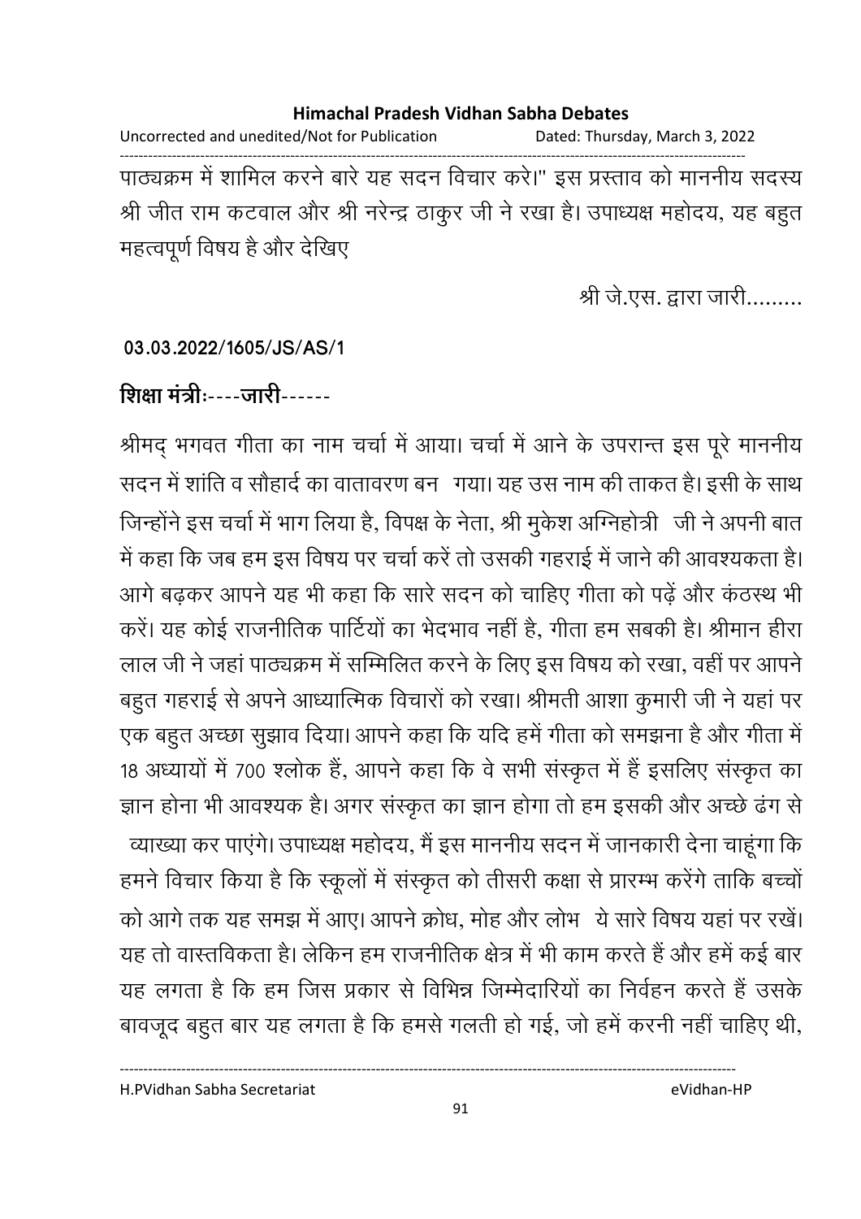पाठ्यक्रम में शामिल करने बारे यह सदन विचार करे।" इस प्रस्ताव को माननीय सदस्य श्री जीत राम कटवाल और श्री नरेन्द्र ठाकुर जी ने रखा है। उपाध्यक्ष महोदय, यह बहुत महत्वपूर्ण विषय है और देखिए

श्री जे.एस. द्वारा जारी.........

**03.03.2022/1605/JS/AS/1**

**शिक्षा मंत्रीः----जारी------**

श्रीमद् भगवत गीता का नाम चर्चा में आया। चर्चा में आने के उपरान्त इस पूरे माननीय सदन में शांति व सौहार्द का वातावरण बन गया। यह उस नाम की ताकत है। इसी के साथ जिन्होंने इस चर्चा में भाग लिया है, विपक्ष के नेता, श्री मुकेश अग्निहोत्री जी ने अपनी बात में कहा कि जब हम इस विषय पर चर्चा करें तो उसकी गहराई में जाने की आवश्यकता है। आगे बढ़कर आपने यह भी कहा कि सारे सदन को चाहिए गीता को पढ़ें और कंठस्थ भी करें। यह कोई राजनीतिक पार्टियों का भेदभाव नहीं है, गीता हम सबकी है। श्रीमान हीरा लाल जी ने जहां पाठ्यक्रम में सम्मिलित करने के लिए इस विषय को रखा, वहीं पर आपने बहुत गहराई से अपने आध्यात्मिक विचारों को रखा। श्रीमती आशा कुमारी जी ने यहां पर एक बहुत अच्छा सुझाव दिया। आपने कहा कि यदि हमें गीता को समझना है और गीता में 18 अध्यायों में 700 श्लोक हैं, आपने कहा कि वे सभी संस्कृत में हैं इसलिए संस्कृत का ज्ञान होना भी आवश्यक है। अगर संस्कृत का ज्ञान होगा तो हम इसकी और अच्छे ढंग से व्याख्या कर पाएंगे। उपाध्यक्ष महोदय, मैं इस माननीय सदन में जानकारी देना चाहूंगा कि हमने विचार किया है कि स्कूलों में संस्कृत को तीसरी कक्षा से प्रारम्भ करेंगे ताकि बच्चों को आगे तक यह समझ में आए। आपने क्रोध, मोह और लोभ ये सारे विषय यहां पर रखें। यह तो वास्तविकता है। लेकिन हम राजनीतिक क्षेत्र में भी काम करते हैं और हमें कई बार यह लगता है कि हम जिस प्रकार से विभिन्न जिम्मेदारियों का निर्वहन करते हैं उसके बावजूद बहुत बार यह लगता है कि हमसे गलती हो गई, जो हमें करनी नहीं चाहिए थी,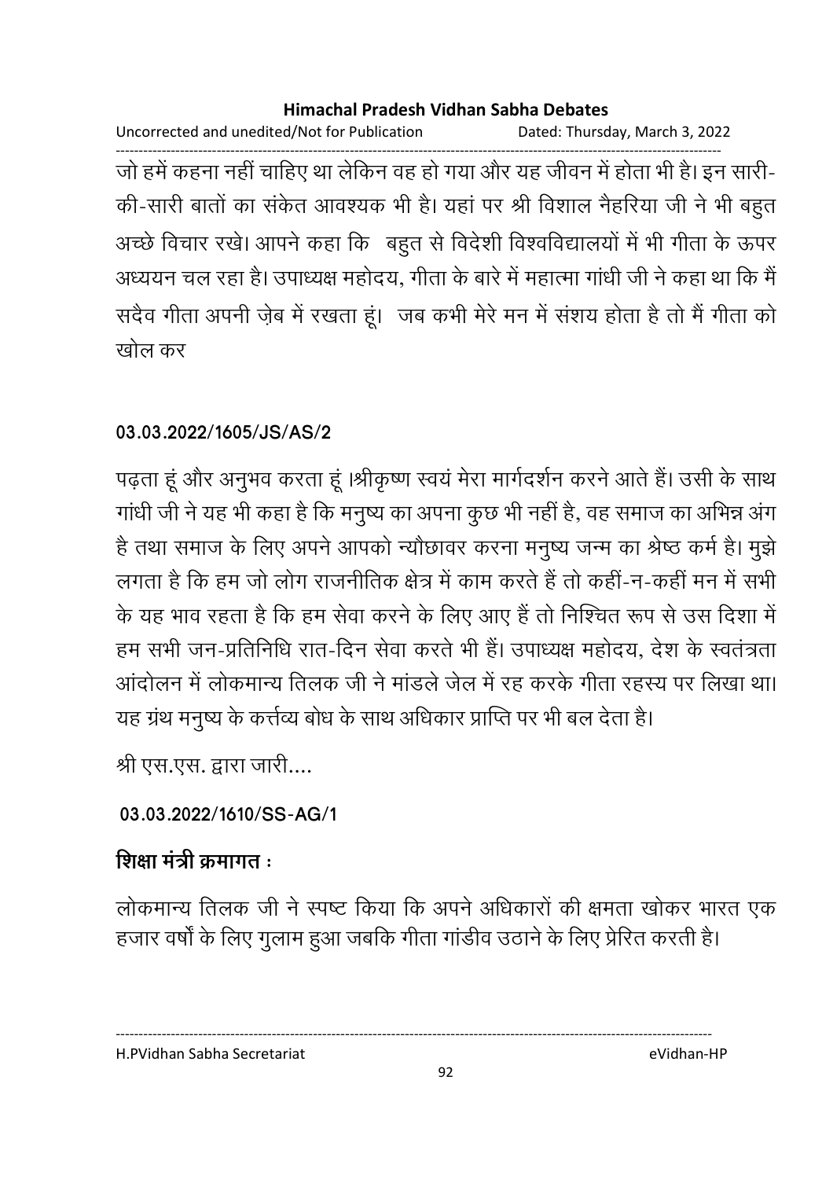जो हमें कहना नहीं चाहिए था लेकिन वह हो गया और यह जीवन में होता भी है। इन सारी-की-सारी बातों का संकेत आवश्यक भी है। यहां पर श्री विशाल नैहरिया जी ने भी बहुत अच्छे विचार रखे। आपने कहा कि बहुत से विदेशी विश्वविद्यालयों में भी गीता के ऊपर अध्ययन चल रहा है। उपाध्यक्ष महोदय, गीता के बारे में महात्मा गांधी जी ने कहा था कि मैं सदैव गीता अपनी ज़ेब में रखता हूं। जब कभी मेरे मन में संशय होता है तो मैं गीता को खोल कर

**03.03.2022/1605/JS/AS/2**

पढ़ता हूं और अनुभव करता हूं ।श्रीकृष्ण स्वयं मेरा मार्गदर्शन करने आते हैं। उसी के साथ गांधी जी ने यह भी कहा है कि मनुष्य का अपना कुछ भी नहीं है, वह समाज का अभिन्न अंग है तथा समाज के लिए अपने आपको न्यौछावर करना मनुष्य जन्म का श्रेष्ठ कर्म है। मुझे लगता है कि हम जो लोग राजनीतिक क्षेत्र में काम करते हैं तो कहीं-न-कहीं मन में सभी के यह भाव रहता है कि हम सेवा करने के लिए आए हैं तो निश्चित रूप से उस दिशा में हम सभी जन-प्रतिनिधि रात-दिन सेवा करते भी हैं। उपाध्यक्ष महोदय, देश के स्वतंत्रता आंदोलन में लोकमान्य तिलक जी ने मांडले जेल में रह करके गीता रहस्य पर लिखा था। यह ग्रंथ मनुष्य के कर्त्तव्य बोध के साथ अधिकार प्राप्ति पर भी बल देता है।

श्री एस.एस. द्वारा जारी....

**03.03.2022/1610/SS-AG/1**

**शिक्षा मंत्री क्रमागत :**

लोकमान्य तिलक जी ने स्पष्ट किया कि अपने अधिकारों की क्षमता खोकर भारत एक हजार वर्षों के लिए गुलाम हुआ जबकि गीता गांडीव उठाने के लिए प्रेरित करती है।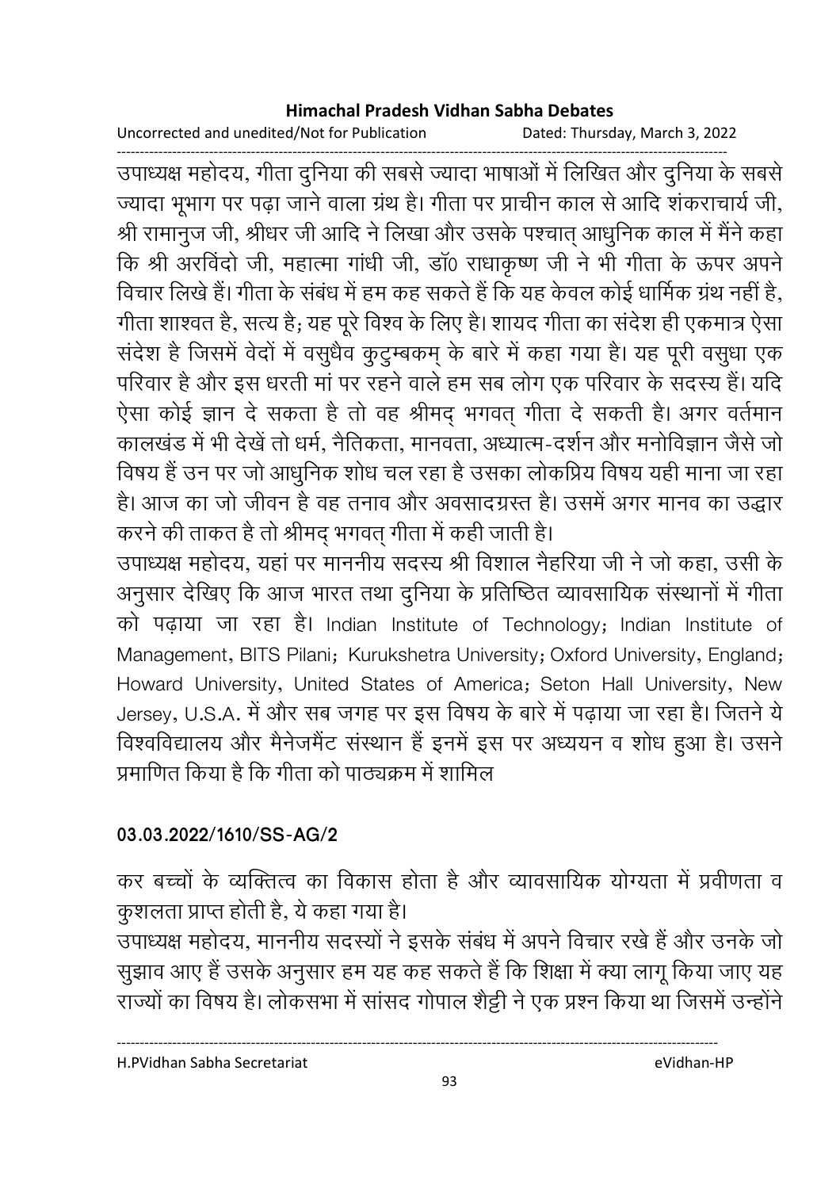उपाध्यक्ष महोदय, गीता दुनिया की सबसे ज्यादा भाषाओं में लिखित और दुनिया के सबसे ज्यादा भूभाग पर पढ़ा जाने वाला ग्रंथ है। गीता पर प्राचीन काल से आदि शंकराचार्य जी, श्री रामानुज जी, श्रीधर जी आदि ने लिखा और उसके पश्चात् आधुनिक काल में मैंने कहा कि श्री अरविंदो जी, महात्मा गांधी जी, डॉ0 राधाकृष्ण जी ने भी गीता के ऊपर अपने विचार लिखे हैं। गीता के संबंध में हम कह सकते हैं कि यह केवल कोई धार्मिक ग्रंथ नहीं है, गीता शाश्वत है, सत्य है; यह पूरे विश्व के लिए है। शायद गीता का संदेश ही एकमात्र ऐसा संदेश है जिसमें वेदों में वसुधैव कुटुम्बकम् के बारे में कहा गया है। यह पूरी वसुधा एक परिवार है और इस धरती मां पर रहने वाले हम सब लोग एक परिवार के सदस्य हैं। यदि ऐसा कोई ज्ञान दे सकता है तो वह श्रीमद् भगवत् गीता दे सकती है। अगर वर्तमान कालखंड में भी देखें तो धर्म, नैतिकता, मानवता, अध्यात्म-दर्शन और मनोविज्ञान जैसे जो विषय हैं उन पर जो आधुनिक शोध चल रहा है उसका लोकप्रिय विषय यही माना जा रहा है। आज का जो जीवन है वह तनाव और अवसादग्रस्त है। उसमें अगर मानव का उद्धार करने की ताकत है तो श्रीमद् भगवत् गीता में कही जाती है।

उपाध्यक्ष महोदय, यहां पर माननीय सदस्य श्री विशाल नैहरिया जी ने जो कहा, उसी के अनुसार देखिए कि आज भारत तथा दुनिया के प्रतिष्ठित व्यावसायिक संस्थानों में गीता को पढ़ाया जा रहा है। Indian Institute of Technology; Indian Institute of Management, BITS Pilani; Kurukshetra University; Oxford University, England; Howard University, United States of America; Seton Hall University, New Jersey, U.S.A. में और सब जगह पर इस विषय के बारे में पढ़ाया जा रहा है। जितने ये विश्वविद्यालय और मैनेजमैंट संस्थान हैं इनमें इस पर अध्ययन व शोध हुआ है। उसने प्रमाणित किया है कि गीता को पाठ्यक्रम में शामिल

**03.03.2022/1610/SS-AG/2**

कर बच्चों के व्यक्तित्व का विकास होता है और व्यावसायिक योग्यता में प्रवीणता व कुशलता प्राप्त होती है, ये कहा गया है।

उपाध्यक्ष महोदय, माननीय सदस्यों ने इसके संबंध में अपने विचार रखे हैं और उनके जो सुझाव आए हैं उसके अनुसार हम यह कह सकते हैं कि शिक्षा में क्या लागू किया जाए यह राज्यों का विषय है। लोकसभा में सांसद गोपाल शैट्टी ने एक प्रश्न किया था जिसमें उन्होंने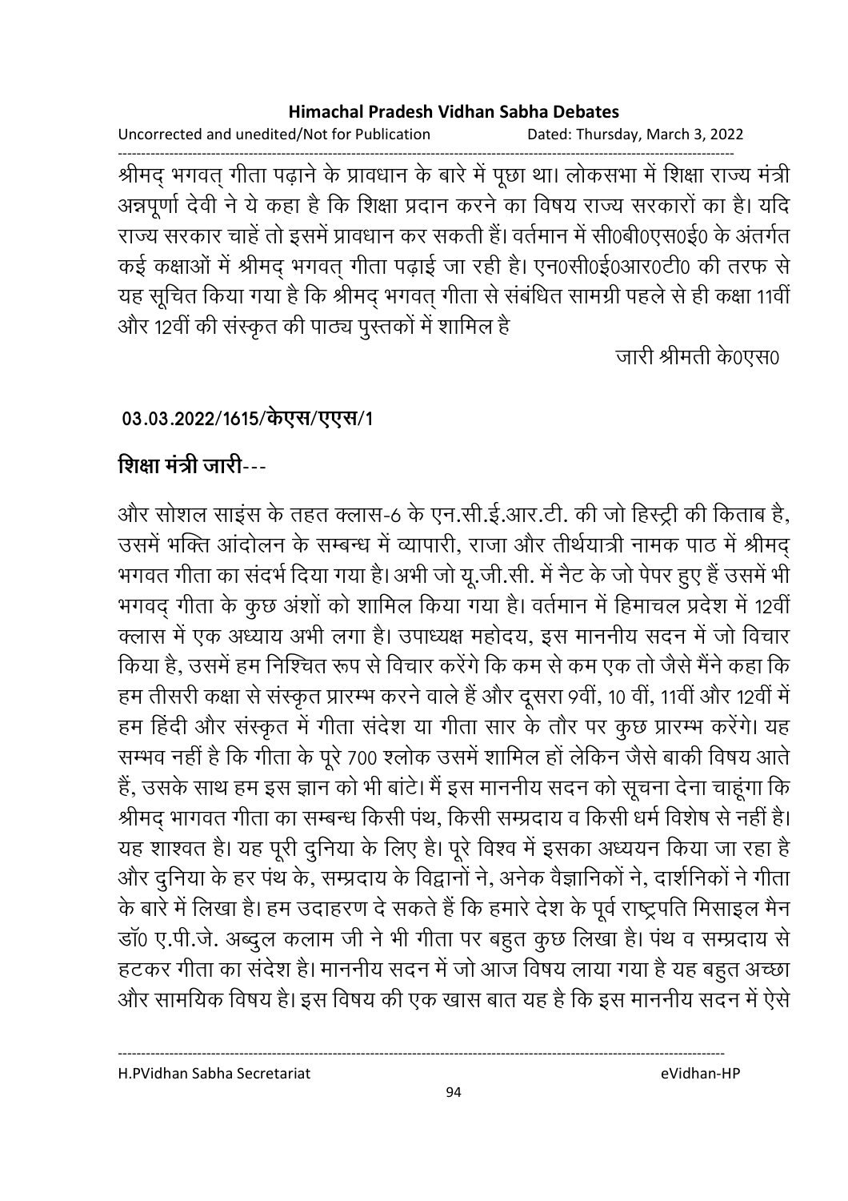श्रीमद् भगवत् गीता पढ़ाने के प्रावधान के बारे में पूछा था। लोकसभा में शिक्षा राज्य मंत्री अन्नपूर्णा देवी ने ये कहा है कि शिक्षा प्रदान करने का विषय राज्य सरकारों का है। यदि राज्य सरकार चाहें तो इसमें प्रावधान कर सकती हैं। वर्तमान में सी0बी0एस0ई0 के अंतर्गत कई कक्षाओं में श्रीमद् भगवत् गीता पढ़ाई जा रही है। एन0सी0ई0आर0टी0 की तरफ से यह सूचित किया गया है कि श्रीमद् भगवत् गीता से संबंधित सामग्री पहले से ही कक्षा 11वीं और 12वीं की संस्कृत की पाठ्य पुस्तकों में शामिल है

जारी श्रीमती के0एस0

**03.03.2022/1615/केएस/एएस/1**

**शिक्षा मंत्री जारी**---

और सोशल साइंस के तहत क्लास-6 के एन.सी.ई.आर.टी. की जो हिस्ट्री की किताब है, उसमें भक्ति आंदोलन के सम्बन्ध में व्यापारी, राजा और तीर्थयात्री नामक पाठ में श्रीमद् भगवत गीता का संदर्भ दिया गया है। अभी जो यू.जी.सी. में नैट के जो पेपर हुए हैं उसमें भी भगवद् गीता के कुछ अंशों को शामिल किया गया है। वर्तमान में हिमाचल प्रदेश में 12वीं क्लास में एक अध्याय अभी लगा है। उपाध्यक्ष महोदय, इस माननीय सदन में जो विचार किया है, उसमें हम निश्चित रूप से विचार करेंगे कि कम से कम एक तो जैसे मैंने कहा कि हम तीसरी कक्षा से संस्कृत प्रारम्भ करने वाले हैं और दूसरा 9वीं, 10 वीं, 11वीं और 12वीं में हम हिंदी और संस्कृत में गीता संदेश या गीता सार के तौर पर कुछ प्रारम्भ करेंगे। यह सम्भव नहीं है कि गीता के पूरे 700 श्लोक उसमें शामिल हों लेकिन जैसे बाकी विषय आते हैं, उसके साथ हम इस ज्ञान को भी बांटे। मैं इस माननीय सदन को सूचना देना चाहूंगा कि श्रीमद् भागवत गीता का सम्बन्ध किसी पंथ, किसी सम्प्रदाय व किसी धर्म विशेष से नहीं है। यह शाश्वत है। यह पूरी दुनिया के लिए है। पूरे विश्व में इसका अध्ययन किया जा रहा है और दुनिया के हर पंथ के, सम्प्रदाय के विद्वानों ने, अनेक वैज्ञानिकों ने, दार्शनिकों ने गीता के बारे में लिखा है। हम उदाहरण दे सकते हैं कि हमारे देश के पूर्व राष्ट्रपति मिसाइल मैन डॉ0 ए.पी.जे. अब्दुल कलाम जी ने भी गीता पर बहुत कुछ लिखा है। पंथ व सम्प्रदाय से हटकर गीता का संदेश है। माननीय सदन में जो आज विषय लाया गया है यह बहुत अच्छा और सामयिक विषय है। इस विषय की एक खास बात यह है कि इस माननीय सदन में ऐसे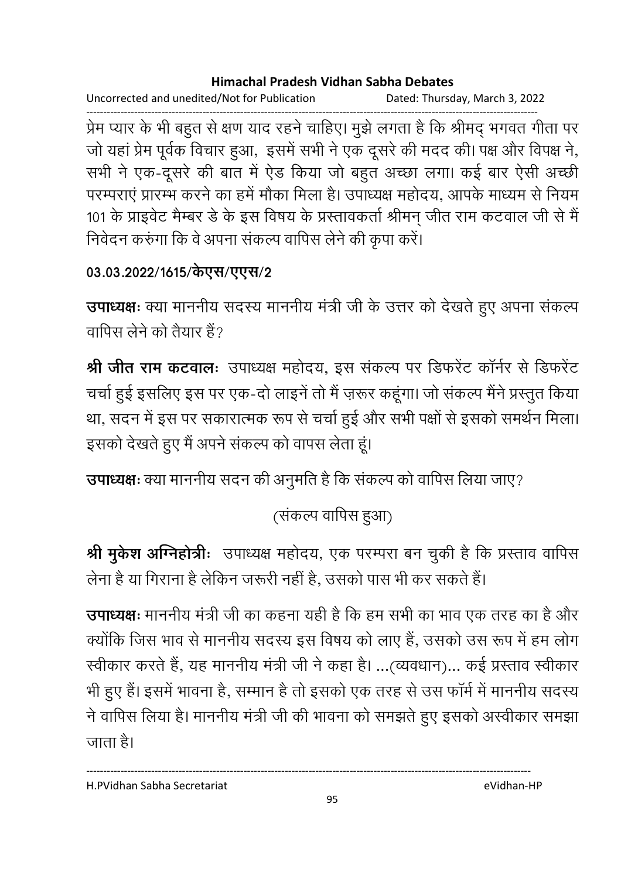प्रेम प्यार के भी बहुत से क्षण याद रहने चाहिए। मुझे लगता है कि श्रीमद् भगवत गीता पर जो यहां प्रेम पूर्वक विचार हुआ, इसमें सभी ने एक दूसरे की मदद की। पक्ष और विपक्ष ने, सभी ने एक-दूसरे की बात में ऐड किया जो बहुत अच्छा लगा। कई बार ऐसी अच्छी परम्पराएं प्रारम्भ करने का हमें मौका मिला है। उपाध्यक्ष महोदय, आपके माध्यम से नियम 101 के प्राइवेट मैम्बर डे के इस विषय के प्रस्तावकर्ता श्रीमन् जीत राम कटवाल जी से मैं निवेदन करुंगा कि वे अपना संकल्प वापिस लेने की कृपा करें।

**03.03.2022/1615/केएस/एएस/2**

**उपाध्यक्षः** क्या माननीय सदस्य माननीय मंत्री जी के उत्तर को देखते हुए अपना संकल्प वापिस लेने को तैयार हैं?

**श्री जीत राम कटवालः** उपाध्यक्ष महोदय, इस संकल्प पर डिफरेंट कॉर्नर से डिफरेंट चर्चा हुई इसलिए इस पर एक-दो लाइनें तो मैं ज़रूर कहूंगा। जो संकल्प मैंने प्रस्तुत किया था, सदन में इस पर सकारात्मक रूप से चर्चा हुई और सभी पक्षों से इसको समर्थन मिला। इसको देखते हुए मैं अपने संकल्प को वापस लेता हूं।

**उपाध्यक्षः** क्या माननीय सदन की अनुमति है कि संकल्प को वापिस लिया जाए?

(संकल्प वापिस हुआ)

**श्री मुकेश अग्निहोत्रीः** उपाध्यक्ष महोदय, एक परम्परा बन चुकी है कि प्रस्ताव वापिस लेना है या गिराना है लेकिन जरूरी नहीं है, उसको पास भी कर सकते हैं।

**उपाध्यक्षः** माननीय मंत्री जी का कहना यही है कि हम सभी का भाव एक तरह का है और क्योंकि जिस भाव से माननीय सदस्य इस विषय को लाए हैं, उसको उस रूप में हम लोग स्वीकार करते हैं, यह माननीय मंत्री जी ने कहा है। ...(व्यवधान)... कई प्रस्ताव स्वीकार भी हुए हैं। इसमें भावना है, सम्मान है तो इसको एक तरह से उस फॉर्म में माननीय सदस्य ने वापिस लिया है। माननीय मंत्री जी की भावना को समझते हुए इसको अस्वीकार समझा जाता है।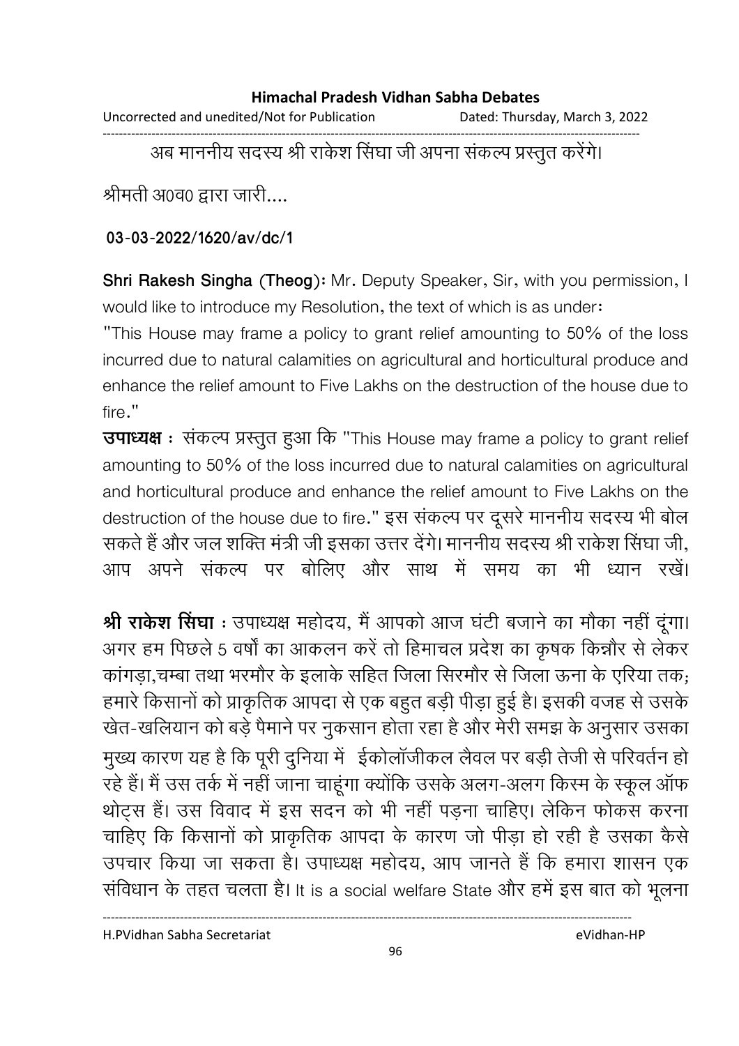अब माननीय सदस्य श्री राकेश सिंघा जी अपना संकल्प प्रस्तुत करेंगे।

श्रीमती अ0व0 द्वारा जारी....

**03-03-2022/1620/av/dc/1**

**Shri Rakesh Singha (Theog):** Mr. Deputy Speaker, Sir, with you permission, I would like to introduce my Resolution, the text of which is as under:

"This House may frame a policy to grant relief amounting to 50% of the loss incurred due to natural calamities on agricultural and horticultural produce and enhance the relief amount to Five Lakhs on the destruction of the house due to fire."

**उपाध्यक्ष :** संकल्प प्रस्तुत हुआ कि "This House may frame a policy to grant relief amounting to 50% of the loss incurred due to natural calamities on agricultural and horticultural produce and enhance the relief amount to Five Lakhs on the destruction of the house due to fire." इस संकल्प पर दूसरे माननीय सदस्य भी बोल सकते हैं और जल शक्ति मंत्री जी इसका उत्तर देंगे। माननीय सदस्य श्री राकेश सिंघा जी, आप अपने संकल्प पर बोलिए और साथ में समय का भी ध्यान रखें।

**श्री राकेश सिंघा :** उपाध्यक्ष महोदय, मैं आपको आज घंटी बजाने का मौका नहीं दूंगा। अगर हम पिछले 5 वर्षों का आकलन करें तो हिमाचल प्रदेश का कृषक किन्नौर से लेकर कांगड़ा,चम्बा तथा भरमौर के इलाके सहित जिला सिरमौर से जिला ऊना के एरिया तक; हमारे किसानों को प्राकृतिक आपदा से एक बहुत बड़ी पीड़ा हुई है। इसकी वजह से उसके खेत-खलियान को बड़े पैमाने पर नुकसान होता रहा है और मेरी समझ के अनुसार उसका मुख्य कारण यह है कि पूरी दुनिया में ईकोलॉजीकल लैवल पर बड़ी तेजी से परिवर्तन हो रहे हैं। मैं उस तर्क में नहीं जाना चाहूंगा क्योंकि उसके अलग-अलग किस्म के स्कूल ऑफ थोट्स हैं। उस विवाद में इस सदन को भी नहीं पड़ना चाहिए। लेकिन फोकस करना चाहिए कि किसानों को प्राकृतिक आपदा के कारण जो पीड़ा हो रही है उसका कैसे उपचार किया जा सकता है। उपाध्यक्ष महोदय, आप जानते हैं कि हमारा शासन एक संविधान के तहत चलता है। It is a social welfare State और हमें इस बात को भूलना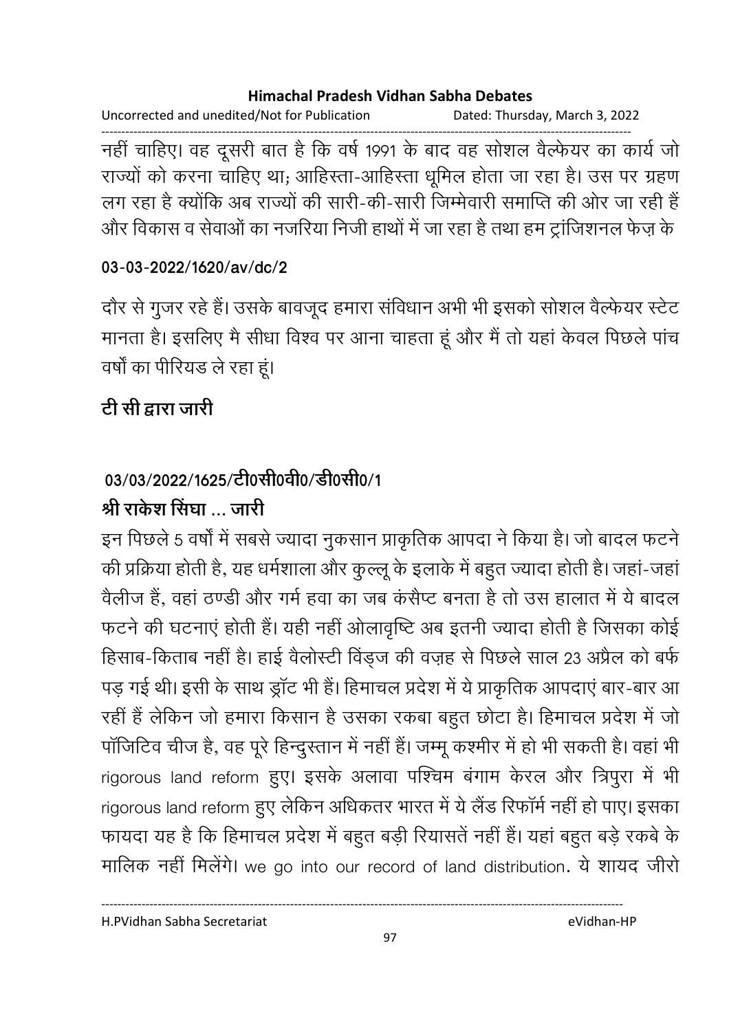नहीं चाहिए। वह दूसरी बात है कि वर्ष 1991 के बाद वह सोशल वैल्फेयर का कार्य जो राज्यों को करना चाहिए था; आहिस्ता-आहिस्ता धूमिल होता जा रहा है। उस पर ग्रहण लग रहा है क्योंकि अब राज्यों की सारी-की-सारी जिम्मेवारी समाप्ति की ओर जा रही हैं और विकास व सेवाओं का नजरिया निजी हाथों में जा रहा है तथा हम ट्रांजिशनल फेज़ के

**03-03-2022/1620/av/dc/2**

दौर से गुजर रहे हैं। उसके बावजूद हमारा संविधान अभी भी इसको सोशल वैल्फेयर स्टेट मानता है। इसलिए मै सीधा विश्व पर आना चाहता हूं और मैं तो यहां केवल पिछले पांच वर्षों का पीरियड ले रहा हूं।

**टी सी द्वारा जारी**

**03/03/2022/1625/टी0सी0वी0/डी0सी0/1**

**श्री राकेश सिंघा ... जारी**

इन पिछले 5 वर्षों में सबसे ज्यादा नुकसान प्राकृतिक आपदा ने किया है। जो बादल फटने की प्रक्रिया होती है, यह धर्मशाला और कुल्लू के इलाके में बहुत ज्यादा होती है। जहां-जहां वैलीज हैं, वहां ठण्डी और गर्म हवा का जब कंसैप्ट बनता है तो उस हालात में ये बादल फटने की घटनाएं होती हैं। यही नहीं ओलावृष्टि अब इतनी ज्यादा होती है जिसका कोई हिसाब-किताब नहीं है। हाई वैलोस्टी विंड्ज की वज़ह से पिछले साल 23 अप्रैल को बर्फ पड़ गई थी। इसी के साथ ड्रॉट भी हैं। हिमाचल प्रदेश में ये प्राकृतिक आपदाएं बार-बार आ रहीं हैं लेकिन जो हमारा किसान है उसका रकबा बहुत छोटा है। हिमाचल प्रदेश में जो पॉजिटिव चीज है, वह पूरे हिन्दुस्तान में नहीं हैं। जम्मू कश्मीर में हो भी सकती है। वहां भी rigorous land reform हुए। इसके अलावा पश्चिम बंगाम केरल और त्रिपुरा में भी rigorous land reform हुए लेकिन अधिकतर भारत में ये लैंड रिफॉर्म नहीं हो पाए। इसका फायदा यह है कि हिमाचल प्रदेश में बहुत बड़ी रियासतें नहीं हैं। यहां बहुत बड़े रकबे के मालिक नहीं मिलेंगे। we go into our record of land distribution. ये शायद जीरो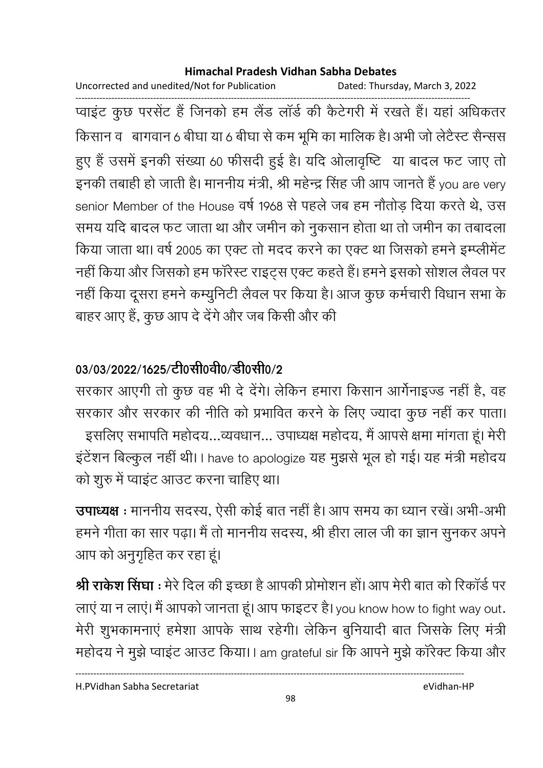प्वाइंट कुछ परसेंट हैं जिनको हम लैंड लॉर्ड की कैटेगरी में रखते हैं। यहां अधिकतर किसान व बागवान 6 बीघा या 6 बीघा से कम भूमि का मालिक है। अभी जो लेटैस्ट सैन्सस हुए हैं उसमें इनकी संख्या 60 फीसदी हुई है। यदि ओलावृष्टि या बादल फट जाए तो इनकी तबाही हो जाती है। माननीय मंत्री, श्री महेन्द्र सिंह जी आप जानते हैं you are very senior Member of the House वर्ष 1968 से पहले जब हम नौतोड़ दिया करते थे, उस समय यदि बादल फट जाता था और जमीन को नुकसान होता था तो जमीन का तबादला किया जाता था। वर्ष 2005 का एक्ट तो मदद करने का एक्ट था जिसको हमने इम्प्लीमेंट नहीं किया और जिसको हम फॉरेस्ट राइट्स एक्ट कहते हैं। हमने इसको सोशल लैवल पर नहीं किया दूसरा हमने कम्युनिटी लैवल पर किया है। आज कुछ कर्मचारी विधान सभा के बाहर आए हैं, कुछ आप दे देंगे और जब किसी और की

**03/03/2022/1625/टी0सी0वी0/डी0सी0/2**

सरकार आएगी तो कुछ वह भी दे देंगे। लेकिन हमारा किसान आर्गेनाइज्ड नहीं है, वह सरकार और सरकार की नीति को प्रभावित करने के लिए ज्यादा कुछ नहीं कर पाता। इसलिए सभापति महोदय...व्यवधान... उपाध्यक्ष महोदय, मैं आपसे क्षमा मांगता हूं। मेरी इंटेंशन बिल्कुल नहीं थी। I have to apologize यह मुझसे भूल हो गई। यह मंत्री महोदय को शुरु में प्वाइंट आउट करना चाहिए था।

**उपाध्यक्ष :** माननीय सदस्य, ऐसी कोई बात नहीं है। आप समय का ध्यान रखें। अभी-अभी हमने गीता का सार पढ़ा। मैं तो माननीय सदस्य, श्री हीरा लाल जी का ज्ञान सुनकर अपने आप को अनुगृहित कर रहा हूं।

**श्री राकेश सिंघा :** मेरे दिल की इच्छा है आपकी प्रोमोशन हों। आप मेरी बात को रिकॉर्ड पर लाएं या न लाएं। मैं आपको जानता हूं। आप फाइटर है। you know how to fight way out. मेरी शुभकामनाएं हमेशा आपके साथ रहेगी। लेकिन बुनियादी बात जिसके लिए मंत्री महोदय ने मुझे प्वाइंट आउट किया। I am grateful sir कि आपने मुझे कॉरेक्ट किया और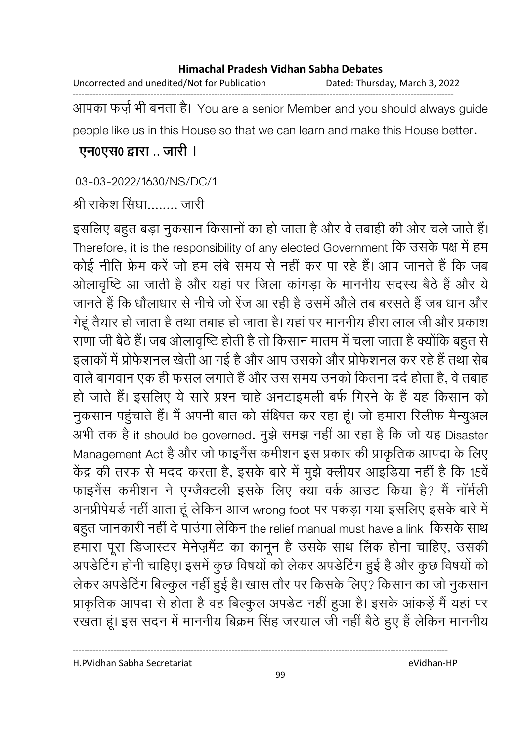आपका फर्ज़ भी बनता है। You are a senior Member and you should always guide people like us in this House so that we can learn and make this House better.

**एन0एस0 द्वारा .. जारी ।**

03-03-2022/1630/NS/DC/1

श्री राकेश सिंघा........ जारी

इसलिए बहुत बड़ा नुकसान किसानों का हो जाता है और वे तबाही की ओर चले जाते हैं। Therefore, it is the responsibility of any elected Government कि उसके पक्ष में हम कोई नीति फ्रेम करें जो हम लंबे समय से नहीं कर पा रहे हैं। आप जानते हैं कि जब ओलावृष्टि आ जाती है और यहां पर जिला कांगड़ा के माननीय सदस्य बैठे हैं और ये जानते हैं कि धौलाधार से नीचे जो रेंज आ रही है उसमें औले तब बरसते हैं जब धान और गेहूं तैयार हो जाता है तथा तबाह हो जाता है। यहां पर माननीय हीरा लाल जी और प्रकाश राणा जी बैठे हैं। जब ओलावृष्टि होती है तो किसान मातम में चला जाता है क्योंकि बहुत से इलाकों में प्रोफेशनल खेती आ गई है और आप उसको और प्रोफेशनल कर रहे हैं तथा सेब वाले बागवान एक ही फसल लगाते हैं और उस समय उनको कितना दर्द होता है, वे तबाह हो जाते हैं। इसलिए ये सारे प्रश्न चाहे अनटाइमली बर्फ गिरने के हैं यह किसान को नुकसान पहुंचाते हैं। मैं अपनी बात को संक्षिप्त कर रहा हूं। जो हमारा रिलीफ मैन्युअल अभी तक है it should be governed. मुझे समझ नहीं आ रहा है कि जो यह Disaster Management Act है और जो फाइनैंस कमीशन इस प्रकार की प्राकृतिक आपदा के लिए केंद्र की तरफ से मदद करता है, इसके बारे में मुझे क्लीयर आइडिया नहीं है कि 15वें फाइनैंस कमीशन ने एग्जैक्टली इसके लिए क्या वर्क आउट किया है? मैं नॉर्मली अनप्रीपेयर्ड नहीं आता हूं लेकिन आज wrong foot पर पकड़ा गया इसलिए इसके बारे में बहुत जानकारी नहीं दे पाउंगा लेकिन the relief manual must have a link किसके साथ हमारा पूरा डिजास्टर मेनेज़मैंट का कानून है उसके साथ लिंक होना चाहिए, उसकी अपडेटिंग होनी चाहिए। इसमें कुछ विषयों को लेकर अपडेटिंग हुई है और कुछ विषयों को लेकर अपडेटिंग बिल्कुल नहीं हुई है। खास तौर पर किसके लिए? किसान का जो नुकसान प्राकृतिक आपदा से होता है वह बिल्कुल अपडेट नहीं हुआ है। इसके आंकड़ें मैं यहां पर रखता हूं। इस सदन में माननीय बिक्रम सिंह जरयाल जी नहीं बैठे हुए हैं लेकिन माननीय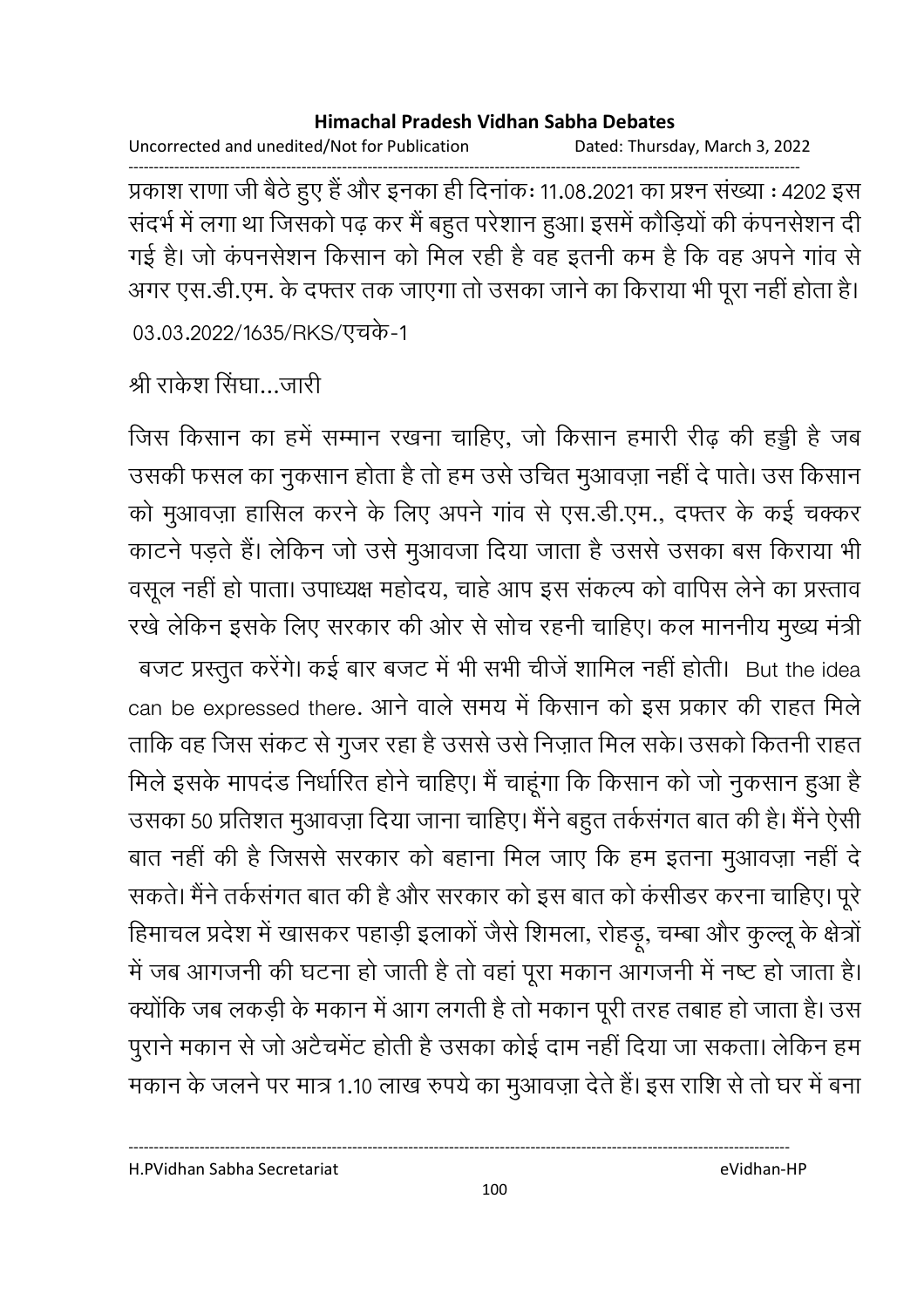प्रकाश राणा जी बैठे हुए हैं और इनका ही दिनांकः 11.08.2021 का प्रश्न संख्या : 4202 इस संदर्भ में लगा था जिसको पढ़ कर मैं बहुत परेशान हुआ। इसमें कौड़ियों की कंपनसेशन दी गई है। जो कंपनसेशन किसान को मिल रही है वह इतनी कम है कि वह अपने गांव से अगर एस.डी.एम. के दफ्तर तक जाएगा तो उसका जाने का किराया भी पूरा नहीं होता है।

03.03.2022/1635/RKS/एचके-1

श्री राकेश सिंघा...जारी

जिस किसान का हमें सम्मान रखना चाहिए, जो किसान हमारी रीढ़ की हड्डी है जब उसकी फसल का नुकसान होता है तो हम उसे उचित मुआवज़ा नहीं दे पाते। उस किसान को मुआवज़ा हासिल करने के लिए अपने गांव से एस.डी.एम., दफ्तर के कई चक्कर काटने पड़ते हैं। लेकिन जो उसे मुआवजा दिया जाता है उससे उसका बस किराया भी वसूल नहीं हो पाता। उपाध्यक्ष महोदय, चाहे आप इस संकल्प को वापिस लेने का प्रस्ताव रखे लेकिन इसके लिए सरकार की ओर से सोच रहनी चाहिए। कल माननीय मुख्य मंत्री बजट प्रस्तुत करेंगे। कई बार बजट में भी सभी चीजें शामिल नहीं होती। But the idea can be expressed there. आने वाले समय में किसान को इस प्रकार की राहत मिले ताकि वह जिस संकट से गुजर रहा है उससे उसे निज़ात मिल सके। उसको कितनी राहत मिले इसके मापदंड निर्धारित होने चाहिए। मैं चाहूंगा कि किसान को जो नुकसान हुआ है उसका 50 प्रतिशत मुआवज़ा दिया जाना चाहिए। मैंने बहुत तर्कसंगत बात की है। मैंने ऐसी बात नहीं की है जिससे सरकार को बहाना मिल जाए कि हम इतना मुआवज़ा नहीं दे सकते। मैंने तर्कसंगत बात की है और सरकार को इस बात को कंसीडर करना चाहिए। पूरे हिमाचल प्रदेश में खासकर पहाड़ी इलाकों जैसे शिमला, रोहड़ू, चम्बा और कुल्लू के क्षेत्रों में जब आगजनी की घटना हो जाती है तो वहां पूरा मकान आगजनी में नष्ट हो जाता है। क्योंकि जब लकड़ी के मकान में आग लगती है तो मकान पूरी तरह तबाह हो जाता है। उस पुराने मकान से जो अटैचमेंट होती है उसका कोई दाम नहीं दिया जा सकता। लेकिन हम मकान के जलने पर मात्र 1.10 लाख रुपये का मुआवज़ा देते हैं। इस राशि से तो घर में बना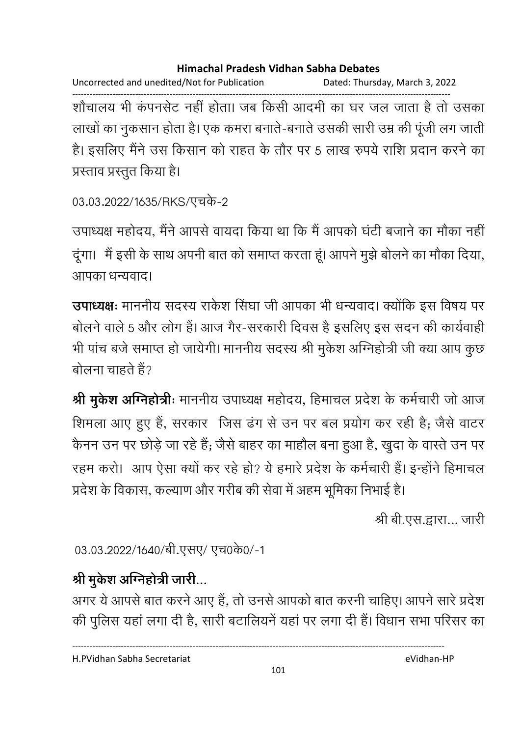शौचालय भी कंपनसेट नहीं होता। जब किसी आदमी का घर जल जाता है तो उसका लाखों का नुकसान होता है। एक कमरा बनाते-बनाते उसकी सारी उम्र की पूंजी लग जाती है। इसलिए मैंने उस किसान को राहत के तौर पर 5 लाख रुपये राशि प्रदान करने का प्रस्ताव प्रस्तुत किया है।

03.03.2022/1635/RKS/एचके-2

उपाध्यक्ष महोदय, मैंने आपसे वायदा किया था कि मैं आपको घंटी बजाने का मौका नहीं दूंगा। मैं इसी के साथ अपनी बात को समाप्त करता हूं। आपने मुझे बोलने का मौका दिया, आपका धन्यवाद।

**उपाध्यक्षः** माननीय सदस्य राकेश सिंघा जी आपका भी धन्यवाद। क्योंकि इस विषय पर बोलने वाले 5 और लोग हैं। आज गैर-सरकारी दिवस है इसलिए इस सदन की कार्यवाही भी पांच बजे समाप्त हो जायेगी। माननीय सदस्य श्री मुकेश अग्निहोत्री जी क्या आप कुछ बोलना चाहते हैं?

**श्री मुकेश अग्निहोत्रीः** माननीय उपाध्यक्ष महोदय, हिमाचल प्रदेश के कर्मचारी जो आज शिमला आए हुए हैं, सरकार जिस ढंग से उन पर बल प्रयोग कर रही है; जैसे वाटर कैनन उन पर छोड़े जा रहे हैं; जैसे बाहर का माहौल बना हुआ है, खुदा के वास्ते उन पर रहम करो। आप ऐसा क्यों कर रहे हो? ये हमारे प्रदेश के कर्मचारी हैं। इन्होंने हिमाचल प्रदेश के विकास, कल्याण और गरीब की सेवा में अहम भूमिका निभाई है।

श्री बी.एस.द्वारा... जारी

03.03.2022/1640/बी.एसए/ एच0के0/-1

**श्री मुकेश अग्निहोत्री जारी...**

अगर ये आपसे बात करने आए हैं, तो उनसे आपको बात करनी चाहिए। आपने सारे प्रदेश की पुलिस यहां लगा दी है, सारी बटालियनें यहां पर लगा दी हैं। विधान सभा परिसर का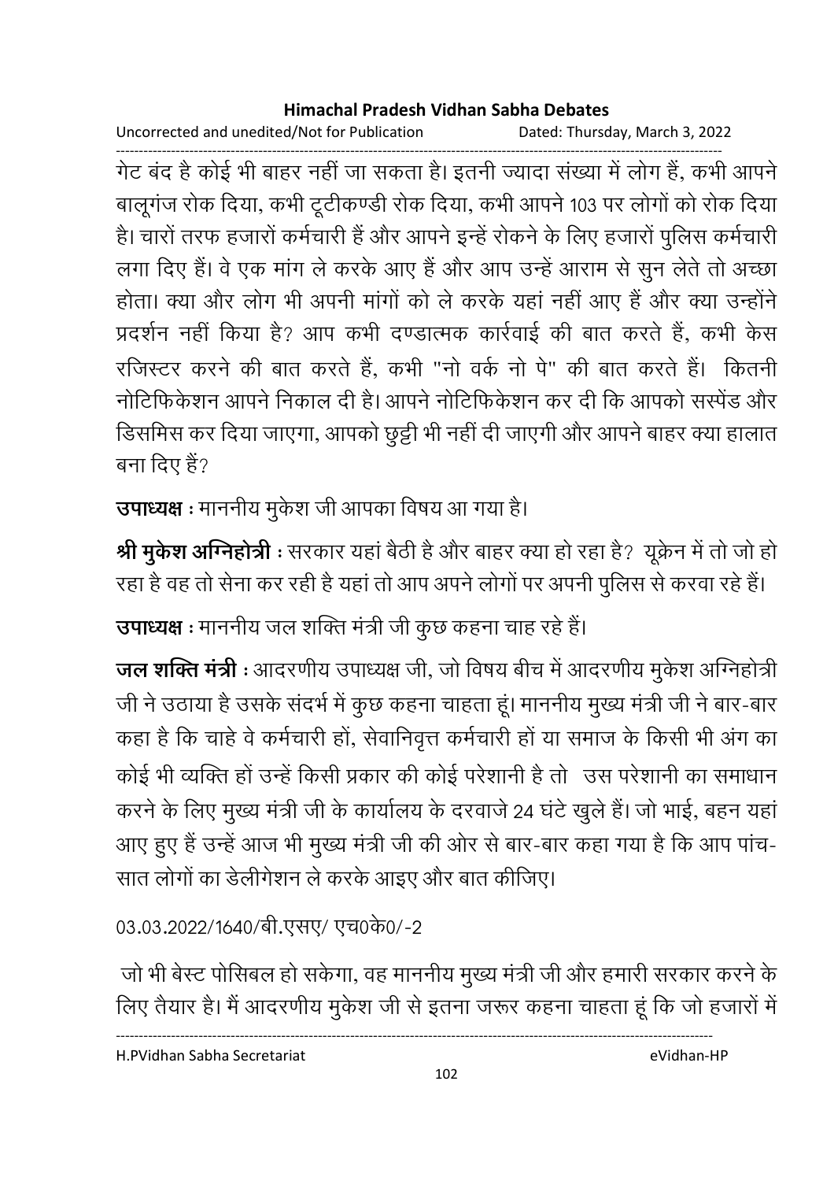गेट बंद है कोई भी बाहर नहीं जा सकता है। इतनी ज्यादा संख्या में लोग हैं, कभी आपने बालूगंज रोक दिया, कभी टूटीकण्डी रोक दिया, कभी आपने 103 पर लोगों को रोक दिया है। चारों तरफ हजारों कर्मचारी हैं और आपने इन्हें रोकने के लिए हजारों पुलिस कर्मचारी लगा दिए हैं। वे एक मांग ले करके आए हैं और आप उन्हें आराम से सुन लेते तो अच्छा होता। क्या और लोग भी अपनी मांगों को ले करके यहां नहीं आए हैं और क्या उन्होंने प्रदर्शन नहीं किया है? आप कभी दण्डात्मक कार्रवाई की बात करते हैं, कभी केस रजिस्टर करने की बात करते हैं, कभी "नो वर्क नो पे" की बात करते हैं। कितनी नोटिफिकेशन आपने निकाल दी है। आपने नोटिफिकेशन कर दी कि आपको सस्पेंड और डिसमिस कर दिया जाएगा, आपको छुट्टी भी नहीं दी जाएगी और आपने बाहर क्या हालात बना दिए हैं?

**उपाध्यक्ष** : माननीय मुकेश जी आपका विषय आ गया है।

**श्री मुकेश अग्निहोत्री** : सरकार यहां बैठी है और बाहर क्या हो रहा है? यूक्रेन में तो जो हो रहा है वह तो सेना कर रही है यहां तो आप अपने लोगों पर अपनी पुलिस से करवा रहे हैं।

**उपाध्यक्ष** : माननीय जल शक्ति मंत्री जी कुछ कहना चाह रहे हैं।

**जल शक्ति मंत्री** : आदरणीय उपाध्यक्ष जी, जो विषय बीच में आदरणीय मुकेश अग्निहोत्री जी ने उठाया है उसके संदर्भ में कुछ कहना चाहता हूं। माननीय मुख्य मंत्री जी ने बार-बार कहा है कि चाहे वे कर्मचारी हों, सेवानिवृत्त कर्मचारी हों या समाज के किसी भी अंग का कोई भी व्यक्ति हों उन्हें किसी प्रकार की कोई परेशानी है तो उस परेशानी का समाधान करने के लिए मुख्य मंत्री जी के कार्यालय के दरवाजे 24 घंटे खुले हैं। जो भाई, बहन यहां आए हुए हैं उन्हें आज भी मुख्य मंत्री जी की ओर से बार-बार कहा गया है कि आप पांच-सात लोगों का डेलीगेशन ले करके आइए और बात कीजिए।

03.03.2022/1640/बी.एसए/ एच0के0/-2

जो भी बेस्ट पोसिबल हो सकेगा, वह माननीय मुख्य मंत्री जी और हमारी सरकार करने के लिए तैयार है। मैं आदरणीय मुकेश जी से इतना जरूर कहना चाहता हूं कि जो हजारों में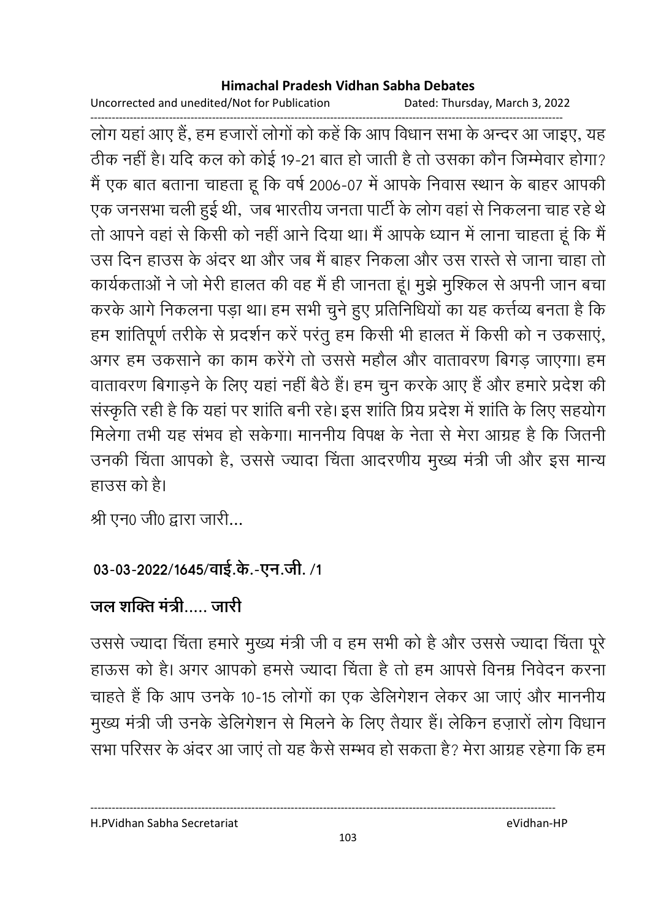लोग यहां आए हैं, हम हजारों लोगों को कहें कि आप विधान सभा के अन्दर आ जाइए, यह ठीक नहीं है। यदि कल को कोई 19-21 बात हो जाती है तो उसका कौन जिम्मेवार होगा? मैं एक बात बताना चाहता हू कि वर्ष 2006-07 में आपके निवास स्थान के बाहर आपकी एक जनसभा चली हुई थी, जब भारतीय जनता पार्टी के लोग वहां से निकलना चाह रहे थे तो आपने वहां से किसी को नहीं आने दिया था। मैं आपके ध्यान में लाना चाहता हूं कि मैं उस दिन हाउस के अंदर था और जब मैं बाहर निकला और उस रास्ते से जाना चाहा तो कार्यकताओं ने जो मेरी हालत की वह मैं ही जानता हूं। मुझे मुश्किल से अपनी जान बचा करके आगे निकलना पड़ा था। हम सभी चुने हुए प्रतिनिधियों का यह कर्त्तव्य बनता है कि हम शांतिपूर्ण तरीके से प्रदर्शन करें परंतु हम किसी भी हालत में किसी को न उकसाएं, अगर हम उकसाने का काम करेंगे तो उससे महौल और वातावरण बिगड़ जाएगा। हम वातावरण बिगाड़ने के लिए यहां नहीं बैठे हैं। हम चुन करके आए हैं और हमारे प्रदेश की संस्कृति रही है कि यहां पर शांति बनी रहे। इस शांति प्रिय प्रदेश में शांति के लिए सहयोग मिलेगा तभी यह संभव हो सकेगा। माननीय विपक्ष के नेता से मेरा आग्रह है कि जितनी उनकी चिंता आपको है, उससे ज्यादा चिंता आदरणीय मुख्य मंत्री जी और इस मान्य हाउस को है।

श्री एन0 जी0 द्वारा जारी...

**03-03-2022/1645/वाई.के.-एन.जी. /1**

**जल शक्ति मंत्री..... जारी**

उससे ज्यादा चिंता हमारे मुख्य मंत्री जी व हम सभी को है और उससे ज्यादा चिंता पूरे हाऊस को है। अगर आपको हमसे ज्यादा चिंता है तो हम आपसे विनम्र निवेदन करना चाहते हैं कि आप उनके 10-15 लोगों का एक डेलिगेशन लेकर आ जाएं और माननीय मुख्य मंत्री जी उनके डेलिगेशन से मिलने के लिए तैयार हैं। लेकिन हज़ारों लोग विधान सभा परिसर के अंदर आ जाएं तो यह कैसे सम्भव हो सकता है? मेरा आग्रह रहेगा कि हम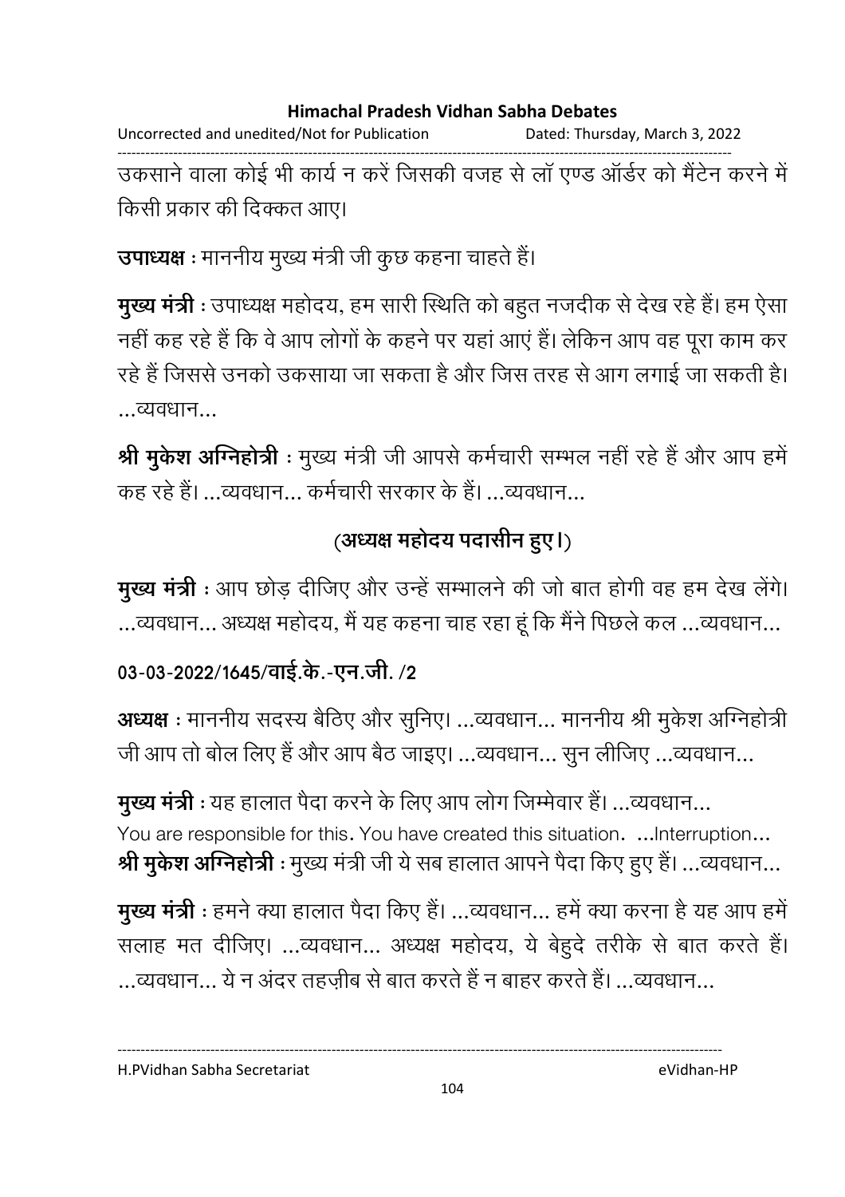उकसाने वाला कोई भी कार्य न करें जिसकी वजह से लॉ एण्ड ऑर्डर को मैंटेन करने में किसी प्रकार की दिक्कत आए।

**उपाध्यक्ष** : माननीय मुख्य मंत्री जी कुछ कहना चाहते हैं।

**मुख्य मंत्री** : उपाध्यक्ष महोदय, हम सारी स्थिति को बहुत नजदीक से देख रहे हैं। हम ऐसा नहीं कह रहे हैं कि वे आप लोगों के कहने पर यहां आएं हैं। लेकिन आप वह पूरा काम कर रहे हैं जिससे उनको उकसाया जा सकता है और जिस तरह से आग लगाई जा सकती है। ...व्यवधान...

**श्री मुकेश अग्निहोत्री** : मुख्य मंत्री जी आपसे कर्मचारी सम्भल नहीं रहे हैं और आप हमें कह रहे हैं। ...व्यवधान... कर्मचारी सरकार के हैं। ...व्यवधान...

**(अध्यक्ष महोदय पदासीन हुए।)**

**मुख्य मंत्री** : आप छोड़ दीजिए और उन्हें सम्भालने की जो बात होगी वह हम देख लेंगे। ...व्यवधान... अध्यक्ष महोदय, मैं यह कहना चाह रहा हूं कि मैंने पिछले कल ...व्यवधान...

**03-03-2022/1645/वाई.के.-एन.जी. /2**

**अध्यक्ष** : माननीय सदस्य बैठिए और सुनिए। ...व्यवधान... माननीय श्री मुकेश अग्निहोत्री जी आप तो बोल लिए हैं और आप बैठ जाइए। ...व्यवधान... सुन लीजिए ...व्यवधान...

**मुख्य मंत्री** : यह हालात पैदा करने के लिए आप लोग जिम्मेवार हैं। ...व्यवधान...
You are responsible for this. You have created this situation. ...Interruption...

**श्री मुकेश अग्निहोत्री** : मुख्य मंत्री जी ये सब हालात आपने पैदा किए हुए हैं। ...व्यवधान...

**मुख्य मंत्री** : हमने क्या हालात पैदा किए हैं। ...व्यवधान... हमें क्या करना है यह आप हमें सलाह मत दीजिए। ...व्यवधान... अध्यक्ष महोदय, ये बेहुदे तरीके से बात करते हैं। ...व्यवधान... ये न अंदर तहज़ीब से बात करते हैं न बाहर करते हैं। ...व्यवधान...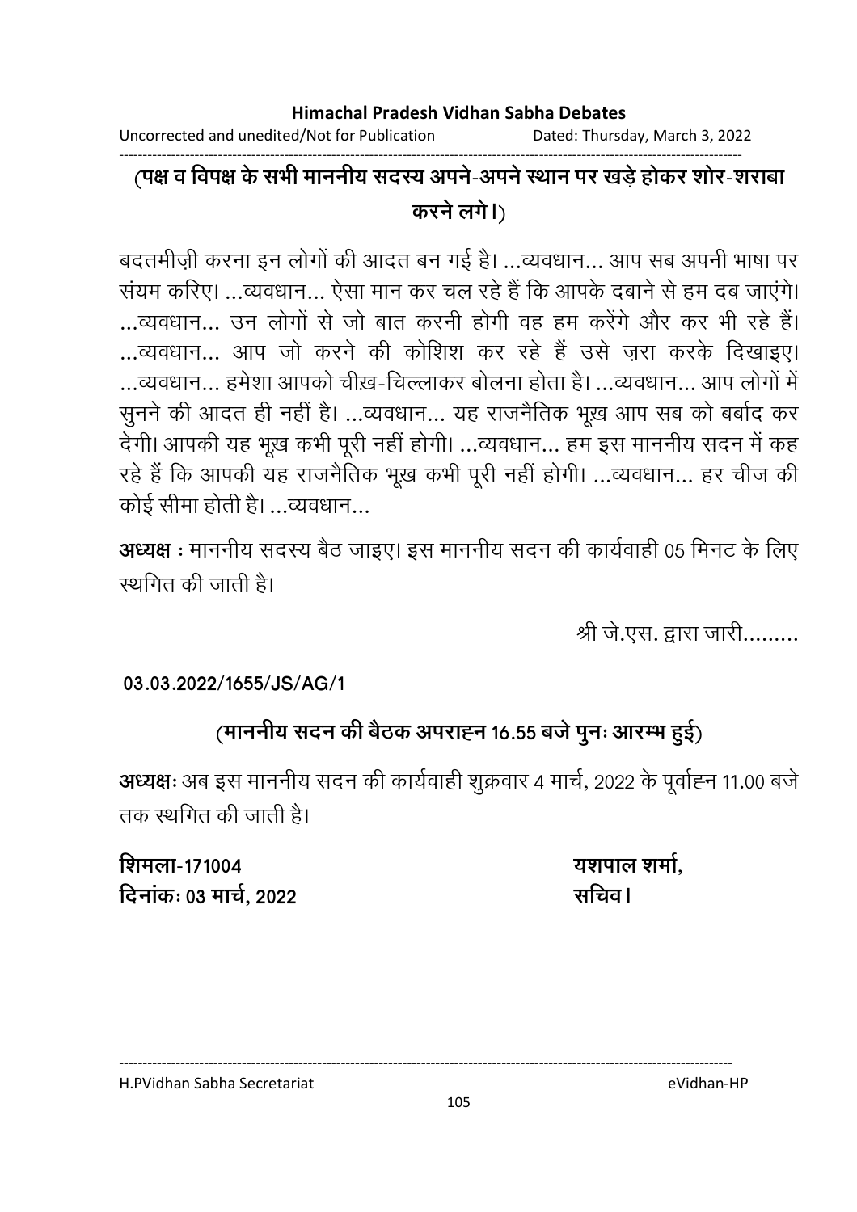**(पक्ष व विपक्ष के सभी माननीय सदस्य अपने-अपने स्थान पर खड़े होकर शोर-शराबा करने लगे।)**

बदतमीज़ी करना इन लोगों की आदत बन गई है। ...व्यवधान... आप सब अपनी भाषा पर संयम करिए। ...व्यवधान... ऐसा मान कर चल रहे हैं कि आपके दबाने से हम दब जाएंगे। ...व्यवधान... उन लोगों से जो बात करनी होगी वह हम करेंगे और कर भी रहे हैं। ...व्यवधान... आप जो करने की कोशिश कर रहे हैं उसे ज़रा करके दिखाइए। ...व्यवधान... हमेशा आपको चीख़-चिल्लाकर बोलना होता है। ...व्यवधान... आप लोगों में सुनने की आदत ही नहीं है। ...व्यवधान... यह राजनैतिक भूख आप सब को बर्बाद कर देगी। आपकी यह भूख कभी पूरी नहीं होगी। ...व्यवधान... हम इस माननीय सदन में कह रहे हैं कि आपकी यह राजनैतिक भूख कभी पूरी नहीं होगी। ...व्यवधान... हर चीज की कोई सीमा होती है। ...व्यवधान...

**अध्यक्ष** : माननीय सदस्य बैठ जाइए। इस माननीय सदन की कार्यवाही 05 मिनट के लिए स्थगित की जाती है।

श्री जे.एस. द्वारा जारी.........

**03.03.2022/1655/JS/AG/1**

**(माननीय सदन की बैठक अपराह्न 16.55 बजे पुनः आरम्भ हुई)**

**अध्यक्षः** अब इस माननीय सदन की कार्यवाही शुक्रवार 4 मार्च, 2022 के पूर्वाह्न 11.00 बजे तक स्थगित की जाती है।

**शिमला-171004**
**दिनांकः 03 मार्च, 2022**

**यशपाल शर्मा,**
**सचिव।**